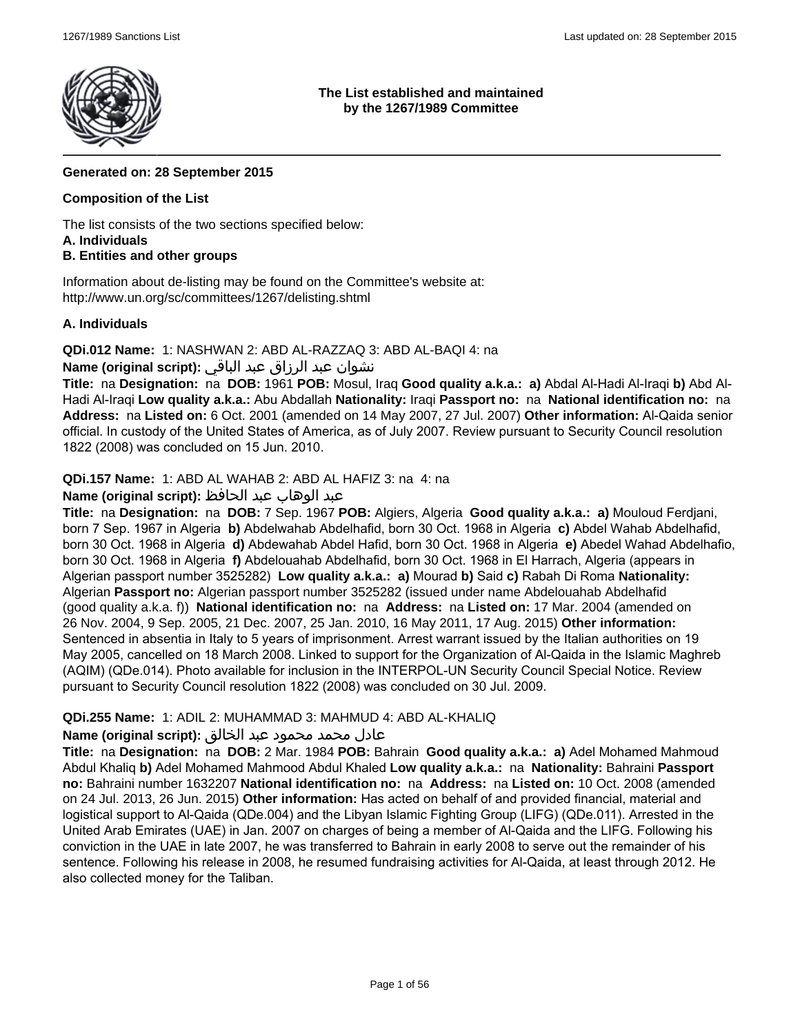**The List established and maintained by the 1267/1989 Committee**

---

**Generated on: 28 September 2015**

**Composition of the List**

The list consists of the two sections specified below:
**A. Individuals**
**B. Entities and other groups**

Information about de-listing may be found on the Committee's website at:
http://www.un.org/sc/committees/1267/delisting.shtml

**A. Individuals**

**QDi.012 Name:** 1: NASHWAN 2: ABD AL-RAZZAQ 3: ABD AL-BAQI 4: na
**Name (original script):** نشوان عبد الرزاق عبد الباقي
**Title:** na **Designation:** na **DOB:** 1961 **POB:** Mosul, Iraq **Good quality a.k.a.:** **a)** Abdal Al-Hadi Al-Iraqi **b)** Abd Al-Hadi Al-Iraqi **Low quality a.k.a.:** Abu Abdallah **Nationality:** Iraqi **Passport no:** na **National identification no:** na **Address:** na **Listed on:** 6 Oct. 2001 (amended on 14 May 2007, 27 Jul. 2007) **Other information:** Al-Qaida senior official. In custody of the United States of America, as of July 2007. Review pursuant to Security Council resolution 1822 (2008) was concluded on 15 Jun. 2010.

**QDi.157 Name:** 1: ABD AL WAHAB 2: ABD AL HAFIZ 3: na 4: na
**Name (original script):** عبد الوهاب عبد الحافظ
**Title:** na **Designation:** na **DOB:** 7 Sep. 1967 **POB:** Algiers, Algeria **Good quality a.k.a.:** **a)** Mouloud Ferdjani, born 7 Sep. 1967 in Algeria **b)** Abdelwahab Abdelhafid, born 30 Oct. 1968 in Algeria **c)** Abdel Wahab Abdelhafid, born 30 Oct. 1968 in Algeria **d)** Abdewahab Abdel Hafid, born 30 Oct. 1968 in Algeria **e)** Abedel Wahad Abdelhafio, born 30 Oct. 1968 in Algeria **f)** Abdelouahab Abdelhafid, born 30 Oct. 1968 in El Harrach, Algeria (appears in Algerian passport number 3525282) **Low quality a.k.a.:** **a)** Mourad **b)** Said **c)** Rabah Di Roma **Nationality:** Algerian **Passport no:** Algerian passport number 3525282 (issued under name Abdelouahab Abdelhafid (good quality a.k.a. f)) **National identification no:** na **Address:** na **Listed on:** 17 Mar. 2004 (amended on 26 Nov. 2004, 9 Sep. 2005, 21 Dec. 2007, 25 Jan. 2010, 16 May 2011, 17 Aug. 2015) **Other information:** Sentenced in absentia in Italy to 5 years of imprisonment. Arrest warrant issued by the Italian authorities on 19 May 2005, cancelled on 18 March 2008. Linked to support for the Organization of Al-Qaida in the Islamic Maghreb (AQIM) (QDe.014). Photo available for inclusion in the INTERPOL-UN Security Council Special Notice. Review pursuant to Security Council resolution 1822 (2008) was concluded on 30 Jul. 2009.

**QDi.255 Name:** 1: ADIL 2: MUHAMMAD 3: MAHMUD 4: ABD AL-KHALIQ
**Name (original script):** عادل محمد محمود عبد الخالق
**Title:** na **Designation:** na **DOB:** 2 Mar. 1984 **POB:** Bahrain **Good quality a.k.a.:** **a)** Adel Mohamed Mahmoud Abdul Khaliq **b)** Adel Mohamed Mahmood Abdul Khaled **Low quality a.k.a.:** na **Nationality:** Bahraini **Passport no:** Bahraini number 1632207 **National identification no:** na **Address:** na **Listed on:** 10 Oct. 2008 (amended on 24 Jul. 2013, 26 Jun. 2015) **Other information:** Has acted on behalf of and provided financial, material and logistical support to Al-Qaida (QDe.004) and the Libyan Islamic Fighting Group (LIFG) (QDe.011). Arrested in the United Arab Emirates (UAE) in Jan. 2007 on charges of being a member of Al-Qaida and the LIFG. Following his conviction in the UAE in late 2007, he was transferred to Bahrain in early 2008 to serve out the remainder of his sentence. Following his release in 2008, he resumed fundraising activities for Al-Qaida, at least through 2012. He also collected money for the Taliban.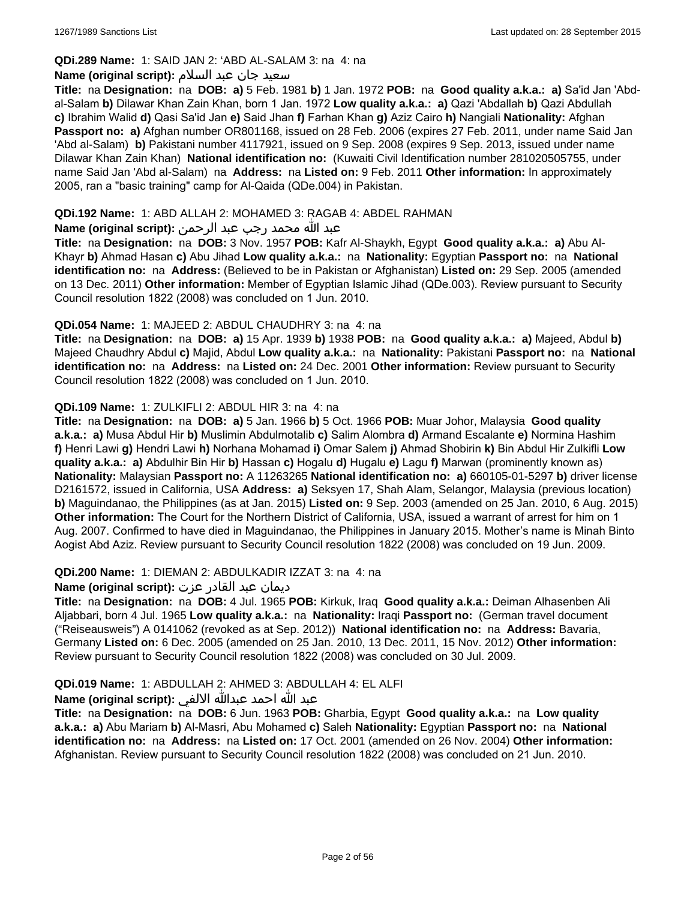**QDi.289 Name:** 1: SAID JAN 2: 'ABD AL-SALAM 3: na 4: na

**Name (original script):** سعيد جان عبد السلام

**Title:** na **Designation:** na **DOB:** **a)** 5 Feb. 1981 **b)** 1 Jan. 1972 **POB:** na **Good quality a.k.a.:** **a)** Sa'id Jan 'Abd-al-Salam **b)** Dilawar Khan Zain Khan, born 1 Jan. 1972 **Low quality a.k.a.:** **a)** Qazi 'Abdallah **b)** Qazi Abdullah **c)** Ibrahim Walid **d)** Qasi Sa'id Jan **e)** Said Jhan **f)** Farhan Khan **g)** Aziz Cairo **h)** Nangiali **Nationality:** Afghan **Passport no:** **a)** Afghan number OR801168, issued on 28 Feb. 2006 (expires 27 Feb. 2011, under name Said Jan 'Abd al-Salam) **b)** Pakistani number 4117921, issued on 9 Sep. 2008 (expires 9 Sep. 2013, issued under name Dilawar Khan Zain Khan) **National identification no:** (Kuwaiti Civil Identification number 281020505755, under name Said Jan 'Abd al-Salam) na **Address:** na **Listed on:** 9 Feb. 2011 **Other information:** In approximately 2005, ran a "basic training" camp for Al-Qaida (QDe.004) in Pakistan.

**QDi.192 Name:** 1: ABD ALLAH 2: MOHAMED 3: RAGAB 4: ABDEL RAHMAN

**Name (original script):** عبد الله محمد رجب عبد الرحمن

**Title:** na **Designation:** na **DOB:** 3 Nov. 1957 **POB:** Kafr Al-Shaykh, Egypt **Good quality a.k.a.:** **a)** Abu Al-Khayr **b)** Ahmad Hasan **c)** Abu Jihad **Low quality a.k.a.:** na **Nationality:** Egyptian **Passport no:** na **National identification no:** na **Address:** (Believed to be in Pakistan or Afghanistan) **Listed on:** 29 Sep. 2005 (amended on 13 Dec. 2011) **Other information:** Member of Egyptian Islamic Jihad (QDe.003). Review pursuant to Security Council resolution 1822 (2008) was concluded on 1 Jun. 2010.

**QDi.054 Name:** 1: MAJEED 2: ABDUL CHAUDHRY 3: na 4: na

**Title:** na **Designation:** na **DOB:** **a)** 15 Apr. 1939 **b)** 1938 **POB:** na **Good quality a.k.a.:** **a)** Majeed, Abdul **b)** Majeed Chaudhry Abdul **c)** Majid, Abdul **Low quality a.k.a.:** na **Nationality:** Pakistani **Passport no:** na **National identification no:** na **Address:** na **Listed on:** 24 Dec. 2001 **Other information:** Review pursuant to Security Council resolution 1822 (2008) was concluded on 1 Jun. 2010.

**QDi.109 Name:** 1: ZULKIFLI 2: ABDUL HIR 3: na 4: na

**Title:** na **Designation:** na **DOB:** **a)** 5 Jan. 1966 **b)** 5 Oct. 1966 **POB:** Muar Johor, Malaysia **Good quality a.k.a.:** **a)** Musa Abdul Hir **b)** Muslimin Abdulmotalib **c)** Salim Alombra **d)** Armand Escalante **e)** Normina Hashim **f)** Henri Lawi **g)** Hendri Lawi **h)** Norhana Mohamad **i)** Omar Salem **j)** Ahmad Shobirin **k)** Bin Abdul Hir Zulkifli **Low quality a.k.a.:** **a)** Abdulhir Bin Hir **b)** Hassan **c)** Hogalu **d)** Hugalu **e)** Lagu **f)** Marwan (prominently known as) **Nationality:** Malaysian **Passport no:** A 11263265 **National identification no:** **a)** 660105-01-5297 **b)** driver license D2161572, issued in California, USA **Address:** **a)** Seksyen 17, Shah Alam, Selangor, Malaysia (previous location) **b)** Maguindanao, the Philippines (as at Jan. 2015) **Listed on:** 9 Sep. 2003 (amended on 25 Jan. 2010, 6 Aug. 2015) **Other information:** The Court for the Northern District of California, USA, issued a warrant of arrest for him on 1 Aug. 2007. Confirmed to have died in Maguindanao, the Philippines in January 2015. Mother's name is Minah Binto Aogist Abd Aziz. Review pursuant to Security Council resolution 1822 (2008) was concluded on 19 Jun. 2009.

**QDi.200 Name:** 1: DIEMAN 2: ABDULKADIR IZZAT 3: na 4: na

**Name (original script):** ديمان عبد القادر عزت

**Title:** na **Designation:** na **DOB:** 4 Jul. 1965 **POB:** Kirkuk, Iraq **Good quality a.k.a.:** Deiman Alhasenben Ali Aljabbari, born 4 Jul. 1965 **Low quality a.k.a.:** na **Nationality:** Iraqi **Passport no:** (German travel document ("Reiseausweis") A 0141062 (revoked as at Sep. 2012)) **National identification no:** na **Address:** Bavaria, Germany **Listed on:** 6 Dec. 2005 (amended on 25 Jan. 2010, 13 Dec. 2011, 15 Nov. 2012) **Other information:** Review pursuant to Security Council resolution 1822 (2008) was concluded on 30 Jul. 2009.

**QDi.019 Name:** 1: ABDULLAH 2: AHMED 3: ABDULLAH 4: EL ALFI

**Name (original script):** عبد الله احمد عبدالله الالفي

**Title:** na **Designation:** na **DOB:** 6 Jun. 1963 **POB:** Gharbia, Egypt **Good quality a.k.a.:** na **Low quality a.k.a.:** **a)** Abu Mariam **b)** Al-Masri, Abu Mohamed **c)** Saleh **Nationality:** Egyptian **Passport no:** na **National identification no:** na **Address:** na **Listed on:** 17 Oct. 2001 (amended on 26 Nov. 2004) **Other information:** Afghanistan. Review pursuant to Security Council resolution 1822 (2008) was concluded on 21 Jun. 2010.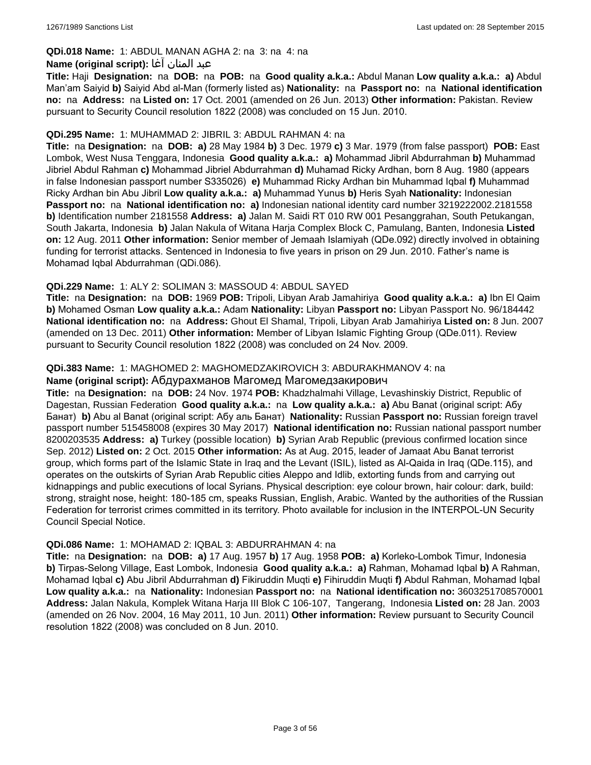**QDi.018 Name:** 1: ABDUL MANAN AGHA 2: na 3: na 4: na

**Name (original script):** عبد المنان آغا

**Title:** Haji **Designation:** na **DOB:** na **POB:** na **Good quality a.k.a.:** Abdul Manan **Low quality a.k.a.:** **a)** Abdul Man'am Saiyid **b)** Saiyid Abd al-Man (formerly listed as) **Nationality:** na **Passport no:** na **National identification no:** na **Address:** na **Listed on:** 17 Oct. 2001 (amended on 26 Jun. 2013) **Other information:** Pakistan. Review pursuant to Security Council resolution 1822 (2008) was concluded on 15 Jun. 2010.

**QDi.295 Name:** 1: MUHAMMAD 2: JIBRIL 3: ABDUL RAHMAN 4: na

**Title:** na **Designation:** na **DOB:** **a)** 28 May 1984 **b)** 3 Dec. 1979 **c)** 3 Mar. 1979 (from false passport) **POB:** East Lombok, West Nusa Tenggara, Indonesia **Good quality a.k.a.:** **a)** Mohammad Jibril Abdurrahman **b)** Muhammad Jibriel Abdul Rahman **c)** Mohammad Jibriel Abdurrahman **d)** Muhamad Ricky Ardhan, born 8 Aug. 1980 (appears in false Indonesian passport number S335026) **e)** Muhammad Ricky Ardhan bin Muhammad Iqbal **f)** Muhammad Ricky Ardhan bin Abu Jibril **Low quality a.k.a.:** **a)** Muhammad Yunus **b)** Heris Syah **Nationality:** Indonesian **Passport no:** na **National identification no:** **a)** Indonesian national identity card number 3219222002.2181558 **b)** Identification number 2181558 **Address:** **a)** Jalan M. Saidi RT 010 RW 001 Pesanggrahan, South Petukangan, South Jakarta, Indonesia **b)** Jalan Nakula of Witana Harja Complex Block C, Pamulang, Banten, Indonesia **Listed on:** 12 Aug. 2011 **Other information:** Senior member of Jemaah Islamiyah (QDe.092) directly involved in obtaining funding for terrorist attacks. Sentenced in Indonesia to five years in prison on 29 Jun. 2010. Father's name is Mohamad Iqbal Abdurrahman (QDi.086).

**QDi.229 Name:** 1: ALY 2: SOLIMAN 3: MASSOUD 4: ABDUL SAYED

**Title:** na **Designation:** na **DOB:** 1969 **POB:** Tripoli, Libyan Arab Jamahiriya **Good quality a.k.a.:** **a)** Ibn El Qaim **b)** Mohamed Osman **Low quality a.k.a.:** Adam **Nationality:** Libyan **Passport no:** Libyan Passport No. 96/184442 **National identification no:** na **Address:** Ghout El Shamal, Tripoli, Libyan Arab Jamahiriya **Listed on:** 8 Jun. 2007 (amended on 13 Dec. 2011) **Other information:** Member of Libyan Islamic Fighting Group (QDe.011). Review pursuant to Security Council resolution 1822 (2008) was concluded on 24 Nov. 2009.

**QDi.383 Name:** 1: MAGHOMED 2: MAGHOMEDZAKIROVICH 3: ABDURAKHMANOV 4: na

**Name (original script):** Абдурахманов Магомед Магомедзакирович

**Title:** na **Designation:** na **DOB:** 24 Nov. 1974 **POB:** Khadzhalmahi Village, Levashinskiy District, Republic of Dagestan, Russian Federation **Good quality a.k.a.:** na **Low quality a.k.a.:** **a)** Abu Banat (original script: Абу Банат) **b)** Abu al Banat (original script: Абу аль Банат) **Nationality:** Russian **Passport no:** Russian foreign travel passport number 515458008 (expires 30 May 2017) **National identification no:** Russian national passport number 8200203535 **Address:** **a)** Turkey (possible location) **b)** Syrian Arab Republic (previous confirmed location since Sep. 2012) **Listed on:** 2 Oct. 2015 **Other information:** As at Aug. 2015, leader of Jamaat Abu Banat terrorist group, which forms part of the Islamic State in Iraq and the Levant (ISIL), listed as Al-Qaida in Iraq (QDe.115), and operates on the outskirts of Syrian Arab Republic cities Aleppo and Idlib, extorting funds from and carrying out kidnappings and public executions of local Syrians. Physical description: eye colour brown, hair colour: dark, build: strong, straight nose, height: 180-185 cm, speaks Russian, English, Arabic. Wanted by the authorities of the Russian Federation for terrorist crimes committed in its territory. Photo available for inclusion in the INTERPOL-UN Security Council Special Notice.

**QDi.086 Name:** 1: MOHAMAD 2: IQBAL 3: ABDURRAHMAN 4: na

**Title:** na **Designation:** na **DOB:** **a)** 17 Aug. 1957 **b)** 17 Aug. 1958 **POB:** **a)** Korleko-Lombok Timur, Indonesia **b)** Tirpas-Selong Village, East Lombok, Indonesia **Good quality a.k.a.:** **a)** Rahman, Mohamad Iqbal **b)** A Rahman, Mohamad Iqbal **c)** Abu Jibril Abdurrahman **d)** Fikiruddin Muqti **e)** Fihiruddin Muqti **f)** Abdul Rahman, Mohamad Iqbal **Low quality a.k.a.:** na **Nationality:** Indonesian **Passport no:** na **National identification no:** 3603251708570001 **Address:** Jalan Nakula, Komplek Witana Harja III Blok C 106-107, Tangerang, Indonesia **Listed on:** 28 Jan. 2003 (amended on 26 Nov. 2004, 16 May 2011, 10 Jun. 2011) **Other information:** Review pursuant to Security Council resolution 1822 (2008) was concluded on 8 Jun. 2010.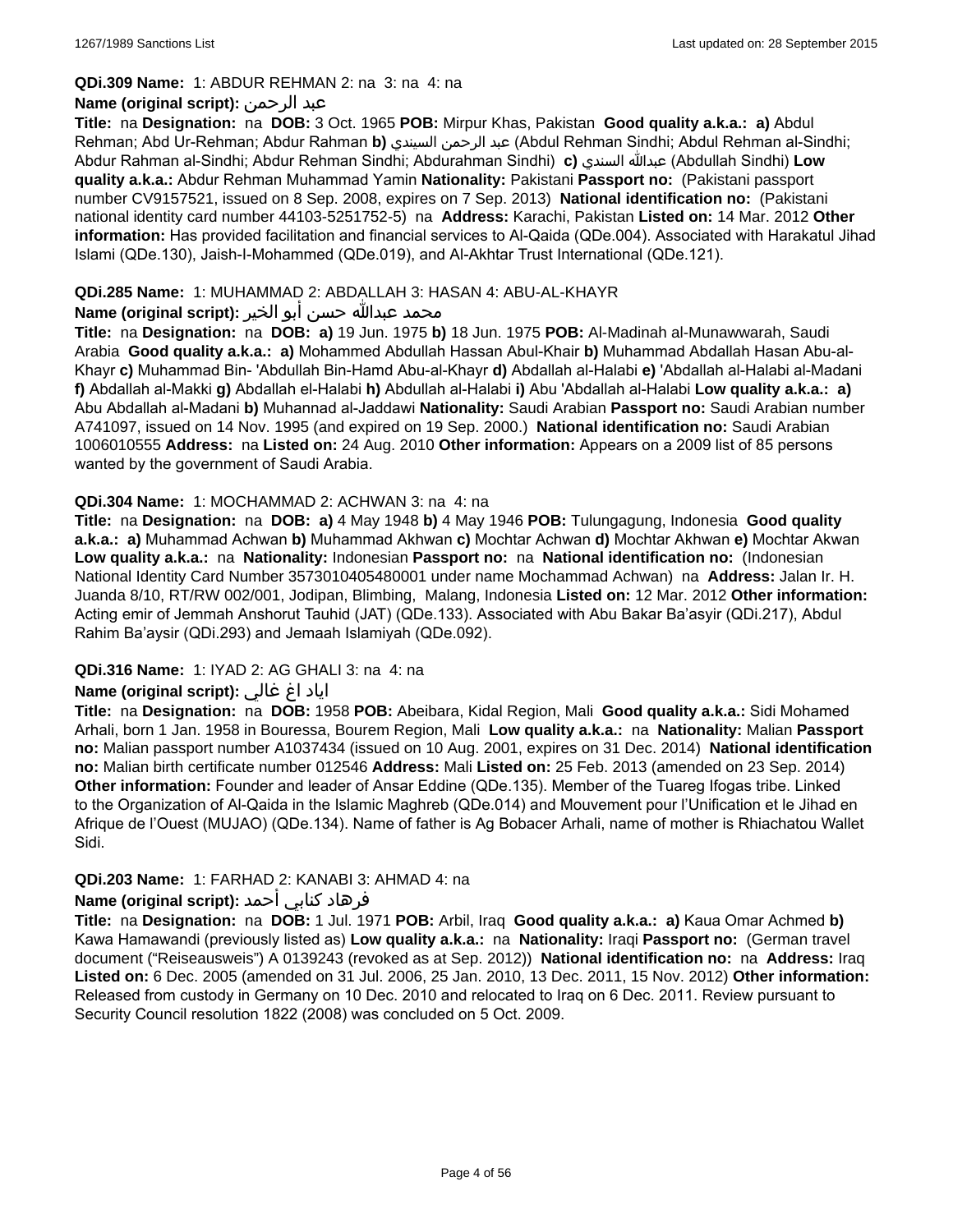**QDi.309 Name:** 1: ABDUR REHMAN 2: na 3: na 4: na

**Name (original script):** عبد الرحمن

**Title:** na **Designation:** na **DOB:** 3 Oct. 1965 **POB:** Mirpur Khas, Pakistan **Good quality a.k.a.:** **a)** Abdul Rehman; Abd Ur-Rehman; Abdur Rahman **b)** عبد الرحمن السيندي (Abdul Rehman Sindhi; Abdul Rehman al-Sindhi; Abdur Rahman al-Sindhi; Abdur Rehman Sindhi; Abdurahman Sindhi) **c)** عبدالله السندي (Abdullah Sindhi) **Low quality a.k.a.:** Abdur Rehman Muhammad Yamin **Nationality:** Pakistani **Passport no:** (Pakistani passport number CV9157521, issued on 8 Sep. 2008, expires on 7 Sep. 2013) **National identification no:** (Pakistani national identity card number 44103-5251752-5) na **Address:** Karachi, Pakistan **Listed on:** 14 Mar. 2012 **Other information:** Has provided facilitation and financial services to Al-Qaida (QDe.004). Associated with Harakatul Jihad Islami (QDe.130), Jaish-I-Mohammed (QDe.019), and Al-Akhtar Trust International (QDe.121).

**QDi.285 Name:** 1: MUHAMMAD 2: ABDALLAH 3: HASAN 4: ABU-AL-KHAYR

**Name (original script):** محمد عبدالله حسن أبو الخير

**Title:** na **Designation:** na **DOB:** **a)** 19 Jun. 1975 **b)** 18 Jun. 1975 **POB:** Al-Madinah al-Munawwarah, Saudi Arabia **Good quality a.k.a.:** **a)** Mohammed Abdullah Hassan Abul-Khair **b)** Muhammad Abdallah Hasan Abu-al-Khayr **c)** Muhammad Bin- 'Abdullah Bin-Hamd Abu-al-Khayr **d)** Abdallah al-Halabi **e)** 'Abdallah al-Halabi al-Madani **f)** Abdallah al-Makki **g)** Abdallah el-Halabi **h)** Abdullah al-Halabi **i)** Abu 'Abdallah al-Halabi **Low quality a.k.a.:** **a)** Abu Abdallah al-Madani **b)** Muhannad al-Jaddawi **Nationality:** Saudi Arabian **Passport no:** Saudi Arabian number A741097, issued on 14 Nov. 1995 (and expired on 19 Sep. 2000.) **National identification no:** Saudi Arabian 1006010555 **Address:** na **Listed on:** 24 Aug. 2010 **Other information:** Appears on a 2009 list of 85 persons wanted by the government of Saudi Arabia.

**QDi.304 Name:** 1: MOCHAMMAD 2: ACHWAN 3: na 4: na

**Title:** na **Designation:** na **DOB:** **a)** 4 May 1948 **b)** 4 May 1946 **POB:** Tulungagung, Indonesia **Good quality a.k.a.:** **a)** Muhammad Achwan **b)** Muhammad Akhwan **c)** Mochtar Achwan **d)** Mochtar Akhwan **e)** Mochtar Akwan **Low quality a.k.a.:** na **Nationality:** Indonesian **Passport no:** na **National identification no:** (Indonesian National Identity Card Number 3573010405480001 under name Mochammad Achwan) na **Address:** Jalan Ir. H. Juanda 8/10, RT/RW 002/001, Jodipan, Blimbing, Malang, Indonesia **Listed on:** 12 Mar. 2012 **Other information:** Acting emir of Jemmah Anshorut Tauhid (JAT) (QDe.133). Associated with Abu Bakar Ba'asyir (QDi.217), Abdul Rahim Ba'aysir (QDi.293) and Jemaah Islamiyah (QDe.092).

**QDi.316 Name:** 1: IYAD 2: AG GHALI 3: na 4: na

**Name (original script):** اياد اغ غالي

**Title:** na **Designation:** na **DOB:** 1958 **POB:** Abeibara, Kidal Region, Mali **Good quality a.k.a.:** Sidi Mohamed Arhali, born 1 Jan. 1958 in Bouressa, Bourem Region, Mali **Low quality a.k.a.:** na **Nationality:** Malian **Passport no:** Malian passport number A1037434 (issued on 10 Aug. 2001, expires on 31 Dec. 2014) **National identification no:** Malian birth certificate number 012546 **Address:** Mali **Listed on:** 25 Feb. 2013 (amended on 23 Sep. 2014) **Other information:** Founder and leader of Ansar Eddine (QDe.135). Member of the Tuareg Ifogas tribe. Linked to the Organization of Al-Qaida in the Islamic Maghreb (QDe.014) and Mouvement pour l'Unification et le Jihad en Afrique de l'Ouest (MUJAO) (QDe.134). Name of father is Ag Bobacer Arhali, name of mother is Rhiachatou Wallet Sidi.

**QDi.203 Name:** 1: FARHAD 2: KANABI 3: AHMAD 4: na

**Name (original script):** فرهاد كنابي أحمد

**Title:** na **Designation:** na **DOB:** 1 Jul. 1971 **POB:** Arbil, Iraq **Good quality a.k.a.:** **a)** Kaua Omar Achmed **b)** Kawa Hamawandi (previously listed as) **Low quality a.k.a.:** na **Nationality:** Iraqi **Passport no:** (German travel document ("Reiseausweis") A 0139243 (revoked as at Sep. 2012)) **National identification no:** na **Address:** Iraq **Listed on:** 6 Dec. 2005 (amended on 31 Jul. 2006, 25 Jan. 2010, 13 Dec. 2011, 15 Nov. 2012) **Other information:** Released from custody in Germany on 10 Dec. 2010 and relocated to Iraq on 6 Dec. 2011. Review pursuant to Security Council resolution 1822 (2008) was concluded on 5 Oct. 2009.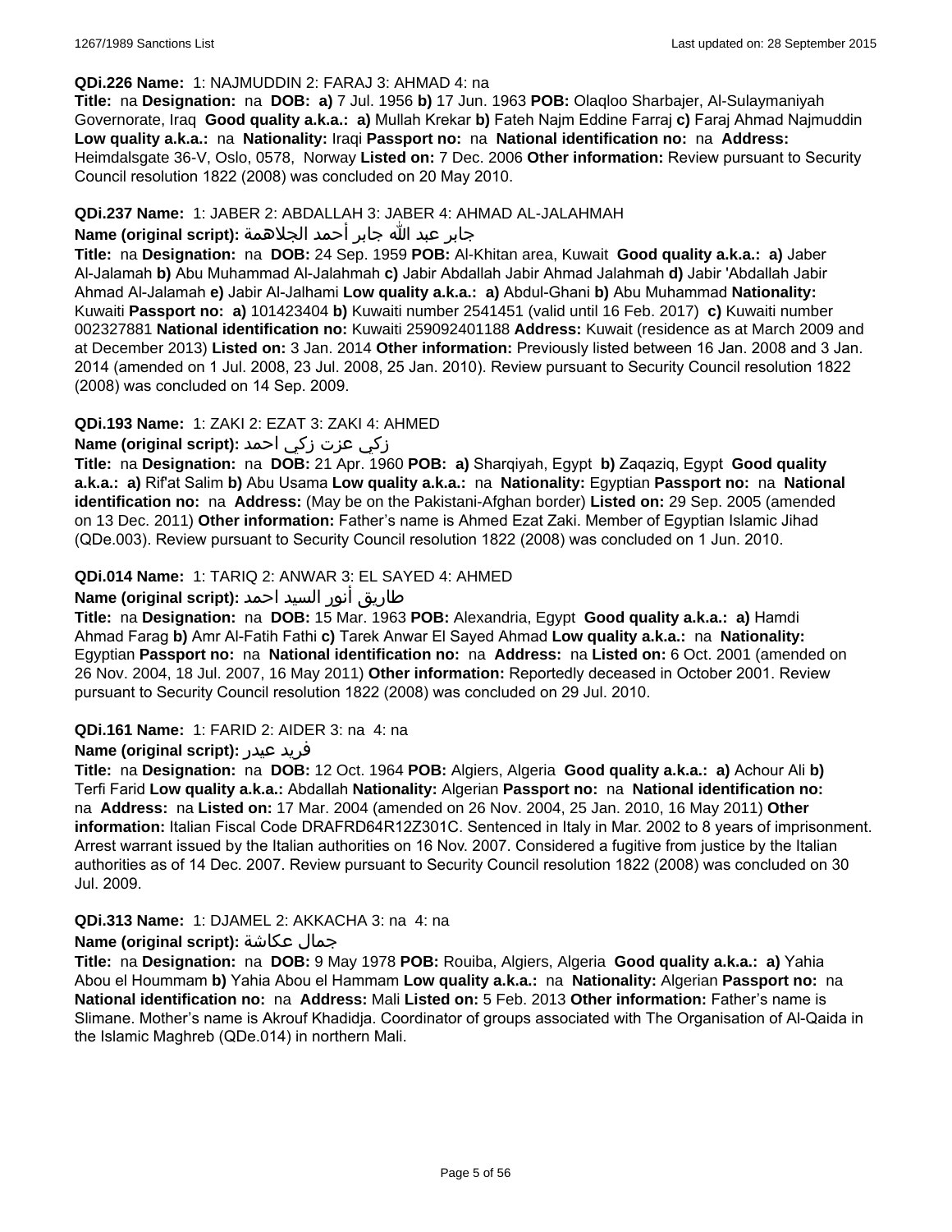**QDi.226 Name:** 1: NAJMUDDIN 2: FARAJ 3: AHMAD 4: na

**Title:** na **Designation:** na **DOB:** **a)** 7 Jul. 1956 **b)** 17 Jun. 1963 **POB:** Olaqloo Sharbajer, Al-Sulaymaniyah Governorate, Iraq **Good quality a.k.a.:** **a)** Mullah Krekar **b)** Fateh Najm Eddine Farraj **c)** Faraj Ahmad Najmuddin **Low quality a.k.a.:** na **Nationality:** Iraqi **Passport no:** na **National identification no:** na **Address:** Heimdalsgate 36-V, Oslo, 0578, Norway **Listed on:** 7 Dec. 2006 **Other information:** Review pursuant to Security Council resolution 1822 (2008) was concluded on 20 May 2010.

**QDi.237 Name:** 1: JABER 2: ABDALLAH 3: JABER 4: AHMAD AL-JALAHMAH

**Name (original script):** جابر عبد الله جابر أحمد الجلاهمة

**Title:** na **Designation:** na **DOB:** 24 Sep. 1959 **POB:** Al-Khitan area, Kuwait **Good quality a.k.a.:** **a)** Jaber Al-Jalamah **b)** Abu Muhammad Al-Jalahmah **c)** Jabir Abdallah Jabir Ahmad Jalahmah **d)** Jabir 'Abdallah Jabir Ahmad Al-Jalamah **e)** Jabir Al-Jalhami **Low quality a.k.a.:** **a)** Abdul-Ghani **b)** Abu Muhammad **Nationality:** Kuwaiti **Passport no:** **a)** 101423404 **b)** Kuwaiti number 2541451 (valid until 16 Feb. 2017) **c)** Kuwaiti number 002327881 **National identification no:** Kuwaiti 259092401188 **Address:** Kuwait (residence as at March 2009 and at December 2013) **Listed on:** 3 Jan. 2014 **Other information:** Previously listed between 16 Jan. 2008 and 3 Jan. 2014 (amended on 1 Jul. 2008, 23 Jul. 2008, 25 Jan. 2010). Review pursuant to Security Council resolution 1822 (2008) was concluded on 14 Sep. 2009.

**QDi.193 Name:** 1: ZAKI 2: EZAT 3: ZAKI 4: AHMED

**Name (original script):** زكي عزت زكي احمد

**Title:** na **Designation:** na **DOB:** 21 Apr. 1960 **POB:** **a)** Sharqiyah, Egypt **b)** Zaqaziq, Egypt **Good quality a.k.a.:** **a)** Rif'at Salim **b)** Abu Usama **Low quality a.k.a.:** na **Nationality:** Egyptian **Passport no:** na **National identification no:** na **Address:** (May be on the Pakistani-Afghan border) **Listed on:** 29 Sep. 2005 (amended on 13 Dec. 2011) **Other information:** Father's name is Ahmed Ezat Zaki. Member of Egyptian Islamic Jihad (QDe.003). Review pursuant to Security Council resolution 1822 (2008) was concluded on 1 Jun. 2010.

**QDi.014 Name:** 1: TARIQ 2: ANWAR 3: EL SAYED 4: AHMED

**Name (original script):** طاريق أنور السيد احمد

**Title:** na **Designation:** na **DOB:** 15 Mar. 1963 **POB:** Alexandria, Egypt **Good quality a.k.a.:** **a)** Hamdi Ahmad Farag **b)** Amr Al-Fatih Fathi **c)** Tarek Anwar El Sayed Ahmad **Low quality a.k.a.:** na **Nationality:** Egyptian **Passport no:** na **National identification no:** na **Address:** na **Listed on:** 6 Oct. 2001 (amended on 26 Nov. 2004, 18 Jul. 2007, 16 May 2011) **Other information:** Reportedly deceased in October 2001. Review pursuant to Security Council resolution 1822 (2008) was concluded on 29 Jul. 2010.

**QDi.161 Name:** 1: FARID 2: AIDER 3: na 4: na

**Name (original script):** فريد عيدر

**Title:** na **Designation:** na **DOB:** 12 Oct. 1964 **POB:** Algiers, Algeria **Good quality a.k.a.:** **a)** Achour Ali **b)** Terfi Farid **Low quality a.k.a.:** Abdallah **Nationality:** Algerian **Passport no:** na **National identification no:** na **Address:** na **Listed on:** 17 Mar. 2004 (amended on 26 Nov. 2004, 25 Jan. 2010, 16 May 2011) **Other information:** Italian Fiscal Code DRAFRD64R12Z301C. Sentenced in Italy in Mar. 2002 to 8 years of imprisonment. Arrest warrant issued by the Italian authorities on 16 Nov. 2007. Considered a fugitive from justice by the Italian authorities as of 14 Dec. 2007. Review pursuant to Security Council resolution 1822 (2008) was concluded on 30 Jul. 2009.

**QDi.313 Name:** 1: DJAMEL 2: AKKACHA 3: na 4: na

**Name (original script):** جمال عكاشة

**Title:** na **Designation:** na **DOB:** 9 May 1978 **POB:** Rouiba, Algiers, Algeria **Good quality a.k.a.:** **a)** Yahia Abou el Hoummam **b)** Yahia Abou el Hammam **Low quality a.k.a.:** na **Nationality:** Algerian **Passport no:** na **National identification no:** na **Address:** Mali **Listed on:** 5 Feb. 2013 **Other information:** Father's name is Slimane. Mother's name is Akrouf Khadidja. Coordinator of groups associated with The Organisation of Al-Qaida in the Islamic Maghreb (QDe.014) in northern Mali.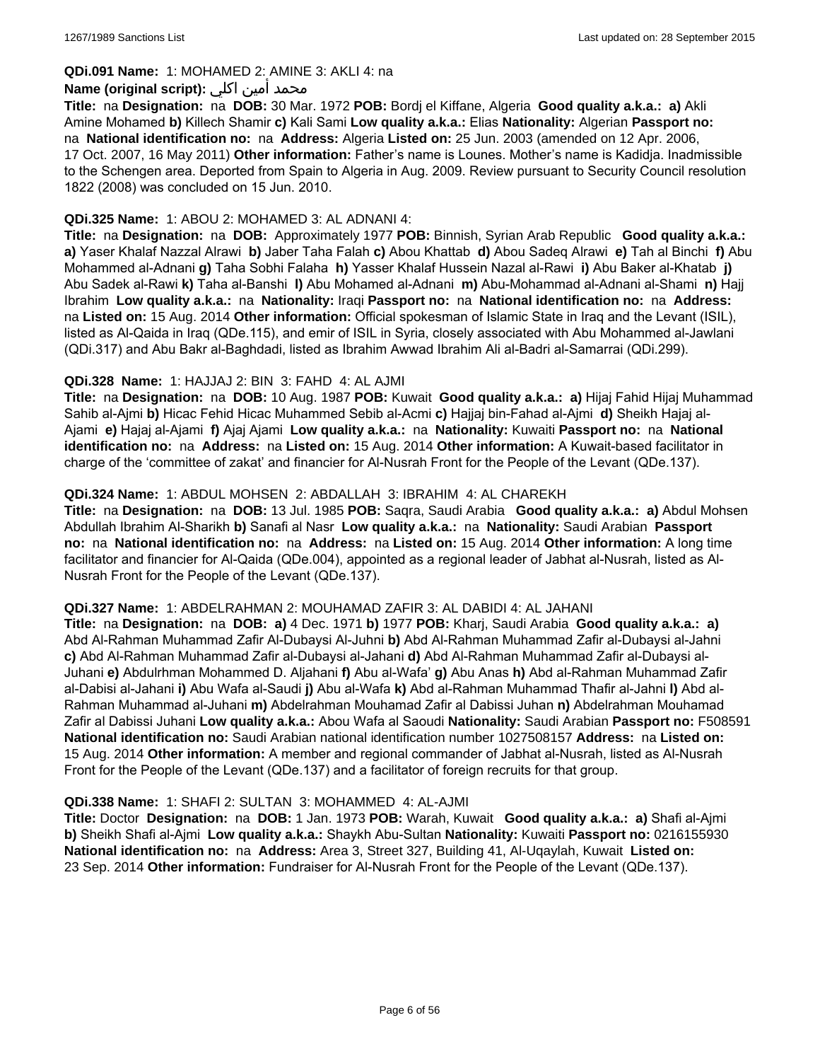**QDi.091 Name:** 1: MOHAMED 2: AMINE 3: AKLI 4: na

**Name (original script):** محمد أمين اكلي

**Title:** na **Designation:** na **DOB:** 30 Mar. 1972 **POB:** Bordj el Kiffane, Algeria **Good quality a.k.a.:** **a)** Akli Amine Mohamed **b)** Killech Shamir **c)** Kali Sami **Low quality a.k.a.:** Elias **Nationality:** Algerian **Passport no:** na **National identification no:** na **Address:** Algeria **Listed on:** 25 Jun. 2003 (amended on 12 Apr. 2006, 17 Oct. 2007, 16 May 2011) **Other information:** Father's name is Lounes. Mother's name is Kadidja. Inadmissible to the Schengen area. Deported from Spain to Algeria in Aug. 2009. Review pursuant to Security Council resolution 1822 (2008) was concluded on 15 Jun. 2010.

**QDi.325 Name:** 1: ABOU 2: MOHAMED 3: AL ADNANI 4:

**Title:** na **Designation:** na **DOB:** Approximately 1977 **POB:** Binnish, Syrian Arab Republic **Good quality a.k.a.:** **a)** Yaser Khalaf Nazzal Alrawi **b)** Jaber Taha Falah **c)** Abou Khattab **d)** Abou Sadeq Alrawi **e)** Tah al Binchi **f)** Abu Mohammed al-Adnani **g)** Taha Sobhi Falaha **h)** Yasser Khalaf Hussein Nazal al-Rawi **i)** Abu Baker al-Khatab **j)** Abu Sadek al-Rawi **k)** Taha al-Banshi **l)** Abu Mohamed al-Adnani **m)** Abu-Mohammad al-Adnani al-Shami **n)** Hajj Ibrahim **Low quality a.k.a.:** na **Nationality:** Iraqi **Passport no:** na **National identification no:** na **Address:** na **Listed on:** 15 Aug. 2014 **Other information:** Official spokesman of Islamic State in Iraq and the Levant (ISIL), listed as Al-Qaida in Iraq (QDe.115), and emir of ISIL in Syria, closely associated with Abu Mohammed al-Jawlani (QDi.317) and Abu Bakr al-Baghdadi, listed as Ibrahim Awwad Ibrahim Ali al-Badri al-Samarrai (QDi.299).

**QDi.328 Name:** 1: HAJJAJ 2: BIN 3: FAHD 4: AL AJMI

**Title:** na **Designation:** na **DOB:** 10 Aug. 1987 **POB:** Kuwait **Good quality a.k.a.:** **a)** Hijaj Fahid Hijaj Muhammad Sahib al-Ajmi **b)** Hicac Fehid Hicac Muhammed Sebib al-Acmi **c)** Hajjaj bin-Fahad al-Ajmi **d)** Sheikh Hajaj al-Ajami **e)** Hajaj al-Ajami **f)** Ajaj Ajami **Low quality a.k.a.:** na **Nationality:** Kuwaiti **Passport no:** na **National identification no:** na **Address:** na **Listed on:** 15 Aug. 2014 **Other information:** A Kuwait-based facilitator in charge of the 'committee of zakat' and financier for Al-Nusrah Front for the People of the Levant (QDe.137).

**QDi.324 Name:** 1: ABDUL MOHSEN 2: ABDALLAH 3: IBRAHIM 4: AL CHAREKH

**Title:** na **Designation:** na **DOB:** 13 Jul. 1985 **POB:** Saqra, Saudi Arabia **Good quality a.k.a.:** **a)** Abdul Mohsen Abdullah Ibrahim Al-Sharikh **b)** Sanafi al Nasr **Low quality a.k.a.:** na **Nationality:** Saudi Arabian **Passport no:** na **National identification no:** na **Address:** na **Listed on:** 15 Aug. 2014 **Other information:** A long time facilitator and financier for Al-Qaida (QDe.004), appointed as a regional leader of Jabhat al-Nusrah, listed as Al-Nusrah Front for the People of the Levant (QDe.137).

**QDi.327 Name:** 1: ABDELRAHMAN 2: MOUHAMAD ZAFIR 3: AL DABIDI 4: AL JAHANI

**Title:** na **Designation:** na **DOB:** **a)** 4 Dec. 1971 **b)** 1977 **POB:** Kharj, Saudi Arabia **Good quality a.k.a.:** **a)** Abd Al-Rahman Muhammad Zafir Al-Dubaysi Al-Juhni **b)** Abd Al-Rahman Muhammad Zafir al-Dubaysi al-Jahni **c)** Abd Al-Rahman Muhammad Zafir al-Dubaysi al-Jahani **d)** Abd Al-Rahman Muhammad Zafir al-Dubaysi al-Juhani **e)** Abdulrhman Mohammed D. Aljahani **f)** Abu al-Wafa' **g)** Abu Anas **h)** Abd al-Rahman Muhammad Zafir al-Dabisi al-Jahani **i)** Abu Wafa al-Saudi **j)** Abu al-Wafa **k)** Abd al-Rahman Muhammad Thafir al-Jahni **l)** Abd al-Rahman Muhammad al-Juhani **m)** Abdelrahman Mouhamad Zafir al Dabissi Juhan **n)** Abdelrahman Mouhamad Zafir al Dabissi Juhani **Low quality a.k.a.:** Abou Wafa al Saoudi **Nationality:** Saudi Arabian **Passport no:** F508591 **National identification no:** Saudi Arabian national identification number 1027508157 **Address:** na **Listed on:** 15 Aug. 2014 **Other information:** A member and regional commander of Jabhat al-Nusrah, listed as Al-Nusrah Front for the People of the Levant (QDe.137) and a facilitator of foreign recruits for that group.

**QDi.338 Name:** 1: SHAFI 2: SULTAN 3: MOHAMMED 4: AL-AJMI

**Title:** Doctor **Designation:** na **DOB:** 1 Jan. 1973 **POB:** Warah, Kuwait **Good quality a.k.a.:** **a)** Shafi al-Ajmi **b)** Sheikh Shafi al-Ajmi **Low quality a.k.a.:** Shaykh Abu-Sultan **Nationality:** Kuwaiti **Passport no:** 0216155930 **National identification no:** na **Address:** Area 3, Street 327, Building 41, Al-Uqaylah, Kuwait **Listed on:** 23 Sep. 2014 **Other information:** Fundraiser for Al-Nusrah Front for the People of the Levant (QDe.137).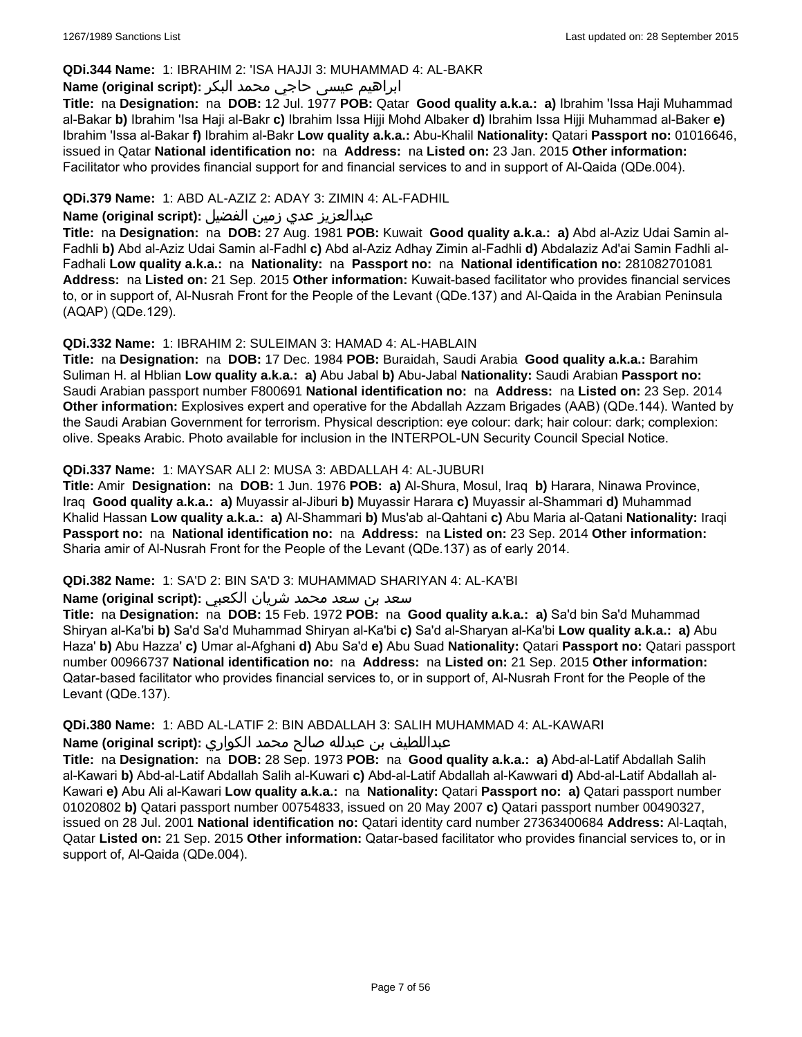**QDi.344 Name:** 1: IBRAHIM 2: 'ISA HAJJI 3: MUHAMMAD 4: AL-BAKR

**Name (original script):** ابراهيم عيسى حاجي محمد البكر

**Title:** na **Designation:** na **DOB:** 12 Jul. 1977 **POB:** Qatar **Good quality a.k.a.:** **a)** Ibrahim 'Issa Haji Muhammad al-Bakar **b)** Ibrahim 'Isa Haji al-Bakr **c)** Ibrahim Issa Hijji Mohd Albaker **d)** Ibrahim Issa Hijji Muhammad al-Baker **e)** Ibrahim 'Issa al-Bakar **f)** Ibrahim al-Bakr **Low quality a.k.a.:** Abu-Khalil **Nationality:** Qatari **Passport no:** 01016646, issued in Qatar **National identification no:** na **Address:** na **Listed on:** 23 Jan. 2015 **Other information:** Facilitator who provides financial support for and financial services to and in support of Al-Qaida (QDe.004).

**QDi.379 Name:** 1: ABD AL-AZIZ 2: ADAY 3: ZIMIN 4: AL-FADHIL

**Name (original script):** عبدالعزيز عدي زمين الفضيل

**Title:** na **Designation:** na **DOB:** 27 Aug. 1981 **POB:** Kuwait **Good quality a.k.a.:** **a)** Abd al-Aziz Udai Samin al-Fadhli **b)** Abd al-Aziz Udai Samin al-Fadhl **c)** Abd al-Aziz Adhay Zimin al-Fadhli **d)** Abdalaziz Ad'ai Samin Fadhli al-Fadhali **Low quality a.k.a.:** na **Nationality:** na **Passport no:** na **National identification no:** 281082701081 **Address:** na **Listed on:** 21 Sep. 2015 **Other information:** Kuwait-based facilitator who provides financial services to, or in support of, Al-Nusrah Front for the People of the Levant (QDe.137) and Al-Qaida in the Arabian Peninsula (AQAP) (QDe.129).

**QDi.332 Name:** 1: IBRAHIM 2: SULEIMAN 3: HAMAD 4: AL-HABLAIN

**Title:** na **Designation:** na **DOB:** 17 Dec. 1984 **POB:** Buraidah, Saudi Arabia **Good quality a.k.a.:** Barahim Suliman H. al Hblian **Low quality a.k.a.:** **a)** Abu Jabal **b)** Abu-Jabal **Nationality:** Saudi Arabian **Passport no:** Saudi Arabian passport number F800691 **National identification no:** na **Address:** na **Listed on:** 23 Sep. 2014 **Other information:** Explosives expert and operative for the Abdallah Azzam Brigades (AAB) (QDe.144). Wanted by the Saudi Arabian Government for terrorism. Physical description: eye colour: dark; hair colour: dark; complexion: olive. Speaks Arabic. Photo available for inclusion in the INTERPOL-UN Security Council Special Notice.

**QDi.337 Name:** 1: MAYSAR ALI 2: MUSA 3: ABDALLAH 4: AL-JUBURI

**Title:** Amir **Designation:** na **DOB:** 1 Jun. 1976 **POB:** **a)** Al-Shura, Mosul, Iraq **b)** Harara, Ninawa Province, Iraq **Good quality a.k.a.:** **a)** Muyassir al-Jiburi **b)** Muyassir Harara **c)** Muyassir al-Shammari **d)** Muhammad Khalid Hassan **Low quality a.k.a.:** **a)** Al-Shammari **b)** Mus'ab al-Qahtani **c)** Abu Maria al-Qatani **Nationality:** Iraqi **Passport no:** na **National identification no:** na **Address:** na **Listed on:** 23 Sep. 2014 **Other information:** Sharia amir of Al-Nusrah Front for the People of the Levant (QDe.137) as of early 2014.

**QDi.382 Name:** 1: SA'D 2: BIN SA'D 3: MUHAMMAD SHARIYAN 4: AL-KA'BI

**Name (original script):** سعد بن سعد محمد شريان الكعبي

**Title:** na **Designation:** na **DOB:** 15 Feb. 1972 **POB:** na **Good quality a.k.a.:** **a)** Sa'd bin Sa'd Muhammad Shiryan al-Ka'bi **b)** Sa'd Sa'd Muhammad Shiryan al-Ka'bi **c)** Sa'd al-Sharyan al-Ka'bi **Low quality a.k.a.:** **a)** Abu Haza' **b)** Abu Hazza' **c)** Umar al-Afghani **d)** Abu Sa'd **e)** Abu Suad **Nationality:** Qatari **Passport no:** Qatari passport number 00966737 **National identification no:** na **Address:** na **Listed on:** 21 Sep. 2015 **Other information:** Qatar-based facilitator who provides financial services to, or in support of, Al-Nusrah Front for the People of the Levant (QDe.137).

**QDi.380 Name:** 1: ABD AL-LATIF 2: BIN ABDALLAH 3: SALIH MUHAMMAD 4: AL-KAWARI

**Name (original script):** عبداللطيف بن عبدلله صالح محمد الكواري

**Title:** na **Designation:** na **DOB:** 28 Sep. 1973 **POB:** na **Good quality a.k.a.:** **a)** Abd-al-Latif Abdallah Salih al-Kawari **b)** Abd-al-Latif Abdallah Salih al-Kuwari **c)** Abd-al-Latif Abdallah al-Kawwari **d)** Abd-al-Latif Abdallah al-Kawari **e)** Abu Ali al-Kawari **Low quality a.k.a.:** na **Nationality:** Qatari **Passport no:** **a)** Qatari passport number 01020802 **b)** Qatari passport number 00754833, issued on 20 May 2007 **c)** Qatari passport number 00490327, issued on 28 Jul. 2001 **National identification no:** Qatari identity card number 27363400684 **Address:** Al-Laqtah, Qatar **Listed on:** 21 Sep. 2015 **Other information:** Qatar-based facilitator who provides financial services to, or in support of, Al-Qaida (QDe.004).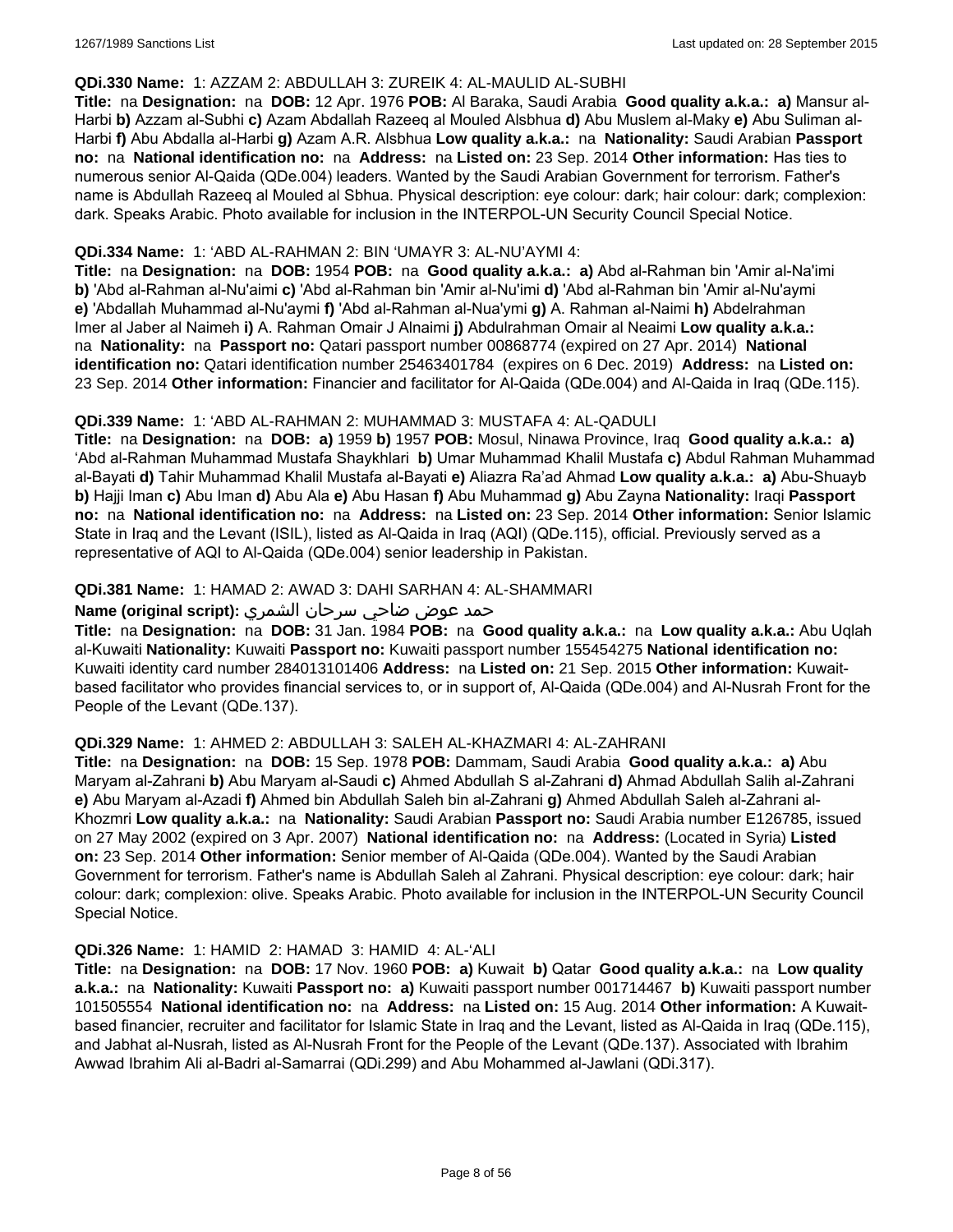**QDi.330 Name:** 1: AZZAM 2: ABDULLAH 3: ZUREIK 4: AL-MAULID AL-SUBHI

**Title:** na **Designation:** na **DOB:** 12 Apr. 1976 **POB:** Al Baraka, Saudi Arabia **Good quality a.k.a.:** **a)** Mansur al-Harbi **b)** Azzam al-Subhi **c)** Azam Abdallah Razeeq al Mouled Alsbhua **d)** Abu Muslem al-Maky **e)** Abu Suliman al-Harbi **f)** Abu Abdalla al-Harbi **g)** Azam A.R. Alsbhua **Low quality a.k.a.:** na **Nationality:** Saudi Arabian **Passport no:** na **National identification no:** na **Address:** na **Listed on:** 23 Sep. 2014 **Other information:** Has ties to numerous senior Al-Qaida (QDe.004) leaders. Wanted by the Saudi Arabian Government for terrorism. Father's name is Abdullah Razeeq al Mouled al Sbhua. Physical description: eye colour: dark; hair colour: dark; complexion: dark. Speaks Arabic. Photo available for inclusion in the INTERPOL-UN Security Council Special Notice.

**QDi.334 Name:** 1: 'ABD AL-RAHMAN 2: BIN 'UMAYR 3: AL-NU'AYMI 4:

**Title:** na **Designation:** na **DOB:** 1954 **POB:** na **Good quality a.k.a.:** **a)** Abd al-Rahman bin 'Amir al-Na'imi **b)** 'Abd al-Rahman al-Nu'aimi **c)** 'Abd al-Rahman bin 'Amir al-Nu'imi **d)** 'Abd al-Rahman bin 'Amir al-Nu'aymi **e)** 'Abdallah Muhammad al-Nu'aymi **f)** 'Abd al-Rahman al-Nua'ymi **g)** A. Rahman al-Naimi **h)** Abdelrahman Imer al Jaber al Naimeh **i)** A. Rahman Omair J Alnaimi **j)** Abdulrahman Omair al Neaimi **Low quality a.k.a.:** na **Nationality:** na **Passport no:** Qatari passport number 00868774 (expired on 27 Apr. 2014) **National identification no:** Qatari identification number 25463401784 (expires on 6 Dec. 2019) **Address:** na **Listed on:** 23 Sep. 2014 **Other information:** Financier and facilitator for Al-Qaida (QDe.004) and Al-Qaida in Iraq (QDe.115).

**QDi.339 Name:** 1: 'ABD AL-RAHMAN 2: MUHAMMAD 3: MUSTAFA 4: AL-QADULI

**Title:** na **Designation:** na **DOB:** **a)** 1959 **b)** 1957 **POB:** Mosul, Ninawa Province, Iraq **Good quality a.k.a.:** **a)** 'Abd al-Rahman Muhammad Mustafa Shaykhlari **b)** Umar Muhammad Khalil Mustafa **c)** Abdul Rahman Muhammad al-Bayati **d)** Tahir Muhammad Khalil Mustafa al-Bayati **e)** Aliazra Ra'ad Ahmad **Low quality a.k.a.:** **a)** Abu-Shuayb **b)** Hajji Iman **c)** Abu Iman **d)** Abu Ala **e)** Abu Hasan **f)** Abu Muhammad **g)** Abu Zayna **Nationality:** Iraqi **Passport no:** na **National identification no:** na **Address:** na **Listed on:** 23 Sep. 2014 **Other information:** Senior Islamic State in Iraq and the Levant (ISIL), listed as Al-Qaida in Iraq (AQI) (QDe.115), official. Previously served as a representative of AQI to Al-Qaida (QDe.004) senior leadership in Pakistan.

**QDi.381 Name:** 1: HAMAD 2: AWAD 3: DAHI SARHAN 4: AL-SHAMMARI

**Name (original script):** حمد عوض ضاحي سرحان الشمري

**Title:** na **Designation:** na **DOB:** 31 Jan. 1984 **POB:** na **Good quality a.k.a.:** na **Low quality a.k.a.:** Abu Uqlah al-Kuwaiti **Nationality:** Kuwaiti **Passport no:** Kuwaiti passport number 155454275 **National identification no:** Kuwaiti identity card number 284013101406 **Address:** na **Listed on:** 21 Sep. 2015 **Other information:** Kuwait-based facilitator who provides financial services to, or in support of, Al-Qaida (QDe.004) and Al-Nusrah Front for the People of the Levant (QDe.137).

**QDi.329 Name:** 1: AHMED 2: ABDULLAH 3: SALEH AL-KHAZMARI 4: AL-ZAHRANI

**Title:** na **Designation:** na **DOB:** 15 Sep. 1978 **POB:** Dammam, Saudi Arabia **Good quality a.k.a.:** **a)** Abu Maryam al-Zahrani **b)** Abu Maryam al-Saudi **c)** Ahmed Abdullah S al-Zahrani **d)** Ahmad Abdullah Salih al-Zahrani **e)** Abu Maryam al-Azadi **f)** Ahmed bin Abdullah Saleh bin al-Zahrani **g)** Ahmed Abdullah Saleh al-Zahrani al-Khozmri **Low quality a.k.a.:** na **Nationality:** Saudi Arabian **Passport no:** Saudi Arabia number E126785, issued on 27 May 2002 (expired on 3 Apr. 2007) **National identification no:** na **Address:** (Located in Syria) **Listed on:** 23 Sep. 2014 **Other information:** Senior member of Al-Qaida (QDe.004). Wanted by the Saudi Arabian Government for terrorism. Father's name is Abdullah Saleh al Zahrani. Physical description: eye colour: dark; hair colour: dark; complexion: olive. Speaks Arabic. Photo available for inclusion in the INTERPOL-UN Security Council Special Notice.

**QDi.326 Name:** 1: HAMID 2: HAMAD 3: HAMID 4: AL-'ALI

**Title:** na **Designation:** na **DOB:** 17 Nov. 1960 **POB:** **a)** Kuwait **b)** Qatar **Good quality a.k.a.:** na **Low quality a.k.a.:** na **Nationality:** Kuwaiti **Passport no:** **a)** Kuwaiti passport number 001714467 **b)** Kuwaiti passport number 101505554 **National identification no:** na **Address:** na **Listed on:** 15 Aug. 2014 **Other information:** A Kuwait-based financier, recruiter and facilitator for Islamic State in Iraq and the Levant, listed as Al-Qaida in Iraq (QDe.115), and Jabhat al-Nusrah, listed as Al-Nusrah Front for the People of the Levant (QDe.137). Associated with Ibrahim Awwad Ibrahim Ali al-Badri al-Samarrai (QDi.299) and Abu Mohammed al-Jawlani (QDi.317).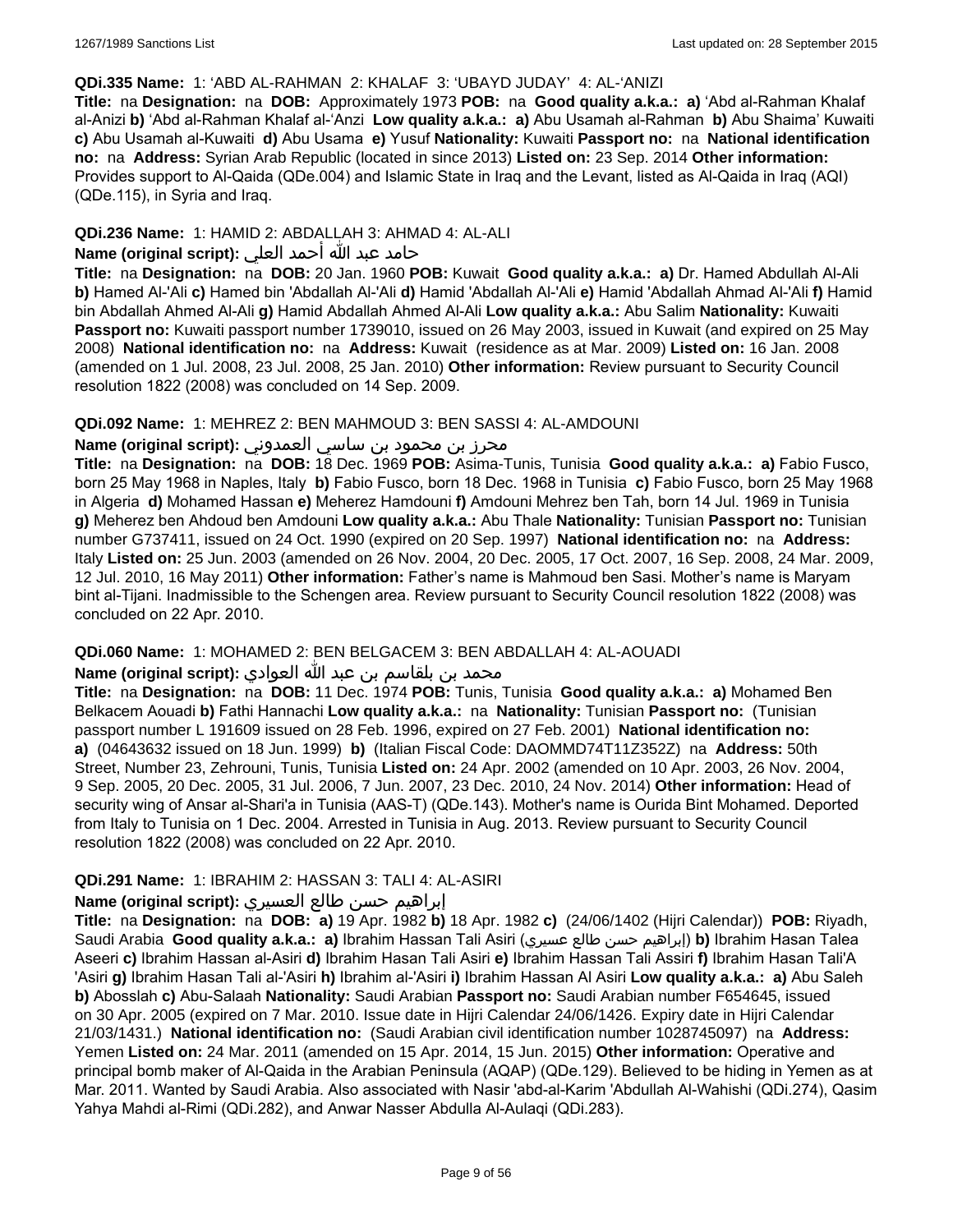**QDi.335 Name:** 1: 'ABD AL-RAHMAN 2: KHALAF 3: 'UBAYD JUDAY' 4: AL-'ANIZI

**Title:** na **Designation:** na **DOB:** Approximately 1973 **POB:** na **Good quality a.k.a.:** **a)** 'Abd al-Rahman Khalaf al-Anizi **b)** 'Abd al-Rahman Khalaf al-'Anzi **Low quality a.k.a.:** **a)** Abu Usamah al-Rahman **b)** Abu Shaima' Kuwaiti **c)** Abu Usamah al-Kuwaiti **d)** Abu Usama **e)** Yusuf **Nationality:** Kuwaiti **Passport no:** na **National identification no:** na **Address:** Syrian Arab Republic (located in since 2013) **Listed on:** 23 Sep. 2014 **Other information:** Provides support to Al-Qaida (QDe.004) and Islamic State in Iraq and the Levant, listed as Al-Qaida in Iraq (AQI) (QDe.115), in Syria and Iraq.

**QDi.236 Name:** 1: HAMID 2: ABDALLAH 3: AHMAD 4: AL-ALI

**Name (original script):** حامد عبد الله أحمد العلي

**Title:** na **Designation:** na **DOB:** 20 Jan. 1960 **POB:** Kuwait **Good quality a.k.a.:** **a)** Dr. Hamed Abdullah Al-Ali **b)** Hamed Al-'Ali **c)** Hamed bin 'Abdallah Al-'Ali **d)** Hamid 'Abdallah Al-'Ali **e)** Hamid 'Abdallah Ahmad Al-'Ali **f)** Hamid bin Abdallah Ahmed Al-Ali **g)** Hamid Abdallah Ahmed Al-Ali **Low quality a.k.a.:** Abu Salim **Nationality:** Kuwaiti **Passport no:** Kuwaiti passport number 1739010, issued on 26 May 2003, issued in Kuwait (and expired on 25 May 2008) **National identification no:** na **Address:** Kuwait (residence as at Mar. 2009) **Listed on:** 16 Jan. 2008 (amended on 1 Jul. 2008, 23 Jul. 2008, 25 Jan. 2010) **Other information:** Review pursuant to Security Council resolution 1822 (2008) was concluded on 14 Sep. 2009.

**QDi.092 Name:** 1: MEHREZ 2: BEN MAHMOUD 3: BEN SASSI 4: AL-AMDOUNI

**Name (original script):** محرز بن محمود بن ساسي العمدوني

**Title:** na **Designation:** na **DOB:** 18 Dec. 1969 **POB:** Asima-Tunis, Tunisia **Good quality a.k.a.:** **a)** Fabio Fusco, born 25 May 1968 in Naples, Italy **b)** Fabio Fusco, born 18 Dec. 1968 in Tunisia **c)** Fabio Fusco, born 25 May 1968 in Algeria **d)** Mohamed Hassan **e)** Meherez Hamdouni **f)** Amdouni Mehrez ben Tah, born 14 Jul. 1969 in Tunisia **g)** Meherez ben Ahdoud ben Amdouni **Low quality a.k.a.:** Abu Thale **Nationality:** Tunisian **Passport no:** Tunisian number G737411, issued on 24 Oct. 1990 (expired on 20 Sep. 1997) **National identification no:** na **Address:** Italy **Listed on:** 25 Jun. 2003 (amended on 26 Nov. 2004, 20 Dec. 2005, 17 Oct. 2007, 16 Sep. 2008, 24 Mar. 2009, 12 Jul. 2010, 16 May 2011) **Other information:** Father's name is Mahmoud ben Sasi. Mother's name is Maryam bint al-Tijani. Inadmissible to the Schengen area. Review pursuant to Security Council resolution 1822 (2008) was concluded on 22 Apr. 2010.

**QDi.060 Name:** 1: MOHAMED 2: BEN BELGACEM 3: BEN ABDALLAH 4: AL-AOUADI

**Name (original script):** محمد بن بلقاسم بن عبد الله العوادي

**Title:** na **Designation:** na **DOB:** 11 Dec. 1974 **POB:** Tunis, Tunisia **Good quality a.k.a.:** **a)** Mohamed Ben Belkacem Aouadi **b)** Fathi Hannachi **Low quality a.k.a.:** na **Nationality:** Tunisian **Passport no:** (Tunisian passport number L 191609 issued on 28 Feb. 1996, expired on 27 Feb. 2001) **National identification no:** **a)** (04643632 issued on 18 Jun. 1999) **b)** (Italian Fiscal Code: DAOMMD74T11Z352Z) na **Address:** 50th Street, Number 23, Zehrouni, Tunis, Tunisia **Listed on:** 24 Apr. 2002 (amended on 10 Apr. 2003, 26 Nov. 2004, 9 Sep. 2005, 20 Dec. 2005, 31 Jul. 2006, 7 Jun. 2007, 23 Dec. 2010, 24 Nov. 2014) **Other information:** Head of security wing of Ansar al-Shari'a in Tunisia (AAS-T) (QDe.143). Mother's name is Ourida Bint Mohamed. Deported from Italy to Tunisia on 1 Dec. 2004. Arrested in Tunisia in Aug. 2013. Review pursuant to Security Council resolution 1822 (2008) was concluded on 22 Apr. 2010.

**QDi.291 Name:** 1: IBRAHIM 2: HASSAN 3: TALI 4: AL-ASIRI

**Name (original script):** إبراهيم حسن طالع العسيري

**Title:** na **Designation:** na **DOB:** **a)** 19 Apr. 1982 **b)** 18 Apr. 1982 **c)** (24/06/1402 (Hijri Calendar)) **POB:** Riyadh, Saudi Arabia **Good quality a.k.a.:** **a)** Ibrahim Hassan Tali Asiri (إبراهيم حسن طالع عسيري) **b)** Ibrahim Hasan Talea Aseeri **c)** Ibrahim Hassan al-Asiri **d)** Ibrahim Hasan Tali Asiri **e)** Ibrahim Hassan Tali Assiri **f)** Ibrahim Hasan Tali'A 'Asiri **g)** Ibrahim Hasan Tali al-'Asiri **h)** Ibrahim al-'Asiri **i)** Ibrahim Hassan Al Asiri **Low quality a.k.a.:** **a)** Abu Saleh **b)** Abosslah **c)** Abu-Salaah **Nationality:** Saudi Arabian **Passport no:** Saudi Arabian number F654645, issued on 30 Apr. 2005 (expired on 7 Mar. 2010. Issue date in Hijri Calendar 24/06/1426. Expiry date in Hijri Calendar 21/03/1431.) **National identification no:** (Saudi Arabian civil identification number 1028745097) na **Address:** Yemen **Listed on:** 24 Mar. 2011 (amended on 15 Apr. 2014, 15 Jun. 2015) **Other information:** Operative and principal bomb maker of Al-Qaida in the Arabian Peninsula (AQAP) (QDe.129). Believed to be hiding in Yemen as at Mar. 2011. Wanted by Saudi Arabia. Also associated with Nasir 'abd-al-Karim 'Abdullah Al-Wahishi (QDi.274), Qasim Yahya Mahdi al-Rimi (QDi.282), and Anwar Nasser Abdulla Al-Aulaqi (QDi.283).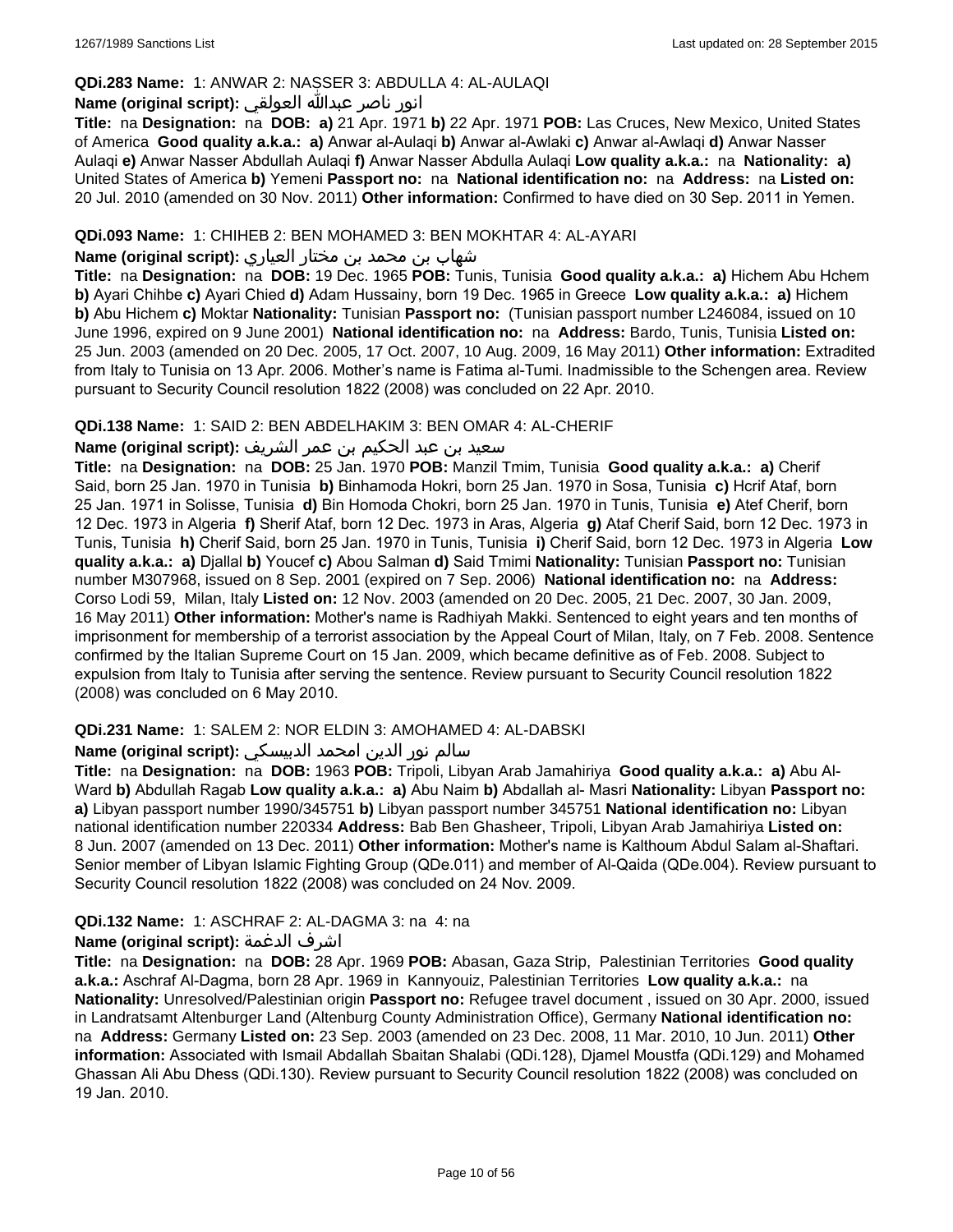**QDi.283 Name:** 1: ANWAR 2: NASSER 3: ABDULLA 4: AL-AULAQI

**Name (original script):** انور ناصر عبدالله العولقي

**Title:** na **Designation:** na **DOB:** **a)** 21 Apr. 1971 **b)** 22 Apr. 1971 **POB:** Las Cruces, New Mexico, United States of America **Good quality a.k.a.:** **a)** Anwar al-Aulaqi **b)** Anwar al-Awlaki **c)** Anwar al-Awlaqi **d)** Anwar Nasser Aulaqi **e)** Anwar Nasser Abdullah Aulaqi **f)** Anwar Nasser Abdulla Aulaqi **Low quality a.k.a.:** na **Nationality:** **a)** United States of America **b)** Yemeni **Passport no:** na **National identification no:** na **Address:** na **Listed on:** 20 Jul. 2010 (amended on 30 Nov. 2011) **Other information:** Confirmed to have died on 30 Sep. 2011 in Yemen.

**QDi.093 Name:** 1: CHIHEB 2: BEN MOHAMED 3: BEN MOKHTAR 4: AL-AYARI

**Name (original script):** شهاب بن محمد بن مختار العياري

**Title:** na **Designation:** na **DOB:** 19 Dec. 1965 **POB:** Tunis, Tunisia **Good quality a.k.a.:** **a)** Hichem Abu Hchem **b)** Ayari Chihbe **c)** Ayari Chied **d)** Adam Hussainy, born 19 Dec. 1965 in Greece **Low quality a.k.a.:** **a)** Hichem **b)** Abu Hichem **c)** Moktar **Nationality:** Tunisian **Passport no:** (Tunisian passport number L246084, issued on 10 June 1996, expired on 9 June 2001) **National identification no:** na **Address:** Bardo, Tunis, Tunisia **Listed on:** 25 Jun. 2003 (amended on 20 Dec. 2005, 17 Oct. 2007, 10 Aug. 2009, 16 May 2011) **Other information:** Extradited from Italy to Tunisia on 13 Apr. 2006. Mother's name is Fatima al-Tumi. Inadmissible to the Schengen area. Review pursuant to Security Council resolution 1822 (2008) was concluded on 22 Apr. 2010.

**QDi.138 Name:** 1: SAID 2: BEN ABDELHAKIM 3: BEN OMAR 4: AL-CHERIF

**Name (original script):** سعيد بن عبد الحكيم بن عمر الشريف

**Title:** na **Designation:** na **DOB:** 25 Jan. 1970 **POB:** Manzil Tmim, Tunisia **Good quality a.k.a.:** **a)** Cherif Said, born 25 Jan. 1970 in Tunisia **b)** Binhamoda Hokri, born 25 Jan. 1970 in Sosa, Tunisia **c)** Hcrif Ataf, born 25 Jan. 1971 in Solisse, Tunisia **d)** Bin Homoda Chokri, born 25 Jan. 1970 in Tunis, Tunisia **e)** Atef Cherif, born 12 Dec. 1973 in Algeria **f)** Sherif Ataf, born 12 Dec. 1973 in Aras, Algeria **g)** Ataf Cherif Said, born 12 Dec. 1973 in Tunis, Tunisia **h)** Cherif Said, born 25 Jan. 1970 in Tunis, Tunisia **i)** Cherif Said, born 12 Dec. 1973 in Algeria **Low quality a.k.a.:** **a)** Djallal **b)** Youcef **c)** Abou Salman **d)** Said Tmimi **Nationality:** Tunisian **Passport no:** Tunisian number M307968, issued on 8 Sep. 2001 (expired on 7 Sep. 2006) **National identification no:** na **Address:** Corso Lodi 59, Milan, Italy **Listed on:** 12 Nov. 2003 (amended on 20 Dec. 2005, 21 Dec. 2007, 30 Jan. 2009, 16 May 2011) **Other information:** Mother's name is Radhiyah Makki. Sentenced to eight years and ten months of imprisonment for membership of a terrorist association by the Appeal Court of Milan, Italy, on 7 Feb. 2008. Sentence confirmed by the Italian Supreme Court on 15 Jan. 2009, which became definitive as of Feb. 2008. Subject to expulsion from Italy to Tunisia after serving the sentence. Review pursuant to Security Council resolution 1822 (2008) was concluded on 6 May 2010.

**QDi.231 Name:** 1: SALEM 2: NOR ELDIN 3: AMOHAMED 4: AL-DABSKI

**Name (original script):** سالم نور الدين امحمد الدبيسكي

**Title:** na **Designation:** na **DOB:** 1963 **POB:** Tripoli, Libyan Arab Jamahiriya **Good quality a.k.a.:** **a)** Abu Al-Ward **b)** Abdullah Ragab **Low quality a.k.a.:** **a)** Abu Naim **b)** Abdallah al- Masri **Nationality:** Libyan **Passport no:** **a)** Libyan passport number 1990/345751 **b)** Libyan passport number 345751 **National identification no:** Libyan national identification number 220334 **Address:** Bab Ben Ghasheer, Tripoli, Libyan Arab Jamahiriya **Listed on:** 8 Jun. 2007 (amended on 13 Dec. 2011) **Other information:** Mother's name is Kalthoum Abdul Salam al-Shaftari. Senior member of Libyan Islamic Fighting Group (QDe.011) and member of Al-Qaida (QDe.004). Review pursuant to Security Council resolution 1822 (2008) was concluded on 24 Nov. 2009.

**QDi.132 Name:** 1: ASCHRAF 2: AL-DAGMA 3: na 4: na

**Name (original script):** اشرف الدغمة

**Title:** na **Designation:** na **DOB:** 28 Apr. 1969 **POB:** Abasan, Gaza Strip, Palestinian Territories **Good quality a.k.a.:** Aschraf Al-Dagma, born 28 Apr. 1969 in Kannyouiz, Palestinian Territories **Low quality a.k.a.:** na **Nationality:** Unresolved/Palestinian origin **Passport no:** Refugee travel document , issued on 30 Apr. 2000, issued in Landratsamt Altenburger Land (Altenburg County Administration Office), Germany **National identification no:** na **Address:** Germany **Listed on:** 23 Sep. 2003 (amended on 23 Dec. 2008, 11 Mar. 2010, 10 Jun. 2011) **Other information:** Associated with Ismail Abdallah Sbaitan Shalabi (QDi.128), Djamel Moustfa (QDi.129) and Mohamed Ghassan Ali Abu Dhess (QDi.130). Review pursuant to Security Council resolution 1822 (2008) was concluded on 19 Jan. 2010.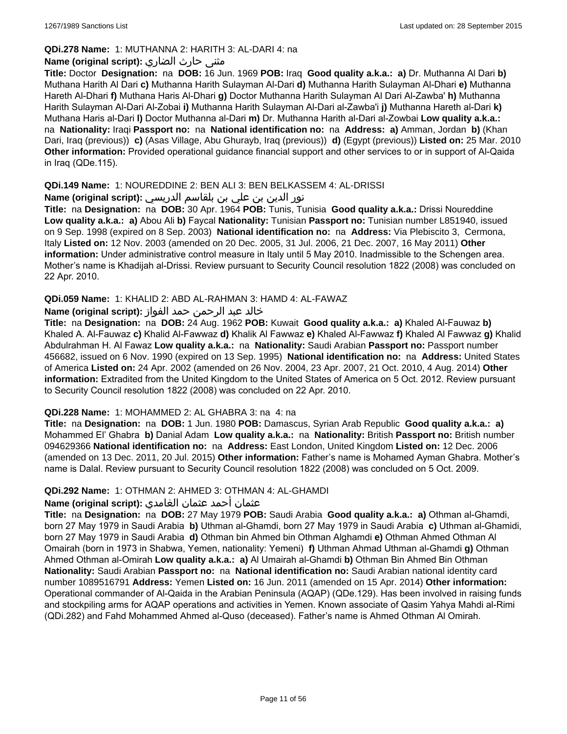**QDi.278 Name:** 1: MUTHANNA 2: HARITH 3: AL-DARI 4: na

**Name (original script):** مثنى حارث الضاري

**Title:** Doctor **Designation:** na **DOB:** 16 Jun. 1969 **POB:** Iraq **Good quality a.k.a.:** **a)** Dr. Muthanna Al Dari **b)** Muthana Harith Al Dari **c)** Muthanna Harith Sulayman Al-Dari **d)** Muthanna Harith Sulayman Al-Dhari **e)** Muthanna Hareth Al-Dhari **f)** Muthana Haris Al-Dhari **g)** Doctor Muthanna Harith Sulayman Al Dari Al-Zawba' **h)** Muthanna Harith Sulayman Al-Dari Al-Zobai **i)** Muthanna Harith Sulayman Al-Dari al-Zawba'i **j)** Muthanna Hareth al-Dari **k)** Muthana Haris al-Dari **l)** Doctor Muthanna al-Dari **m)** Dr. Muthanna Harith al-Dari al-Zowbai **Low quality a.k.a.:** na **Nationality:** Iraqi **Passport no:** na **National identification no:** na **Address:** **a)** Amman, Jordan **b)** (Khan Dari, Iraq (previous)) **c)** (Asas Village, Abu Ghurayb, Iraq (previous)) **d)** (Egypt (previous)) **Listed on:** 25 Mar. 2010 **Other information:** Provided operational guidance financial support and other services to or in support of Al-Qaida in Iraq (QDe.115).

**QDi.149 Name:** 1: NOUREDDINE 2: BEN ALI 3: BEN BELKASSEM 4: AL-DRISSI

**Name (original script):** نور الدين بن علي بن بلقاسم الدريسي

**Title:** na **Designation:** na **DOB:** 30 Apr. 1964 **POB:** Tunis, Tunisia **Good quality a.k.a.:** Drissi Noureddine **Low quality a.k.a.:** **a)** Abou Ali **b)** Faycal **Nationality:** Tunisian **Passport no:** Tunisian number L851940, issued on 9 Sep. 1998 (expired on 8 Sep. 2003) **National identification no:** na **Address:** Via Plebiscito 3, Cermona, Italy **Listed on:** 12 Nov. 2003 (amended on 20 Dec. 2005, 31 Jul. 2006, 21 Dec. 2007, 16 May 2011) **Other information:** Under administrative control measure in Italy until 5 May 2010. Inadmissible to the Schengen area. Mother's name is Khadijah al-Drissi. Review pursuant to Security Council resolution 1822 (2008) was concluded on 22 Apr. 2010.

**QDi.059 Name:** 1: KHALID 2: ABD AL-RAHMAN 3: HAMD 4: AL-FAWAZ

**Name (original script):** خالد عبد الرحمن حمد الفواز

**Title:** na **Designation:** na **DOB:** 24 Aug. 1962 **POB:** Kuwait **Good quality a.k.a.:** **a)** Khaled Al-Fauwaz **b)** Khaled A. Al-Fauwaz **c)** Khalid Al-Fawwaz **d)** Khalik Al Fawwaz **e)** Khaled Al-Fawwaz **f)** Khaled Al Fawwaz **g)** Khalid Abdulrahman H. Al Fawaz **Low quality a.k.a.:** na **Nationality:** Saudi Arabian **Passport no:** Passport number 456682, issued on 6 Nov. 1990 (expired on 13 Sep. 1995) **National identification no:** na **Address:** United States of America **Listed on:** 24 Apr. 2002 (amended on 26 Nov. 2004, 23 Apr. 2007, 21 Oct. 2010, 4 Aug. 2014) **Other information:** Extradited from the United Kingdom to the United States of America on 5 Oct. 2012. Review pursuant to Security Council resolution 1822 (2008) was concluded on 22 Apr. 2010.

**QDi.228 Name:** 1: MOHAMMED 2: AL GHABRA 3: na 4: na

**Title:** na **Designation:** na **DOB:** 1 Jun. 1980 **POB:** Damascus, Syrian Arab Republic **Good quality a.k.a.:** **a)** Mohammed El' Ghabra **b)** Danial Adam **Low quality a.k.a.:** na **Nationality:** British **Passport no:** British number 094629366 **National identification no:** na **Address:** East London, United Kingdom **Listed on:** 12 Dec. 2006 (amended on 13 Dec. 2011, 20 Jul. 2015) **Other information:** Father's name is Mohamed Ayman Ghabra. Mother's name is Dalal. Review pursuant to Security Council resolution 1822 (2008) was concluded on 5 Oct. 2009.

**QDi.292 Name:** 1: OTHMAN 2: AHMED 3: OTHMAN 4: AL-GHAMDI

**Name (original script):** عثمان أحمد عثمان الغامدي

**Title:** na **Designation:** na **DOB:** 27 May 1979 **POB:** Saudi Arabia **Good quality a.k.a.:** **a)** Othman al-Ghamdi, born 27 May 1979 in Saudi Arabia **b)** Uthman al-Ghamdi, born 27 May 1979 in Saudi Arabia **c)** Uthman al-Ghamidi, born 27 May 1979 in Saudi Arabia **d)** Othman bin Ahmed bin Othman Alghamdi **e)** Othman Ahmed Othman Al Omairah (born in 1973 in Shabwa, Yemen, nationality: Yemeni) **f)** Uthman Ahmad Uthman al-Ghamdi **g)** Othman Ahmed Othman al-Omirah **Low quality a.k.a.:** **a)** Al Umairah al-Ghamdi **b)** Othman Bin Ahmed Bin Othman **Nationality:** Saudi Arabian **Passport no:** na **National identification no:** Saudi Arabian national identity card number 1089516791 **Address:** Yemen **Listed on:** 16 Jun. 2011 (amended on 15 Apr. 2014) **Other information:** Operational commander of Al-Qaida in the Arabian Peninsula (AQAP) (QDe.129). Has been involved in raising funds and stockpiling arms for AQAP operations and activities in Yemen. Known associate of Qasim Yahya Mahdi al-Rimi (QDi.282) and Fahd Mohammed Ahmed al-Quso (deceased). Father's name is Ahmed Othman Al Omirah.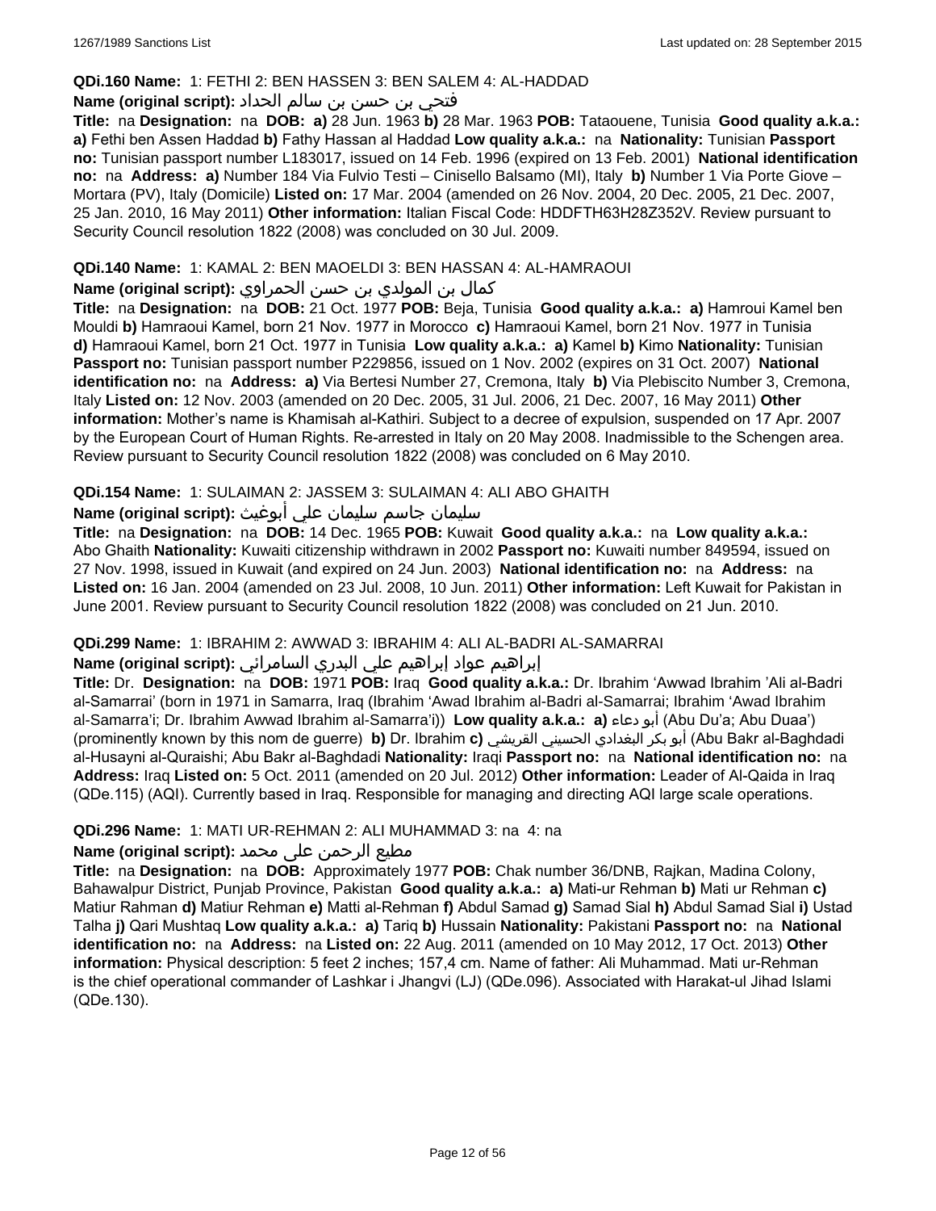**QDi.160 Name:** 1: FETHI 2: BEN HASSEN 3: BEN SALEM 4: AL-HADDAD

**Name (original script):** فتحي بن حسن بن سالم الحداد

**Title:** na **Designation:** na **DOB:** **a)** 28 Jun. 1963 **b)** 28 Mar. 1963 **POB:** Tataouene, Tunisia **Good quality a.k.a.:** **a)** Fethi ben Assen Haddad **b)** Fathy Hassan al Haddad **Low quality a.k.a.:** na **Nationality:** Tunisian **Passport no:** Tunisian passport number L183017, issued on 14 Feb. 1996 (expired on 13 Feb. 2001) **National identification no:** na **Address:** **a)** Number 184 Via Fulvio Testi – Cinisello Balsamo (MI), Italy **b)** Number 1 Via Porte Giove – Mortara (PV), Italy (Domicile) **Listed on:** 17 Mar. 2004 (amended on 26 Nov. 2004, 20 Dec. 2005, 21 Dec. 2007, 25 Jan. 2010, 16 May 2011) **Other information:** Italian Fiscal Code: HDDFTH63H28Z352V. Review pursuant to Security Council resolution 1822 (2008) was concluded on 30 Jul. 2009.

**QDi.140 Name:** 1: KAMAL 2: BEN MAOELDI 3: BEN HASSAN 4: AL-HAMRAOUI

**Name (original script):** كمال بن المولدي بن حسن الحمراوي

**Title:** na **Designation:** na **DOB:** 21 Oct. 1977 **POB:** Beja, Tunisia **Good quality a.k.a.:** **a)** Hamroui Kamel ben Mouldi **b)** Hamraoui Kamel, born 21 Nov. 1977 in Morocco **c)** Hamraoui Kamel, born 21 Nov. 1977 in Tunisia **d)** Hamraoui Kamel, born 21 Oct. 1977 in Tunisia **Low quality a.k.a.:** **a)** Kamel **b)** Kimo **Nationality:** Tunisian **Passport no:** Tunisian passport number P229856, issued on 1 Nov. 2002 (expires on 31 Oct. 2007) **National identification no:** na **Address:** **a)** Via Bertesi Number 27, Cremona, Italy **b)** Via Plebiscito Number 3, Cremona, Italy **Listed on:** 12 Nov. 2003 (amended on 20 Dec. 2005, 31 Jul. 2006, 21 Dec. 2007, 16 May 2011) **Other information:** Mother's name is Khamisah al-Kathiri. Subject to a decree of expulsion, suspended on 17 Apr. 2007 by the European Court of Human Rights. Re-arrested in Italy on 20 May 2008. Inadmissible to the Schengen area. Review pursuant to Security Council resolution 1822 (2008) was concluded on 6 May 2010.

**QDi.154 Name:** 1: SULAIMAN 2: JASSEM 3: SULAIMAN 4: ALI ABO GHAITH

**Name (original script):** سليمان جاسم سليمان علي أبوغيث

**Title:** na **Designation:** na **DOB:** 14 Dec. 1965 **POB:** Kuwait **Good quality a.k.a.:** na **Low quality a.k.a.:** Abo Ghaith **Nationality:** Kuwaiti citizenship withdrawn in 2002 **Passport no:** Kuwaiti number 849594, issued on 27 Nov. 1998, issued in Kuwait (and expired on 24 Jun. 2003) **National identification no:** na **Address:** na **Listed on:** 16 Jan. 2004 (amended on 23 Jul. 2008, 10 Jun. 2011) **Other information:** Left Kuwait for Pakistan in June 2001. Review pursuant to Security Council resolution 1822 (2008) was concluded on 21 Jun. 2010.

**QDi.299 Name:** 1: IBRAHIM 2: AWWAD 3: IBRAHIM 4: ALI AL-BADRI AL-SAMARRAI

**Name (original script):** إبراهيم عواد إبراهيم علي البدري السامرائي

**Title:** Dr. **Designation:** na **DOB:** 1971 **POB:** Iraq **Good quality a.k.a.:** Dr. Ibrahim 'Awwad Ibrahim 'Ali al-Badri al-Samarrai' (born in 1971 in Samarra, Iraq (Ibrahim 'Awad Ibrahim al-Badri al-Samarrai; Ibrahim 'Awad Ibrahim al-Samarra'i; Dr. Ibrahim Awwad Ibrahim al-Samarra'i)) **Low quality a.k.a.:** **a)** أبو دعاء (Abu Du'a; Abu Duaa') (prominently known by this nom de guerre) **b)** Dr. Ibrahim **c)** أبو بكر البغدادي الحسيني القريشي (Abu Bakr al-Baghdadi al-Husayni al-Quraishi; Abu Bakr al-Baghdadi **Nationality:** Iraqi **Passport no:** na **National identification no:** na **Address:** Iraq **Listed on:** 5 Oct. 2011 (amended on 20 Jul. 2012) **Other information:** Leader of Al-Qaida in Iraq (QDe.115) (AQI). Currently based in Iraq. Responsible for managing and directing AQI large scale operations.

**QDi.296 Name:** 1: MATI UR-REHMAN 2: ALI MUHAMMAD 3: na 4: na

**Name (original script):** مطيع الرحمن علی محمد

**Title:** na **Designation:** na **DOB:** Approximately 1977 **POB:** Chak number 36/DNB, Rajkan, Madina Colony, Bahawalpur District, Punjab Province, Pakistan **Good quality a.k.a.:** **a)** Mati-ur Rehman **b)** Mati ur Rehman **c)** Matiur Rahman **d)** Matiur Rehman **e)** Matti al-Rehman **f)** Abdul Samad **g)** Samad Sial **h)** Abdul Samad Sial **i)** Ustad Talha **j)** Qari Mushtaq **Low quality a.k.a.:** **a)** Tariq **b)** Hussain **Nationality:** Pakistani **Passport no:** na **National identification no:** na **Address:** na **Listed on:** 22 Aug. 2011 (amended on 10 May 2012, 17 Oct. 2013) **Other information:** Physical description: 5 feet 2 inches; 157,4 cm. Name of father: Ali Muhammad. Mati ur-Rehman is the chief operational commander of Lashkar i Jhangvi (LJ) (QDe.096). Associated with Harakat-ul Jihad Islami (QDe.130).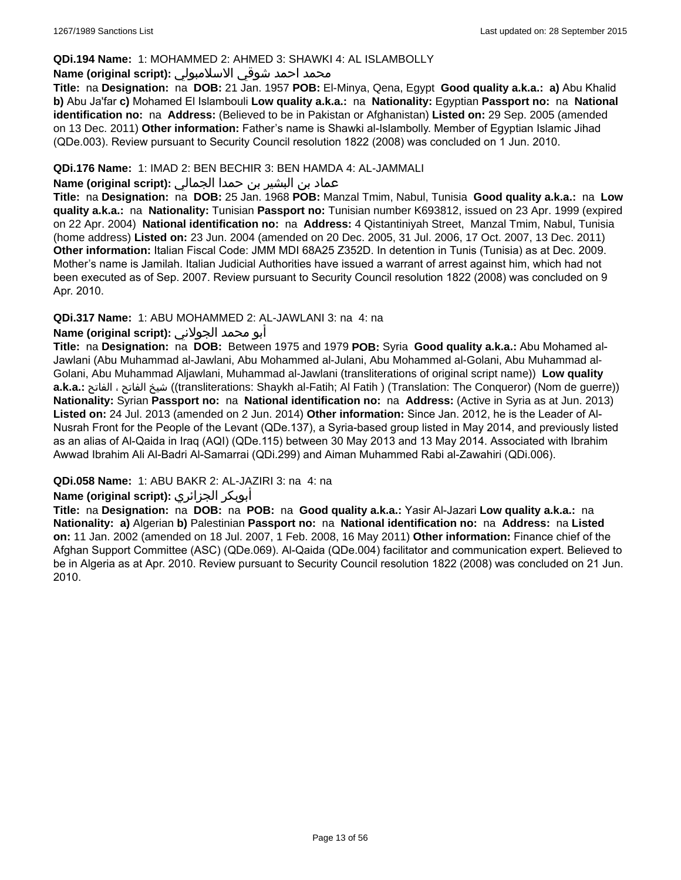**QDi.194 Name:** 1: MOHAMMED 2: AHMED 3: SHAWKI 4: AL ISLAMBOLLY

**Name (original script):** محمد احمد شوقي الاسلامبولي

**Title:** na **Designation:** na **DOB:** 21 Jan. 1957 **POB:** El-Minya, Qena, Egypt **Good quality a.k.a.:** **a)** Abu Khalid **b)** Abu Ja'far **c)** Mohamed El Islambouli **Low quality a.k.a.:** na **Nationality:** Egyptian **Passport no:** na **National identification no:** na **Address:** (Believed to be in Pakistan or Afghanistan) **Listed on:** 29 Sep. 2005 (amended on 13 Dec. 2011) **Other information:** Father's name is Shawki al-Islambolly. Member of Egyptian Islamic Jihad (QDe.003). Review pursuant to Security Council resolution 1822 (2008) was concluded on 1 Jun. 2010.

**QDi.176 Name:** 1: IMAD 2: BEN BECHIR 3: BEN HAMDA 4: AL-JAMMALI

**Name (original script):** عماد بن البشير بن حمدا الجمالي

**Title:** na **Designation:** na **DOB:** 25 Jan. 1968 **POB:** Manzal Tmim, Nabul, Tunisia **Good quality a.k.a.:** na **Low quality a.k.a.:** na **Nationality:** Tunisian **Passport no:** Tunisian number K693812, issued on 23 Apr. 1999 (expired on 22 Apr. 2004) **National identification no:** na **Address:** 4 Qistantiniyah Street, Manzal Tmim, Nabul, Tunisia (home address) **Listed on:** 23 Jun. 2004 (amended on 20 Dec. 2005, 31 Jul. 2006, 17 Oct. 2007, 13 Dec. 2011) **Other information:** Italian Fiscal Code: JMM MDI 68A25 Z352D. In detention in Tunis (Tunisia) as at Dec. 2009. Mother's name is Jamilah. Italian Judicial Authorities have issued a warrant of arrest against him, which had not been executed as of Sep. 2007. Review pursuant to Security Council resolution 1822 (2008) was concluded on 9 Apr. 2010.

**QDi.317 Name:** 1: ABU MOHAMMED 2: AL-JAWLANI 3: na 4: na

**Name (original script):** أبو محمد الجولاني

**Title:** na **Designation:** na **DOB:** Between 1975 and 1979 **POB:** Syria **Good quality a.k.a.:** Abu Mohamed al-Jawlani (Abu Muhammad al-Jawlani, Abu Mohammed al-Julani, Abu Mohammed al-Golani, Abu Muhammad al-Golani, Abu Muhammad Aljawlani, Muhammad al-Jawlani (transliterations of original script name)) **Low quality a.k.a.:** شيخ الفاتح ، الفاتح ((transliterations: Shaykh al-Fatih; Al Fatih ) (Translation: The Conqueror) (Nom de guerre)) **Nationality:** Syrian **Passport no:** na **National identification no:** na **Address:** (Active in Syria as at Jun. 2013) **Listed on:** 24 Jul. 2013 (amended on 2 Jun. 2014) **Other information:** Since Jan. 2012, he is the Leader of Al-Nusrah Front for the People of the Levant (QDe.137), a Syria-based group listed in May 2014, and previously listed as an alias of Al-Qaida in Iraq (AQI) (QDe.115) between 30 May 2013 and 13 May 2014. Associated with Ibrahim Awwad Ibrahim Ali Al-Badri Al-Samarrai (QDi.299) and Aiman Muhammed Rabi al-Zawahiri (QDi.006).

**QDi.058 Name:** 1: ABU BAKR 2: AL-JAZIRI 3: na 4: na

**Name (original script):** أبوبكر الجزائري

**Title:** na **Designation:** na **DOB:** na **POB:** na **Good quality a.k.a.:** Yasir Al-Jazari **Low quality a.k.a.:** na **Nationality:** **a)** Algerian **b)** Palestinian **Passport no:** na **National identification no:** na **Address:** na **Listed on:** 11 Jan. 2002 (amended on 18 Jul. 2007, 1 Feb. 2008, 16 May 2011) **Other information:** Finance chief of the Afghan Support Committee (ASC) (QDe.069). Al-Qaida (QDe.004) facilitator and communication expert. Believed to be in Algeria as at Apr. 2010. Review pursuant to Security Council resolution 1822 (2008) was concluded on 21 Jun. 2010.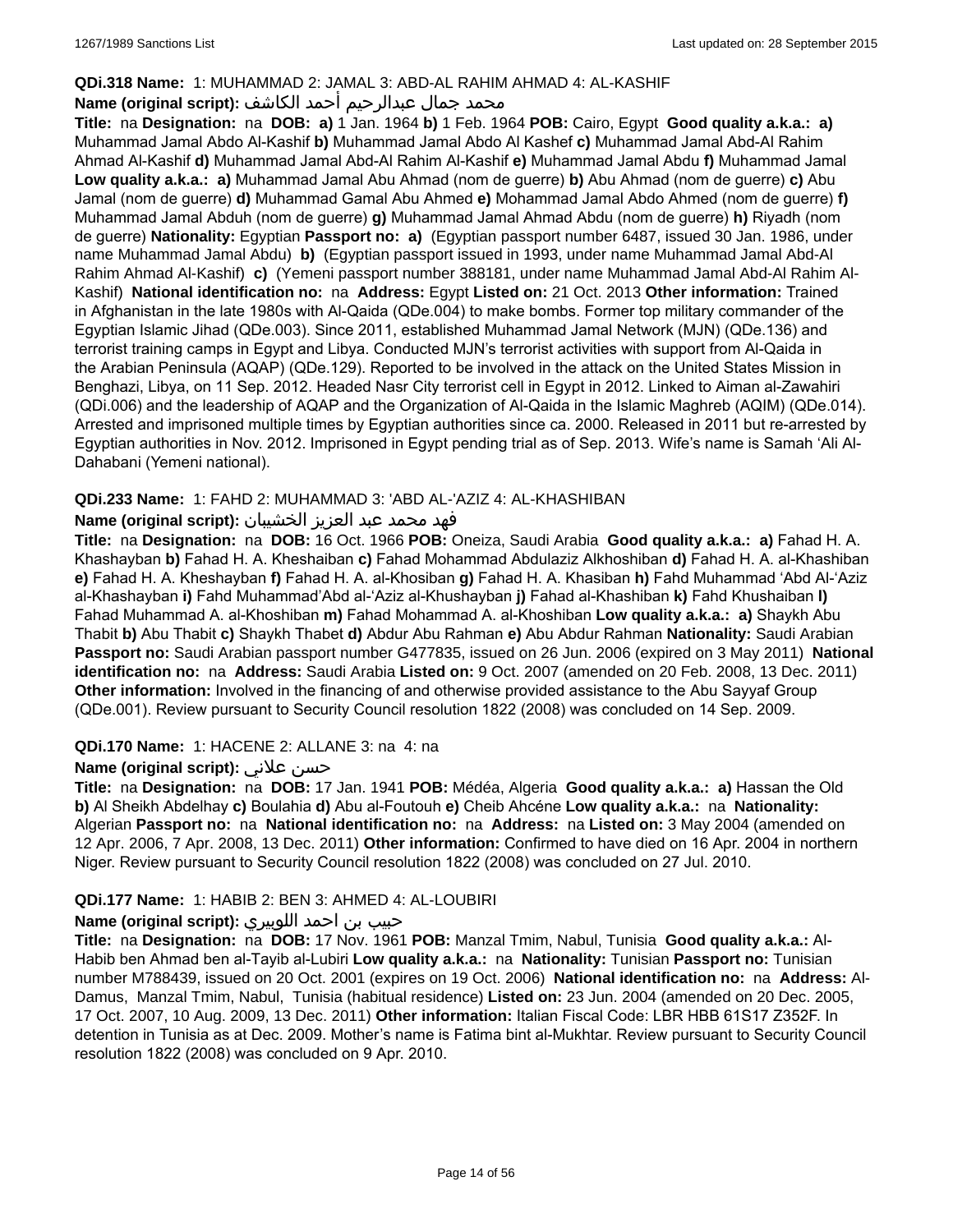**QDi.318 Name:** 1: MUHAMMAD 2: JAMAL 3: ABD-AL RAHIM AHMAD 4: AL-KASHIF

**Name (original script):** محمد جمال عبدالرحيم أحمد الكاشف

**Title:** na **Designation:** na **DOB:** **a)** 1 Jan. 1964 **b)** 1 Feb. 1964 **POB:** Cairo, Egypt **Good quality a.k.a.:** **a)** Muhammad Jamal Abdo Al-Kashif **b)** Muhammad Jamal Abdo Al Kashef **c)** Muhammad Jamal Abd-Al Rahim Ahmad Al-Kashif **d)** Muhammad Jamal Abd-Al Rahim Al-Kashif **e)** Muhammad Jamal Abdu **f)** Muhammad Jamal **Low quality a.k.a.:** **a)** Muhammad Jamal Abu Ahmad (nom de guerre) **b)** Abu Ahmad (nom de guerre) **c)** Abu Jamal (nom de guerre) **d)** Muhammad Gamal Abu Ahmed **e)** Mohammad Jamal Abdo Ahmed (nom de guerre) **f)** Muhammad Jamal Abduh (nom de guerre) **g)** Muhammad Jamal Ahmad Abdu (nom de guerre) **h)** Riyadh (nom de guerre) **Nationality:** Egyptian **Passport no:** **a)** (Egyptian passport number 6487, issued 30 Jan. 1986, under name Muhammad Jamal Abdu) **b)** (Egyptian passport issued in 1993, under name Muhammad Jamal Abd-Al Rahim Ahmad Al-Kashif) **c)** (Yemeni passport number 388181, under name Muhammad Jamal Abd-Al Rahim Al-Kashif) **National identification no:** na **Address:** Egypt **Listed on:** 21 Oct. 2013 **Other information:** Trained in Afghanistan in the late 1980s with Al-Qaida (QDe.004) to make bombs. Former top military commander of the Egyptian Islamic Jihad (QDe.003). Since 2011, established Muhammad Jamal Network (MJN) (QDe.136) and terrorist training camps in Egypt and Libya. Conducted MJN's terrorist activities with support from Al-Qaida in the Arabian Peninsula (AQAP) (QDe.129). Reported to be involved in the attack on the United States Mission in Benghazi, Libya, on 11 Sep. 2012. Headed Nasr City terrorist cell in Egypt in 2012. Linked to Aiman al-Zawahiri (QDi.006) and the leadership of AQAP and the Organization of Al-Qaida in the Islamic Maghreb (AQIM) (QDe.014). Arrested and imprisoned multiple times by Egyptian authorities since ca. 2000. Released in 2011 but re-arrested by Egyptian authorities in Nov. 2012. Imprisoned in Egypt pending trial as of Sep. 2013. Wife's name is Samah 'Ali Al-Dahabani (Yemeni national).

**QDi.233 Name:** 1: FAHD 2: MUHAMMAD 3: 'ABD AL-'AZIZ 4: AL-KHASHIBAN

**Name (original script):** فهد محمد عبد العزيز الخشيبان

**Title:** na **Designation:** na **DOB:** 16 Oct. 1966 **POB:** Oneiza, Saudi Arabia **Good quality a.k.a.:** **a)** Fahad H. A. Khashayban **b)** Fahad H. A. Kheshaiban **c)** Fahad Mohammad Abdulaziz Alkhoshiban **d)** Fahad H. A. al-Khashiban **e)** Fahad H. A. Kheshayban **f)** Fahad H. A. al-Khosiban **g)** Fahad H. A. Khasiban **h)** Fahd Muhammad 'Abd Al-'Aziz al-Khashayban **i)** Fahd Muhammad'Abd al-'Aziz al-Khushayban **j)** Fahad al-Khashiban **k)** Fahd Khushaiban **l)** Fahad Muhammad A. al-Khoshiban **m)** Fahad Mohammad A. al-Khoshiban **Low quality a.k.a.:** **a)** Shaykh Abu Thabit **b)** Abu Thabit **c)** Shaykh Thabet **d)** Abdur Abu Rahman **e)** Abu Abdur Rahman **Nationality:** Saudi Arabian **Passport no:** Saudi Arabian passport number G477835, issued on 26 Jun. 2006 (expired on 3 May 2011) **National identification no:** na **Address:** Saudi Arabia **Listed on:** 9 Oct. 2007 (amended on 20 Feb. 2008, 13 Dec. 2011) **Other information:** Involved in the financing of and otherwise provided assistance to the Abu Sayyaf Group (QDe.001). Review pursuant to Security Council resolution 1822 (2008) was concluded on 14 Sep. 2009.

**QDi.170 Name:** 1: HACENE 2: ALLANE 3: na 4: na

**Name (original script):** حسن علاني

**Title:** na **Designation:** na **DOB:** 17 Jan. 1941 **POB:** Médéa, Algeria **Good quality a.k.a.:** **a)** Hassan the Old **b)** Al Sheikh Abdelhay **c)** Boulahia **d)** Abu al-Foutouh **e)** Cheib Ahcéne **Low quality a.k.a.:** na **Nationality:** Algerian **Passport no:** na **National identification no:** na **Address:** na **Listed on:** 3 May 2004 (amended on 12 Apr. 2006, 7 Apr. 2008, 13 Dec. 2011) **Other information:** Confirmed to have died on 16 Apr. 2004 in northern Niger. Review pursuant to Security Council resolution 1822 (2008) was concluded on 27 Jul. 2010.

**QDi.177 Name:** 1: HABIB 2: BEN 3: AHMED 4: AL-LOUBIRI

**Name (original script):** حبيب بن احمد اللوبيري

**Title:** na **Designation:** na **DOB:** 17 Nov. 1961 **POB:** Manzal Tmim, Nabul, Tunisia **Good quality a.k.a.:** Al-Habib ben Ahmad ben al-Tayib al-Lubiri **Low quality a.k.a.:** na **Nationality:** Tunisian **Passport no:** Tunisian number M788439, issued on 20 Oct. 2001 (expires on 19 Oct. 2006) **National identification no:** na **Address:** Al-Damus, Manzal Tmim, Nabul, Tunisia (habitual residence) **Listed on:** 23 Jun. 2004 (amended on 20 Dec. 2005, 17 Oct. 2007, 10 Aug. 2009, 13 Dec. 2011) **Other information:** Italian Fiscal Code: LBR HBB 61S17 Z352F. In detention in Tunisia as at Dec. 2009. Mother's name is Fatima bint al-Mukhtar. Review pursuant to Security Council resolution 1822 (2008) was concluded on 9 Apr. 2010.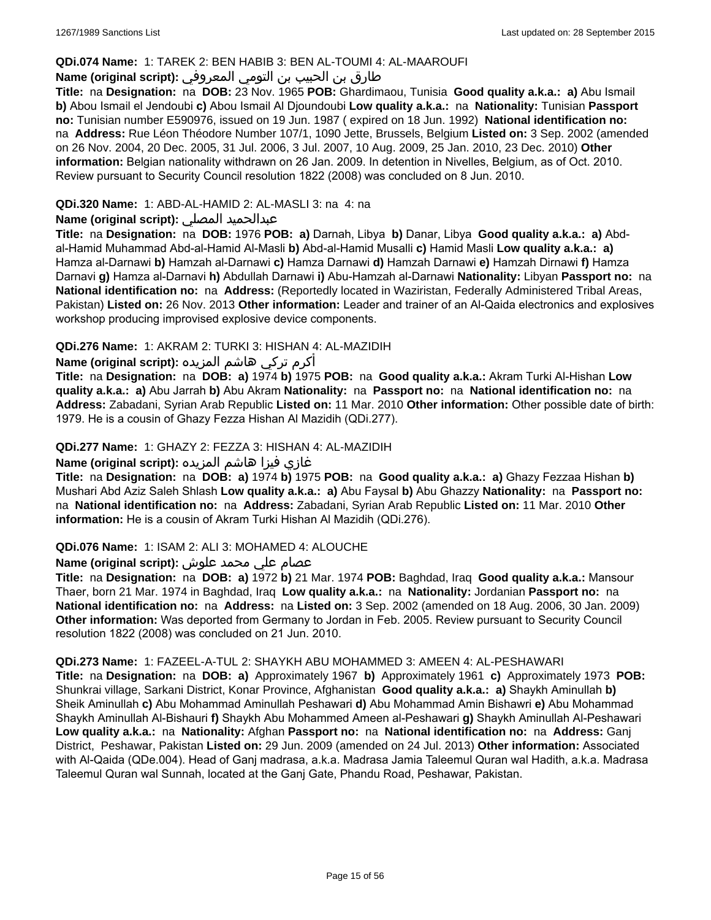**QDi.074 Name:** 1: TAREK 2: BEN HABIB 3: BEN AL-TOUMI 4: AL-MAAROUFI

**Name (original script):** طارق بن الحبيب بن التومي المعروفي

**Title:** na **Designation:** na **DOB:** 23 Nov. 1965 **POB:** Ghardimaou, Tunisia **Good quality a.k.a.: a)** Abu Ismail **b)** Abou Ismail el Jendoubi **c)** Abou Ismail Al Djoundoubi **Low quality a.k.a.:** na **Nationality:** Tunisian **Passport no:** Tunisian number E590976, issued on 19 Jun. 1987 ( expired on 18 Jun. 1992) **National identification no:** na **Address:** Rue Léon Théodore Number 107/1, 1090 Jette, Brussels, Belgium **Listed on:** 3 Sep. 2002 (amended on 26 Nov. 2004, 20 Dec. 2005, 31 Jul. 2006, 3 Jul. 2007, 10 Aug. 2009, 25 Jan. 2010, 23 Dec. 2010) **Other information:** Belgian nationality withdrawn on 26 Jan. 2009. In detention in Nivelles, Belgium, as of Oct. 2010. Review pursuant to Security Council resolution 1822 (2008) was concluded on 8 Jun. 2010.

**QDi.320 Name:** 1: ABD-AL-HAMID 2: AL-MASLI 3: na 4: na

**Name (original script):** عبدالحميد المصلي

**Title:** na **Designation:** na **DOB:** 1976 **POB: a)** Darnah, Libya **b)** Danar, Libya **Good quality a.k.a.: a)** Abd-al-Hamid Muhammad Abd-al-Hamid Al-Masli **b)** Abd-al-Hamid Musalli **c)** Hamid Masli **Low quality a.k.a.: a)** Hamza al-Darnawi **b)** Hamzah al-Darnawi **c)** Hamza Darnawi **d)** Hamzah Darnawi **e)** Hamzah Dirnawi **f)** Hamza Darnavi **g)** Hamza al-Darnavi **h)** Abdullah Darnawi **i)** Abu-Hamzah al-Darnawi **Nationality:** Libyan **Passport no:** na **National identification no:** na **Address:** (Reportedly located in Waziristan, Federally Administered Tribal Areas, Pakistan) **Listed on:** 26 Nov. 2013 **Other information:** Leader and trainer of an Al-Qaida electronics and explosives workshop producing improvised explosive device components.

**QDi.276 Name:** 1: AKRAM 2: TURKI 3: HISHAN 4: AL-MAZIDIH

**Name (original script):** أكرم تركي هاشم المزيده

**Title:** na **Designation:** na **DOB: a)** 1974 **b)** 1975 **POB:** na **Good quality a.k.a.:** Akram Turki Al-Hishan **Low quality a.k.a.: a)** Abu Jarrah **b)** Abu Akram **Nationality:** na **Passport no:** na **National identification no:** na **Address:** Zabadani, Syrian Arab Republic **Listed on:** 11 Mar. 2010 **Other information:** Other possible date of birth: 1979. He is a cousin of Ghazy Fezza Hishan Al Mazidih (QDi.277).

**QDi.277 Name:** 1: GHAZY 2: FEZZA 3: HISHAN 4: AL-MAZIDIH

**Name (original script):** غازي فيزا هاشم المزيده

**Title:** na **Designation:** na **DOB: a)** 1974 **b)** 1975 **POB:** na **Good quality a.k.a.: a)** Ghazy Fezzaa Hishan **b)** Mushari Abd Aziz Saleh Shlash **Low quality a.k.a.: a)** Abu Faysal **b)** Abu Ghazzy **Nationality:** na **Passport no:** na **National identification no:** na **Address:** Zabadani, Syrian Arab Republic **Listed on:** 11 Mar. 2010 **Other information:** He is a cousin of Akram Turki Hishan Al Mazidih (QDi.276).

**QDi.076 Name:** 1: ISAM 2: ALI 3: MOHAMED 4: ALOUCHE

**Name (original script):** عصام علي محمد علوش

**Title:** na **Designation:** na **DOB: a)** 1972 **b)** 21 Mar. 1974 **POB:** Baghdad, Iraq **Good quality a.k.a.:** Mansour Thaer, born 21 Mar. 1974 in Baghdad, Iraq **Low quality a.k.a.:** na **Nationality:** Jordanian **Passport no:** na **National identification no:** na **Address:** na **Listed on:** 3 Sep. 2002 (amended on 18 Aug. 2006, 30 Jan. 2009) **Other information:** Was deported from Germany to Jordan in Feb. 2005. Review pursuant to Security Council resolution 1822 (2008) was concluded on 21 Jun. 2010.

**QDi.273 Name:** 1: FAZEEL-A-TUL 2: SHAYKH ABU MOHAMMED 3: AMEEN 4: AL-PESHAWARI

**Title:** na **Designation:** na **DOB: a)** Approximately 1967 **b)** Approximately 1961 **c)** Approximately 1973 **POB:** Shunkrai village, Sarkani District, Konar Province, Afghanistan **Good quality a.k.a.: a)** Shaykh Aminullah **b)** Sheik Aminullah **c)** Abu Mohammad Aminullah Peshawari **d)** Abu Mohammad Amin Bishawri **e)** Abu Mohammad Shaykh Aminullah Al-Bishauri **f)** Shaykh Abu Mohammed Ameen al-Peshawari **g)** Shaykh Aminullah Al-Peshawari **Low quality a.k.a.:** na **Nationality:** Afghan **Passport no:** na **National identification no:** na **Address:** Ganj District, Peshawar, Pakistan **Listed on:** 29 Jun. 2009 (amended on 24 Jul. 2013) **Other information:** Associated with Al-Qaida (QDe.004). Head of Ganj madrasa, a.k.a. Madrasa Jamia Taleemul Quran wal Hadith, a.k.a. Madrasa Taleemul Quran wal Sunnah, located at the Ganj Gate, Phandu Road, Peshawar, Pakistan.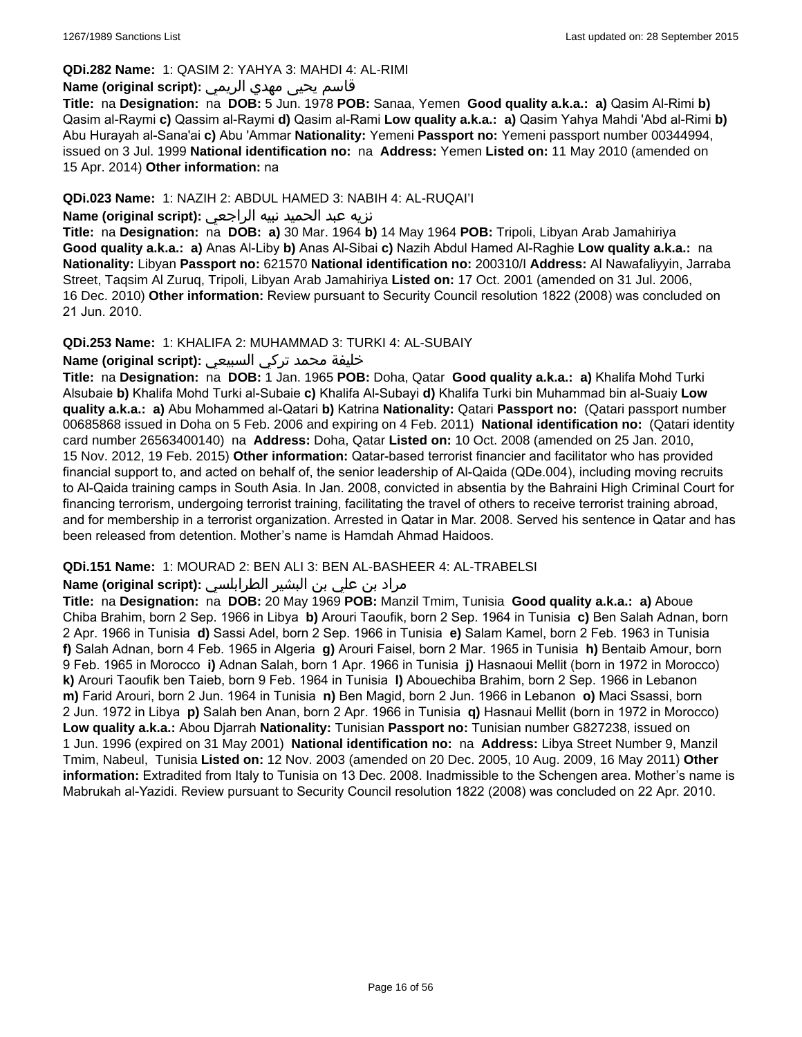**QDi.282 Name:** 1: QASIM 2: YAHYA 3: MAHDI 4: AL-RIMI

**Name (original script):** قاسم يحيى مهدي الريمي

**Title:** na **Designation:** na **DOB:** 5 Jun. 1978 **POB:** Sanaa, Yemen **Good quality a.k.a.:** **a)** Qasim Al-Rimi **b)** Qasim al-Raymi **c)** Qassim al-Raymi **d)** Qasim al-Rami **Low quality a.k.a.:** **a)** Qasim Yahya Mahdi 'Abd al-Rimi **b)** Abu Hurayah al-Sana'ai **c)** Abu 'Ammar **Nationality:** Yemeni **Passport no:** Yemeni passport number 00344994, issued on 3 Jul. 1999 **National identification no:** na **Address:** Yemen **Listed on:** 11 May 2010 (amended on 15 Apr. 2014) **Other information:** na

**QDi.023 Name:** 1: NAZIH 2: ABDUL HAMED 3: NABIH 4: AL-RUQAI'I

**Name (original script):** نزيه عبد الحميد نبيه الراجعي

**Title:** na **Designation:** na **DOB:** **a)** 30 Mar. 1964 **b)** 14 May 1964 **POB:** Tripoli, Libyan Arab Jamahiriya **Good quality a.k.a.:** **a)** Anas Al-Liby **b)** Anas Al-Sibai **c)** Nazih Abdul Hamed Al-Raghie **Low quality a.k.a.:** na **Nationality:** Libyan **Passport no:** 621570 **National identification no:** 200310/I **Address:** Al Nawafaliyyin, Jarraba Street, Taqsim Al Zuruq, Tripoli, Libyan Arab Jamahiriya **Listed on:** 17 Oct. 2001 (amended on 31 Jul. 2006, 16 Dec. 2010) **Other information:** Review pursuant to Security Council resolution 1822 (2008) was concluded on 21 Jun. 2010.

**QDi.253 Name:** 1: KHALIFA 2: MUHAMMAD 3: TURKI 4: AL-SUBAIY

**Name (original script):** خليفة محمد تركي السبيعي

**Title:** na **Designation:** na **DOB:** 1 Jan. 1965 **POB:** Doha, Qatar **Good quality a.k.a.:** **a)** Khalifa Mohd Turki Alsubaie **b)** Khalifa Mohd Turki al-Subaie **c)** Khalifa Al-Subayi **d)** Khalifa Turki bin Muhammad bin al-Suaiy **Low quality a.k.a.:** **a)** Abu Mohammed al-Qatari **b)** Katrina **Nationality:** Qatari **Passport no:** (Qatari passport number 00685868 issued in Doha on 5 Feb. 2006 and expiring on 4 Feb. 2011) **National identification no:** (Qatari identity card number 26563400140) na **Address:** Doha, Qatar **Listed on:** 10 Oct. 2008 (amended on 25 Jan. 2010, 15 Nov. 2012, 19 Feb. 2015) **Other information:** Qatar-based terrorist financier and facilitator who has provided financial support to, and acted on behalf of, the senior leadership of Al-Qaida (QDe.004), including moving recruits to Al-Qaida training camps in South Asia. In Jan. 2008, convicted in absentia by the Bahraini High Criminal Court for financing terrorism, undergoing terrorist training, facilitating the travel of others to receive terrorist training abroad, and for membership in a terrorist organization. Arrested in Qatar in Mar. 2008. Served his sentence in Qatar and has been released from detention. Mother's name is Hamdah Ahmad Haidoos.

**QDi.151 Name:** 1: MOURAD 2: BEN ALI 3: BEN AL-BASHEER 4: AL-TRABELSI

**Name (original script):** مراد بن علي بن البشير الطرابلسي

**Title:** na **Designation:** na **DOB:** 20 May 1969 **POB:** Manzil Tmim, Tunisia **Good quality a.k.a.:** **a)** Aboue Chiba Brahim, born 2 Sep. 1966 in Libya **b)** Arouri Taoufik, born 2 Sep. 1964 in Tunisia **c)** Ben Salah Adnan, born 2 Apr. 1966 in Tunisia **d)** Sassi Adel, born 2 Sep. 1966 in Tunisia **e)** Salam Kamel, born 2 Feb. 1963 in Tunisia **f)** Salah Adnan, born 4 Feb. 1965 in Algeria **g)** Arouri Faisel, born 2 Mar. 1965 in Tunisia **h)** Bentaib Amour, born 9 Feb. 1965 in Morocco **i)** Adnan Salah, born 1 Apr. 1966 in Tunisia **j)** Hasnaoui Mellit (born in 1972 in Morocco) **k)** Arouri Taoufik ben Taieb, born 9 Feb. 1964 in Tunisia **l)** Abouechiba Brahim, born 2 Sep. 1966 in Lebanon **m)** Farid Arouri, born 2 Jun. 1964 in Tunisia **n)** Ben Magid, born 2 Jun. 1966 in Lebanon **o)** Maci Ssassi, born 2 Jun. 1972 in Libya **p)** Salah ben Anan, born 2 Apr. 1966 in Tunisia **q)** Hasnaui Mellit (born in 1972 in Morocco) **Low quality a.k.a.:** Abou Djarrah **Nationality:** Tunisian **Passport no:** Tunisian number G827238, issued on 1 Jun. 1996 (expired on 31 May 2001) **National identification no:** na **Address:** Libya Street Number 9, Manzil Tmim, Nabeul, Tunisia **Listed on:** 12 Nov. 2003 (amended on 20 Dec. 2005, 10 Aug. 2009, 16 May 2011) **Other information:** Extradited from Italy to Tunisia on 13 Dec. 2008. Inadmissible to the Schengen area. Mother's name is Mabrukah al-Yazidi. Review pursuant to Security Council resolution 1822 (2008) was concluded on 22 Apr. 2010.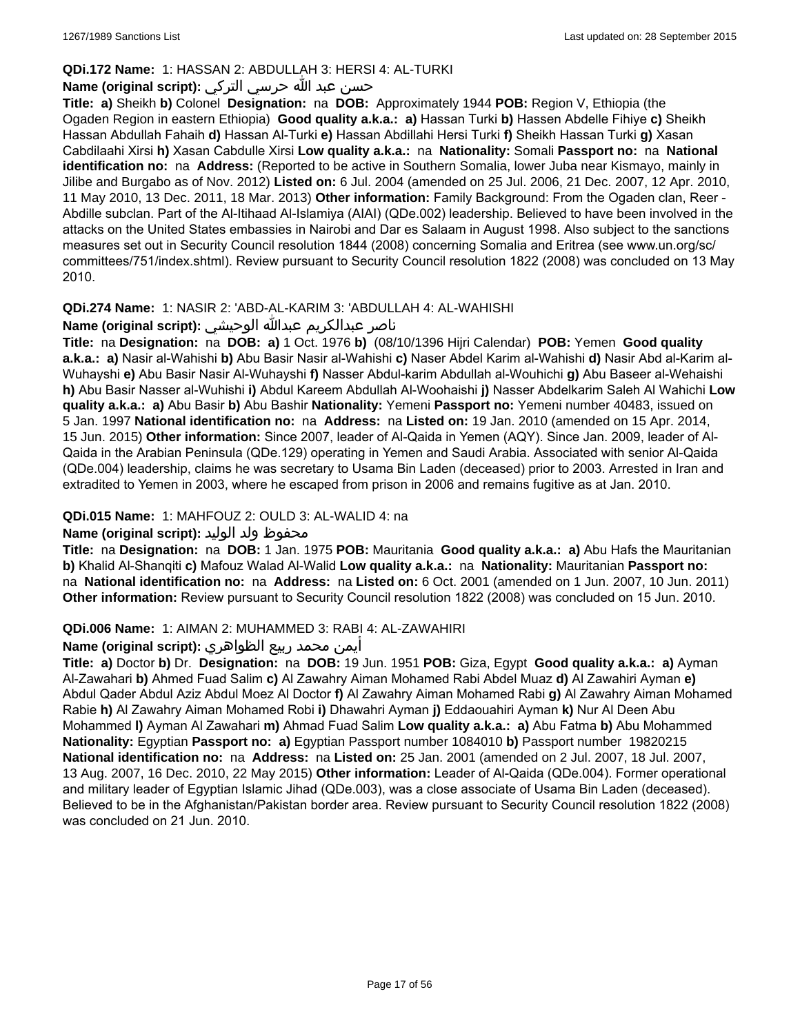**QDi.172 Name:** 1: HASSAN 2: ABDULLAH 3: HERSI 4: AL-TURKI

**Name (original script):** حسن عبد الله حرسي التركي

**Title:** **a)** Sheikh **b)** Colonel **Designation:** na **DOB:** Approximately 1944 **POB:** Region V, Ethiopia (the Ogaden Region in eastern Ethiopia) **Good quality a.k.a.:** **a)** Hassan Turki **b)** Hassen Abdelle Fihiye **c)** Sheikh Hassan Abdullah Fahaih **d)** Hassan Al-Turki **e)** Hassan Abdillahi Hersi Turki **f)** Sheikh Hassan Turki **g)** Xasan Cabdilaahi Xirsi **h)** Xasan Cabdulle Xirsi **Low quality a.k.a.:** na **Nationality:** Somali **Passport no:** na **National identification no:** na **Address:** (Reported to be active in Southern Somalia, lower Juba near Kismayo, mainly in Jilibe and Burgabo as of Nov. 2012) **Listed on:** 6 Jul. 2004 (amended on 25 Jul. 2006, 21 Dec. 2007, 12 Apr. 2010, 11 May 2010, 13 Dec. 2011, 18 Mar. 2013) **Other information:** Family Background: From the Ogaden clan, Reer - Abdille subclan. Part of the Al-Itihaad Al-Islamiya (AIAI) (QDe.002) leadership. Believed to have been involved in the attacks on the United States embassies in Nairobi and Dar es Salaam in August 1998. Also subject to the sanctions measures set out in Security Council resolution 1844 (2008) concerning Somalia and Eritrea (see www.un.org/sc/committees/751/index.shtml). Review pursuant to Security Council resolution 1822 (2008) was concluded on 13 May 2010.

**QDi.274 Name:** 1: NASIR 2: 'ABD-AL-KARIM 3: 'ABDULLAH 4: AL-WAHISHI

**Name (original script):** ناصر عبدالكريم عبدالله الوحيشي

**Title:** na **Designation:** na **DOB:** **a)** 1 Oct. 1976 **b)** (08/10/1396 Hijri Calendar) **POB:** Yemen **Good quality a.k.a.:** **a)** Nasir al-Wahishi **b)** Abu Basir Nasir al-Wahishi **c)** Naser Abdel Karim al-Wahishi **d)** Nasir Abd al-Karim al-Wuhayshi **e)** Abu Basir Nasir Al-Wuhayshi **f)** Nasser Abdul-karim Abdullah al-Wouhichi **g)** Abu Baseer al-Wehaishi **h)** Abu Basir Nasser al-Wuhishi **i)** Abdul Kareem Abdullah Al-Woohaishi **j)** Nasser Abdelkarim Saleh Al Wahichi **Low quality a.k.a.:** **a)** Abu Basir **b)** Abu Bashir **Nationality:** Yemeni **Passport no:** Yemeni number 40483, issued on 5 Jan. 1997 **National identification no:** na **Address:** na **Listed on:** 19 Jan. 2010 (amended on 15 Apr. 2014, 15 Jun. 2015) **Other information:** Since 2007, leader of Al-Qaida in Yemen (AQY). Since Jan. 2009, leader of Al-Qaida in the Arabian Peninsula (QDe.129) operating in Yemen and Saudi Arabia. Associated with senior Al-Qaida (QDe.004) leadership, claims he was secretary to Usama Bin Laden (deceased) prior to 2003. Arrested in Iran and extradited to Yemen in 2003, where he escaped from prison in 2006 and remains fugitive as at Jan. 2010.

**QDi.015 Name:** 1: MAHFOUZ 2: OULD 3: AL-WALID 4: na

**Name (original script):** محفوظ ولد الوليد

**Title:** na **Designation:** na **DOB:** 1 Jan. 1975 **POB:** Mauritania **Good quality a.k.a.:** **a)** Abu Hafs the Mauritanian **b)** Khalid Al-Shanqiti **c)** Mafouz Walad Al-Walid **Low quality a.k.a.:** na **Nationality:** Mauritanian **Passport no:** na **National identification no:** na **Address:** na **Listed on:** 6 Oct. 2001 (amended on 1 Jun. 2007, 10 Jun. 2011) **Other information:** Review pursuant to Security Council resolution 1822 (2008) was concluded on 15 Jun. 2010.

**QDi.006 Name:** 1: AIMAN 2: MUHAMMED 3: RABI 4: AL-ZAWAHIRI

**Name (original script):** أيمن محمد ربيع الظواهري

**Title:** **a)** Doctor **b)** Dr. **Designation:** na **DOB:** 19 Jun. 1951 **POB:** Giza, Egypt **Good quality a.k.a.:** **a)** Ayman Al-Zawahari **b)** Ahmed Fuad Salim **c)** Al Zawahry Aiman Mohamed Rabi Abdel Muaz **d)** Al Zawahiri Ayman **e)** Abdul Qader Abdul Aziz Abdul Moez Al Doctor **f)** Al Zawahry Aiman Mohamed Rabi **g)** Al Zawahry Aiman Mohamed Rabie **h)** Al Zawahry Aiman Mohamed Robi **i)** Dhawahri Ayman **j)** Eddaouahiri Ayman **k)** Nur Al Deen Abu Mohammed **l)** Ayman Al Zawahari **m)** Ahmad Fuad Salim **Low quality a.k.a.:** **a)** Abu Fatma **b)** Abu Mohammed **Nationality:** Egyptian **Passport no:** **a)** Egyptian Passport number 1084010 **b)** Passport number 19820215 **National identification no:** na **Address:** na **Listed on:** 25 Jan. 2001 (amended on 2 Jul. 2007, 18 Jul. 2007, 13 Aug. 2007, 16 Dec. 2010, 22 May 2015) **Other information:** Leader of Al-Qaida (QDe.004). Former operational and military leader of Egyptian Islamic Jihad (QDe.003), was a close associate of Usama Bin Laden (deceased). Believed to be in the Afghanistan/Pakistan border area. Review pursuant to Security Council resolution 1822 (2008) was concluded on 21 Jun. 2010.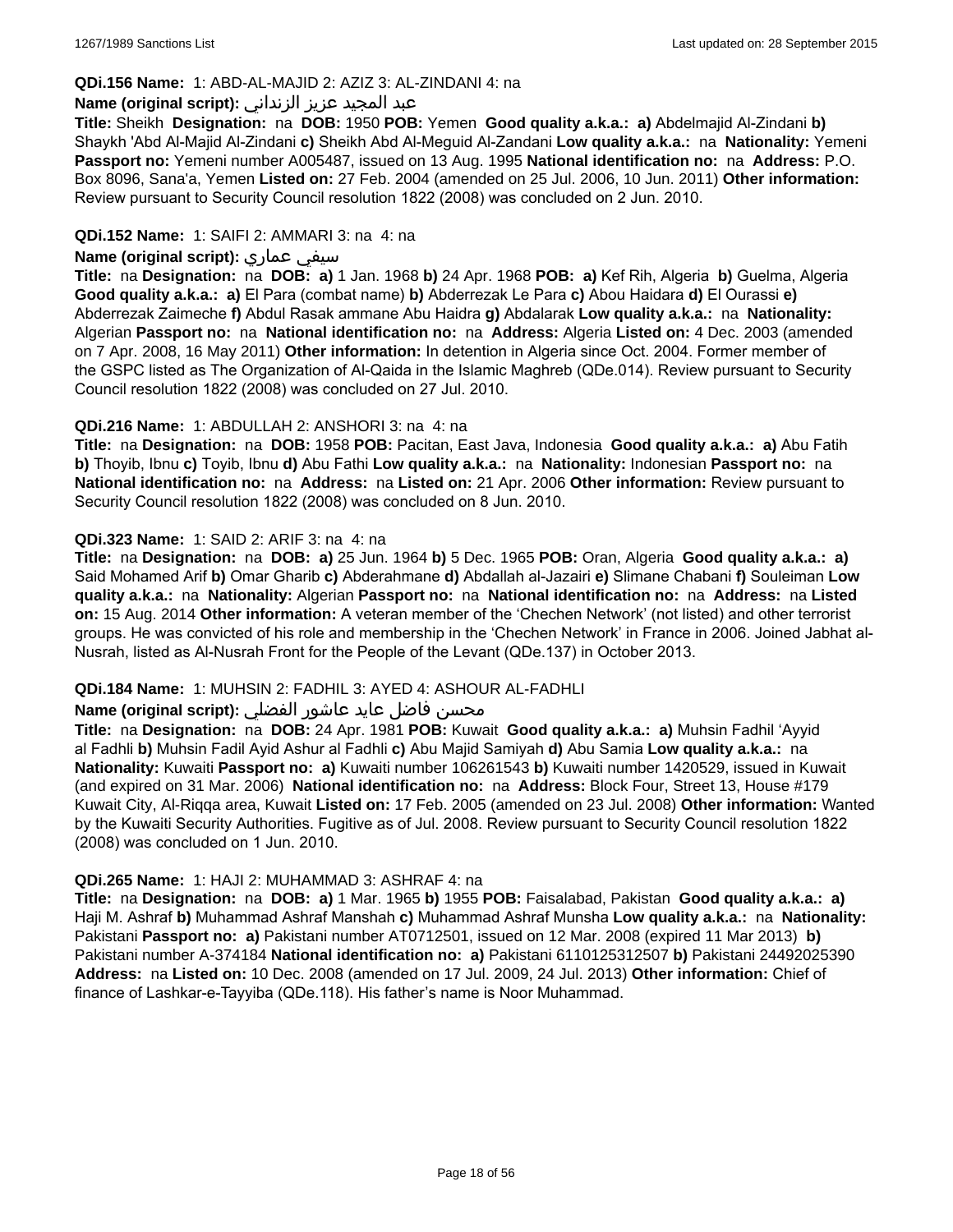**QDi.156 Name:** 1: ABD-AL-MAJID 2: AZIZ 3: AL-ZINDANI 4: na

**Name (original script):** عبد المجيد عزيز الزنداني

**Title:** Sheikh **Designation:** na **DOB:** 1950 **POB:** Yemen **Good quality a.k.a.:** **a)** Abdelmajid Al-Zindani **b)** Shaykh 'Abd Al-Majid Al-Zindani **c)** Sheikh Abd Al-Meguid Al-Zandani **Low quality a.k.a.:** na **Nationality:** Yemeni **Passport no:** Yemeni number A005487, issued on 13 Aug. 1995 **National identification no:** na **Address:** P.O. Box 8096, Sana'a, Yemen **Listed on:** 27 Feb. 2004 (amended on 25 Jul. 2006, 10 Jun. 2011) **Other information:** Review pursuant to Security Council resolution 1822 (2008) was concluded on 2 Jun. 2010.

**QDi.152 Name:** 1: SAIFI 2: AMMARI 3: na 4: na

**Name (original script):** سيفي عماري

**Title:** na **Designation:** na **DOB:** **a)** 1 Jan. 1968 **b)** 24 Apr. 1968 **POB:** **a)** Kef Rih, Algeria **b)** Guelma, Algeria **Good quality a.k.a.:** **a)** El Para (combat name) **b)** Abderrezak Le Para **c)** Abou Haidara **d)** El Ourassi **e)** Abderrezak Zaimeche **f)** Abdul Rasak ammane Abu Haidra **g)** Abdalarak **Low quality a.k.a.:** na **Nationality:** Algerian **Passport no:** na **National identification no:** na **Address:** Algeria **Listed on:** 4 Dec. 2003 (amended on 7 Apr. 2008, 16 May 2011) **Other information:** In detention in Algeria since Oct. 2004. Former member of the GSPC listed as The Organization of Al-Qaida in the Islamic Maghreb (QDe.014). Review pursuant to Security Council resolution 1822 (2008) was concluded on 27 Jul. 2010.

**QDi.216 Name:** 1: ABDULLAH 2: ANSHORI 3: na 4: na

**Title:** na **Designation:** na **DOB:** 1958 **POB:** Pacitan, East Java, Indonesia **Good quality a.k.a.:** **a)** Abu Fatih **b)** Thoyib, Ibnu **c)** Toyib, Ibnu **d)** Abu Fathi **Low quality a.k.a.:** na **Nationality:** Indonesian **Passport no:** na **National identification no:** na **Address:** na **Listed on:** 21 Apr. 2006 **Other information:** Review pursuant to Security Council resolution 1822 (2008) was concluded on 8 Jun. 2010.

**QDi.323 Name:** 1: SAID 2: ARIF 3: na 4: na

**Title:** na **Designation:** na **DOB:** **a)** 25 Jun. 1964 **b)** 5 Dec. 1965 **POB:** Oran, Algeria **Good quality a.k.a.:** **a)** Said Mohamed Arif **b)** Omar Gharib **c)** Abderahmane **d)** Abdallah al-Jazairi **e)** Slimane Chabani **f)** Souleiman **Low quality a.k.a.:** na **Nationality:** Algerian **Passport no:** na **National identification no:** na **Address:** na **Listed on:** 15 Aug. 2014 **Other information:** A veteran member of the 'Chechen Network' (not listed) and other terrorist groups. He was convicted of his role and membership in the 'Chechen Network' in France in 2006. Joined Jabhat al-Nusrah, listed as Al-Nusrah Front for the People of the Levant (QDe.137) in October 2013.

**QDi.184 Name:** 1: MUHSIN 2: FADHIL 3: AYED 4: ASHOUR AL-FADHLI

**Name (original script):** محسن فاضل عايد عاشور الفضلي

**Title:** na **Designation:** na **DOB:** 24 Apr. 1981 **POB:** Kuwait **Good quality a.k.a.:** **a)** Muhsin Fadhil 'Ayyid al Fadhli **b)** Muhsin Fadil Ayid Ashur al Fadhli **c)** Abu Majid Samiyah **d)** Abu Samia **Low quality a.k.a.:** na **Nationality:** Kuwaiti **Passport no:** **a)** Kuwaiti number 106261543 **b)** Kuwaiti number 1420529, issued in Kuwait (and expired on 31 Mar. 2006) **National identification no:** na **Address:** Block Four, Street 13, House #179 Kuwait City, Al-Riqqa area, Kuwait **Listed on:** 17 Feb. 2005 (amended on 23 Jul. 2008) **Other information:** Wanted by the Kuwaiti Security Authorities. Fugitive as of Jul. 2008. Review pursuant to Security Council resolution 1822 (2008) was concluded on 1 Jun. 2010.

**QDi.265 Name:** 1: HAJI 2: MUHAMMAD 3: ASHRAF 4: na

**Title:** na **Designation:** na **DOB:** **a)** 1 Mar. 1965 **b)** 1955 **POB:** Faisalabad, Pakistan **Good quality a.k.a.:** **a)** Haji M. Ashraf **b)** Muhammad Ashraf Manshah **c)** Muhammad Ashraf Munsha **Low quality a.k.a.:** na **Nationality:** Pakistani **Passport no:** **a)** Pakistani number AT0712501, issued on 12 Mar. 2008 (expired 11 Mar 2013) **b)** Pakistani number A-374184 **National identification no:** **a)** Pakistani 6110125312507 **b)** Pakistani 24492025390 **Address:** na **Listed on:** 10 Dec. 2008 (amended on 17 Jul. 2009, 24 Jul. 2013) **Other information:** Chief of finance of Lashkar-e-Tayyiba (QDe.118). His father's name is Noor Muhammad.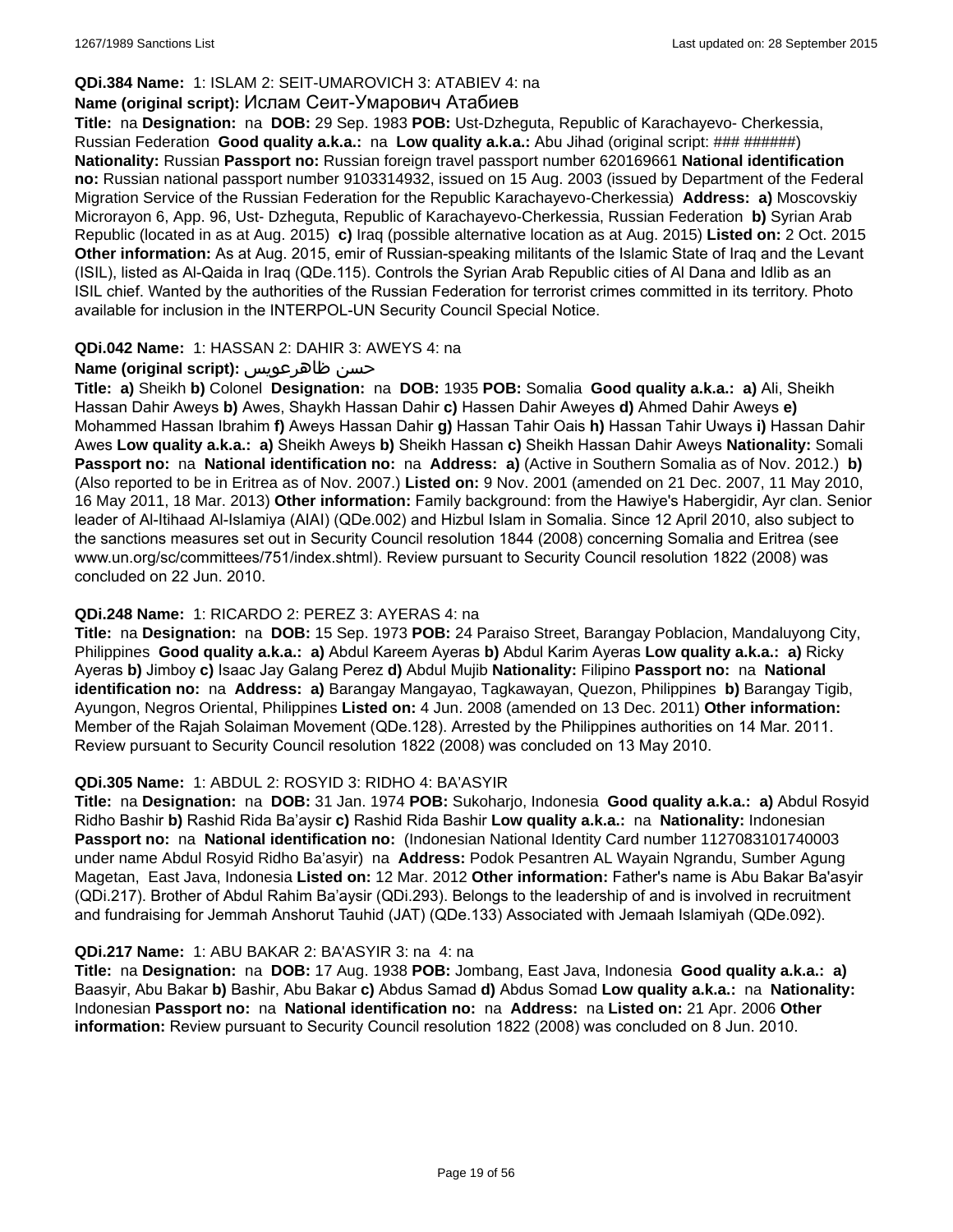**QDi.384 Name:** 1: ISLAM 2: SEIT-UMAROVICH 3: ATABIEV 4: na

**Name (original script):** Ислам Сеит-Умарович Атабиев

**Title:** na **Designation:** na **DOB:** 29 Sep. 1983 **POB:** Ust-Dzheguta, Republic of Karachayevo- Cherkessia, Russian Federation **Good quality a.k.a.:** na **Low quality a.k.a.:** Abu Jihad (original script: ### ######) **Nationality:** Russian **Passport no:** Russian foreign travel passport number 620169661 **National identification no:** Russian national passport number 9103314932, issued on 15 Aug. 2003 (issued by Department of the Federal Migration Service of the Russian Federation for the Republic Karachayevo-Cherkessia) **Address:** **a)** Moscovskiy Microrayon 6, App. 96, Ust- Dzheguta, Republic of Karachayevo-Cherkessia, Russian Federation **b)** Syrian Arab Republic (located in as at Aug. 2015) **c)** Iraq (possible alternative location as at Aug. 2015) **Listed on:** 2 Oct. 2015 **Other information:** As at Aug. 2015, emir of Russian-speaking militants of the Islamic State of Iraq and the Levant (ISIL), listed as Al-Qaida in Iraq (QDe.115). Controls the Syrian Arab Republic cities of Al Dana and Idlib as an ISIL chief. Wanted by the authorities of the Russian Federation for terrorist crimes committed in its territory. Photo available for inclusion in the INTERPOL-UN Security Council Special Notice.

**QDi.042 Name:** 1: HASSAN 2: DAHIR 3: AWEYS 4: na

**Name (original script):** حسن ظاهرعويس

**Title:** **a)** Sheikh **b)** Colonel **Designation:** na **DOB:** 1935 **POB:** Somalia **Good quality a.k.a.:** **a)** Ali, Sheikh Hassan Dahir Aweys **b)** Awes, Shaykh Hassan Dahir **c)** Hassen Dahir Aweyes **d)** Ahmed Dahir Aweys **e)** Mohammed Hassan Ibrahim **f)** Aweys Hassan Dahir **g)** Hassan Tahir Oais **h)** Hassan Tahir Uways **i)** Hassan Dahir Awes **Low quality a.k.a.:** **a)** Sheikh Aweys **b)** Sheikh Hassan **c)** Sheikh Hassan Dahir Aweys **Nationality:** Somali **Passport no:** na **National identification no:** na **Address:** **a)** (Active in Southern Somalia as of Nov. 2012.) **b)** (Also reported to be in Eritrea as of Nov. 2007.) **Listed on:** 9 Nov. 2001 (amended on 21 Dec. 2007, 11 May 2010, 16 May 2011, 18 Mar. 2013) **Other information:** Family background: from the Hawiye's Habergidir, Ayr clan. Senior leader of Al-Itihaad Al-Islamiya (AIAI) (QDe.002) and Hizbul Islam in Somalia. Since 12 April 2010, also subject to the sanctions measures set out in Security Council resolution 1844 (2008) concerning Somalia and Eritrea (see www.un.org/sc/committees/751/index.shtml). Review pursuant to Security Council resolution 1822 (2008) was concluded on 22 Jun. 2010.

**QDi.248 Name:** 1: RICARDO 2: PEREZ 3: AYERAS 4: na

**Title:** na **Designation:** na **DOB:** 15 Sep. 1973 **POB:** 24 Paraiso Street, Barangay Poblacion, Mandaluyong City, Philippines **Good quality a.k.a.:** **a)** Abdul Kareem Ayeras **b)** Abdul Karim Ayeras **Low quality a.k.a.:** **a)** Ricky Ayeras **b)** Jimboy **c)** Isaac Jay Galang Perez **d)** Abdul Mujib **Nationality:** Filipino **Passport no:** na **National identification no:** na **Address:** **a)** Barangay Mangayao, Tagkawayan, Quezon, Philippines **b)** Barangay Tigib, Ayungon, Negros Oriental, Philippines **Listed on:** 4 Jun. 2008 (amended on 13 Dec. 2011) **Other information:** Member of the Rajah Solaiman Movement (QDe.128). Arrested by the Philippines authorities on 14 Mar. 2011. Review pursuant to Security Council resolution 1822 (2008) was concluded on 13 May 2010.

**QDi.305 Name:** 1: ABDUL 2: ROSYID 3: RIDHO 4: BA'ASYIR

**Title:** na **Designation:** na **DOB:** 31 Jan. 1974 **POB:** Sukoharjo, Indonesia **Good quality a.k.a.:** **a)** Abdul Rosyid Ridho Bashir **b)** Rashid Rida Ba'aysir **c)** Rashid Rida Bashir **Low quality a.k.a.:** na **Nationality:** Indonesian **Passport no:** na **National identification no:** (Indonesian National Identity Card number 1127083101740003 under name Abdul Rosyid Ridho Ba'asyir) na **Address:** Podok Pesantren AL Wayain Ngrandu, Sumber Agung Magetan, East Java, Indonesia **Listed on:** 12 Mar. 2012 **Other information:** Father's name is Abu Bakar Ba'asyir (QDi.217). Brother of Abdul Rahim Ba'aysir (QDi.293). Belongs to the leadership of and is involved in recruitment and fundraising for Jemmah Anshorut Tauhid (JAT) (QDe.133) Associated with Jemaah Islamiyah (QDe.092).

**QDi.217 Name:** 1: ABU BAKAR 2: BA'ASYIR 3: na 4: na

**Title:** na **Designation:** na **DOB:** 17 Aug. 1938 **POB:** Jombang, East Java, Indonesia **Good quality a.k.a.:** **a)** Baasyir, Abu Bakar **b)** Bashir, Abu Bakar **c)** Abdus Samad **d)** Abdus Somad **Low quality a.k.a.:** na **Nationality:** Indonesian **Passport no:** na **National identification no:** na **Address:** na **Listed on:** 21 Apr. 2006 **Other information:** Review pursuant to Security Council resolution 1822 (2008) was concluded on 8 Jun. 2010.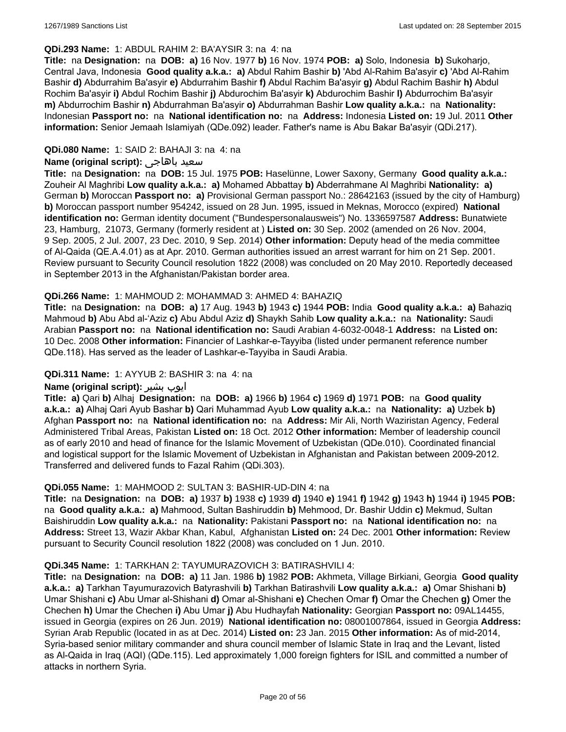**QDi.293 Name:** 1: ABDUL RAHIM 2: BA'AYSIR 3: na 4: na

**Title:** na **Designation:** na **DOB:** **a)** 16 Nov. 1977 **b)** 16 Nov. 1974 **POB:** **a)** Solo, Indonesia **b)** Sukoharjo, Central Java, Indonesia **Good quality a.k.a.:** **a)** Abdul Rahim Bashir **b)** 'Abd Al-Rahim Ba'asyir **c)** 'Abd Al-Rahim Bashir **d)** Abdurrahim Ba'asyir **e)** Abdurrahim Bashir **f)** Abdul Rachim Ba'asyir **g)** Abdul Rachim Bashir **h)** Abdul Rochim Ba'asyir **i)** Abdul Rochim Bashir **j)** Abdurochim Ba'asyir **k)** Abdurochim Bashir **l)** Abdurrochim Ba'asyir **m)** Abdurrochim Bashir **n)** Abdurrahman Ba'asyir **o)** Abdurrahman Bashir **Low quality a.k.a.:** na **Nationality:** Indonesian **Passport no:** na **National identification no:** na **Address:** Indonesia **Listed on:** 19 Jul. 2011 **Other information:** Senior Jemaah Islamiyah (QDe.092) leader. Father's name is Abu Bakar Ba'asyir (QDi.217).

**QDi.080 Name:** 1: SAID 2: BAHAJI 3: na 4: na

**Name (original script):** سعيد باهاجی

**Title:** na **Designation:** na **DOB:** 15 Jul. 1975 **POB:** Haselünne, Lower Saxony, Germany **Good quality a.k.a.:** Zouheir Al Maghribi **Low quality a.k.a.:** **a)** Mohamed Abbattay **b)** Abderrahmane Al Maghribi **Nationality:** **a)** German **b)** Moroccan **Passport no:** **a)** Provisional German passport No.: 28642163 (issued by the city of Hamburg) **b)** Moroccan passport number 954242, issued on 28 Jun. 1995, issued in Meknas, Morocco (expired) **National identification no:** German identity document ("Bundespersonalausweis") No. 1336597587 **Address:** Bunatwiete 23, Hamburg, 21073, Germany (formerly resident at ) **Listed on:** 30 Sep. 2002 (amended on 26 Nov. 2004, 9 Sep. 2005, 2 Jul. 2007, 23 Dec. 2010, 9 Sep. 2014) **Other information:** Deputy head of the media committee of Al-Qaida (QE.A.4.01) as at Apr. 2010. German authorities issued an arrest warrant for him on 21 Sep. 2001. Review pursuant to Security Council resolution 1822 (2008) was concluded on 20 May 2010. Reportedly deceased in September 2013 in the Afghanistan/Pakistan border area.

**QDi.266 Name:** 1: MAHMOUD 2: MOHAMMAD 3: AHMED 4: BAHAZIQ

**Title:** na **Designation:** na **DOB:** **a)** 17 Aug. 1943 **b)** 1943 **c)** 1944 **POB:** India **Good quality a.k.a.:** **a)** Bahaziq Mahmoud **b)** Abu Abd al-'Aziz **c)** Abu Abdul Aziz **d)** Shaykh Sahib **Low quality a.k.a.:** na **Nationality:** Saudi Arabian **Passport no:** na **National identification no:** Saudi Arabian 4-6032-0048-1 **Address:** na **Listed on:** 10 Dec. 2008 **Other information:** Financier of Lashkar-e-Tayyiba (listed under permanent reference number QDe.118). Has served as the leader of Lashkar-e-Tayyiba in Saudi Arabia.

**QDi.311 Name:** 1: AYYUB 2: BASHIR 3: na 4: na

**Name (original script):** ايوب بشير

**Title:** **a)** Qari **b)** Alhaj **Designation:** na **DOB:** **a)** 1966 **b)** 1964 **c)** 1969 **d)** 1971 **POB:** na **Good quality a.k.a.:** **a)** Alhaj Qari Ayub Bashar **b)** Qari Muhammad Ayub **Low quality a.k.a.:** na **Nationality:** **a)** Uzbek **b)** Afghan **Passport no:** na **National identification no:** na **Address:** Mir Ali, North Waziristan Agency, Federal Administered Tribal Areas, Pakistan **Listed on:** 18 Oct. 2012 **Other information:** Member of leadership council as of early 2010 and head of finance for the Islamic Movement of Uzbekistan (QDe.010). Coordinated financial and logistical support for the Islamic Movement of Uzbekistan in Afghanistan and Pakistan between 2009-2012. Transferred and delivered funds to Fazal Rahim (QDi.303).

**QDi.055 Name:** 1: MAHMOOD 2: SULTAN 3: BASHIR-UD-DIN 4: na

**Title:** na **Designation:** na **DOB:** **a)** 1937 **b)** 1938 **c)** 1939 **d)** 1940 **e)** 1941 **f)** 1942 **g)** 1943 **h)** 1944 **i)** 1945 **POB:** na **Good quality a.k.a.:** **a)** Mahmood, Sultan Bashiruddin **b)** Mehmood, Dr. Bashir Uddin **c)** Mekmud, Sultan Baishiruddin **Low quality a.k.a.:** na **Nationality:** Pakistani **Passport no:** na **National identification no:** na **Address:** Street 13, Wazir Akbar Khan, Kabul, Afghanistan **Listed on:** 24 Dec. 2001 **Other information:** Review pursuant to Security Council resolution 1822 (2008) was concluded on 1 Jun. 2010.

**QDi.345 Name:** 1: TARKHAN 2: TAYUMURAZOVICH 3: BATIRASHVILI 4:

**Title:** na **Designation:** na **DOB:** **a)** 11 Jan. 1986 **b)** 1982 **POB:** Akhmeta, Village Birkiani, Georgia **Good quality a.k.a.:** **a)** Tarkhan Tayumurazovich Batyrashvili **b)** Tarkhan Batirashvili **Low quality a.k.a.:** **a)** Omar Shishani **b)** Umar Shishani **c)** Abu Umar al-Shishani **d)** Omar al-Shishani **e)** Chechen Omar **f)** Omar the Chechen **g)** Omer the Chechen **h)** Umar the Chechen **i)** Abu Umar **j)** Abu Hudhayfah **Nationality:** Georgian **Passport no:** 09AL14455, issued in Georgia (expires on 26 Jun. 2019) **National identification no:** 08001007864, issued in Georgia **Address:** Syrian Arab Republic (located in as at Dec. 2014) **Listed on:** 23 Jan. 2015 **Other information:** As of mid-2014, Syria-based senior military commander and shura council member of Islamic State in Iraq and the Levant, listed as Al-Qaida in Iraq (AQI) (QDe.115). Led approximately 1,000 foreign fighters for ISIL and committed a number of attacks in northern Syria.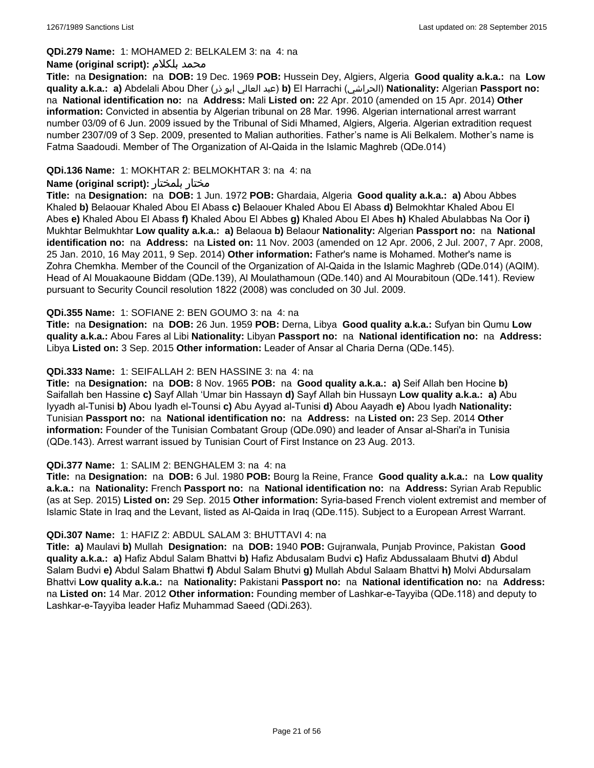**QDi.279 Name:** 1: MOHAMED 2: BELKALEM 3: na 4: na

**Name (original script):** محمد بلكلام

**Title:** na **Designation:** na **DOB:** 19 Dec. 1969 **POB:** Hussein Dey, Algiers, Algeria **Good quality a.k.a.:** na **Low quality a.k.a.:** **a)** Abdelali Abou Dher (عبد العالي ابو ذر) **b)** El Harrachi (الحراشي) **Nationality:** Algerian **Passport no:** na **National identification no:** na **Address:** Mali **Listed on:** 22 Apr. 2010 (amended on 15 Apr. 2014) **Other information:** Convicted in absentia by Algerian tribunal on 28 Mar. 1996. Algerian international arrest warrant number 03/09 of 6 Jun. 2009 issued by the Tribunal of Sidi Mhamed, Algiers, Algeria. Algerian extradition request number 2307/09 of 3 Sep. 2009, presented to Malian authorities. Father's name is Ali Belkalem. Mother's name is Fatma Saadoudi. Member of The Organization of Al-Qaida in the Islamic Maghreb (QDe.014)

**QDi.136 Name:** 1: MOKHTAR 2: BELMOKHTAR 3: na 4: na

**Name (original script):** مختار بلمختار

**Title:** na **Designation:** na **DOB:** 1 Jun. 1972 **POB:** Ghardaia, Algeria **Good quality a.k.a.:** **a)** Abou Abbes Khaled **b)** Belaouar Khaled Abou El Abass **c)** Belaouer Khaled Abou El Abass **d)** Belmokhtar Khaled Abou El Abes **e)** Khaled Abou El Abass **f)** Khaled Abou El Abbes **g)** Khaled Abou El Abes **h)** Khaled Abulabbas Na Oor **i)** Mukhtar Belmukhtar **Low quality a.k.a.:** **a)** Belaoua **b)** Belaour **Nationality:** Algerian **Passport no:** na **National identification no:** na **Address:** na **Listed on:** 11 Nov. 2003 (amended on 12 Apr. 2006, 2 Jul. 2007, 7 Apr. 2008, 25 Jan. 2010, 16 May 2011, 9 Sep. 2014) **Other information:** Father's name is Mohamed. Mother's name is Zohra Chemkha. Member of the Council of the Organization of Al-Qaida in the Islamic Maghreb (QDe.014) (AQIM). Head of Al Mouakaoune Biddam (QDe.139), Al Moulathamoun (QDe.140) and Al Mourabitoun (QDe.141). Review pursuant to Security Council resolution 1822 (2008) was concluded on 30 Jul. 2009.

**QDi.355 Name:** 1: SOFIANE 2: BEN GOUMO 3: na 4: na

**Title:** na **Designation:** na **DOB:** 26 Jun. 1959 **POB:** Derna, Libya **Good quality a.k.a.:** Sufyan bin Qumu **Low quality a.k.a.:** Abou Fares al Libi **Nationality:** Libyan **Passport no:** na **National identification no:** na **Address:** Libya **Listed on:** 3 Sep. 2015 **Other information:** Leader of Ansar al Charia Derna (QDe.145).

**QDi.333 Name:** 1: SEIFALLAH 2: BEN HASSINE 3: na 4: na

**Title:** na **Designation:** na **DOB:** 8 Nov. 1965 **POB:** na **Good quality a.k.a.:** **a)** Seif Allah ben Hocine **b)** Saifallah ben Hassine **c)** Sayf Allah 'Umar bin Hassayn **d)** Sayf Allah bin Hussayn **Low quality a.k.a.:** **a)** Abu Iyyadh al-Tunisi **b)** Abou Iyadh el-Tounsi **c)** Abu Ayyad al-Tunisi **d)** Abou Aayadh **e)** Abou Iyadh **Nationality:** Tunisian **Passport no:** na **National identification no:** na **Address:** na **Listed on:** 23 Sep. 2014 **Other information:** Founder of the Tunisian Combatant Group (QDe.090) and leader of Ansar al-Shari'a in Tunisia (QDe.143). Arrest warrant issued by Tunisian Court of First Instance on 23 Aug. 2013.

**QDi.377 Name:** 1: SALIM 2: BENGHALEM 3: na 4: na

**Title:** na **Designation:** na **DOB:** 6 Jul. 1980 **POB:** Bourg la Reine, France **Good quality a.k.a.:** na **Low quality a.k.a.:** na **Nationality:** French **Passport no:** na **National identification no:** na **Address:** Syrian Arab Republic (as at Sep. 2015) **Listed on:** 29 Sep. 2015 **Other information:** Syria-based French violent extremist and member of Islamic State in Iraq and the Levant, listed as Al-Qaida in Iraq (QDe.115). Subject to a European Arrest Warrant.

**QDi.307 Name:** 1: HAFIZ 2: ABDUL SALAM 3: BHUTTAVI 4: na

**Title:** **a)** Maulavi **b)** Mullah **Designation:** na **DOB:** 1940 **POB:** Gujranwala, Punjab Province, Pakistan **Good quality a.k.a.:** **a)** Hafiz Abdul Salam Bhattvi **b)** Hafiz Abdusalam Budvi **c)** Hafiz Abdussalaam Bhutvi **d)** Abdul Salam Budvi **e)** Abdul Salam Bhattwi **f)** Abdul Salam Bhutvi **g)** Mullah Abdul Salaam Bhattvi **h)** Molvi Abdursalam Bhattvi **Low quality a.k.a.:** na **Nationality:** Pakistani **Passport no:** na **National identification no:** na **Address:** na **Listed on:** 14 Mar. 2012 **Other information:** Founding member of Lashkar-e-Tayyiba (QDe.118) and deputy to Lashkar-e-Tayyiba leader Hafiz Muhammad Saeed (QDi.263).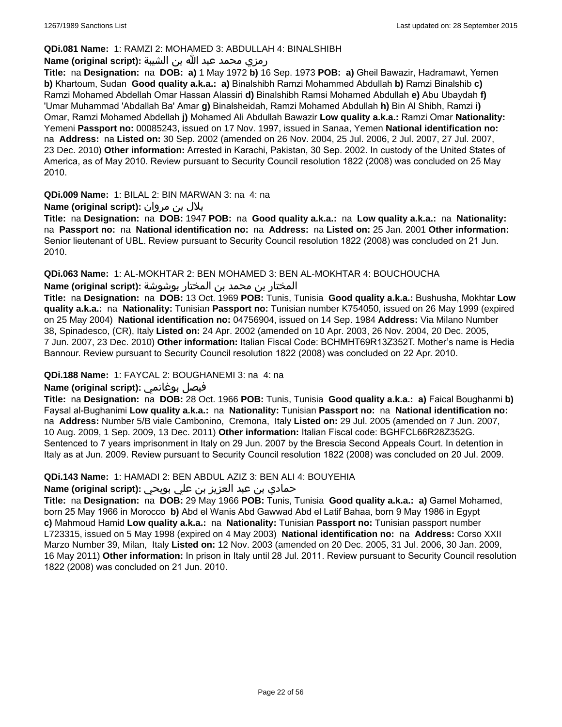**QDi.081 Name:** 1: RAMZI 2: MOHAMED 3: ABDULLAH 4: BINALSHIBH

**Name (original script):** رمزي محمد عبد الله بن الشيبة

**Title:** na **Designation:** na **DOB:** **a)** 1 May 1972 **b)** 16 Sep. 1973 **POB:** **a)** Gheil Bawazir, Hadramawt, Yemen **b)** Khartoum, Sudan **Good quality a.k.a.:** **a)** Binalshibh Ramzi Mohammed Abdullah **b)** Ramzi Binalshib **c)** Ramzi Mohamed Abdellah Omar Hassan Alassiri **d)** Binalshibh Ramsi Mohamed Abdullah **e)** Abu Ubaydah **f)** 'Umar Muhammad 'Abdallah Ba' Amar **g)** Binalsheidah, Ramzi Mohamed Abdullah **h)** Bin Al Shibh, Ramzi **i)** Omar, Ramzi Mohamed Abdellah **j)** Mohamed Ali Abdullah Bawazir **Low quality a.k.a.:** Ramzi Omar **Nationality:** Yemeni **Passport no:** 00085243, issued on 17 Nov. 1997, issued in Sanaa, Yemen **National identification no:** na **Address:** na **Listed on:** 30 Sep. 2002 (amended on 26 Nov. 2004, 25 Jul. 2006, 2 Jul. 2007, 27 Jul. 2007, 23 Dec. 2010) **Other information:** Arrested in Karachi, Pakistan, 30 Sep. 2002. In custody of the United States of America, as of May 2010. Review pursuant to Security Council resolution 1822 (2008) was concluded on 25 May 2010.

**QDi.009 Name:** 1: BILAL 2: BIN MARWAN 3: na 4: na

**Name (original script):** بلال بن مروان

**Title:** na **Designation:** na **DOB:** 1947 **POB:** na **Good quality a.k.a.:** na **Low quality a.k.a.:** na **Nationality:** na **Passport no:** na **National identification no:** na **Address:** na **Listed on:** 25 Jan. 2001 **Other information:** Senior lieutenant of UBL. Review pursuant to Security Council resolution 1822 (2008) was concluded on 21 Jun. 2010.

**QDi.063 Name:** 1: AL-MOKHTAR 2: BEN MOHAMED 3: BEN AL-MOKHTAR 4: BOUCHOUCHA

**Name (original script):** المختار بن محمد بن المختار بوشوشة

**Title:** na **Designation:** na **DOB:** 13 Oct. 1969 **POB:** Tunis, Tunisia **Good quality a.k.a.:** Bushusha, Mokhtar **Low quality a.k.a.:** na **Nationality:** Tunisian **Passport no:** Tunisian number K754050, issued on 26 May 1999 (expired on 25 May 2004) **National identification no:** 04756904, issued on 14 Sep. 1984 **Address:** Via Milano Number 38, Spinadesco, (CR), Italy **Listed on:** 24 Apr. 2002 (amended on 10 Apr. 2003, 26 Nov. 2004, 20 Dec. 2005, 7 Jun. 2007, 23 Dec. 2010) **Other information:** Italian Fiscal Code: BCHMHT69R13Z352T. Mother's name is Hedia Bannour. Review pursuant to Security Council resolution 1822 (2008) was concluded on 22 Apr. 2010.

**QDi.188 Name:** 1: FAYCAL 2: BOUGHANEMI 3: na 4: na

**Name (original script):** فيصل بوغانمي

**Title:** na **Designation:** na **DOB:** 28 Oct. 1966 **POB:** Tunis, Tunisia **Good quality a.k.a.:** **a)** Faical Boughanmi **b)** Faysal al-Bughanimi **Low quality a.k.a.:** na **Nationality:** Tunisian **Passport no:** na **National identification no:** na **Address:** Number 5/B viale Cambonino, Cremona, Italy **Listed on:** 29 Jul. 2005 (amended on 7 Jun. 2007, 10 Aug. 2009, 1 Sep. 2009, 13 Dec. 2011) **Other information:** Italian Fiscal code: BGHFCL66R28Z352G. Sentenced to 7 years imprisonment in Italy on 29 Jun. 2007 by the Brescia Second Appeals Court. In detention in Italy as at Jun. 2009. Review pursuant to Security Council resolution 1822 (2008) was concluded on 20 Jul. 2009.

**QDi.143 Name:** 1: HAMADI 2: BEN ABDUL AZIZ 3: BEN ALI 4: BOUYEHIA

**Name (original script):** حمادي بن عبد العزيز بن علي بويحي

**Title:** na **Designation:** na **DOB:** 29 May 1966 **POB:** Tunis, Tunisia **Good quality a.k.a.:** **a)** Gamel Mohamed, born 25 May 1966 in Morocco **b)** Abd el Wanis Abd Gawwad Abd el Latif Bahaa, born 9 May 1986 in Egypt **c)** Mahmoud Hamid **Low quality a.k.a.:** na **Nationality:** Tunisian **Passport no:** Tunisian passport number L723315, issued on 5 May 1998 (expired on 4 May 2003) **National identification no:** na **Address:** Corso XXII Marzo Number 39, Milan, Italy **Listed on:** 12 Nov. 2003 (amended on 20 Dec. 2005, 31 Jul. 2006, 30 Jan. 2009, 16 May 2011) **Other information:** In prison in Italy until 28 Jul. 2011. Review pursuant to Security Council resolution 1822 (2008) was concluded on 21 Jun. 2010.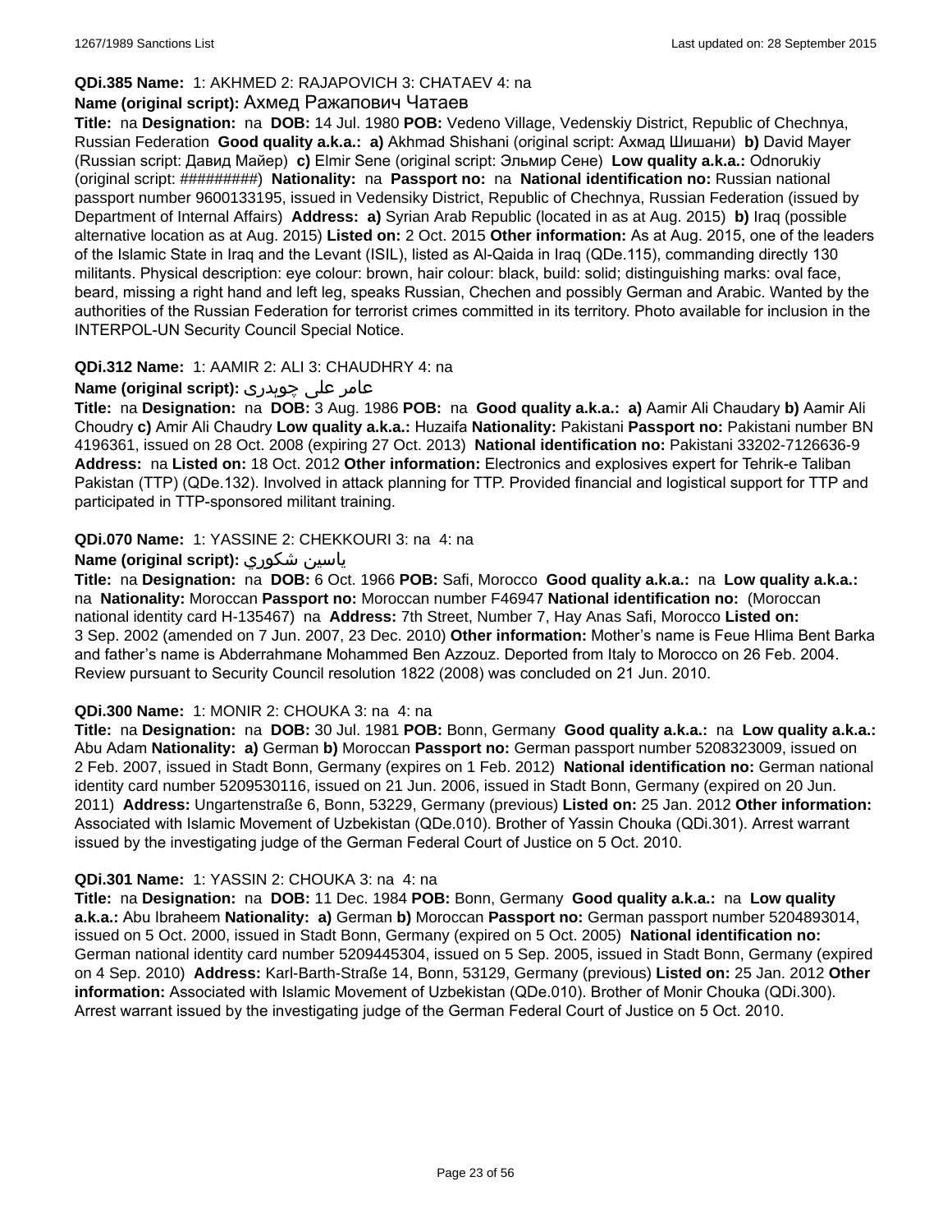**QDi.385 Name:** 1: AKHMED 2: RAJAPOVICH 3: CHATAEV 4: na

**Name (original script):** Ахмед Ражапович Чатаев

**Title:** na **Designation:** na **DOB:** 14 Jul. 1980 **POB:** Vedeno Village, Vedenskiy District, Republic of Chechnya, Russian Federation **Good quality a.k.a.:** **a)** Akhmad Shishani (original script: Ахмад Шишани) **b)** David Mayer (Russian script: Давид Майер) **c)** Elmir Sene (original script: Эльмир Сене) **Low quality a.k.a.:** Odnorukiy (original script: #########) **Nationality:** na **Passport no:** na **National identification no:** Russian national passport number 9600133195, issued in Vedensiky District, Republic of Chechnya, Russian Federation (issued by Department of Internal Affairs) **Address:** **a)** Syrian Arab Republic (located in as at Aug. 2015) **b)** Iraq (possible alternative location as at Aug. 2015) **Listed on:** 2 Oct. 2015 **Other information:** As at Aug. 2015, one of the leaders of the Islamic State in Iraq and the Levant (ISIL), listed as Al-Qaida in Iraq (QDe.115), commanding directly 130 militants. Physical description: eye colour: brown, hair colour: black, build: solid; distinguishing marks: oval face, beard, missing a right hand and left leg, speaks Russian, Chechen and possibly German and Arabic. Wanted by the authorities of the Russian Federation for terrorist crimes committed in its territory. Photo available for inclusion in the INTERPOL-UN Security Council Special Notice.

**QDi.312 Name:** 1: AAMIR 2: ALI 3: CHAUDHRY 4: na

**Name (original script):** عامر علی چوہدری

**Title:** na **Designation:** na **DOB:** 3 Aug. 1986 **POB:** na **Good quality a.k.a.:** **a)** Aamir Ali Chaudary **b)** Aamir Ali Choudry **c)** Amir Ali Chaudry **Low quality a.k.a.:** Huzaifa **Nationality:** Pakistani **Passport no:** Pakistani number BN 4196361, issued on 28 Oct. 2008 (expiring 27 Oct. 2013) **National identification no:** Pakistani 33202-7126636-9 **Address:** na **Listed on:** 18 Oct. 2012 **Other information:** Electronics and explosives expert for Tehrik-e Taliban Pakistan (TTP) (QDe.132). Involved in attack planning for TTP. Provided financial and logistical support for TTP and participated in TTP-sponsored militant training.

**QDi.070 Name:** 1: YASSINE 2: CHEKKOURI 3: na 4: na

**Name (original script):** ياسين شكوري

**Title:** na **Designation:** na **DOB:** 6 Oct. 1966 **POB:** Safi, Morocco **Good quality a.k.a.:** na **Low quality a.k.a.:** na **Nationality:** Moroccan **Passport no:** Moroccan number F46947 **National identification no:** (Moroccan national identity card H-135467) na **Address:** 7th Street, Number 7, Hay Anas Safi, Morocco **Listed on:** 3 Sep. 2002 (amended on 7 Jun. 2007, 23 Dec. 2010) **Other information:** Mother's name is Feue Hlima Bent Barka and father's name is Abderrahmane Mohammed Ben Azzouz. Deported from Italy to Morocco on 26 Feb. 2004. Review pursuant to Security Council resolution 1822 (2008) was concluded on 21 Jun. 2010.

**QDi.300 Name:** 1: MONIR 2: CHOUKA 3: na 4: na

**Title:** na **Designation:** na **DOB:** 30 Jul. 1981 **POB:** Bonn, Germany **Good quality a.k.a.:** na **Low quality a.k.a.:** Abu Adam **Nationality:** **a)** German **b)** Moroccan **Passport no:** German passport number 5208323009, issued on 2 Feb. 2007, issued in Stadt Bonn, Germany (expires on 1 Feb. 2012) **National identification no:** German national identity card number 5209530116, issued on 21 Jun. 2006, issued in Stadt Bonn, Germany (expired on 20 Jun. 2011) **Address:** Ungartenstraße 6, Bonn, 53229, Germany (previous) **Listed on:** 25 Jan. 2012 **Other information:** Associated with Islamic Movement of Uzbekistan (QDe.010). Brother of Yassin Chouka (QDi.301). Arrest warrant issued by the investigating judge of the German Federal Court of Justice on 5 Oct. 2010.

**QDi.301 Name:** 1: YASSIN 2: CHOUKA 3: na 4: na

**Title:** na **Designation:** na **DOB:** 11 Dec. 1984 **POB:** Bonn, Germany **Good quality a.k.a.:** na **Low quality a.k.a.:** Abu Ibraheem **Nationality:** **a)** German **b)** Moroccan **Passport no:** German passport number 5204893014, issued on 5 Oct. 2000, issued in Stadt Bonn, Germany (expired on 5 Oct. 2005) **National identification no:** German national identity card number 5209445304, issued on 5 Sep. 2005, issued in Stadt Bonn, Germany (expired on 4 Sep. 2010) **Address:** Karl-Barth-Straße 14, Bonn, 53129, Germany (previous) **Listed on:** 25 Jan. 2012 **Other information:** Associated with Islamic Movement of Uzbekistan (QDe.010). Brother of Monir Chouka (QDi.300). Arrest warrant issued by the investigating judge of the German Federal Court of Justice on 5 Oct. 2010.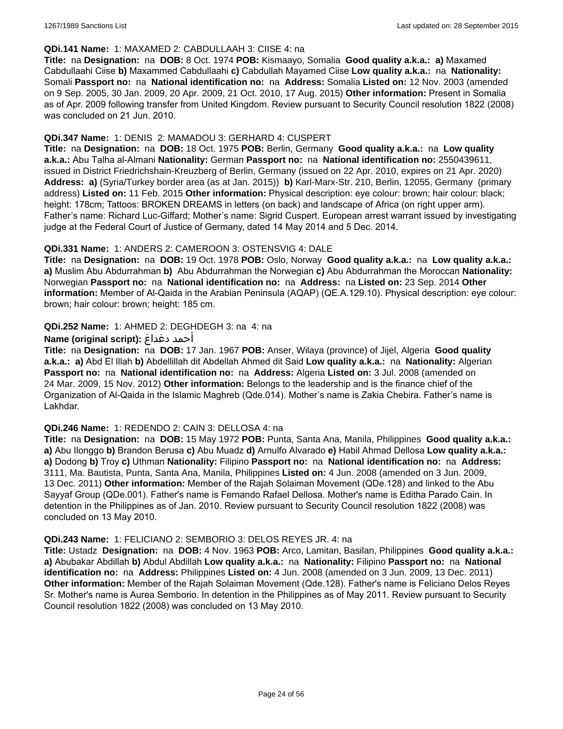**QDi.141 Name:** 1: MAXAMED 2: CABDULLAAH 3: CIISE 4: na

**Title:** na **Designation:** na **DOB:** 8 Oct. 1974 **POB:** Kismaayo, Somalia **Good quality a.k.a.:** **a)** Maxamed Cabdullaahi Ciise **b)** Maxammed Cabdullaahi **c)** Cabdullah Mayamed Ciise **Low quality a.k.a.:** na **Nationality:** Somali **Passport no:** na **National identification no:** na **Address:** Somalia **Listed on:** 12 Nov. 2003 (amended on 9 Sep. 2005, 30 Jan. 2009, 20 Apr. 2009, 21 Oct. 2010, 17 Aug. 2015) **Other information:** Present in Somalia as of Apr. 2009 following transfer from United Kingdom. Review pursuant to Security Council resolution 1822 (2008) was concluded on 21 Jun. 2010.

**QDi.347 Name:** 1: DENIS 2: MAMADOU 3: GERHARD 4: CUSPERT

**Title:** na **Designation:** na **DOB:** 18 Oct. 1975 **POB:** Berlin, Germany **Good quality a.k.a.:** na **Low quality a.k.a.:** Abu Talha al-Almani **Nationality:** German **Passport no:** na **National identification no:** 2550439611, issued in District Friedrichshain-Kreuzberg of Berlin, Germany (issued on 22 Apr. 2010, expires on 21 Apr. 2020) **Address:** **a)** (Syria/Turkey border area (as at Jan. 2015)) **b)** Karl-Marx-Str. 210, Berlin, 12055, Germany (primary address) **Listed on:** 11 Feb. 2015 **Other information:** Physical description: eye colour: brown; hair colour: black; height: 178cm; Tattoos: BROKEN DREAMS in letters (on back) and landscape of Africa (on right upper arm). Father's name: Richard Luc-Giffard; Mother's name: Sigrid Cuspert. European arrest warrant issued by investigating judge at the Federal Court of Justice of Germany, dated 14 May 2014 and 5 Dec. 2014.

**QDi.331 Name:** 1: ANDERS 2: CAMEROON 3: OSTENSVIG 4: DALE

**Title:** na **Designation:** na **DOB:** 19 Oct. 1978 **POB:** Oslo, Norway **Good quality a.k.a.:** na **Low quality a.k.a.:** **a)** Muslim Abu Abdurrahman **b)** Abu Abdurrahman the Norwegian **c)** Abu Abdurrahman the Moroccan **Nationality:** Norwegian **Passport no:** na **National identification no:** na **Address:** na **Listed on:** 23 Sep. 2014 **Other information:** Member of Al-Qaida in the Arabian Peninsula (AQAP) (QE.A.129.10). Physical description: eye colour: brown; hair colour: brown; height: 185 cm.

**QDi.252 Name:** 1: AHMED 2: DEGHDEGH 3: na 4: na

**Name (original script):** أحمد دغداغ

**Title:** na **Designation:** na **DOB:** 17 Jan. 1967 **POB:** Anser, Wilaya (province) of Jijel, Algeria **Good quality a.k.a.:** **a)** Abd El Illah **b)** Abdellillah dit Abdellah Ahmed dit Said **Low quality a.k.a.:** na **Nationality:** Algerian **Passport no:** na **National identification no:** na **Address:** Algeria **Listed on:** 3 Jul. 2008 (amended on 24 Mar. 2009, 15 Nov. 2012) **Other information:** Belongs to the leadership and is the finance chief of the Organization of Al-Qaida in the Islamic Maghreb (Qde.014). Mother's name is Zakia Chebira. Father's name is Lakhdar.

**QDi.246 Name:** 1: REDENDO 2: CAIN 3: DELLOSA 4: na

**Title:** na **Designation:** na **DOB:** 15 May 1972 **POB:** Punta, Santa Ana, Manila, Philippines **Good quality a.k.a.:** **a)** Abu Ilonggo **b)** Brandon Berusa **c)** Abu Muadz **d)** Arnulfo Alvarado **e)** Habil Ahmad Dellosa **Low quality a.k.a.:** **a)** Dodong **b)** Troy **c)** Uthman **Nationality:** Filipino **Passport no:** na **National identification no:** na **Address:** 3111, Ma. Bautista, Punta, Santa Ana, Manila, Philippines **Listed on:** 4 Jun. 2008 (amended on 3 Jun. 2009, 13 Dec. 2011) **Other information:** Member of the Rajah Solaiman Movement (QDe.128) and linked to the Abu Sayyaf Group (QDe.001). Father's name is Fernando Rafael Dellosa. Mother's name is Editha Parado Cain. In detention in the Philippines as of Jan. 2010. Review pursuant to Security Council resolution 1822 (2008) was concluded on 13 May 2010.

**QDi.243 Name:** 1: FELICIANO 2: SEMBORIO 3: DELOS REYES JR. 4: na

**Title:** Ustadz **Designation:** na **DOB:** 4 Nov. 1963 **POB:** Arco, Lamitan, Basilan, Philippines **Good quality a.k.a.:** **a)** Abubakar Abdillah **b)** Abdul Abdillah **Low quality a.k.a.:** na **Nationality:** Filipino **Passport no:** na **National identification no:** na **Address:** Philippines **Listed on:** 4 Jun. 2008 (amended on 3 Jun. 2009, 13 Dec. 2011) **Other information:** Member of the Rajah Solaiman Movement (Qde.128). Father's name is Feliciano Delos Reyes Sr. Mother's name is Aurea Semborio. In detention in the Philippines as of May 2011. Review pursuant to Security Council resolution 1822 (2008) was concluded on 13 May 2010.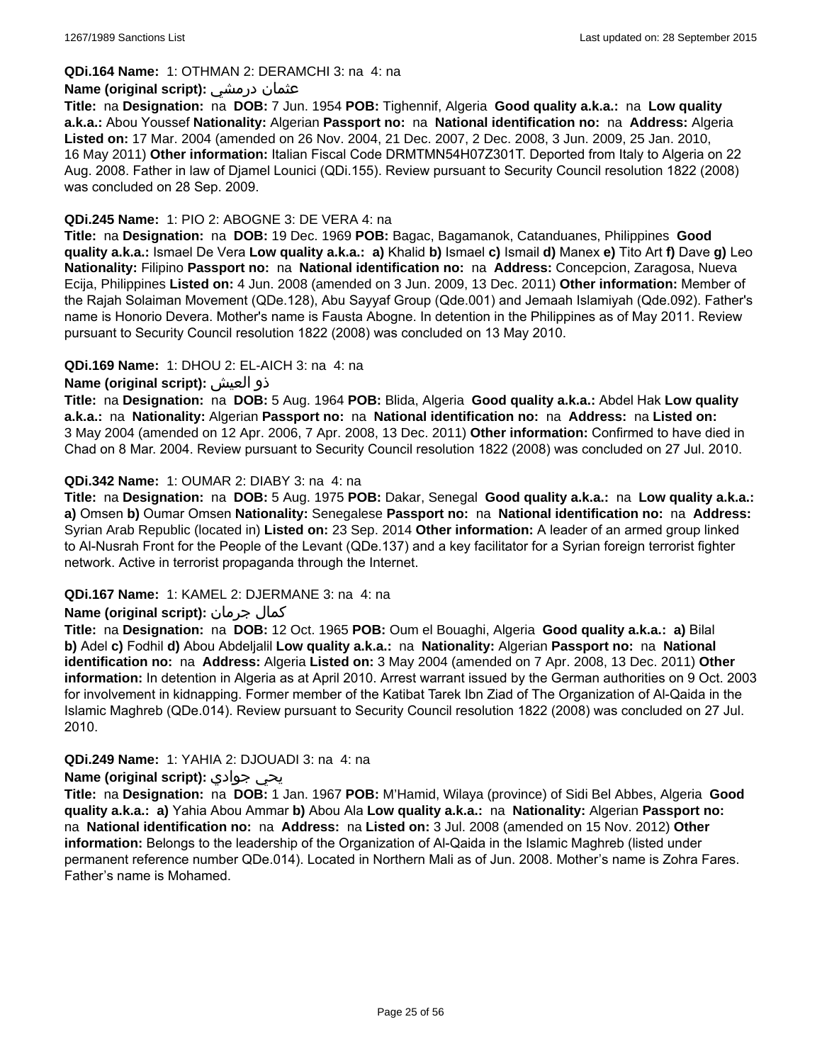**QDi.164 Name:** 1: OTHMAN 2: DERAMCHI 3: na 4: na

**Name (original script):** عثمان درمشي

**Title:** na **Designation:** na **DOB:** 7 Jun. 1954 **POB:** Tighennif, Algeria **Good quality a.k.a.:** na **Low quality a.k.a.:** Abou Youssef **Nationality:** Algerian **Passport no:** na **National identification no:** na **Address:** Algeria **Listed on:** 17 Mar. 2004 (amended on 26 Nov. 2004, 21 Dec. 2007, 2 Dec. 2008, 3 Jun. 2009, 25 Jan. 2010, 16 May 2011) **Other information:** Italian Fiscal Code DRMTMN54H07Z301T. Deported from Italy to Algeria on 22 Aug. 2008. Father in law of Djamel Lounici (QDi.155). Review pursuant to Security Council resolution 1822 (2008) was concluded on 28 Sep. 2009.

**QDi.245 Name:** 1: PIO 2: ABOGNE 3: DE VERA 4: na

**Title:** na **Designation:** na **DOB:** 19 Dec. 1969 **POB:** Bagac, Bagamanok, Catanduanes, Philippines **Good quality a.k.a.:** Ismael De Vera **Low quality a.k.a.:** **a)** Khalid **b)** Ismael **c)** Ismail **d)** Manex **e)** Tito Art **f)** Dave **g)** Leo **Nationality:** Filipino **Passport no:** na **National identification no:** na **Address:** Concepcion, Zaragosa, Nueva Ecija, Philippines **Listed on:** 4 Jun. 2008 (amended on 3 Jun. 2009, 13 Dec. 2011) **Other information:** Member of the Rajah Solaiman Movement (QDe.128), Abu Sayyaf Group (Qde.001) and Jemaah Islamiyah (Qde.092). Father's name is Honorio Devera. Mother's name is Fausta Abogne. In detention in the Philippines as of May 2011. Review pursuant to Security Council resolution 1822 (2008) was concluded on 13 May 2010.

**QDi.169 Name:** 1: DHOU 2: EL-AICH 3: na 4: na

**Name (original script):** ذو العيش

**Title:** na **Designation:** na **DOB:** 5 Aug. 1964 **POB:** Blida, Algeria **Good quality a.k.a.:** Abdel Hak **Low quality a.k.a.:** na **Nationality:** Algerian **Passport no:** na **National identification no:** na **Address:** na **Listed on:** 3 May 2004 (amended on 12 Apr. 2006, 7 Apr. 2008, 13 Dec. 2011) **Other information:** Confirmed to have died in Chad on 8 Mar. 2004. Review pursuant to Security Council resolution 1822 (2008) was concluded on 27 Jul. 2010.

**QDi.342 Name:** 1: OUMAR 2: DIABY 3: na 4: na

**Title:** na **Designation:** na **DOB:** 5 Aug. 1975 **POB:** Dakar, Senegal **Good quality a.k.a.:** na **Low quality a.k.a.:** **a)** Omsen **b)** Oumar Omsen **Nationality:** Senegalese **Passport no:** na **National identification no:** na **Address:** Syrian Arab Republic (located in) **Listed on:** 23 Sep. 2014 **Other information:** A leader of an armed group linked to Al-Nusrah Front for the People of the Levant (QDe.137) and a key facilitator for a Syrian foreign terrorist fighter network. Active in terrorist propaganda through the Internet.

**QDi.167 Name:** 1: KAMEL 2: DJERMANE 3: na 4: na

**Name (original script):** كمال جرمان

**Title:** na **Designation:** na **DOB:** 12 Oct. 1965 **POB:** Oum el Bouaghi, Algeria **Good quality a.k.a.:** **a)** Bilal **b)** Adel **c)** Fodhil **d)** Abou Abdeljalil **Low quality a.k.a.:** na **Nationality:** Algerian **Passport no:** na **National identification no:** na **Address:** Algeria **Listed on:** 3 May 2004 (amended on 7 Apr. 2008, 13 Dec. 2011) **Other information:** In detention in Algeria as at April 2010. Arrest warrant issued by the German authorities on 9 Oct. 2003 for involvement in kidnapping. Former member of the Katibat Tarek Ibn Ziad of The Organization of Al-Qaida in the Islamic Maghreb (QDe.014). Review pursuant to Security Council resolution 1822 (2008) was concluded on 27 Jul. 2010.

**QDi.249 Name:** 1: YAHIA 2: DJOUADI 3: na 4: na

**Name (original script):** يحي جوادي

**Title:** na **Designation:** na **DOB:** 1 Jan. 1967 **POB:** M'Hamid, Wilaya (province) of Sidi Bel Abbes, Algeria **Good quality a.k.a.:** **a)** Yahia Abou Ammar **b)** Abou Ala **Low quality a.k.a.:** na **Nationality:** Algerian **Passport no:** na **National identification no:** na **Address:** na **Listed on:** 3 Jul. 2008 (amended on 15 Nov. 2012) **Other information:** Belongs to the leadership of the Organization of Al-Qaida in the Islamic Maghreb (listed under permanent reference number QDe.014). Located in Northern Mali as of Jun. 2008. Mother's name is Zohra Fares. Father's name is Mohamed.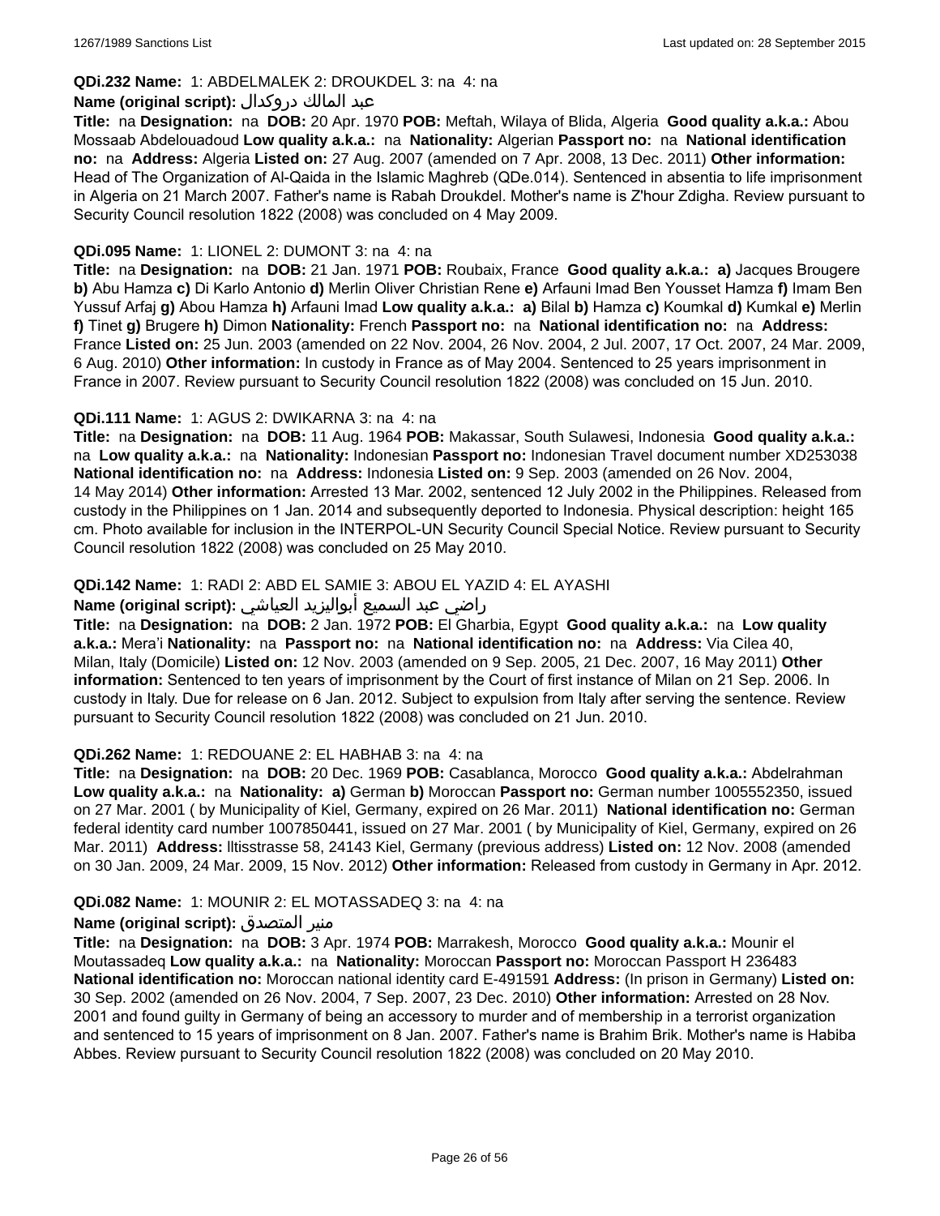**QDi.232 Name:** 1: ABDELMALEK 2: DROUKDEL 3: na 4: na

**Name (original script):** عبد المالك دروكدال

**Title:** na **Designation:** na **DOB:** 20 Apr. 1970 **POB:** Meftah, Wilaya of Blida, Algeria **Good quality a.k.a.:** Abou Mossaab Abdelouadoud **Low quality a.k.a.:** na **Nationality:** Algerian **Passport no:** na **National identification no:** na **Address:** Algeria **Listed on:** 27 Aug. 2007 (amended on 7 Apr. 2008, 13 Dec. 2011) **Other information:** Head of The Organization of Al-Qaida in the Islamic Maghreb (QDe.014). Sentenced in absentia to life imprisonment in Algeria on 21 March 2007. Father's name is Rabah Droukdel. Mother's name is Z'hour Zdigha. Review pursuant to Security Council resolution 1822 (2008) was concluded on 4 May 2009.

**QDi.095 Name:** 1: LIONEL 2: DUMONT 3: na 4: na

**Title:** na **Designation:** na **DOB:** 21 Jan. 1971 **POB:** Roubaix, France **Good quality a.k.a.:** **a)** Jacques Brougere **b)** Abu Hamza **c)** Di Karlo Antonio **d)** Merlin Oliver Christian Rene **e)** Arfauni Imad Ben Yousset Hamza **f)** Imam Ben Yussuf Arfaj **g)** Abou Hamza **h)** Arfauni Imad **Low quality a.k.a.:** **a)** Bilal **b)** Hamza **c)** Koumkal **d)** Kumkal **e)** Merlin **f)** Tinet **g)** Brugere **h)** Dimon **Nationality:** French **Passport no:** na **National identification no:** na **Address:** France **Listed on:** 25 Jun. 2003 (amended on 22 Nov. 2004, 26 Nov. 2004, 2 Jul. 2007, 17 Oct. 2007, 24 Mar. 2009, 6 Aug. 2010) **Other information:** In custody in France as of May 2004. Sentenced to 25 years imprisonment in France in 2007. Review pursuant to Security Council resolution 1822 (2008) was concluded on 15 Jun. 2010.

**QDi.111 Name:** 1: AGUS 2: DWIKARNA 3: na 4: na

**Title:** na **Designation:** na **DOB:** 11 Aug. 1964 **POB:** Makassar, South Sulawesi, Indonesia **Good quality a.k.a.:** na **Low quality a.k.a.:** na **Nationality:** Indonesian **Passport no:** Indonesian Travel document number XD253038 **National identification no:** na **Address:** Indonesia **Listed on:** 9 Sep. 2003 (amended on 26 Nov. 2004, 14 May 2014) **Other information:** Arrested 13 Mar. 2002, sentenced 12 July 2002 in the Philippines. Released from custody in the Philippines on 1 Jan. 2014 and subsequently deported to Indonesia. Physical description: height 165 cm. Photo available for inclusion in the INTERPOL-UN Security Council Special Notice. Review pursuant to Security Council resolution 1822 (2008) was concluded on 25 May 2010.

**QDi.142 Name:** 1: RADI 2: ABD EL SAMIE 3: ABOU EL YAZID 4: EL AYASHI

**Name (original script):** راضي عبد السميع أبواليزيد العياشي

**Title:** na **Designation:** na **DOB:** 2 Jan. 1972 **POB:** El Gharbia, Egypt **Good quality a.k.a.:** na **Low quality a.k.a.:** Mera'i **Nationality:** na **Passport no:** na **National identification no:** na **Address:** Via Cilea 40, Milan, Italy (Domicile) **Listed on:** 12 Nov. 2003 (amended on 9 Sep. 2005, 21 Dec. 2007, 16 May 2011) **Other information:** Sentenced to ten years of imprisonment by the Court of first instance of Milan on 21 Sep. 2006. In custody in Italy. Due for release on 6 Jan. 2012. Subject to expulsion from Italy after serving the sentence. Review pursuant to Security Council resolution 1822 (2008) was concluded on 21 Jun. 2010.

**QDi.262 Name:** 1: REDOUANE 2: EL HABHAB 3: na 4: na

**Title:** na **Designation:** na **DOB:** 20 Dec. 1969 **POB:** Casablanca, Morocco **Good quality a.k.a.:** Abdelrahman **Low quality a.k.a.:** na **Nationality:** **a)** German **b)** Moroccan **Passport no:** German number 1005552350, issued on 27 Mar. 2001 ( by Municipality of Kiel, Germany, expired on 26 Mar. 2011) **National identification no:** German federal identity card number 1007850441, issued on 27 Mar. 2001 ( by Municipality of Kiel, Germany, expired on 26 Mar. 2011) **Address:** lltisstrasse 58, 24143 Kiel, Germany (previous address) **Listed on:** 12 Nov. 2008 (amended on 30 Jan. 2009, 24 Mar. 2009, 15 Nov. 2012) **Other information:** Released from custody in Germany in Apr. 2012.

**QDi.082 Name:** 1: MOUNIR 2: EL MOTASSADEQ 3: na 4: na

**Name (original script):** منير المتصدق

**Title:** na **Designation:** na **DOB:** 3 Apr. 1974 **POB:** Marrakesh, Morocco **Good quality a.k.a.:** Mounir el Moutassadeq **Low quality a.k.a.:** na **Nationality:** Moroccan **Passport no:** Moroccan Passport H 236483 **National identification no:** Moroccan national identity card E-491591 **Address:** (In prison in Germany) **Listed on:** 30 Sep. 2002 (amended on 26 Nov. 2004, 7 Sep. 2007, 23 Dec. 2010) **Other information:** Arrested on 28 Nov. 2001 and found guilty in Germany of being an accessory to murder and of membership in a terrorist organization and sentenced to 15 years of imprisonment on 8 Jan. 2007. Father's name is Brahim Brik. Mother's name is Habiba Abbes. Review pursuant to Security Council resolution 1822 (2008) was concluded on 20 May 2010.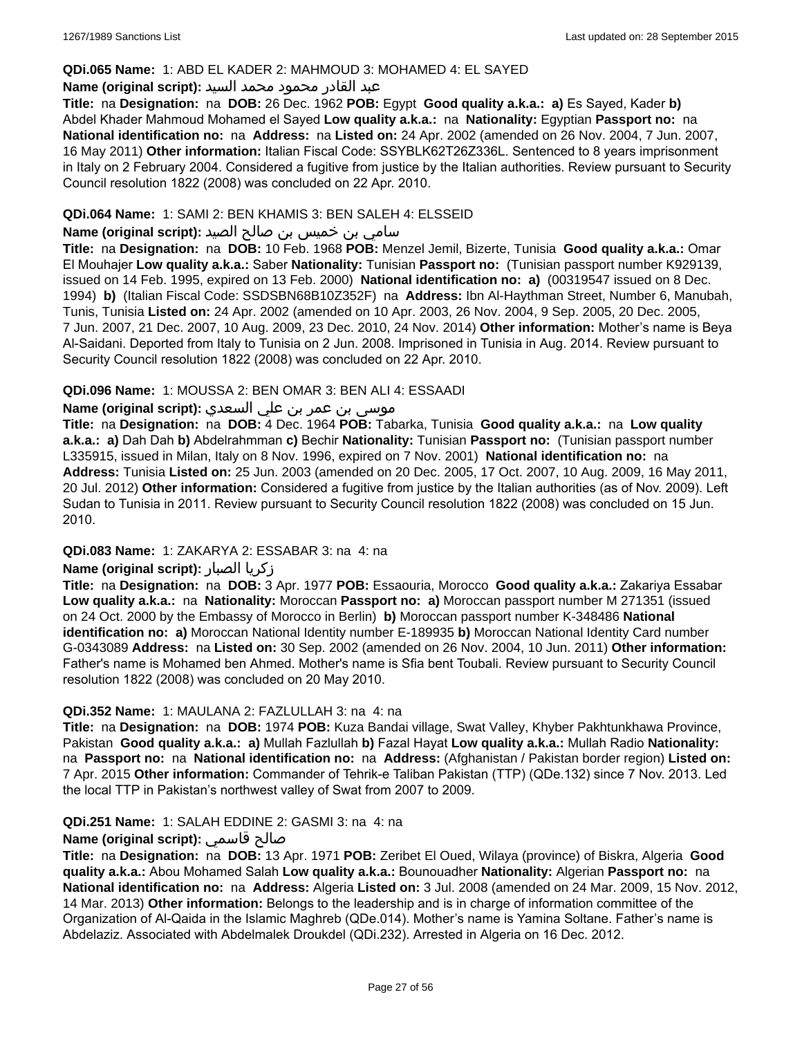**QDi.065 Name:** 1: ABD EL KADER 2: MAHMOUD 3: MOHAMED 4: EL SAYED

**Name (original script):** عبد القادر محمود محمد السيد

**Title:** na **Designation:** na **DOB:** 26 Dec. 1962 **POB:** Egypt **Good quality a.k.a.:** **a)** Es Sayed, Kader **b)** Abdel Khader Mahmoud Mohamed el Sayed **Low quality a.k.a.:** na **Nationality:** Egyptian **Passport no:** na **National identification no:** na **Address:** na **Listed on:** 24 Apr. 2002 (amended on 26 Nov. 2004, 7 Jun. 2007, 16 May 2011) **Other information:** Italian Fiscal Code: SSYBLK62T26Z336L. Sentenced to 8 years imprisonment in Italy on 2 February 2004. Considered a fugitive from justice by the Italian authorities. Review pursuant to Security Council resolution 1822 (2008) was concluded on 22 Apr. 2010.

**QDi.064 Name:** 1: SAMI 2: BEN KHAMIS 3: BEN SALEH 4: ELSSEID

**Name (original script):** سامي بن خميس بن صالح الصيد

**Title:** na **Designation:** na **DOB:** 10 Feb. 1968 **POB:** Menzel Jemil, Bizerte, Tunisia **Good quality a.k.a.:** Omar El Mouhajer **Low quality a.k.a.:** Saber **Nationality:** Tunisian **Passport no:** (Tunisian passport number K929139, issued on 14 Feb. 1995, expired on 13 Feb. 2000) **National identification no:** **a)** (00319547 issued on 8 Dec. 1994) **b)** (Italian Fiscal Code: SSDSBN68B10Z352F) na **Address:** Ibn Al-Haythman Street, Number 6, Manubah, Tunis, Tunisia **Listed on:** 24 Apr. 2002 (amended on 10 Apr. 2003, 26 Nov. 2004, 9 Sep. 2005, 20 Dec. 2005, 7 Jun. 2007, 21 Dec. 2007, 10 Aug. 2009, 23 Dec. 2010, 24 Nov. 2014) **Other information:** Mother's name is Beya Al-Saidani. Deported from Italy to Tunisia on 2 Jun. 2008. Imprisoned in Tunisia in Aug. 2014. Review pursuant to Security Council resolution 1822 (2008) was concluded on 22 Apr. 2010.

**QDi.096 Name:** 1: MOUSSA 2: BEN OMAR 3: BEN ALI 4: ESSAADI

**Name (original script):** موسى بن عمر بن علي السعدي

**Title:** na **Designation:** na **DOB:** 4 Dec. 1964 **POB:** Tabarka, Tunisia **Good quality a.k.a.:** na **Low quality a.k.a.:** **a)** Dah Dah **b)** Abdelrahmman **c)** Bechir **Nationality:** Tunisian **Passport no:** (Tunisian passport number L335915, issued in Milan, Italy on 8 Nov. 1996, expired on 7 Nov. 2001) **National identification no:** na **Address:** Tunisia **Listed on:** 25 Jun. 2003 (amended on 20 Dec. 2005, 17 Oct. 2007, 10 Aug. 2009, 16 May 2011, 20 Jul. 2012) **Other information:** Considered a fugitive from justice by the Italian authorities (as of Nov. 2009). Left Sudan to Tunisia in 2011. Review pursuant to Security Council resolution 1822 (2008) was concluded on 15 Jun. 2010.

**QDi.083 Name:** 1: ZAKARYA 2: ESSABAR 3: na 4: na

**Name (original script):** زكريا الصبار

**Title:** na **Designation:** na **DOB:** 3 Apr. 1977 **POB:** Essaouria, Morocco **Good quality a.k.a.:** Zakariya Essabar **Low quality a.k.a.:** na **Nationality:** Moroccan **Passport no:** **a)** Moroccan passport number M 271351 (issued on 24 Oct. 2000 by the Embassy of Morocco in Berlin) **b)** Moroccan passport number K-348486 **National identification no:** **a)** Moroccan National Identity number E-189935 **b)** Moroccan National Identity Card number G-0343089 **Address:** na **Listed on:** 30 Sep. 2002 (amended on 26 Nov. 2004, 10 Jun. 2011) **Other information:** Father's name is Mohamed ben Ahmed. Mother's name is Sfia bent Toubali. Review pursuant to Security Council resolution 1822 (2008) was concluded on 20 May 2010.

**QDi.352 Name:** 1: MAULANA 2: FAZLULLAH 3: na 4: na

**Title:** na **Designation:** na **DOB:** 1974 **POB:** Kuza Bandai village, Swat Valley, Khyber Pakhtunkhawa Province, Pakistan **Good quality a.k.a.:** **a)** Mullah Fazlullah **b)** Fazal Hayat **Low quality a.k.a.:** Mullah Radio **Nationality:** na **Passport no:** na **National identification no:** na **Address:** (Afghanistan / Pakistan border region) **Listed on:** 7 Apr. 2015 **Other information:** Commander of Tehrik-e Taliban Pakistan (TTP) (QDe.132) since 7 Nov. 2013. Led the local TTP in Pakistan's northwest valley of Swat from 2007 to 2009.

**QDi.251 Name:** 1: SALAH EDDINE 2: GASMI 3: na 4: na

**Name (original script):** صالح قاسمي

**Title:** na **Designation:** na **DOB:** 13 Apr. 1971 **POB:** Zeribet El Oued, Wilaya (province) of Biskra, Algeria **Good quality a.k.a.:** Abou Mohamed Salah **Low quality a.k.a.:** Bounouadher **Nationality:** Algerian **Passport no:** na **National identification no:** na **Address:** Algeria **Listed on:** 3 Jul. 2008 (amended on 24 Mar. 2009, 15 Nov. 2012, 14 Mar. 2013) **Other information:** Belongs to the leadership and is in charge of information committee of the Organization of Al-Qaida in the Islamic Maghreb (QDe.014). Mother's name is Yamina Soltane. Father's name is Abdelaziz. Associated with Abdelmalek Droukdel (QDi.232). Arrested in Algeria on 16 Dec. 2012.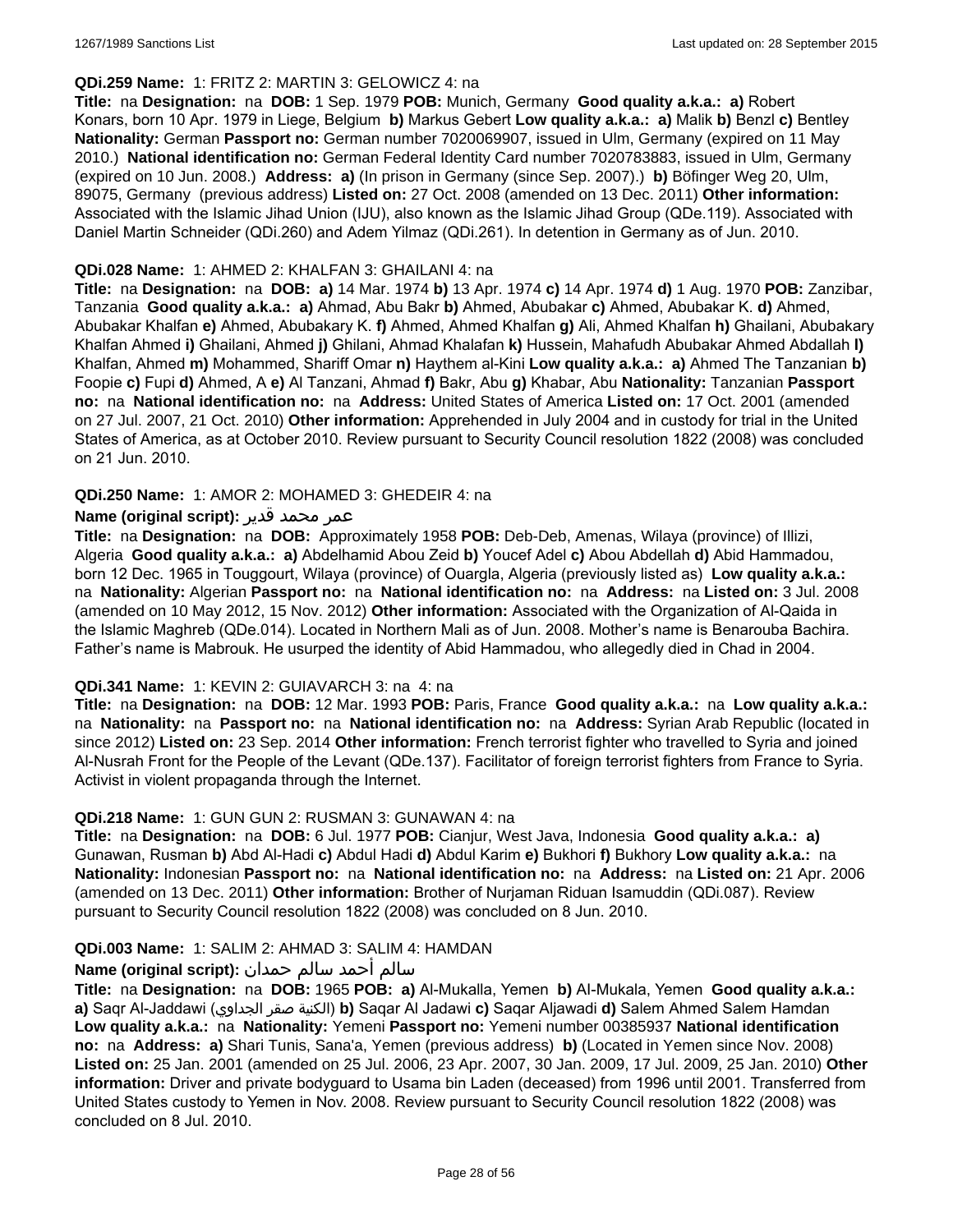**QDi.259 Name:** 1: FRITZ 2: MARTIN 3: GELOWICZ 4: na

**Title:** na **Designation:** na **DOB:** 1 Sep. 1979 **POB:** Munich, Germany **Good quality a.k.a.:** **a)** Robert Konars, born 10 Apr. 1979 in Liege, Belgium **b)** Markus Gebert **Low quality a.k.a.:** **a)** Malik **b)** Benzl **c)** Bentley **Nationality:** German **Passport no:** German number 7020069907, issued in Ulm, Germany (expired on 11 May 2010.) **National identification no:** German Federal Identity Card number 7020783883, issued in Ulm, Germany (expired on 10 Jun. 2008.) **Address:** **a)** (In prison in Germany (since Sep. 2007).) **b)** Böfinger Weg 20, Ulm, 89075, Germany (previous address) **Listed on:** 27 Oct. 2008 (amended on 13 Dec. 2011) **Other information:** Associated with the Islamic Jihad Union (IJU), also known as the Islamic Jihad Group (QDe.119). Associated with Daniel Martin Schneider (QDi.260) and Adem Yilmaz (QDi.261). In detention in Germany as of Jun. 2010.

**QDi.028 Name:** 1: AHMED 2: KHALFAN 3: GHAILANI 4: na

**Title:** na **Designation:** na **DOB:** **a)** 14 Mar. 1974 **b)** 13 Apr. 1974 **c)** 14 Apr. 1974 **d)** 1 Aug. 1970 **POB:** Zanzibar, Tanzania **Good quality a.k.a.:** **a)** Ahmad, Abu Bakr **b)** Ahmed, Abubakar **c)** Ahmed, Abubakar K. **d)** Ahmed, Abubakar Khalfan **e)** Ahmed, Abubakary K. **f)** Ahmed, Ahmed Khalfan **g)** Ali, Ahmed Khalfan **h)** Ghailani, Abubakary Khalfan Ahmed **i)** Ghailani, Ahmed **j)** Ghilani, Ahmad Khalafan **k)** Hussein, Mahafudh Abubakar Ahmed Abdallah **l)** Khalfan, Ahmed **m)** Mohammed, Shariff Omar **n)** Haythem al-Kini **Low quality a.k.a.:** **a)** Ahmed The Tanzanian **b)** Foopie **c)** Fupi **d)** Ahmed, A **e)** Al Tanzani, Ahmad **f)** Bakr, Abu **g)** Khabar, Abu **Nationality:** Tanzanian **Passport no:** na **National identification no:** na **Address:** United States of America **Listed on:** 17 Oct. 2001 (amended on 27 Jul. 2007, 21 Oct. 2010) **Other information:** Apprehended in July 2004 and in custody for trial in the United States of America, as at October 2010. Review pursuant to Security Council resolution 1822 (2008) was concluded on 21 Jun. 2010.

**QDi.250 Name:** 1: AMOR 2: MOHAMED 3: GHEDEIR 4: na

**Name (original script):** عمر محمد قدير

**Title:** na **Designation:** na **DOB:** Approximately 1958 **POB:** Deb-Deb, Amenas, Wilaya (province) of Illizi, Algeria **Good quality a.k.a.:** **a)** Abdelhamid Abou Zeid **b)** Youcef Adel **c)** Abou Abdellah **d)** Abid Hammadou, born 12 Dec. 1965 in Touggourt, Wilaya (province) of Ouargla, Algeria (previously listed as) **Low quality a.k.a.:** na **Nationality:** Algerian **Passport no:** na **National identification no:** na **Address:** na **Listed on:** 3 Jul. 2008 (amended on 10 May 2012, 15 Nov. 2012) **Other information:** Associated with the Organization of Al-Qaida in the Islamic Maghreb (QDe.014). Located in Northern Mali as of Jun. 2008. Mother's name is Benarouba Bachira. Father's name is Mabrouk. He usurped the identity of Abid Hammadou, who allegedly died in Chad in 2004.

**QDi.341 Name:** 1: KEVIN 2: GUIAVARCH 3: na 4: na

**Title:** na **Designation:** na **DOB:** 12 Mar. 1993 **POB:** Paris, France **Good quality a.k.a.:** na **Low quality a.k.a.:** na **Nationality:** na **Passport no:** na **National identification no:** na **Address:** Syrian Arab Republic (located in since 2012) **Listed on:** 23 Sep. 2014 **Other information:** French terrorist fighter who travelled to Syria and joined Al-Nusrah Front for the People of the Levant (QDe.137). Facilitator of foreign terrorist fighters from France to Syria. Activist in violent propaganda through the Internet.

**QDi.218 Name:** 1: GUN GUN 2: RUSMAN 3: GUNAWAN 4: na

**Title:** na **Designation:** na **DOB:** 6 Jul. 1977 **POB:** Cianjur, West Java, Indonesia **Good quality a.k.a.:** **a)** Gunawan, Rusman **b)** Abd Al-Hadi **c)** Abdul Hadi **d)** Abdul Karim **e)** Bukhori **f)** Bukhory **Low quality a.k.a.:** na **Nationality:** Indonesian **Passport no:** na **National identification no:** na **Address:** na **Listed on:** 21 Apr. 2006 (amended on 13 Dec. 2011) **Other information:** Brother of Nurjaman Riduan Isamuddin (QDi.087). Review pursuant to Security Council resolution 1822 (2008) was concluded on 8 Jun. 2010.

**QDi.003 Name:** 1: SALIM 2: AHMAD 3: SALIM 4: HAMDAN

**Name (original script):** سالم أحمد سالم حمدان

**Title:** na **Designation:** na **DOB:** 1965 **POB:** **a)** Al-Mukalla, Yemen **b)** Al-Mukala, Yemen **Good quality a.k.a.:** **a)** Saqr Al-Jaddawi (الكنية صقر الجداوي) **b)** Saqar Al Jadawi **c)** Saqar Aljawadi **d)** Salem Ahmed Salem Hamdan **Low quality a.k.a.:** na **Nationality:** Yemeni **Passport no:** Yemeni number 00385937 **National identification no:** na **Address:** **a)** Shari Tunis, Sana'a, Yemen (previous address) **b)** (Located in Yemen since Nov. 2008) **Listed on:** 25 Jan. 2001 (amended on 25 Jul. 2006, 23 Apr. 2007, 30 Jan. 2009, 17 Jul. 2009, 25 Jan. 2010) **Other information:** Driver and private bodyguard to Usama bin Laden (deceased) from 1996 until 2001. Transferred from United States custody to Yemen in Nov. 2008. Review pursuant to Security Council resolution 1822 (2008) was concluded on 8 Jul. 2010.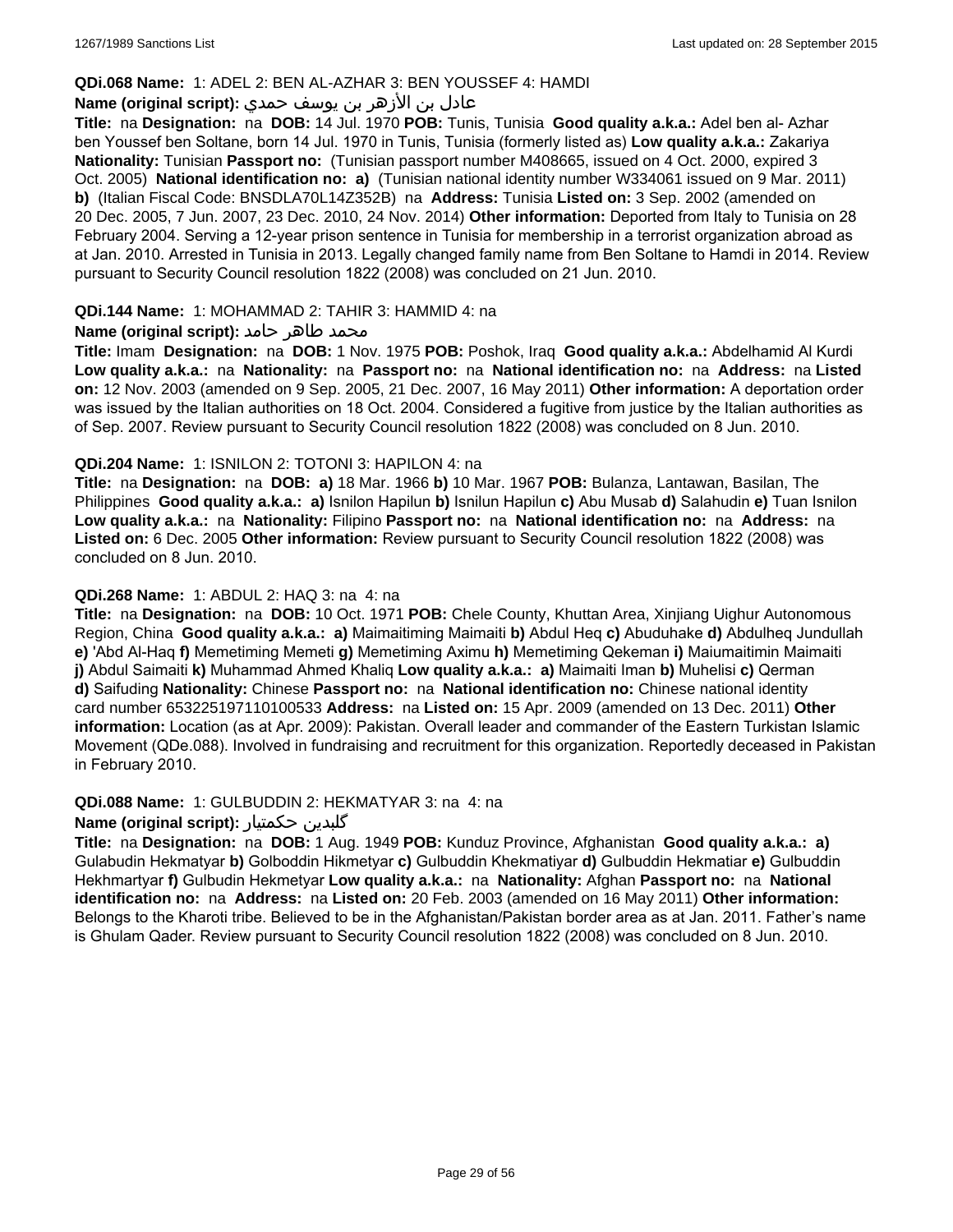**QDi.068 Name:** 1: ADEL 2: BEN AL-AZHAR 3: BEN YOUSSEF 4: HAMDI

**Name (original script):** عادل بن الأزهر بن يوسف حمدي

**Title:** na **Designation:** na **DOB:** 14 Jul. 1970 **POB:** Tunis, Tunisia **Good quality a.k.a.:** Adel ben al- Azhar ben Youssef ben Soltane, born 14 Jul. 1970 in Tunis, Tunisia (formerly listed as) **Low quality a.k.a.:** Zakariya **Nationality:** Tunisian **Passport no:** (Tunisian passport number M408665, issued on 4 Oct. 2000, expired 3 Oct. 2005) **National identification no:** **a)** (Tunisian national identity number W334061 issued on 9 Mar. 2011) **b)** (Italian Fiscal Code: BNSDLA70L14Z352B) na **Address:** Tunisia **Listed on:** 3 Sep. 2002 (amended on 20 Dec. 2005, 7 Jun. 2007, 23 Dec. 2010, 24 Nov. 2014) **Other information:** Deported from Italy to Tunisia on 28 February 2004. Serving a 12-year prison sentence in Tunisia for membership in a terrorist organization abroad as at Jan. 2010. Arrested in Tunisia in 2013. Legally changed family name from Ben Soltane to Hamdi in 2014. Review pursuant to Security Council resolution 1822 (2008) was concluded on 21 Jun. 2010.

**QDi.144 Name:** 1: MOHAMMAD 2: TAHIR 3: HAMMID 4: na

**Name (original script):** محمد طاهر حامد

**Title:** Imam **Designation:** na **DOB:** 1 Nov. 1975 **POB:** Poshok, Iraq **Good quality a.k.a.:** Abdelhamid Al Kurdi **Low quality a.k.a.:** na **Nationality:** na **Passport no:** na **National identification no:** na **Address:** na **Listed on:** 12 Nov. 2003 (amended on 9 Sep. 2005, 21 Dec. 2007, 16 May 2011) **Other information:** A deportation order was issued by the Italian authorities on 18 Oct. 2004. Considered a fugitive from justice by the Italian authorities as of Sep. 2007. Review pursuant to Security Council resolution 1822 (2008) was concluded on 8 Jun. 2010.

**QDi.204 Name:** 1: ISNILON 2: TOTONI 3: HAPILON 4: na

**Title:** na **Designation:** na **DOB:** **a)** 18 Mar. 1966 **b)** 10 Mar. 1967 **POB:** Bulanza, Lantawan, Basilan, The Philippines **Good quality a.k.a.:** **a)** Isnilon Hapilun **b)** Isnilun Hapilun **c)** Abu Musab **d)** Salahudin **e)** Tuan Isnilon **Low quality a.k.a.:** na **Nationality:** Filipino **Passport no:** na **National identification no:** na **Address:** na **Listed on:** 6 Dec. 2005 **Other information:** Review pursuant to Security Council resolution 1822 (2008) was concluded on 8 Jun. 2010.

**QDi.268 Name:** 1: ABDUL 2: HAQ 3: na 4: na

**Title:** na **Designation:** na **DOB:** 10 Oct. 1971 **POB:** Chele County, Khuttan Area, Xinjiang Uighur Autonomous Region, China **Good quality a.k.a.:** **a)** Maimaitiming Maimaiti **b)** Abdul Heq **c)** Abuduhake **d)** Abdulheq Jundullah **e)** 'Abd Al-Haq **f)** Memetiming Memeti **g)** Memetiming Aximu **h)** Memetiming Qekeman **i)** Maiumaitimin Maimaiti **j)** Abdul Saimaiti **k)** Muhammad Ahmed Khaliq **Low quality a.k.a.:** **a)** Maimaiti Iman **b)** Muhelisi **c)** Qerman **d)** Saifuding **Nationality:** Chinese **Passport no:** na **National identification no:** Chinese national identity card number 653225197110100533 **Address:** na **Listed on:** 15 Apr. 2009 (amended on 13 Dec. 2011) **Other information:** Location (as at Apr. 2009): Pakistan. Overall leader and commander of the Eastern Turkistan Islamic Movement (QDe.088). Involved in fundraising and recruitment for this organization. Reportedly deceased in Pakistan in February 2010.

**QDi.088 Name:** 1: GULBUDDIN 2: HEKMATYAR 3: na 4: na

**Name (original script):** گلبدین حکمتیار

**Title:** na **Designation:** na **DOB:** 1 Aug. 1949 **POB:** Kunduz Province, Afghanistan **Good quality a.k.a.:** **a)** Gulabudin Hekmatyar **b)** Golboddin Hikmetyar **c)** Gulbuddin Khekmatiyar **d)** Gulbuddin Hekmatiar **e)** Gulbuddin Hekhmartyar **f)** Gulbudin Hekmetyar **Low quality a.k.a.:** na **Nationality:** Afghan **Passport no:** na **National identification no:** na **Address:** na **Listed on:** 20 Feb. 2003 (amended on 16 May 2011) **Other information:** Belongs to the Kharoti tribe. Believed to be in the Afghanistan/Pakistan border area as at Jan. 2011. Father's name is Ghulam Qader. Review pursuant to Security Council resolution 1822 (2008) was concluded on 8 Jun. 2010.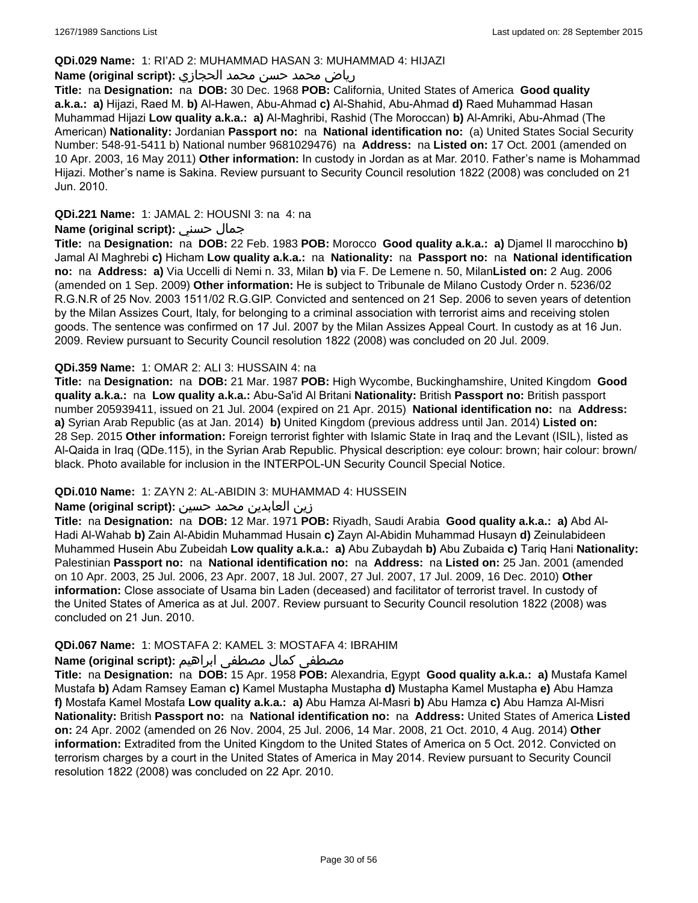**QDi.029 Name:** 1: RI'AD 2: MUHAMMAD HASAN 3: MUHAMMAD 4: HIJAZI

**Name (original script):** رياض محمد حسن محمد الحجازي

**Title:** na **Designation:** na **DOB:** 30 Dec. 1968 **POB:** California, United States of America **Good quality a.k.a.:** **a)** Hijazi, Raed M. **b)** Al-Hawen, Abu-Ahmad **c)** Al-Shahid, Abu-Ahmad **d)** Raed Muhammad Hasan Muhammad Hijazi **Low quality a.k.a.:** **a)** Al-Maghribi, Rashid (The Moroccan) **b)** Al-Amriki, Abu-Ahmad (The American) **Nationality:** Jordanian **Passport no:** na **National identification no:** (a) United States Social Security Number: 548-91-5411 b) National number 9681029476) na **Address:** na **Listed on:** 17 Oct. 2001 (amended on 10 Apr. 2003, 16 May 2011) **Other information:** In custody in Jordan as at Mar. 2010. Father's name is Mohammad Hijazi. Mother's name is Sakina. Review pursuant to Security Council resolution 1822 (2008) was concluded on 21 Jun. 2010.

**QDi.221 Name:** 1: JAMAL 2: HOUSNI 3: na 4: na

**Name (original script):** جمال حسني

**Title:** na **Designation:** na **DOB:** 22 Feb. 1983 **POB:** Morocco **Good quality a.k.a.:** **a)** Djamel Il marocchino **b)** Jamal Al Maghrebi **c)** Hicham **Low quality a.k.a.:** na **Nationality:** na **Passport no:** na **National identification no:** na **Address:** **a)** Via Uccelli di Nemi n. 33, Milan **b)** via F. De Lemene n. 50, Milan**Listed on:** 2 Aug. 2006 (amended on 1 Sep. 2009) **Other information:** He is subject to Tribunale de Milano Custody Order n. 5236/02 R.G.N.R of 25 Nov. 2003 1511/02 R.G.GIP. Convicted and sentenced on 21 Sep. 2006 to seven years of detention by the Milan Assizes Court, Italy, for belonging to a criminal association with terrorist aims and receiving stolen goods. The sentence was confirmed on 17 Jul. 2007 by the Milan Assizes Appeal Court. In custody as at 16 Jun. 2009. Review pursuant to Security Council resolution 1822 (2008) was concluded on 20 Jul. 2009.

**QDi.359 Name:** 1: OMAR 2: ALI 3: HUSSAIN 4: na

**Title:** na **Designation:** na **DOB:** 21 Mar. 1987 **POB:** High Wycombe, Buckinghamshire, United Kingdom **Good quality a.k.a.:** na **Low quality a.k.a.:** Abu-Sa'id Al Britani **Nationality:** British **Passport no:** British passport number 205939411, issued on 21 Jul. 2004 (expired on 21 Apr. 2015) **National identification no:** na **Address:** **a)** Syrian Arab Republic (as at Jan. 2014) **b)** United Kingdom (previous address until Jan. 2014) **Listed on:** 28 Sep. 2015 **Other information:** Foreign terrorist fighter with Islamic State in Iraq and the Levant (ISIL), listed as Al-Qaida in Iraq (QDe.115), in the Syrian Arab Republic. Physical description: eye colour: brown; hair colour: brown/black. Photo available for inclusion in the INTERPOL-UN Security Council Special Notice.

**QDi.010 Name:** 1: ZAYN 2: AL-ABIDIN 3: MUHAMMAD 4: HUSSEIN

**Name (original script):** زين العابدين محمد حسين

**Title:** na **Designation:** na **DOB:** 12 Mar. 1971 **POB:** Riyadh, Saudi Arabia **Good quality a.k.a.:** **a)** Abd Al-Hadi Al-Wahab **b)** Zain Al-Abidin Muhammad Husain **c)** Zayn Al-Abidin Muhammad Husayn **d)** Zeinulabideen Muhammed Husein Abu Zubeidah **Low quality a.k.a.:** **a)** Abu Zubaydah **b)** Abu Zubaida **c)** Tariq Hani **Nationality:** Palestinian **Passport no:** na **National identification no:** na **Address:** na **Listed on:** 25 Jan. 2001 (amended on 10 Apr. 2003, 25 Jul. 2006, 23 Apr. 2007, 18 Jul. 2007, 27 Jul. 2007, 17 Jul. 2009, 16 Dec. 2010) **Other information:** Close associate of Usama bin Laden (deceased) and facilitator of terrorist travel. In custody of the United States of America as at Jul. 2007. Review pursuant to Security Council resolution 1822 (2008) was concluded on 21 Jun. 2010.

**QDi.067 Name:** 1: MOSTAFA 2: KAMEL 3: MOSTAFA 4: IBRAHIM

**Name (original script):** مصطفى كمال مصطفى ابراهيم

**Title:** na **Designation:** na **DOB:** 15 Apr. 1958 **POB:** Alexandria, Egypt **Good quality a.k.a.:** **a)** Mustafa Kamel Mustafa **b)** Adam Ramsey Eaman **c)** Kamel Mustapha Mustapha **d)** Mustapha Kamel Mustapha **e)** Abu Hamza **f)** Mostafa Kamel Mostafa **Low quality a.k.a.:** **a)** Abu Hamza Al-Masri **b)** Abu Hamza **c)** Abu Hamza Al-Misri **Nationality:** British **Passport no:** na **National identification no:** na **Address:** United States of America **Listed on:** 24 Apr. 2002 (amended on 26 Nov. 2004, 25 Jul. 2006, 14 Mar. 2008, 21 Oct. 2010, 4 Aug. 2014) **Other information:** Extradited from the United Kingdom to the United States of America on 5 Oct. 2012. Convicted on terrorism charges by a court in the United States of America in May 2014. Review pursuant to Security Council resolution 1822 (2008) was concluded on 22 Apr. 2010.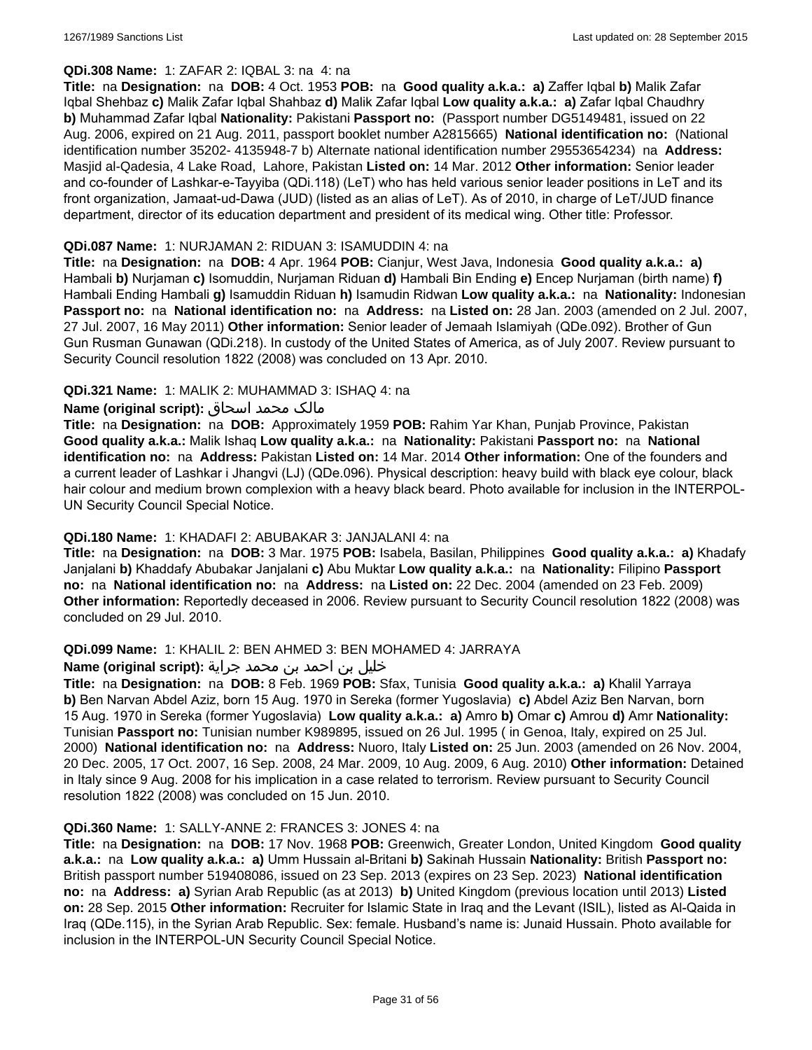**QDi.308 Name:** 1: ZAFAR 2: IQBAL 3: na 4: na

**Title:** na **Designation:** na **DOB:** 4 Oct. 1953 **POB:** na **Good quality a.k.a.:** **a)** Zaffer Iqbal **b)** Malik Zafar Iqbal Shehbaz **c)** Malik Zafar Iqbal Shahbaz **d)** Malik Zafar Iqbal **Low quality a.k.a.:** **a)** Zafar Iqbal Chaudhry **b)** Muhammad Zafar Iqbal **Nationality:** Pakistani **Passport no:** (Passport number DG5149481, issued on 22 Aug. 2006, expired on 21 Aug. 2011, passport booklet number A2815665) **National identification no:** (National identification number 35202- 4135948-7 b) Alternate national identification number 29553654234) na **Address:** Masjid al-Qadesia, 4 Lake Road, Lahore, Pakistan **Listed on:** 14 Mar. 2012 **Other information:** Senior leader and co-founder of Lashkar-e-Tayyiba (QDi.118) (LeT) who has held various senior leader positions in LeT and its front organization, Jamaat-ud-Dawa (JUD) (listed as an alias of LeT). As of 2010, in charge of LeT/JUD finance department, director of its education department and president of its medical wing. Other title: Professor.

**QDi.087 Name:** 1: NURJAMAN 2: RIDUAN 3: ISAMUDDIN 4: na

**Title:** na **Designation:** na **DOB:** 4 Apr. 1964 **POB:** Cianjur, West Java, Indonesia **Good quality a.k.a.:** **a)** Hambali **b)** Nurjaman **c)** Isomuddin, Nurjaman Riduan **d)** Hambali Bin Ending **e)** Encep Nurjaman (birth name) **f)** Hambali Ending Hambali **g)** Isamuddin Riduan **h)** Isamudin Ridwan **Low quality a.k.a.:** na **Nationality:** Indonesian **Passport no:** na **National identification no:** na **Address:** na **Listed on:** 28 Jan. 2003 (amended on 2 Jul. 2007, 27 Jul. 2007, 16 May 2011) **Other information:** Senior leader of Jemaah Islamiyah (QDe.092). Brother of Gun Gun Rusman Gunawan (QDi.218). In custody of the United States of America, as of July 2007. Review pursuant to Security Council resolution 1822 (2008) was concluded on 13 Apr. 2010.

**QDi.321 Name:** 1: MALIK 2: MUHAMMAD 3: ISHAQ 4: na

**Name (original script):** مالک محمد اسحاق

**Title:** na **Designation:** na **DOB:** Approximately 1959 **POB:** Rahim Yar Khan, Punjab Province, Pakistan **Good quality a.k.a.:** Malik Ishaq **Low quality a.k.a.:** na **Nationality:** Pakistani **Passport no:** na **National identification no:** na **Address:** Pakistan **Listed on:** 14 Mar. 2014 **Other information:** One of the founders and a current leader of Lashkar i Jhangvi (LJ) (QDe.096). Physical description: heavy build with black eye colour, black hair colour and medium brown complexion with a heavy black beard. Photo available for inclusion in the INTERPOL-UN Security Council Special Notice.

**QDi.180 Name:** 1: KHADAFI 2: ABUBAKAR 3: JANJALANI 4: na

**Title:** na **Designation:** na **DOB:** 3 Mar. 1975 **POB:** Isabela, Basilan, Philippines **Good quality a.k.a.:** **a)** Khadafy Janjalani **b)** Khaddafy Abubakar Janjalani **c)** Abu Muktar **Low quality a.k.a.:** na **Nationality:** Filipino **Passport no:** na **National identification no:** na **Address:** na **Listed on:** 22 Dec. 2004 (amended on 23 Feb. 2009) **Other information:** Reportedly deceased in 2006. Review pursuant to Security Council resolution 1822 (2008) was concluded on 29 Jul. 2010.

**QDi.099 Name:** 1: KHALIL 2: BEN AHMED 3: BEN MOHAMED 4: JARRAYA

**Name (original script):** خليل بن احمد بن محمد جراية

**Title:** na **Designation:** na **DOB:** 8 Feb. 1969 **POB:** Sfax, Tunisia **Good quality a.k.a.:** **a)** Khalil Yarraya **b)** Ben Narvan Abdel Aziz, born 15 Aug. 1970 in Sereka (former Yugoslavia) **c)** Abdel Aziz Ben Narvan, born 15 Aug. 1970 in Sereka (former Yugoslavia) **Low quality a.k.a.:** **a)** Amro **b)** Omar **c)** Amrou **d)** Amr **Nationality:** Tunisian **Passport no:** Tunisian number K989895, issued on 26 Jul. 1995 ( in Genoa, Italy, expired on 25 Jul. 2000) **National identification no:** na **Address:** Nuoro, Italy **Listed on:** 25 Jun. 2003 (amended on 26 Nov. 2004, 20 Dec. 2005, 17 Oct. 2007, 16 Sep. 2008, 24 Mar. 2009, 10 Aug. 2009, 6 Aug. 2010) **Other information:** Detained in Italy since 9 Aug. 2008 for his implication in a case related to terrorism. Review pursuant to Security Council resolution 1822 (2008) was concluded on 15 Jun. 2010.

**QDi.360 Name:** 1: SALLY-ANNE 2: FRANCES 3: JONES 4: na

**Title:** na **Designation:** na **DOB:** 17 Nov. 1968 **POB:** Greenwich, Greater London, United Kingdom **Good quality a.k.a.:** na **Low quality a.k.a.:** **a)** Umm Hussain al-Britani **b)** Sakinah Hussain **Nationality:** British **Passport no:** British passport number 519408086, issued on 23 Sep. 2013 (expires on 23 Sep. 2023) **National identification no:** na **Address:** **a)** Syrian Arab Republic (as at 2013) **b)** United Kingdom (previous location until 2013) **Listed on:** 28 Sep. 2015 **Other information:** Recruiter for Islamic State in Iraq and the Levant (ISIL), listed as Al-Qaida in Iraq (QDe.115), in the Syrian Arab Republic. Sex: female. Husband's name is: Junaid Hussain. Photo available for inclusion in the INTERPOL-UN Security Council Special Notice.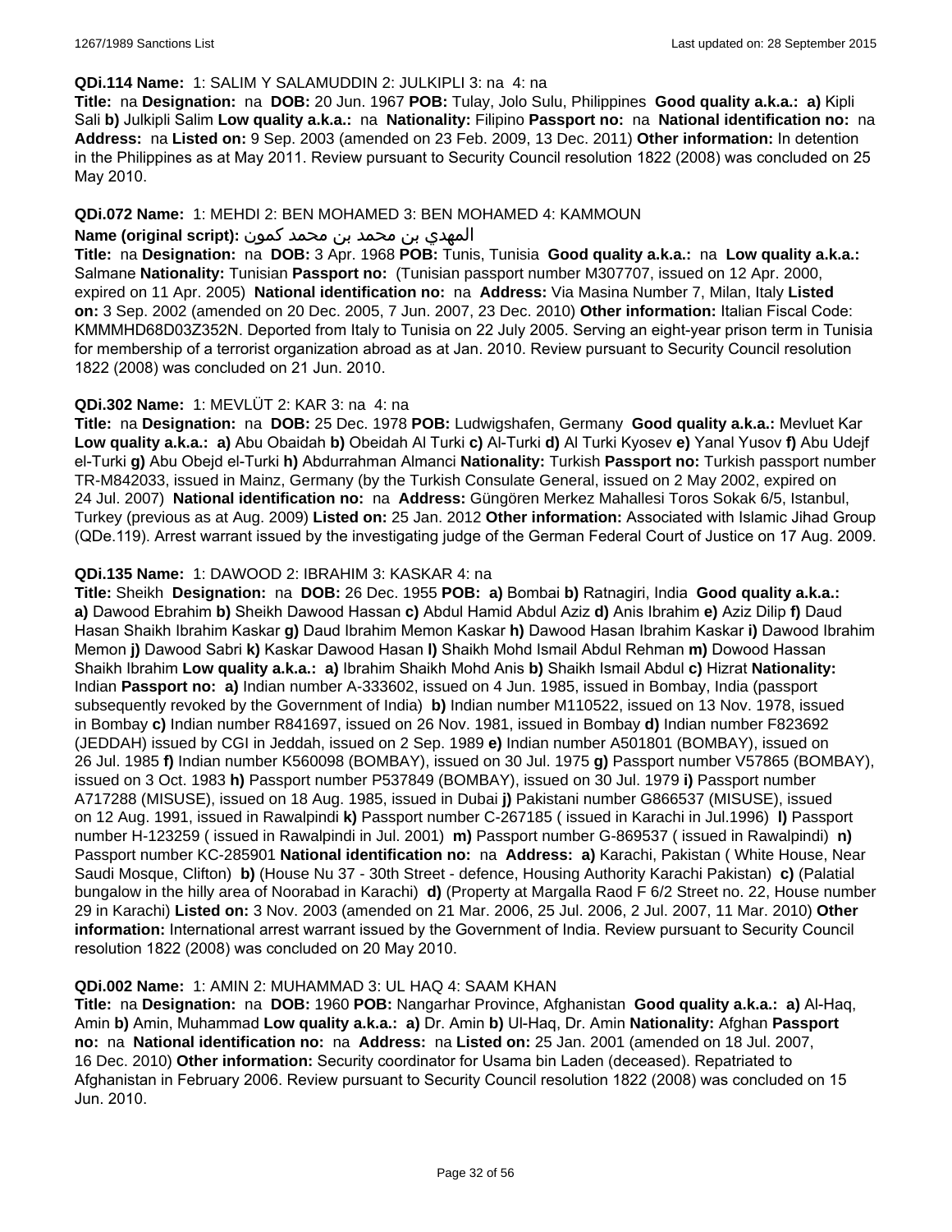**QDi.114 Name:** 1: SALIM Y SALAMUDDIN 2: JULKIPLI 3: na 4: na

**Title:** na **Designation:** na **DOB:** 20 Jun. 1967 **POB:** Tulay, Jolo Sulu, Philippines **Good quality a.k.a.: a)** Kipli Sali **b)** Julkipli Salim **Low quality a.k.a.:** na **Nationality:** Filipino **Passport no:** na **National identification no:** na **Address:** na **Listed on:** 9 Sep. 2003 (amended on 23 Feb. 2009, 13 Dec. 2011) **Other information:** In detention in the Philippines as at May 2011. Review pursuant to Security Council resolution 1822 (2008) was concluded on 25 May 2010.

**QDi.072 Name:** 1: MEHDI 2: BEN MOHAMED 3: BEN MOHAMED 4: KAMMOUN

**Name (original script):** المهدي بن محمد بن محمد كمون

**Title:** na **Designation:** na **DOB:** 3 Apr. 1968 **POB:** Tunis, Tunisia **Good quality a.k.a.:** na **Low quality a.k.a.:** Salmane **Nationality:** Tunisian **Passport no:** (Tunisian passport number M307707, issued on 12 Apr. 2000, expired on 11 Apr. 2005) **National identification no:** na **Address:** Via Masina Number 7, Milan, Italy **Listed on:** 3 Sep. 2002 (amended on 20 Dec. 2005, 7 Jun. 2007, 23 Dec. 2010) **Other information:** Italian Fiscal Code: KMMMHD68D03Z352N. Deported from Italy to Tunisia on 22 July 2005. Serving an eight-year prison term in Tunisia for membership of a terrorist organization abroad as at Jan. 2010. Review pursuant to Security Council resolution 1822 (2008) was concluded on 21 Jun. 2010.

**QDi.302 Name:** 1: MEVLÜT 2: KAR 3: na 4: na

**Title:** na **Designation:** na **DOB:** 25 Dec. 1978 **POB:** Ludwigshafen, Germany **Good quality a.k.a.:** Mevluet Kar **Low quality a.k.a.: a)** Abu Obaidah **b)** Obeidah Al Turki **c)** Al-Turki **d)** Al Turki Kyosev **e)** Yanal Yusov **f)** Abu Udejf el-Turki **g)** Abu Obejd el-Turki **h)** Abdurrahman Almanci **Nationality:** Turkish **Passport no:** Turkish passport number TR-M842033, issued in Mainz, Germany (by the Turkish Consulate General, issued on 2 May 2002, expired on 24 Jul. 2007) **National identification no:** na **Address:** Güngören Merkez Mahallesi Toros Sokak 6/5, Istanbul, Turkey (previous as at Aug. 2009) **Listed on:** 25 Jan. 2012 **Other information:** Associated with Islamic Jihad Group (QDe.119). Arrest warrant issued by the investigating judge of the German Federal Court of Justice on 17 Aug. 2009.

**QDi.135 Name:** 1: DAWOOD 2: IBRAHIM 3: KASKAR 4: na

**Title:** Sheikh **Designation:** na **DOB:** 26 Dec. 1955 **POB: a)** Bombai **b)** Ratnagiri, India **Good quality a.k.a.: a)** Dawood Ebrahim **b)** Sheikh Dawood Hassan **c)** Abdul Hamid Abdul Aziz **d)** Anis Ibrahim **e)** Aziz Dilip **f)** Daud Hasan Shaikh Ibrahim Kaskar **g)** Daud Ibrahim Memon Kaskar **h)** Dawood Hasan Ibrahim Kaskar **i)** Dawood Ibrahim Memon **j)** Dawood Sabri **k)** Kaskar Dawood Hasan **l)** Shaikh Mohd Ismail Abdul Rehman **m)** Dowood Hassan Shaikh Ibrahim **Low quality a.k.a.: a)** Ibrahim Shaikh Mohd Anis **b)** Shaikh Ismail Abdul **c)** Hizrat **Nationality:** Indian **Passport no: a)** Indian number A-333602, issued on 4 Jun. 1985, issued in Bombay, India (passport subsequently revoked by the Government of India) **b)** Indian number M110522, issued on 13 Nov. 1978, issued in Bombay **c)** Indian number R841697, issued on 26 Nov. 1981, issued in Bombay **d)** Indian number F823692 (JEDDAH) issued by CGI in Jeddah, issued on 2 Sep. 1989 **e)** Indian number A501801 (BOMBAY), issued on 26 Jul. 1985 **f)** Indian number K560098 (BOMBAY), issued on 30 Jul. 1975 **g)** Passport number V57865 (BOMBAY), issued on 3 Oct. 1983 **h)** Passport number P537849 (BOMBAY), issued on 30 Jul. 1979 **i)** Passport number A717288 (MISUSE), issued on 18 Aug. 1985, issued in Dubai **j)** Pakistani number G866537 (MISUSE), issued on 12 Aug. 1991, issued in Rawalpindi **k)** Passport number C-267185 ( issued in Karachi in Jul.1996) **l)** Passport number H-123259 ( issued in Rawalpindi in Jul. 2001) **m)** Passport number G-869537 ( issued in Rawalpindi) **n)** Passport number KC-285901 **National identification no:** na **Address: a)** Karachi, Pakistan ( White House, Near Saudi Mosque, Clifton) **b)** (House Nu 37 - 30th Street - defence, Housing Authority Karachi Pakistan) **c)** (Palatial bungalow in the hilly area of Noorabad in Karachi) **d)** (Property at Margalla Raod F 6/2 Street no. 22, House number 29 in Karachi) **Listed on:** 3 Nov. 2003 (amended on 21 Mar. 2006, 25 Jul. 2006, 2 Jul. 2007, 11 Mar. 2010) **Other information:** International arrest warrant issued by the Government of India. Review pursuant to Security Council resolution 1822 (2008) was concluded on 20 May 2010.

**QDi.002 Name:** 1: AMIN 2: MUHAMMAD 3: UL HAQ 4: SAAM KHAN

**Title:** na **Designation:** na **DOB:** 1960 **POB:** Nangarhar Province, Afghanistan **Good quality a.k.a.: a)** Al-Haq, Amin **b)** Amin, Muhammad **Low quality a.k.a.: a)** Dr. Amin **b)** Ul-Haq, Dr. Amin **Nationality:** Afghan **Passport no:** na **National identification no:** na **Address:** na **Listed on:** 25 Jan. 2001 (amended on 18 Jul. 2007, 16 Dec. 2010) **Other information:** Security coordinator for Usama bin Laden (deceased). Repatriated to Afghanistan in February 2006. Review pursuant to Security Council resolution 1822 (2008) was concluded on 15 Jun. 2010.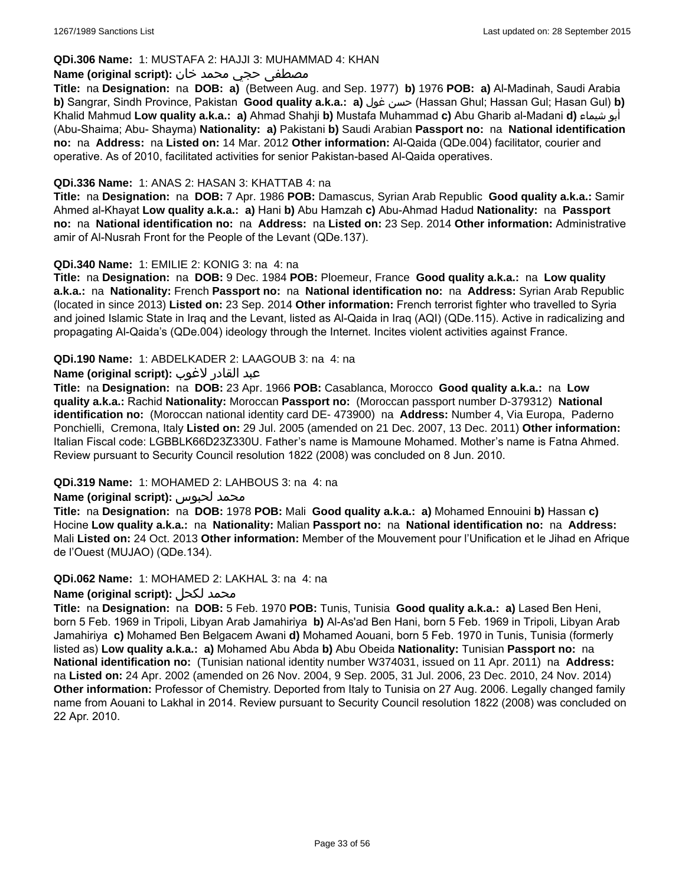**QDi.306 Name:** 1: MUSTAFA 2: HAJJI 3: MUHAMMAD 4: KHAN

**Name (original script):** مصطفى حجي محمد خان

**Title:** na **Designation:** na **DOB:** **a)** (Between Aug. and Sep. 1977) **b)** 1976 **POB:** **a)** Al-Madinah, Saudi Arabia **b)** Sangrar, Sindh Province, Pakistan **Good quality a.k.a.:** **a)** حسن غول (Hassan Ghul; Hassan Gul; Hasan Gul) **b)** Khalid Mahmud **Low quality a.k.a.:** **a)** Ahmad Shahji **b)** Mustafa Muhammad **c)** Abu Gharib al-Madani **d)** أبو شيماء (Abu-Shaima; Abu- Shayma) **Nationality:** **a)** Pakistani **b)** Saudi Arabian **Passport no:** na **National identification no:** na **Address:** na **Listed on:** 14 Mar. 2012 **Other information:** Al-Qaida (QDe.004) facilitator, courier and operative. As of 2010, facilitated activities for senior Pakistan-based Al-Qaida operatives.

**QDi.336 Name:** 1: ANAS 2: HASAN 3: KHATTAB 4: na

**Title:** na **Designation:** na **DOB:** 7 Apr. 1986 **POB:** Damascus, Syrian Arab Republic **Good quality a.k.a.:** Samir Ahmed al-Khayat **Low quality a.k.a.:** **a)** Hani **b)** Abu Hamzah **c)** Abu-Ahmad Hadud **Nationality:** na **Passport no:** na **National identification no:** na **Address:** na **Listed on:** 23 Sep. 2014 **Other information:** Administrative amir of Al-Nusrah Front for the People of the Levant (QDe.137).

**QDi.340 Name:** 1: EMILIE 2: KONIG 3: na 4: na

**Title:** na **Designation:** na **DOB:** 9 Dec. 1984 **POB:** Ploemeur, France **Good quality a.k.a.:** na **Low quality a.k.a.:** na **Nationality:** French **Passport no:** na **National identification no:** na **Address:** Syrian Arab Republic (located in since 2013) **Listed on:** 23 Sep. 2014 **Other information:** French terrorist fighter who travelled to Syria and joined Islamic State in Iraq and the Levant, listed as Al-Qaida in Iraq (AQI) (QDe.115). Active in radicalizing and propagating Al-Qaida's (QDe.004) ideology through the Internet. Incites violent activities against France.

**QDi.190 Name:** 1: ABDELKADER 2: LAAGOUB 3: na 4: na

**Name (original script):** عبد القادر لاغوب

**Title:** na **Designation:** na **DOB:** 23 Apr. 1966 **POB:** Casablanca, Morocco **Good quality a.k.a.:** na **Low quality a.k.a.:** Rachid **Nationality:** Moroccan **Passport no:** (Moroccan passport number D-379312) **National identification no:** (Moroccan national identity card DE- 473900) na **Address:** Number 4, Via Europa, Paderno Ponchielli, Cremona, Italy **Listed on:** 29 Jul. 2005 (amended on 21 Dec. 2007, 13 Dec. 2011) **Other information:** Italian Fiscal code: LGBBLK66D23Z330U. Father's name is Mamoune Mohamed. Mother's name is Fatna Ahmed. Review pursuant to Security Council resolution 1822 (2008) was concluded on 8 Jun. 2010.

**QDi.319 Name:** 1: MOHAMED 2: LAHBOUS 3: na 4: na

**Name (original script):** محمد لحبوس

**Title:** na **Designation:** na **DOB:** 1978 **POB:** Mali **Good quality a.k.a.:** **a)** Mohamed Ennouini **b)** Hassan **c)** Hocine **Low quality a.k.a.:** na **Nationality:** Malian **Passport no:** na **National identification no:** na **Address:** Mali **Listed on:** 24 Oct. 2013 **Other information:** Member of the Mouvement pour l'Unification et le Jihad en Afrique de l'Ouest (MUJAO) (QDe.134).

**QDi.062 Name:** 1: MOHAMED 2: LAKHAL 3: na 4: na

**Name (original script):** محمد لكحل

**Title:** na **Designation:** na **DOB:** 5 Feb. 1970 **POB:** Tunis, Tunisia **Good quality a.k.a.:** **a)** Lased Ben Heni, born 5 Feb. 1969 in Tripoli, Libyan Arab Jamahiriya **b)** Al-As'ad Ben Hani, born 5 Feb. 1969 in Tripoli, Libyan Arab Jamahiriya **c)** Mohamed Ben Belgacem Awani **d)** Mohamed Aouani, born 5 Feb. 1970 in Tunis, Tunisia (formerly listed as) **Low quality a.k.a.:** **a)** Mohamed Abu Abda **b)** Abu Obeida **Nationality:** Tunisian **Passport no:** na **National identification no:** (Tunisian national identity number W374031, issued on 11 Apr. 2011) na **Address:** na **Listed on:** 24 Apr. 2002 (amended on 26 Nov. 2004, 9 Sep. 2005, 31 Jul. 2006, 23 Dec. 2010, 24 Nov. 2014) **Other information:** Professor of Chemistry. Deported from Italy to Tunisia on 27 Aug. 2006. Legally changed family name from Aouani to Lakhal in 2014. Review pursuant to Security Council resolution 1822 (2008) was concluded on 22 Apr. 2010.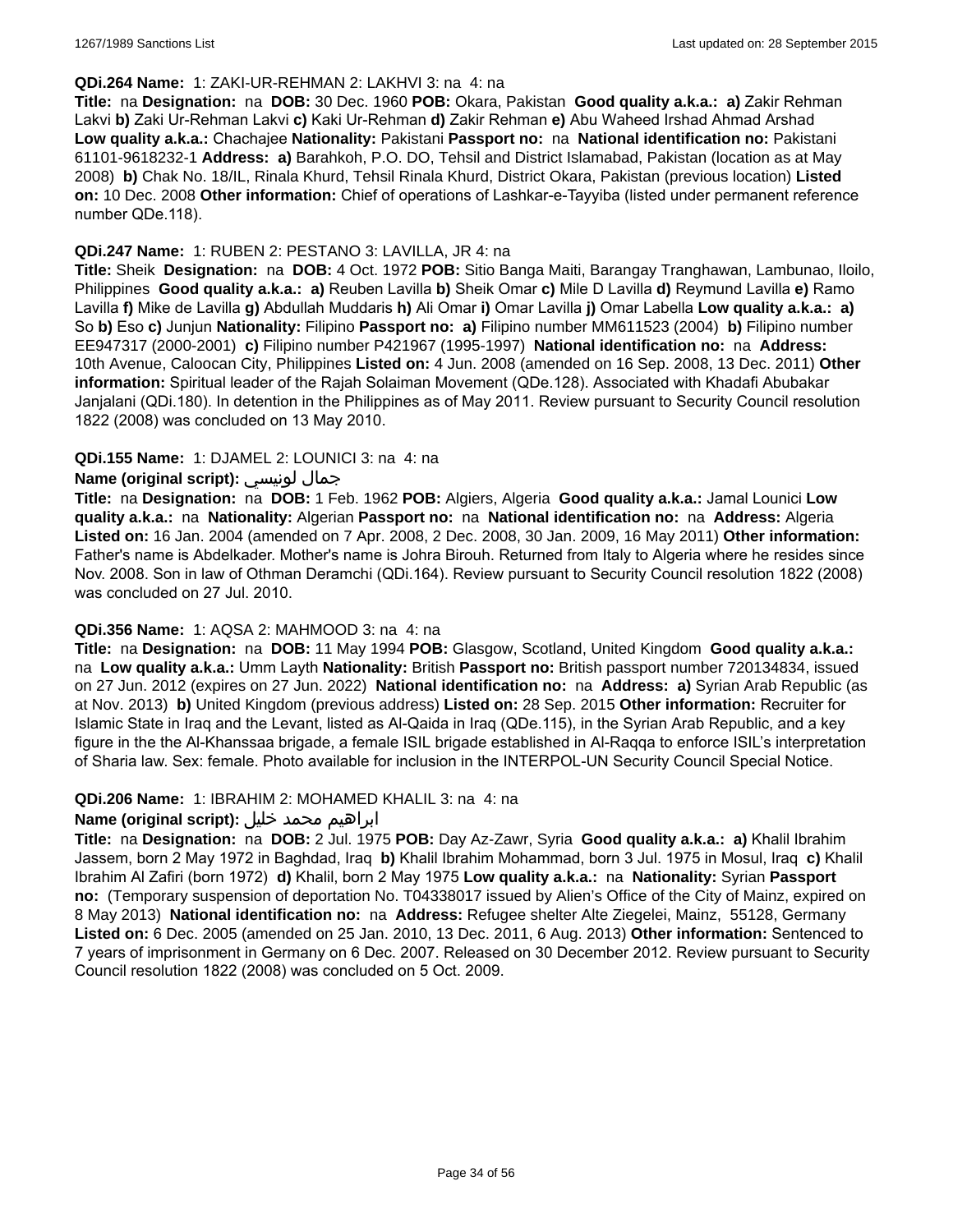**QDi.264 Name:** 1: ZAKI-UR-REHMAN 2: LAKHVI 3: na 4: na

**Title:** na **Designation:** na **DOB:** 30 Dec. 1960 **POB:** Okara, Pakistan **Good quality a.k.a.:** **a)** Zakir Rehman Lakvi **b)** Zaki Ur-Rehman Lakvi **c)** Kaki Ur-Rehman **d)** Zakir Rehman **e)** Abu Waheed Irshad Ahmad Arshad **Low quality a.k.a.:** Chachajee **Nationality:** Pakistani **Passport no:** na **National identification no:** Pakistani 61101-9618232-1 **Address:** **a)** Barahkoh, P.O. DO, Tehsil and District Islamabad, Pakistan (location as at May 2008) **b)** Chak No. 18/IL, Rinala Khurd, Tehsil Rinala Khurd, District Okara, Pakistan (previous location) **Listed on:** 10 Dec. 2008 **Other information:** Chief of operations of Lashkar-e-Tayyiba (listed under permanent reference number QDe.118).

**QDi.247 Name:** 1: RUBEN 2: PESTANO 3: LAVILLA, JR 4: na

**Title:** Sheik **Designation:** na **DOB:** 4 Oct. 1972 **POB:** Sitio Banga Maiti, Barangay Tranghawan, Lambunao, Iloilo, Philippines **Good quality a.k.a.:** **a)** Reuben Lavilla **b)** Sheik Omar **c)** Mile D Lavilla **d)** Reymund Lavilla **e)** Ramo Lavilla **f)** Mike de Lavilla **g)** Abdullah Muddaris **h)** Ali Omar **i)** Omar Lavilla **j)** Omar Labella **Low quality a.k.a.:** **a)** So **b)** Eso **c)** Junjun **Nationality:** Filipino **Passport no:** **a)** Filipino number MM611523 (2004) **b)** Filipino number EE947317 (2000-2001) **c)** Filipino number P421967 (1995-1997) **National identification no:** na **Address:** 10th Avenue, Caloocan City, Philippines **Listed on:** 4 Jun. 2008 (amended on 16 Sep. 2008, 13 Dec. 2011) **Other information:** Spiritual leader of the Rajah Solaiman Movement (QDe.128). Associated with Khadafi Abubakar Janjalani (QDi.180). In detention in the Philippines as of May 2011. Review pursuant to Security Council resolution 1822 (2008) was concluded on 13 May 2010.

**QDi.155 Name:** 1: DJAMEL 2: LOUNICI 3: na 4: na

**Name (original script):** جمال لونيسي

**Title:** na **Designation:** na **DOB:** 1 Feb. 1962 **POB:** Algiers, Algeria **Good quality a.k.a.:** Jamal Lounici **Low quality a.k.a.:** na **Nationality:** Algerian **Passport no:** na **National identification no:** na **Address:** Algeria **Listed on:** 16 Jan. 2004 (amended on 7 Apr. 2008, 2 Dec. 2008, 30 Jan. 2009, 16 May 2011) **Other information:** Father's name is Abdelkader. Mother's name is Johra Birouh. Returned from Italy to Algeria where he resides since Nov. 2008. Son in law of Othman Deramchi (QDi.164). Review pursuant to Security Council resolution 1822 (2008) was concluded on 27 Jul. 2010.

**QDi.356 Name:** 1: AQSA 2: MAHMOOD 3: na 4: na

**Title:** na **Designation:** na **DOB:** 11 May 1994 **POB:** Glasgow, Scotland, United Kingdom **Good quality a.k.a.:** na **Low quality a.k.a.:** Umm Layth **Nationality:** British **Passport no:** British passport number 720134834, issued on 27 Jun. 2012 (expires on 27 Jun. 2022) **National identification no:** na **Address:** **a)** Syrian Arab Republic (as at Nov. 2013) **b)** United Kingdom (previous address) **Listed on:** 28 Sep. 2015 **Other information:** Recruiter for Islamic State in Iraq and the Levant, listed as Al-Qaida in Iraq (QDe.115), in the Syrian Arab Republic, and a key figure in the the Al-Khanssaa brigade, a female ISIL brigade established in Al-Raqqa to enforce ISIL's interpretation of Sharia law. Sex: female. Photo available for inclusion in the INTERPOL-UN Security Council Special Notice.

**QDi.206 Name:** 1: IBRAHIM 2: MOHAMED KHALIL 3: na 4: na

**Name (original script):** ابراهيم محمد خليل

**Title:** na **Designation:** na **DOB:** 2 Jul. 1975 **POB:** Day Az-Zawr, Syria **Good quality a.k.a.:** **a)** Khalil Ibrahim Jassem, born 2 May 1972 in Baghdad, Iraq **b)** Khalil Ibrahim Mohammad, born 3 Jul. 1975 in Mosul, Iraq **c)** Khalil Ibrahim Al Zafiri (born 1972) **d)** Khalil, born 2 May 1975 **Low quality a.k.a.:** na **Nationality:** Syrian **Passport no:** (Temporary suspension of deportation No. T04338017 issued by Alien's Office of the City of Mainz, expired on 8 May 2013) **National identification no:** na **Address:** Refugee shelter Alte Ziegelei, Mainz, 55128, Germany **Listed on:** 6 Dec. 2005 (amended on 25 Jan. 2010, 13 Dec. 2011, 6 Aug. 2013) **Other information:** Sentenced to 7 years of imprisonment in Germany on 6 Dec. 2007. Released on 30 December 2012. Review pursuant to Security Council resolution 1822 (2008) was concluded on 5 Oct. 2009.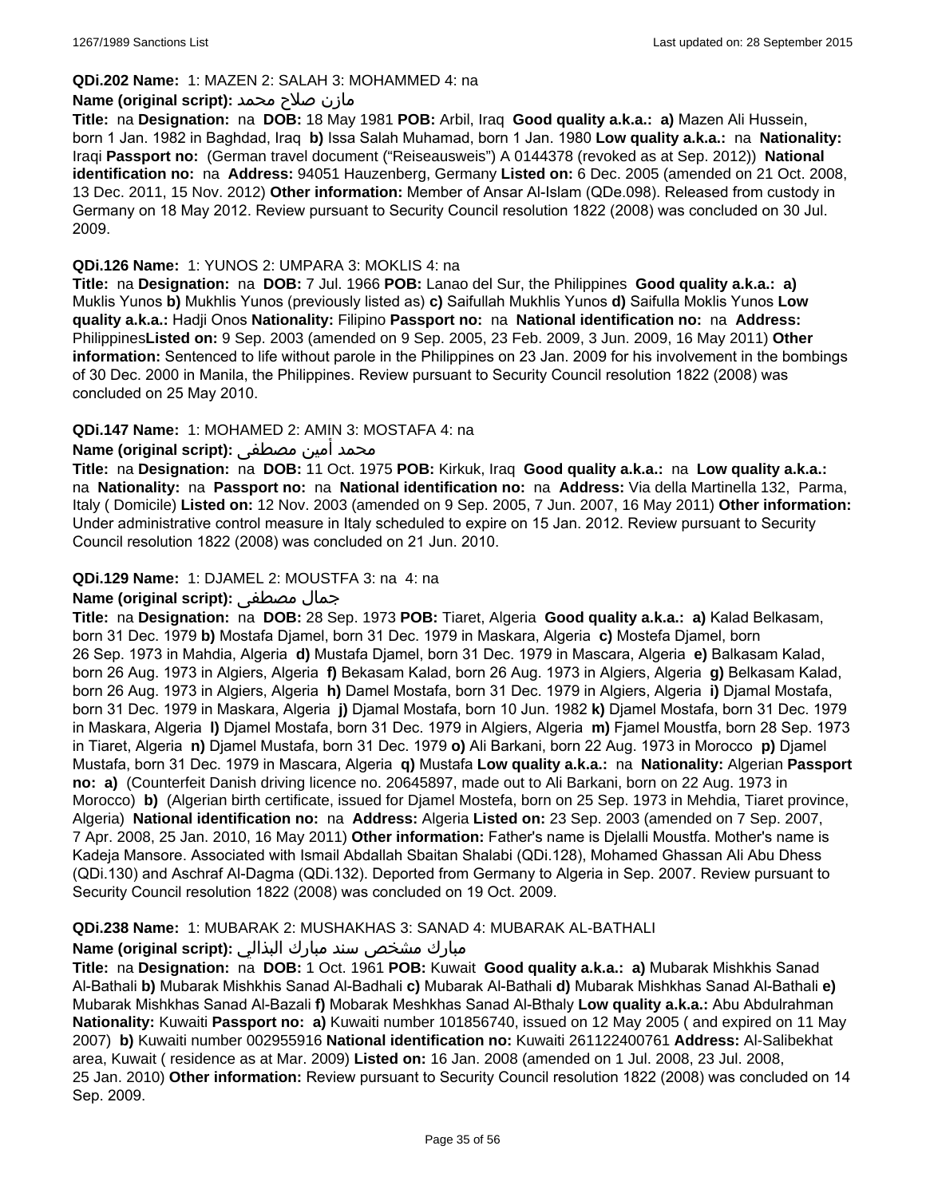**QDi.202 Name:** 1: MAZEN 2: SALAH 3: MOHAMMED 4: na

**Name (original script):** مازن صلاح محمد

**Title:** na **Designation:** na **DOB:** 18 May 1981 **POB:** Arbil, Iraq **Good quality a.k.a.:** **a)** Mazen Ali Hussein, born 1 Jan. 1982 in Baghdad, Iraq **b)** Issa Salah Muhamad, born 1 Jan. 1980 **Low quality a.k.a.:** na **Nationality:** Iraqi **Passport no:** (German travel document ("Reiseausweis") A 0144378 (revoked as at Sep. 2012)) **National identification no:** na **Address:** 94051 Hauzenberg, Germany **Listed on:** 6 Dec. 2005 (amended on 21 Oct. 2008, 13 Dec. 2011, 15 Nov. 2012) **Other information:** Member of Ansar Al-Islam (QDe.098). Released from custody in Germany on 18 May 2012. Review pursuant to Security Council resolution 1822 (2008) was concluded on 30 Jul. 2009.

**QDi.126 Name:** 1: YUNOS 2: UMPARA 3: MOKLIS 4: na

**Title:** na **Designation:** na **DOB:** 7 Jul. 1966 **POB:** Lanao del Sur, the Philippines **Good quality a.k.a.:** **a)** Muklis Yunos **b)** Mukhlis Yunos (previously listed as) **c)** Saifullah Mukhlis Yunos **d)** Saifulla Moklis Yunos **Low quality a.k.a.:** Hadji Onos **Nationality:** Filipino **Passport no:** na **National identification no:** na **Address:** Philippines**Listed on:** 9 Sep. 2003 (amended on 9 Sep. 2005, 23 Feb. 2009, 3 Jun. 2009, 16 May 2011) **Other information:** Sentenced to life without parole in the Philippines on 23 Jan. 2009 for his involvement in the bombings of 30 Dec. 2000 in Manila, the Philippines. Review pursuant to Security Council resolution 1822 (2008) was concluded on 25 May 2010.

**QDi.147 Name:** 1: MOHAMED 2: AMIN 3: MOSTAFA 4: na

**Name (original script):** محمد أمين مصطفى

**Title:** na **Designation:** na **DOB:** 11 Oct. 1975 **POB:** Kirkuk, Iraq **Good quality a.k.a.:** na **Low quality a.k.a.:** na **Nationality:** na **Passport no:** na **National identification no:** na **Address:** Via della Martinella 132, Parma, Italy ( Domicile) **Listed on:** 12 Nov. 2003 (amended on 9 Sep. 2005, 7 Jun. 2007, 16 May 2011) **Other information:** Under administrative control measure in Italy scheduled to expire on 15 Jan. 2012. Review pursuant to Security Council resolution 1822 (2008) was concluded on 21 Jun. 2010.

**QDi.129 Name:** 1: DJAMEL 2: MOUSTFA 3: na 4: na

**Name (original script):** جمال مصطفى

**Title:** na **Designation:** na **DOB:** 28 Sep. 1973 **POB:** Tiaret, Algeria **Good quality a.k.a.:** **a)** Kalad Belkasam, born 31 Dec. 1979 **b)** Mostafa Djamel, born 31 Dec. 1979 in Maskara, Algeria **c)** Mostefa Djamel, born 26 Sep. 1973 in Mahdia, Algeria **d)** Mustafa Djamel, born 31 Dec. 1979 in Mascara, Algeria **e)** Balkasam Kalad, born 26 Aug. 1973 in Algiers, Algeria **f)** Bekasam Kalad, born 26 Aug. 1973 in Algiers, Algeria **g)** Belkasam Kalad, born 26 Aug. 1973 in Algiers, Algeria **h)** Damel Mostafa, born 31 Dec. 1979 in Algiers, Algeria **i)** Djamal Mostafa, born 31 Dec. 1979 in Maskara, Algeria **j)** Djamal Mostafa, born 10 Jun. 1982 **k)** Djamel Mostafa, born 31 Dec. 1979 in Maskara, Algeria **l)** Djamel Mostafa, born 31 Dec. 1979 in Algiers, Algeria **m)** Fjamel Moustfa, born 28 Sep. 1973 in Tiaret, Algeria **n)** Djamel Mustafa, born 31 Dec. 1979 **o)** Ali Barkani, born 22 Aug. 1973 in Morocco **p)** Djamel Mustafa, born 31 Dec. 1979 in Mascara, Algeria **q)** Mustafa **Low quality a.k.a.:** na **Nationality:** Algerian **Passport no:** **a)** (Counterfeit Danish driving licence no. 20645897, made out to Ali Barkani, born on 22 Aug. 1973 in Morocco) **b)** (Algerian birth certificate, issued for Djamel Mostefa, born on 25 Sep. 1973 in Mehdia, Tiaret province, Algeria) **National identification no:** na **Address:** Algeria **Listed on:** 23 Sep. 2003 (amended on 7 Sep. 2007, 7 Apr. 2008, 25 Jan. 2010, 16 May 2011) **Other information:** Father's name is Djelalli Moustfa. Mother's name is Kadeja Mansore. Associated with Ismail Abdallah Sbaitan Shalabi (QDi.128), Mohamed Ghassan Ali Abu Dhess (QDi.130) and Aschraf Al-Dagma (QDi.132). Deported from Germany to Algeria in Sep. 2007. Review pursuant to Security Council resolution 1822 (2008) was concluded on 19 Oct. 2009.

**QDi.238 Name:** 1: MUBARAK 2: MUSHAKHAS 3: SANAD 4: MUBARAK AL-BATHALI

**Name (original script):** مبارك مشخص سند مبارك البذالي

**Title:** na **Designation:** na **DOB:** 1 Oct. 1961 **POB:** Kuwait **Good quality a.k.a.:** **a)** Mubarak Mishkhis Sanad Al-Bathali **b)** Mubarak Mishkhis Sanad Al-Badhali **c)** Mubarak Al-Bathali **d)** Mubarak Mishkhas Sanad Al-Bathali **e)** Mubarak Mishkhas Sanad Al-Bazali **f)** Mobarak Meshkhas Sanad Al-Bthaly **Low quality a.k.a.:** Abu Abdulrahman **Nationality:** Kuwaiti **Passport no:** **a)** Kuwaiti number 101856740, issued on 12 May 2005 ( and expired on 11 May 2007) **b)** Kuwaiti number 002955916 **National identification no:** Kuwaiti 261122400761 **Address:** Al-Salibekhat area, Kuwait ( residence as at Mar. 2009) **Listed on:** 16 Jan. 2008 (amended on 1 Jul. 2008, 23 Jul. 2008, 25 Jan. 2010) **Other information:** Review pursuant to Security Council resolution 1822 (2008) was concluded on 14 Sep. 2009.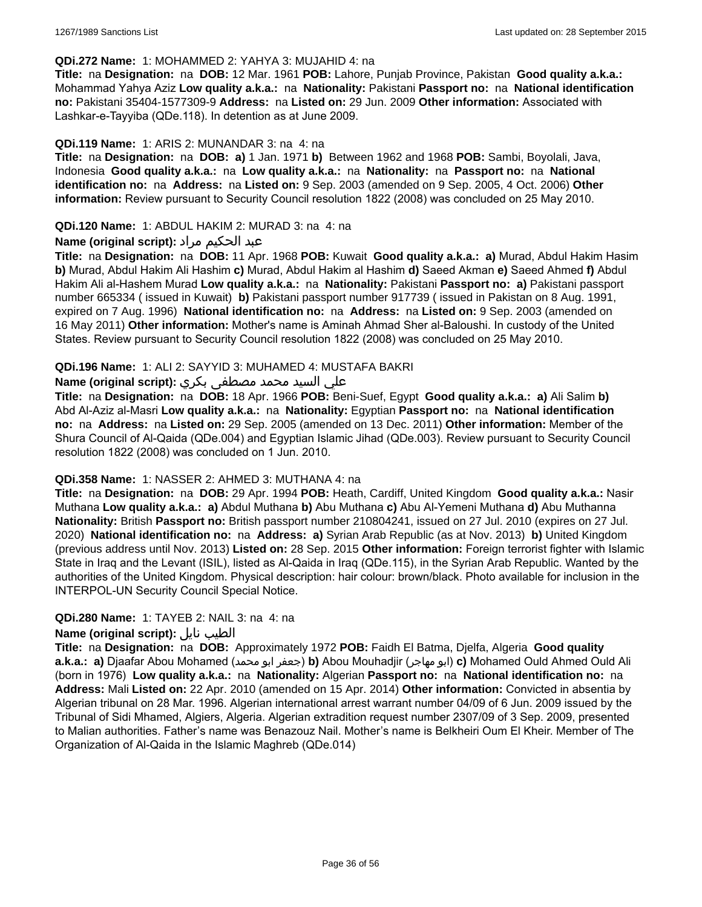**QDi.272 Name:** 1: MOHAMMED 2: YAHYA 3: MUJAHID 4: na

**Title:** na **Designation:** na **DOB:** 12 Mar. 1961 **POB:** Lahore, Punjab Province, Pakistan **Good quality a.k.a.:** Mohammad Yahya Aziz **Low quality a.k.a.:** na **Nationality:** Pakistani **Passport no:** na **National identification no:** Pakistani 35404-1577309-9 **Address:** na **Listed on:** 29 Jun. 2009 **Other information:** Associated with Lashkar-e-Tayyiba (QDe.118). In detention as at June 2009.

**QDi.119 Name:** 1: ARIS 2: MUNANDAR 3: na 4: na

**Title:** na **Designation:** na **DOB:** **a)** 1 Jan. 1971 **b)** Between 1962 and 1968 **POB:** Sambi, Boyolali, Java, Indonesia **Good quality a.k.a.:** na **Low quality a.k.a.:** na **Nationality:** na **Passport no:** na **National identification no:** na **Address:** na **Listed on:** 9 Sep. 2003 (amended on 9 Sep. 2005, 4 Oct. 2006) **Other information:** Review pursuant to Security Council resolution 1822 (2008) was concluded on 25 May 2010.

**QDi.120 Name:** 1: ABDUL HAKIM 2: MURAD 3: na 4: na

**Name (original script):** عبد الحكيم مراد

**Title:** na **Designation:** na **DOB:** 11 Apr. 1968 **POB:** Kuwait **Good quality a.k.a.:** **a)** Murad, Abdul Hakim Hasim **b)** Murad, Abdul Hakim Ali Hashim **c)** Murad, Abdul Hakim al Hashim **d)** Saeed Akman **e)** Saeed Ahmed **f)** Abdul Hakim Ali al-Hashem Murad **Low quality a.k.a.:** na **Nationality:** Pakistani **Passport no:** **a)** Pakistani passport number 665334 ( issued in Kuwait) **b)** Pakistani passport number 917739 ( issued in Pakistan on 8 Aug. 1991, expired on 7 Aug. 1996) **National identification no:** na **Address:** na **Listed on:** 9 Sep. 2003 (amended on 16 May 2011) **Other information:** Mother's name is Aminah Ahmad Sher al-Baloushi. In custody of the United States. Review pursuant to Security Council resolution 1822 (2008) was concluded on 25 May 2010.

**QDi.196 Name:** 1: ALI 2: SAYYID 3: MUHAMED 4: MUSTAFA BAKRI

**Name (original script):** علي السيد محمد مصطفى بكري

**Title:** na **Designation:** na **DOB:** 18 Apr. 1966 **POB:** Beni-Suef, Egypt **Good quality a.k.a.:** **a)** Ali Salim **b)** Abd Al-Aziz al-Masri **Low quality a.k.a.:** na **Nationality:** Egyptian **Passport no:** na **National identification no:** na **Address:** na **Listed on:** 29 Sep. 2005 (amended on 13 Dec. 2011) **Other information:** Member of the Shura Council of Al-Qaida (QDe.004) and Egyptian Islamic Jihad (QDe.003). Review pursuant to Security Council resolution 1822 (2008) was concluded on 1 Jun. 2010.

**QDi.358 Name:** 1: NASSER 2: AHMED 3: MUTHANA 4: na

**Title:** na **Designation:** na **DOB:** 29 Apr. 1994 **POB:** Heath, Cardiff, United Kingdom **Good quality a.k.a.:** Nasir Muthana **Low quality a.k.a.:** **a)** Abdul Muthana **b)** Abu Muthana **c)** Abu Al-Yemeni Muthana **d)** Abu Muthanna **Nationality:** British **Passport no:** British passport number 210804241, issued on 27 Jul. 2010 (expires on 27 Jul. 2020) **National identification no:** na **Address:** **a)** Syrian Arab Republic (as at Nov. 2013) **b)** United Kingdom (previous address until Nov. 2013) **Listed on:** 28 Sep. 2015 **Other information:** Foreign terrorist fighter with Islamic State in Iraq and the Levant (ISIL), listed as Al-Qaida in Iraq (QDe.115), in the Syrian Arab Republic. Wanted by the authorities of the United Kingdom. Physical description: hair colour: brown/black. Photo available for inclusion in the INTERPOL-UN Security Council Special Notice.

**QDi.280 Name:** 1: TAYEB 2: NAIL 3: na 4: na

**Name (original script):** الطيب نايل

**Title:** na **Designation:** na **DOB:** Approximately 1972 **POB:** Faidh El Batma, Djelfa, Algeria **Good quality a.k.a.:** **a)** Djaafar Abou Mohamed (جعفر ابو محمد) **b)** Abou Mouhadjir (ابو مهاجر) **c)** Mohamed Ould Ahmed Ould Ali (born in 1976) **Low quality a.k.a.:** na **Nationality:** Algerian **Passport no:** na **National identification no:** na **Address:** Mali **Listed on:** 22 Apr. 2010 (amended on 15 Apr. 2014) **Other information:** Convicted in absentia by Algerian tribunal on 28 Mar. 1996. Algerian international arrest warrant number 04/09 of 6 Jun. 2009 issued by the Tribunal of Sidi Mhamed, Algiers, Algeria. Algerian extradition request number 2307/09 of 3 Sep. 2009, presented to Malian authorities. Father's name was Benazouz Nail. Mother's name is Belkheiri Oum El Kheir. Member of The Organization of Al-Qaida in the Islamic Maghreb (QDe.014)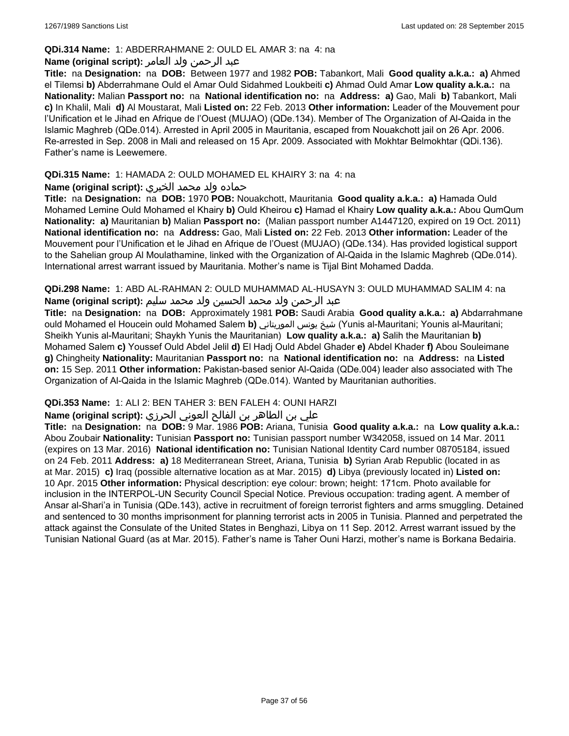**QDi.314 Name:** 1: ABDERRAHMANE 2: OULD EL AMAR 3: na 4: na

**Name (original script):** عبد الرحمن ولد العامر

**Title:** na **Designation:** na **DOB:** Between 1977 and 1982 **POB:** Tabankort, Mali **Good quality a.k.a.:** **a)** Ahmed el Tilemsi **b)** Abderrahmane Ould el Amar Ould Sidahmed Loukbeiti **c)** Ahmad Ould Amar **Low quality a.k.a.:** na **Nationality:** Malian **Passport no:** na **National identification no:** na **Address:** **a)** Gao, Mali **b)** Tabankort, Mali **c)** In Khalil, Mali **d)** Al Moustarat, Mali **Listed on:** 22 Feb. 2013 **Other information:** Leader of the Mouvement pour l'Unification et le Jihad en Afrique de l'Ouest (MUJAO) (QDe.134). Member of The Organization of Al-Qaida in the Islamic Maghreb (QDe.014). Arrested in April 2005 in Mauritania, escaped from Nouakchott jail on 26 Apr. 2006. Re-arrested in Sep. 2008 in Mali and released on 15 Apr. 2009. Associated with Mokhtar Belmokhtar (QDi.136). Father's name is Leewemere.

**QDi.315 Name:** 1: HAMADA 2: OULD MOHAMED EL KHAIRY 3: na 4: na

**Name (original script):** حماده ولد محمد الخيري

**Title:** na **Designation:** na **DOB:** 1970 **POB:** Nouakchott, Mauritania **Good quality a.k.a.:** **a)** Hamada Ould Mohamed Lemine Ould Mohamed el Khairy **b)** Ould Kheirou **c)** Hamad el Khairy **Low quality a.k.a.:** Abou QumQum **Nationality:** **a)** Mauritanian **b)** Malian **Passport no:** (Malian passport number A1447120, expired on 19 Oct. 2011) **National identification no:** na **Address:** Gao, Mali **Listed on:** 22 Feb. 2013 **Other information:** Leader of the Mouvement pour l'Unification et le Jihad en Afrique de l'Ouest (MUJAO) (QDe.134). Has provided logistical support to the Sahelian group Al Moulathamine, linked with the Organization of Al-Qaida in the Islamic Maghreb (QDe.014). International arrest warrant issued by Mauritania. Mother's name is Tijal Bint Mohamed Dadda.

**QDi.298 Name:** 1: ABD AL-RAHMAN 2: OULD MUHAMMAD AL-HUSAYN 3: OULD MUHAMMAD SALIM 4: na

**Name (original script):** عبد الرحمن ولد محمد الحسين ولد محمد سليم

**Title:** na **Designation:** na **DOB:** Approximately 1981 **POB:** Saudi Arabia **Good quality a.k.a.:** **a)** Abdarrahmane ould Mohamed el Houcein ould Mohamed Salem **b)** شيخ يونس الموريتاني (Yunis al-Mauritani; Younis al-Mauritani; Sheikh Yunis al-Mauritani; Shaykh Yunis the Mauritanian) **Low quality a.k.a.:** **a)** Salih the Mauritanian **b)** Mohamed Salem **c)** Youssef Ould Abdel Jelil **d)** El Hadj Ould Abdel Ghader **e)** Abdel Khader **f)** Abou Souleimane **g)** Chingheity **Nationality:** Mauritanian **Passport no:** na **National identification no:** na **Address:** na **Listed on:** 15 Sep. 2011 **Other information:** Pakistan-based senior Al-Qaida (QDe.004) leader also associated with The Organization of Al-Qaida in the Islamic Maghreb (QDe.014). Wanted by Mauritanian authorities.

**QDi.353 Name:** 1: ALI 2: BEN TAHER 3: BEN FALEH 4: OUNI HARZI

**Name (original script):** علي بن الطاهر بن الفالح العوني الحرزي

**Title:** na **Designation:** na **DOB:** 9 Mar. 1986 **POB:** Ariana, Tunisia **Good quality a.k.a.:** na **Low quality a.k.a.:** Abou Zoubair **Nationality:** Tunisian **Passport no:** Tunisian passport number W342058, issued on 14 Mar. 2011 (expires on 13 Mar. 2016) **National identification no:** Tunisian National Identity Card number 08705184, issued on 24 Feb. 2011 **Address:** **a)** 18 Mediterranean Street, Ariana, Tunisia **b)** Syrian Arab Republic (located in as at Mar. 2015) **c)** Iraq (possible alternative location as at Mar. 2015) **d)** Libya (previously located in) **Listed on:** 10 Apr. 2015 **Other information:** Physical description: eye colour: brown; height: 171cm. Photo available for inclusion in the INTERPOL-UN Security Council Special Notice. Previous occupation: trading agent. A member of Ansar al-Shari'a in Tunisia (QDe.143), active in recruitment of foreign terrorist fighters and arms smuggling. Detained and sentenced to 30 months imprisonment for planning terrorist acts in 2005 in Tunisia. Planned and perpetrated the attack against the Consulate of the United States in Benghazi, Libya on 11 Sep. 2012. Arrest warrant issued by the Tunisian National Guard (as at Mar. 2015). Father's name is Taher Ouni Harzi, mother's name is Borkana Bedairia.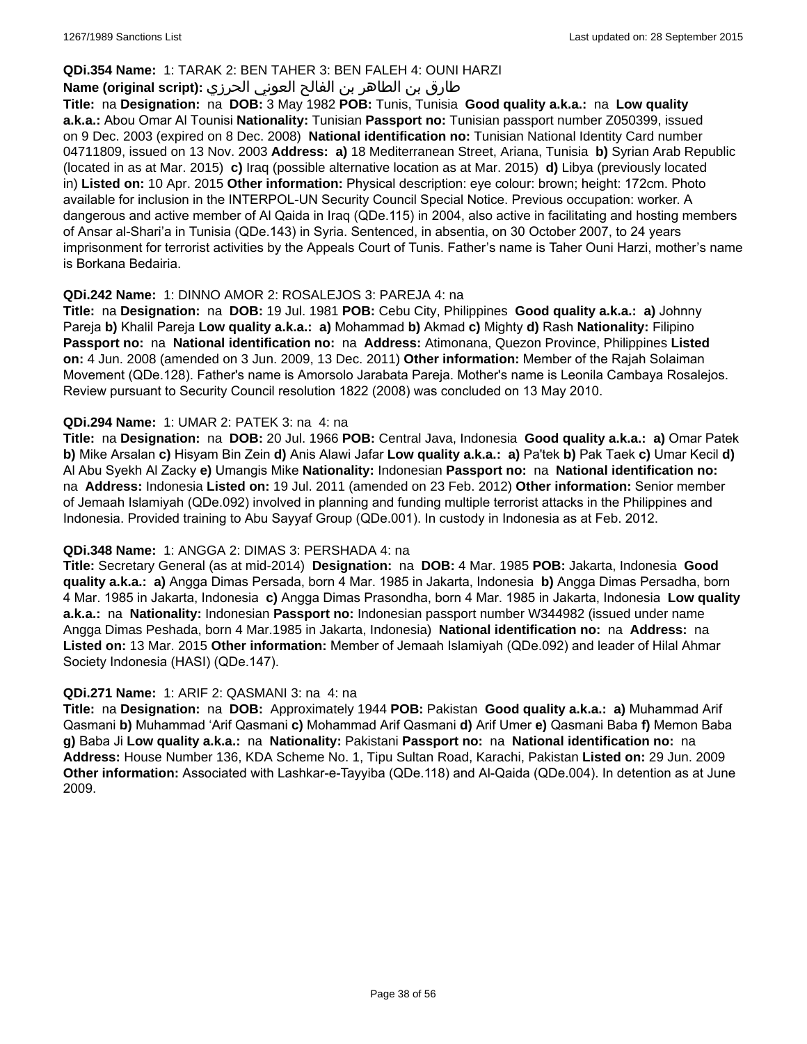**QDi.354 Name:** 1: TARAK 2: BEN TAHER 3: BEN FALEH 4: OUNI HARZI

**Name (original script):** طارق بن الطاهر بن الفالح العوني الحرزي

**Title:** na **Designation:** na **DOB:** 3 May 1982 **POB:** Tunis, Tunisia **Good quality a.k.a.:** na **Low quality a.k.a.:** Abou Omar Al Tounisi **Nationality:** Tunisian **Passport no:** Tunisian passport number Z050399, issued on 9 Dec. 2003 (expired on 8 Dec. 2008) **National identification no:** Tunisian National Identity Card number 04711809, issued on 13 Nov. 2003 **Address:** **a)** 18 Mediterranean Street, Ariana, Tunisia **b)** Syrian Arab Republic (located in as at Mar. 2015) **c)** Iraq (possible alternative location as at Mar. 2015) **d)** Libya (previously located in) **Listed on:** 10 Apr. 2015 **Other information:** Physical description: eye colour: brown; height: 172cm. Photo available for inclusion in the INTERPOL-UN Security Council Special Notice. Previous occupation: worker. A dangerous and active member of Al Qaida in Iraq (QDe.115) in 2004, also active in facilitating and hosting members of Ansar al-Shari'a in Tunisia (QDe.143) in Syria. Sentenced, in absentia, on 30 October 2007, to 24 years imprisonment for terrorist activities by the Appeals Court of Tunis. Father's name is Taher Ouni Harzi, mother's name is Borkana Bedairia.

**QDi.242 Name:** 1: DINNO AMOR 2: ROSALEJOS 3: PAREJA 4: na

**Title:** na **Designation:** na **DOB:** 19 Jul. 1981 **POB:** Cebu City, Philippines **Good quality a.k.a.:** **a)** Johnny Pareja **b)** Khalil Pareja **Low quality a.k.a.:** **a)** Mohammad **b)** Akmad **c)** Mighty **d)** Rash **Nationality:** Filipino **Passport no:** na **National identification no:** na **Address:** Atimonana, Quezon Province, Philippines **Listed on:** 4 Jun. 2008 (amended on 3 Jun. 2009, 13 Dec. 2011) **Other information:** Member of the Rajah Solaiman Movement (QDe.128). Father's name is Amorsolo Jarabata Pareja. Mother's name is Leonila Cambaya Rosalejos. Review pursuant to Security Council resolution 1822 (2008) was concluded on 13 May 2010.

**QDi.294 Name:** 1: UMAR 2: PATEK 3: na 4: na

**Title:** na **Designation:** na **DOB:** 20 Jul. 1966 **POB:** Central Java, Indonesia **Good quality a.k.a.:** **a)** Omar Patek **b)** Mike Arsalan **c)** Hisyam Bin Zein **d)** Anis Alawi Jafar **Low quality a.k.a.:** **a)** Pa'tek **b)** Pak Taek **c)** Umar Kecil **d)** Al Abu Syekh Al Zacky **e)** Umangis Mike **Nationality:** Indonesian **Passport no:** na **National identification no:** na **Address:** Indonesia **Listed on:** 19 Jul. 2011 (amended on 23 Feb. 2012) **Other information:** Senior member of Jemaah Islamiyah (QDe.092) involved in planning and funding multiple terrorist attacks in the Philippines and Indonesia. Provided training to Abu Sayyaf Group (QDe.001). In custody in Indonesia as at Feb. 2012.

**QDi.348 Name:** 1: ANGGA 2: DIMAS 3: PERSHADA 4: na

**Title:** Secretary General (as at mid-2014) **Designation:** na **DOB:** 4 Mar. 1985 **POB:** Jakarta, Indonesia **Good quality a.k.a.:** **a)** Angga Dimas Persada, born 4 Mar. 1985 in Jakarta, Indonesia **b)** Angga Dimas Persadha, born 4 Mar. 1985 in Jakarta, Indonesia **c)** Angga Dimas Prasondha, born 4 Mar. 1985 in Jakarta, Indonesia **Low quality a.k.a.:** na **Nationality:** Indonesian **Passport no:** Indonesian passport number W344982 (issued under name Angga Dimas Peshada, born 4 Mar.1985 in Jakarta, Indonesia) **National identification no:** na **Address:** na **Listed on:** 13 Mar. 2015 **Other information:** Member of Jemaah Islamiyah (QDe.092) and leader of Hilal Ahmar Society Indonesia (HASI) (QDe.147).

**QDi.271 Name:** 1: ARIF 2: QASMANI 3: na 4: na

**Title:** na **Designation:** na **DOB:** Approximately 1944 **POB:** Pakistan **Good quality a.k.a.:** **a)** Muhammad Arif Qasmani **b)** Muhammad 'Arif Qasmani **c)** Mohammad Arif Qasmani **d)** Arif Umer **e)** Qasmani Baba **f)** Memon Baba **g)** Baba Ji **Low quality a.k.a.:** na **Nationality:** Pakistani **Passport no:** na **National identification no:** na **Address:** House Number 136, KDA Scheme No. 1, Tipu Sultan Road, Karachi, Pakistan **Listed on:** 29 Jun. 2009 **Other information:** Associated with Lashkar-e-Tayyiba (QDe.118) and Al-Qaida (QDe.004). In detention as at June 2009.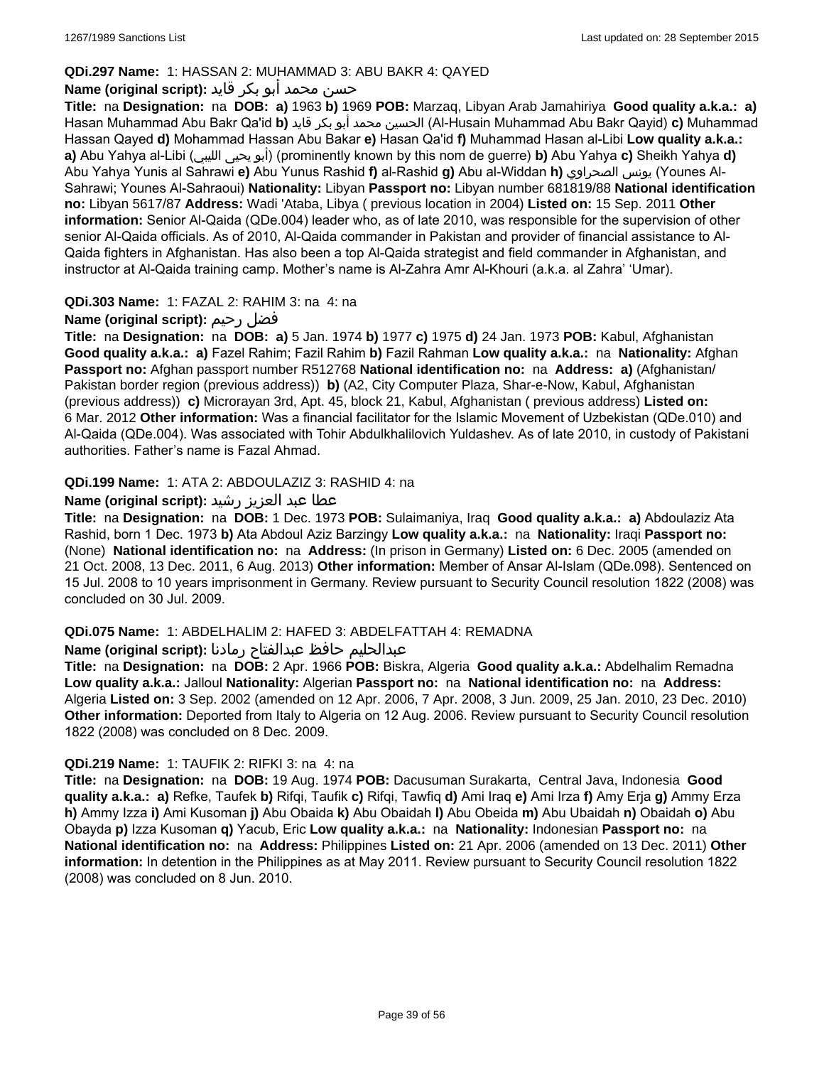**QDi.297 Name:** 1: HASSAN 2: MUHAMMAD 3: ABU BAKR 4: QAYED

**Name (original script):** حسن محمد أبو بكر قايد

**Title:** na **Designation:** na **DOB:** **a)** 1963 **b)** 1969 **POB:** Marzaq, Libyan Arab Jamahiriya **Good quality a.k.a.:** **a)** Hasan Muhammad Abu Bakr Qa'id **b)** الحسين محمد أبو بكر قايد (Al-Husain Muhammad Abu Bakr Qayid) **c)** Muhammad Hassan Qayed **d)** Mohammad Hassan Abu Bakar **e)** Hasan Qa'id **f)** Muhammad Hasan al-Libi **Low quality a.k.a.:** **a)** Abu Yahya al-Libi (أبو يحيى الليبي) (prominently known by this nom de guerre) **b)** Abu Yahya **c)** Sheikh Yahya **d)** Abu Yahya Yunis al Sahrawi **e)** Abu Yunus Rashid **f)** al-Rashid **g)** Abu al-Widdan **h)** يونس الصحراوي (Younes Al-Sahrawi; Younes Al-Sahraoui) **Nationality:** Libyan **Passport no:** Libyan number 681819/88 **National identification no:** Libyan 5617/87 **Address:** Wadi 'Ataba, Libya ( previous location in 2004) **Listed on:** 15 Sep. 2011 **Other information:** Senior Al-Qaida (QDe.004) leader who, as of late 2010, was responsible for the supervision of other senior Al-Qaida officials. As of 2010, Al-Qaida commander in Pakistan and provider of financial assistance to Al-Qaida fighters in Afghanistan. Has also been a top Al-Qaida strategist and field commander in Afghanistan, and instructor at Al-Qaida training camp. Mother's name is Al-Zahra Amr Al-Khouri (a.k.a. al Zahra' 'Umar).

**QDi.303 Name:** 1: FAZAL 2: RAHIM 3: na 4: na

**Name (original script):** فضل رحيم

**Title:** na **Designation:** na **DOB:** **a)** 5 Jan. 1974 **b)** 1977 **c)** 1975 **d)** 24 Jan. 1973 **POB:** Kabul, Afghanistan **Good quality a.k.a.:** **a)** Fazel Rahim; Fazil Rahim **b)** Fazil Rahman **Low quality a.k.a.:** na **Nationality:** Afghan **Passport no:** Afghan passport number R512768 **National identification no:** na **Address:** **a)** (Afghanistan/ Pakistan border region (previous address)) **b)** (A2, City Computer Plaza, Shar-e-Now, Kabul, Afghanistan (previous address)) **c)** Microrayan 3rd, Apt. 45, block 21, Kabul, Afghanistan ( previous address) **Listed on:** 6 Mar. 2012 **Other information:** Was a financial facilitator for the Islamic Movement of Uzbekistan (QDe.010) and Al-Qaida (QDe.004). Was associated with Tohir Abdulkhalilovich Yuldashev. As of late 2010, in custody of Pakistani authorities. Father's name is Fazal Ahmad.

**QDi.199 Name:** 1: ATA 2: ABDOULAZIZ 3: RASHID 4: na

**Name (original script):** عطا عبد العزيز رشيد

**Title:** na **Designation:** na **DOB:** 1 Dec. 1973 **POB:** Sulaimaniya, Iraq **Good quality a.k.a.:** **a)** Abdoulaziz Ata Rashid, born 1 Dec. 1973 **b)** Ata Abdoul Aziz Barzingy **Low quality a.k.a.:** na **Nationality:** Iraqi **Passport no:** (None) **National identification no:** na **Address:** (In prison in Germany) **Listed on:** 6 Dec. 2005 (amended on 21 Oct. 2008, 13 Dec. 2011, 6 Aug. 2013) **Other information:** Member of Ansar Al-Islam (QDe.098). Sentenced on 15 Jul. 2008 to 10 years imprisonment in Germany. Review pursuant to Security Council resolution 1822 (2008) was concluded on 30 Jul. 2009.

**QDi.075 Name:** 1: ABDELHALIM 2: HAFED 3: ABDELFATTAH 4: REMADNA

**Name (original script):** عبدالحليم حافظ عبدالفتاح رمادنا

**Title:** na **Designation:** na **DOB:** 2 Apr. 1966 **POB:** Biskra, Algeria **Good quality a.k.a.:** Abdelhalim Remadna **Low quality a.k.a.:** Jalloul **Nationality:** Algerian **Passport no:** na **National identification no:** na **Address:** Algeria **Listed on:** 3 Sep. 2002 (amended on 12 Apr. 2006, 7 Apr. 2008, 3 Jun. 2009, 25 Jan. 2010, 23 Dec. 2010) **Other information:** Deported from Italy to Algeria on 12 Aug. 2006. Review pursuant to Security Council resolution 1822 (2008) was concluded on 8 Dec. 2009.

**QDi.219 Name:** 1: TAUFIK 2: RIFKI 3: na 4: na

**Title:** na **Designation:** na **DOB:** 19 Aug. 1974 **POB:** Dacusuman Surakarta, Central Java, Indonesia **Good quality a.k.a.:** **a)** Refke, Taufek **b)** Rifqi, Taufik **c)** Rifqi, Tawfiq **d)** Ami Iraq **e)** Ami Irza **f)** Amy Erja **g)** Ammy Erza **h)** Ammy Izza **i)** Ami Kusoman **j)** Abu Obaida **k)** Abu Obaidah **l)** Abu Obeida **m)** Abu Ubaidah **n)** Obaidah **o)** Abu Obayda **p)** Izza Kusoman **q)** Yacub, Eric **Low quality a.k.a.:** na **Nationality:** Indonesian **Passport no:** na **National identification no:** na **Address:** Philippines **Listed on:** 21 Apr. 2006 (amended on 13 Dec. 2011) **Other information:** In detention in the Philippines as at May 2011. Review pursuant to Security Council resolution 1822 (2008) was concluded on 8 Jun. 2010.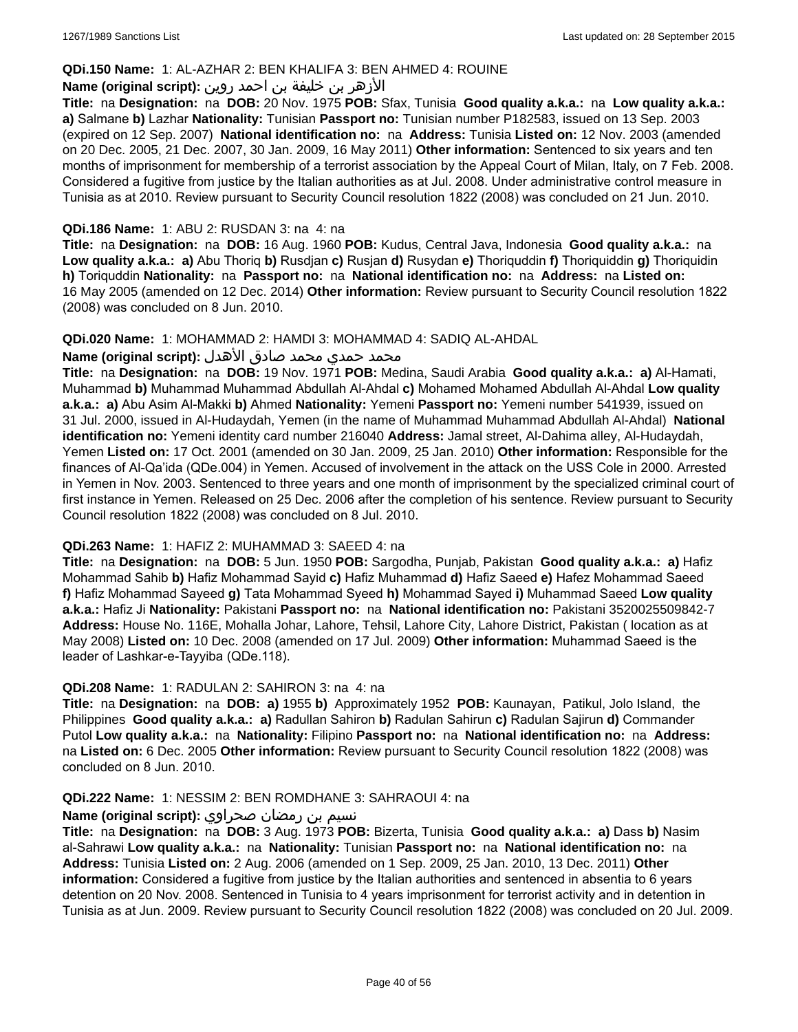**QDi.150 Name:** 1: AL-AZHAR 2: BEN KHALIFA 3: BEN AHMED 4: ROUINE

**Name (original script):** الأزهر بن خليفة بن احمد روين

**Title:** na **Designation:** na **DOB:** 20 Nov. 1975 **POB:** Sfax, Tunisia **Good quality a.k.a.:** na **Low quality a.k.a.:** **a)** Salmane **b)** Lazhar **Nationality:** Tunisian **Passport no:** Tunisian number P182583, issued on 13 Sep. 2003 (expired on 12 Sep. 2007) **National identification no:** na **Address:** Tunisia **Listed on:** 12 Nov. 2003 (amended on 20 Dec. 2005, 21 Dec. 2007, 30 Jan. 2009, 16 May 2011) **Other information:** Sentenced to six years and ten months of imprisonment for membership of a terrorist association by the Appeal Court of Milan, Italy, on 7 Feb. 2008. Considered a fugitive from justice by the Italian authorities as at Jul. 2008. Under administrative control measure in Tunisia as at 2010. Review pursuant to Security Council resolution 1822 (2008) was concluded on 21 Jun. 2010.

**QDi.186 Name:** 1: ABU 2: RUSDAN 3: na 4: na

**Title:** na **Designation:** na **DOB:** 16 Aug. 1960 **POB:** Kudus, Central Java, Indonesia **Good quality a.k.a.:** na **Low quality a.k.a.:** **a)** Abu Thoriq **b)** Rusdjan **c)** Rusjan **d)** Rusydan **e)** Thoriquddin **f)** Thoriquiddin **g)** Thoriquidin **h)** Toriquddin **Nationality:** na **Passport no:** na **National identification no:** na **Address:** na **Listed on:** 16 May 2005 (amended on 12 Dec. 2014) **Other information:** Review pursuant to Security Council resolution 1822 (2008) was concluded on 8 Jun. 2010.

**QDi.020 Name:** 1: MOHAMMAD 2: HAMDI 3: MOHAMMAD 4: SADIQ AL-AHDAL

**Name (original script):** محمد حمدي محمد صادق الأهدل

**Title:** na **Designation:** na **DOB:** 19 Nov. 1971 **POB:** Medina, Saudi Arabia **Good quality a.k.a.:** **a)** Al-Hamati, Muhammad **b)** Muhammad Muhammad Abdullah Al-Ahdal **c)** Mohamed Mohamed Abdullah Al-Ahdal **Low quality a.k.a.:** **a)** Abu Asim Al-Makki **b)** Ahmed **Nationality:** Yemeni **Passport no:** Yemeni number 541939, issued on 31 Jul. 2000, issued in Al-Hudaydah, Yemen (in the name of Muhammad Muhammad Abdullah Al-Ahdal) **National identification no:** Yemeni identity card number 216040 **Address:** Jamal street, Al-Dahima alley, Al-Hudaydah, Yemen **Listed on:** 17 Oct. 2001 (amended on 30 Jan. 2009, 25 Jan. 2010) **Other information:** Responsible for the finances of Al-Qa'ida (QDe.004) in Yemen. Accused of involvement in the attack on the USS Cole in 2000. Arrested in Yemen in Nov. 2003. Sentenced to three years and one month of imprisonment by the specialized criminal court of first instance in Yemen. Released on 25 Dec. 2006 after the completion of his sentence. Review pursuant to Security Council resolution 1822 (2008) was concluded on 8 Jul. 2010.

**QDi.263 Name:** 1: HAFIZ 2: MUHAMMAD 3: SAEED 4: na

**Title:** na **Designation:** na **DOB:** 5 Jun. 1950 **POB:** Sargodha, Punjab, Pakistan **Good quality a.k.a.:** **a)** Hafiz Mohammad Sahib **b)** Hafiz Mohammad Sayid **c)** Hafiz Muhammad **d)** Hafiz Saeed **e)** Hafez Mohammad Saeed **f)** Hafiz Mohammad Sayeed **g)** Tata Mohammad Syeed **h)** Mohammad Sayed **i)** Muhammad Saeed **Low quality a.k.a.:** Hafiz Ji **Nationality:** Pakistani **Passport no:** na **National identification no:** Pakistani 3520025509842-7 **Address:** House No. 116E, Mohalla Johar, Lahore, Tehsil, Lahore City, Lahore District, Pakistan ( location as at May 2008) **Listed on:** 10 Dec. 2008 (amended on 17 Jul. 2009) **Other information:** Muhammad Saeed is the leader of Lashkar-e-Tayyiba (QDe.118).

**QDi.208 Name:** 1: RADULAN 2: SAHIRON 3: na 4: na

**Title:** na **Designation:** na **DOB:** **a)** 1955 **b)** Approximately 1952 **POB:** Kaunayan, Patikul, Jolo Island, the Philippines **Good quality a.k.a.:** **a)** Radullan Sahiron **b)** Radulan Sahirun **c)** Radulan Sajirun **d)** Commander Putol **Low quality a.k.a.:** na **Nationality:** Filipino **Passport no:** na **National identification no:** na **Address:** na **Listed on:** 6 Dec. 2005 **Other information:** Review pursuant to Security Council resolution 1822 (2008) was concluded on 8 Jun. 2010.

**QDi.222 Name:** 1: NESSIM 2: BEN ROMDHANE 3: SAHRAOUI 4: na

**Name (original script):** نسيم بن رمضان صحراوي

**Title:** na **Designation:** na **DOB:** 3 Aug. 1973 **POB:** Bizerta, Tunisia **Good quality a.k.a.:** **a)** Dass **b)** Nasim al-Sahrawi **Low quality a.k.a.:** na **Nationality:** Tunisian **Passport no:** na **National identification no:** na **Address:** Tunisia **Listed on:** 2 Aug. 2006 (amended on 1 Sep. 2009, 25 Jan. 2010, 13 Dec. 2011) **Other information:** Considered a fugitive from justice by the Italian authorities and sentenced in absentia to 6 years detention on 20 Nov. 2008. Sentenced in Tunisia to 4 years imprisonment for terrorist activity and in detention in Tunisia as at Jun. 2009. Review pursuant to Security Council resolution 1822 (2008) was concluded on 20 Jul. 2009.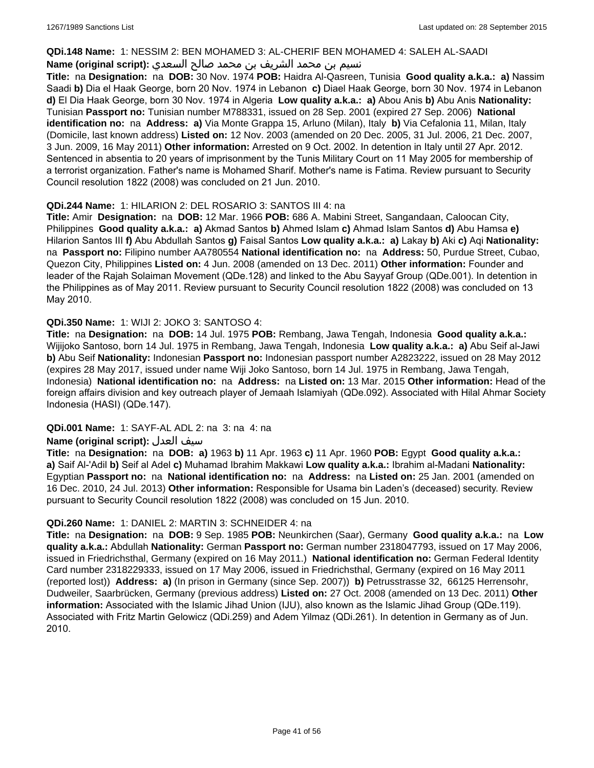**QDi.148 Name:** 1: NESSIM 2: BEN MOHAMED 3: AL-CHERIF BEN MOHAMED 4: SALEH AL-SAADI

**Name (original script):** نسيم بن محمد الشريف بن محمد صالح السعدي

**Title:** na **Designation:** na **DOB:** 30 Nov. 1974 **POB:** Haidra Al-Qasreen, Tunisia **Good quality a.k.a.:** **a)** Nassim Saadi **b)** Dia el Haak George, born 20 Nov. 1974 in Lebanon **c)** Diael Haak George, born 30 Nov. 1974 in Lebanon **d)** El Dia Haak George, born 30 Nov. 1974 in Algeria **Low quality a.k.a.:** **a)** Abou Anis **b)** Abu Anis **Nationality:** Tunisian **Passport no:** Tunisian number M788331, issued on 28 Sep. 2001 (expired 27 Sep. 2006) **National identification no:** na **Address:** **a)** Via Monte Grappa 15, Arluno (Milan), Italy **b)** Via Cefalonia 11, Milan, Italy (Domicile, last known address) **Listed on:** 12 Nov. 2003 (amended on 20 Dec. 2005, 31 Jul. 2006, 21 Dec. 2007, 3 Jun. 2009, 16 May 2011) **Other information:** Arrested on 9 Oct. 2002. In detention in Italy until 27 Apr. 2012. Sentenced in absentia to 20 years of imprisonment by the Tunis Military Court on 11 May 2005 for membership of a terrorist organization. Father's name is Mohamed Sharif. Mother's name is Fatima. Review pursuant to Security Council resolution 1822 (2008) was concluded on 21 Jun. 2010.

**QDi.244 Name:** 1: HILARION 2: DEL ROSARIO 3: SANTOS III 4: na

**Title:** Amir **Designation:** na **DOB:** 12 Mar. 1966 **POB:** 686 A. Mabini Street, Sangandaan, Caloocan City, Philippines **Good quality a.k.a.:** **a)** Akmad Santos **b)** Ahmed Islam **c)** Ahmad Islam Santos **d)** Abu Hamsa **e)** Hilarion Santos III **f)** Abu Abdullah Santos **g)** Faisal Santos **Low quality a.k.a.:** **a)** Lakay **b)** Aki **c)** Aqi **Nationality:** na **Passport no:** Filipino number AA780554 **National identification no:** na **Address:** 50, Purdue Street, Cubao, Quezon City, Philippines **Listed on:** 4 Jun. 2008 (amended on 13 Dec. 2011) **Other information:** Founder and leader of the Rajah Solaiman Movement (QDe.128) and linked to the Abu Sayyaf Group (QDe.001). In detention in the Philippines as of May 2011. Review pursuant to Security Council resolution 1822 (2008) was concluded on 13 May 2010.

**QDi.350 Name:** 1: WIJI 2: JOKO 3: SANTOSO 4:

**Title:** na **Designation:** na **DOB:** 14 Jul. 1975 **POB:** Rembang, Jawa Tengah, Indonesia **Good quality a.k.a.:** Wijijoko Santoso, born 14 Jul. 1975 in Rembang, Jawa Tengah, Indonesia **Low quality a.k.a.:** **a)** Abu Seif al-Jawi **b)** Abu Seif **Nationality:** Indonesian **Passport no:** Indonesian passport number A2823222, issued on 28 May 2012 (expires 28 May 2017, issued under name Wiji Joko Santoso, born 14 Jul. 1975 in Rembang, Jawa Tengah, Indonesia) **National identification no:** na **Address:** na **Listed on:** 13 Mar. 2015 **Other information:** Head of the foreign affairs division and key outreach player of Jemaah Islamiyah (QDe.092). Associated with Hilal Ahmar Society Indonesia (HASI) (QDe.147).

**QDi.001 Name:** 1: SAYF-AL ADL 2: na 3: na 4: na

**Name (original script):** سيف العدل

**Title:** na **Designation:** na **DOB:** **a)** 1963 **b)** 11 Apr. 1963 **c)** 11 Apr. 1960 **POB:** Egypt **Good quality a.k.a.:** **a)** Saif Al-'Adil **b)** Seif al Adel **c)** Muhamad Ibrahim Makkawi **Low quality a.k.a.:** Ibrahim al-Madani **Nationality:** Egyptian **Passport no:** na **National identification no:** na **Address:** na **Listed on:** 25 Jan. 2001 (amended on 16 Dec. 2010, 24 Jul. 2013) **Other information:** Responsible for Usama bin Laden's (deceased) security. Review pursuant to Security Council resolution 1822 (2008) was concluded on 15 Jun. 2010.

**QDi.260 Name:** 1: DANIEL 2: MARTIN 3: SCHNEIDER 4: na

**Title:** na **Designation:** na **DOB:** 9 Sep. 1985 **POB:** Neunkirchen (Saar), Germany **Good quality a.k.a.:** na **Low quality a.k.a.:** Abdullah **Nationality:** German **Passport no:** German number 2318047793, issued on 17 May 2006, issued in Friedrichsthal, Germany (expired on 16 May 2011.) **National identification no:** German Federal Identity Card number 2318229333, issued on 17 May 2006, issued in Friedrichsthal, Germany (expired on 16 May 2011 (reported lost)) **Address:** **a)** (In prison in Germany (since Sep. 2007)) **b)** Petrusstrasse 32, 66125 Herrensohr, Dudweiler, Saarbrücken, Germany (previous address) **Listed on:** 27 Oct. 2008 (amended on 13 Dec. 2011) **Other information:** Associated with the Islamic Jihad Union (IJU), also known as the Islamic Jihad Group (QDe.119). Associated with Fritz Martin Gelowicz (QDi.259) and Adem Yilmaz (QDi.261). In detention in Germany as of Jun. 2010.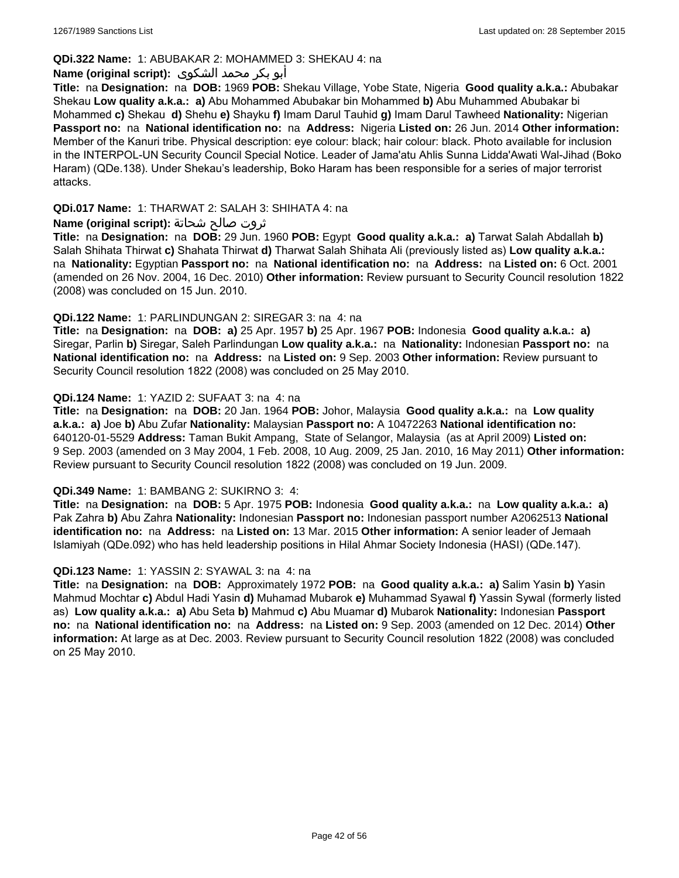**QDi.322 Name:** 1: ABUBAKAR 2: MOHAMMED 3: SHEKAU 4: na

**Name (original script):** أبو بكر محمد الشكوى

**Title:** na **Designation:** na **DOB:** 1969 **POB:** Shekau Village, Yobe State, Nigeria **Good quality a.k.a.:** Abubakar Shekau **Low quality a.k.a.:** **a)** Abu Mohammed Abubakar bin Mohammed **b)** Abu Muhammed Abubakar bi Mohammed **c)** Shekau **d)** Shehu **e)** Shayku **f)** Imam Darul Tauhid **g)** Imam Darul Tawheed **Nationality:** Nigerian **Passport no:** na **National identification no:** na **Address:** Nigeria **Listed on:** 26 Jun. 2014 **Other information:** Member of the Kanuri tribe. Physical description: eye colour: black; hair colour: black. Photo available for inclusion in the INTERPOL-UN Security Council Special Notice. Leader of Jama'atu Ahlis Sunna Lidda'Awati Wal-Jihad (Boko Haram) (QDe.138). Under Shekau's leadership, Boko Haram has been responsible for a series of major terrorist attacks.

**QDi.017 Name:** 1: THARWAT 2: SALAH 3: SHIHATA 4: na

**Name (original script):** ثروت صالح شحاتة

**Title:** na **Designation:** na **DOB:** 29 Jun. 1960 **POB:** Egypt **Good quality a.k.a.:** **a)** Tarwat Salah Abdallah **b)** Salah Shihata Thirwat **c)** Shahata Thirwat **d)** Tharwat Salah Shihata Ali (previously listed as) **Low quality a.k.a.:** na **Nationality:** Egyptian **Passport no:** na **National identification no:** na **Address:** na **Listed on:** 6 Oct. 2001 (amended on 26 Nov. 2004, 16 Dec. 2010) **Other information:** Review pursuant to Security Council resolution 1822 (2008) was concluded on 15 Jun. 2010.

**QDi.122 Name:** 1: PARLINDUNGAN 2: SIREGAR 3: na 4: na

**Title:** na **Designation:** na **DOB:** **a)** 25 Apr. 1957 **b)** 25 Apr. 1967 **POB:** Indonesia **Good quality a.k.a.:** **a)** Siregar, Parlin **b)** Siregar, Saleh Parlindungan **Low quality a.k.a.:** na **Nationality:** Indonesian **Passport no:** na **National identification no:** na **Address:** na **Listed on:** 9 Sep. 2003 **Other information:** Review pursuant to Security Council resolution 1822 (2008) was concluded on 25 May 2010.

**QDi.124 Name:** 1: YAZID 2: SUFAAT 3: na 4: na

**Title:** na **Designation:** na **DOB:** 20 Jan. 1964 **POB:** Johor, Malaysia **Good quality a.k.a.:** na **Low quality a.k.a.:** **a)** Joe **b)** Abu Zufar **Nationality:** Malaysian **Passport no:** A 10472263 **National identification no:** 640120-01-5529 **Address:** Taman Bukit Ampang, State of Selangor, Malaysia (as at April 2009) **Listed on:** 9 Sep. 2003 (amended on 3 May 2004, 1 Feb. 2008, 10 Aug. 2009, 25 Jan. 2010, 16 May 2011) **Other information:** Review pursuant to Security Council resolution 1822 (2008) was concluded on 19 Jun. 2009.

**QDi.349 Name:** 1: BAMBANG 2: SUKIRNO 3: 4:

**Title:** na **Designation:** na **DOB:** 5 Apr. 1975 **POB:** Indonesia **Good quality a.k.a.:** na **Low quality a.k.a.:** **a)** Pak Zahra **b)** Abu Zahra **Nationality:** Indonesian **Passport no:** Indonesian passport number A2062513 **National identification no:** na **Address:** na **Listed on:** 13 Mar. 2015 **Other information:** A senior leader of Jemaah Islamiyah (QDe.092) who has held leadership positions in Hilal Ahmar Society Indonesia (HASI) (QDe.147).

**QDi.123 Name:** 1: YASSIN 2: SYAWAL 3: na 4: na

**Title:** na **Designation:** na **DOB:** Approximately 1972 **POB:** na **Good quality a.k.a.:** **a)** Salim Yasin **b)** Yasin Mahmud Mochtar **c)** Abdul Hadi Yasin **d)** Muhamad Mubarok **e)** Muhammad Syawal **f)** Yassin Sywal (formerly listed as) **Low quality a.k.a.:** **a)** Abu Seta **b)** Mahmud **c)** Abu Muamar **d)** Mubarok **Nationality:** Indonesian **Passport no:** na **National identification no:** na **Address:** na **Listed on:** 9 Sep. 2003 (amended on 12 Dec. 2014) **Other information:** At large as at Dec. 2003. Review pursuant to Security Council resolution 1822 (2008) was concluded on 25 May 2010.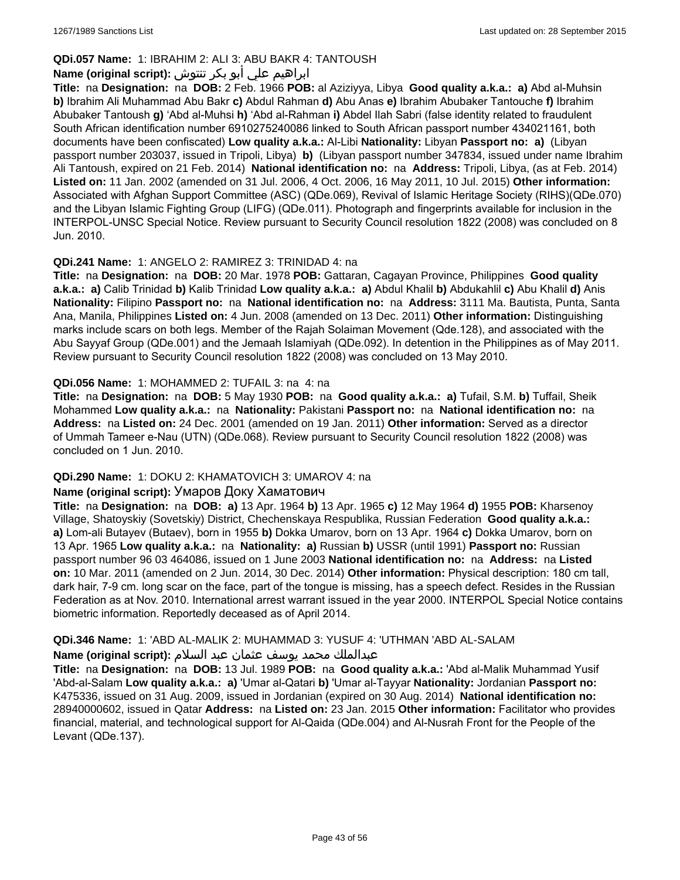**QDi.057 Name:** 1: IBRAHIM 2: ALI 3: ABU BAKR 4: TANTOUSH

**Name (original script):** ابراهيم علي أبو بكر تنتوش

**Title:** na **Designation:** na **DOB:** 2 Feb. 1966 **POB:** al Aziziyya, Libya **Good quality a.k.a.:** **a)** Abd al-Muhsin **b)** Ibrahim Ali Muhammad Abu Bakr **c)** Abdul Rahman **d)** Abu Anas **e)** Ibrahim Abubaker Tantouche **f)** Ibrahim Abubaker Tantoush **g)** 'Abd al-Muhsi **h)** 'Abd al-Rahman **i)** Abdel Ilah Sabri (false identity related to fraudulent South African identification number 6910275240086 linked to South African passport number 434021161, both documents have been confiscated) **Low quality a.k.a.:** Al-Libi **Nationality:** Libyan **Passport no:** **a)** (Libyan passport number 203037, issued in Tripoli, Libya) **b)** (Libyan passport number 347834, issued under name Ibrahim Ali Tantoush, expired on 21 Feb. 2014) **National identification no:** na **Address:** Tripoli, Libya, (as at Feb. 2014) **Listed on:** 11 Jan. 2002 (amended on 31 Jul. 2006, 4 Oct. 2006, 16 May 2011, 10 Jul. 2015) **Other information:** Associated with Afghan Support Committee (ASC) (QDe.069), Revival of Islamic Heritage Society (RIHS)(QDe.070) and the Libyan Islamic Fighting Group (LIFG) (QDe.011). Photograph and fingerprints available for inclusion in the INTERPOL-UNSC Special Notice. Review pursuant to Security Council resolution 1822 (2008) was concluded on 8 Jun. 2010.

**QDi.241 Name:** 1: ANGELO 2: RAMIREZ 3: TRINIDAD 4: na

**Title:** na **Designation:** na **DOB:** 20 Mar. 1978 **POB:** Gattaran, Cagayan Province, Philippines **Good quality a.k.a.:** **a)** Calib Trinidad **b)** Kalib Trinidad **Low quality a.k.a.:** **a)** Abdul Khalil **b)** Abdukahlil **c)** Abu Khalil **d)** Anis **Nationality:** Filipino **Passport no:** na **National identification no:** na **Address:** 3111 Ma. Bautista, Punta, Santa Ana, Manila, Philippines **Listed on:** 4 Jun. 2008 (amended on 13 Dec. 2011) **Other information:** Distinguishing marks include scars on both legs. Member of the Rajah Solaiman Movement (Qde.128), and associated with the Abu Sayyaf Group (QDe.001) and the Jemaah Islamiyah (QDe.092). In detention in the Philippines as of May 2011. Review pursuant to Security Council resolution 1822 (2008) was concluded on 13 May 2010.

**QDi.056 Name:** 1: MOHAMMED 2: TUFAIL 3: na 4: na

**Title:** na **Designation:** na **DOB:** 5 May 1930 **POB:** na **Good quality a.k.a.:** **a)** Tufail, S.M. **b)** Tuffail, Sheik Mohammed **Low quality a.k.a.:** na **Nationality:** Pakistani **Passport no:** na **National identification no:** na **Address:** na **Listed on:** 24 Dec. 2001 (amended on 19 Jan. 2011) **Other information:** Served as a director of Ummah Tameer e-Nau (UTN) (QDe.068). Review pursuant to Security Council resolution 1822 (2008) was concluded on 1 Jun. 2010.

**QDi.290 Name:** 1: DOKU 2: KHAMATOVICH 3: UMAROV 4: na

**Name (original script):** Умаров Доку Хаматович

**Title:** na **Designation:** na **DOB:** **a)** 13 Apr. 1964 **b)** 13 Apr. 1965 **c)** 12 May 1964 **d)** 1955 **POB:** Kharsenoy Village, Shatoyskiy (Sovetskiy) District, Chechenskaya Respublika, Russian Federation **Good quality a.k.a.:** **a)** Lom-ali Butayev (Butaev), born in 1955 **b)** Dokka Umarov, born on 13 Apr. 1964 **c)** Dokka Umarov, born on 13 Apr. 1965 **Low quality a.k.a.:** na **Nationality:** **a)** Russian **b)** USSR (until 1991) **Passport no:** Russian passport number 96 03 464086, issued on 1 June 2003 **National identification no:** na **Address:** na **Listed on:** 10 Mar. 2011 (amended on 2 Jun. 2014, 30 Dec. 2014) **Other information:** Physical description: 180 cm tall, dark hair, 7-9 cm. long scar on the face, part of the tongue is missing, has a speech defect. Resides in the Russian Federation as at Nov. 2010. International arrest warrant issued in the year 2000. INTERPOL Special Notice contains biometric information. Reportedly deceased as of April 2014.

**QDi.346 Name:** 1: 'ABD AL-MALIK 2: MUHAMMAD 3: YUSUF 4: 'UTHMAN 'ABD AL-SALAM

**Name (original script):** عبدالملك محمد يوسف عثمان عبد السلام

**Title:** na **Designation:** na **DOB:** 13 Jul. 1989 **POB:** na **Good quality a.k.a.:** 'Abd al-Malik Muhammad Yusif 'Abd-al-Salam **Low quality a.k.a.:** **a)** 'Umar al-Qatari **b)** 'Umar al-Tayyar **Nationality:** Jordanian **Passport no:** K475336, issued on 31 Aug. 2009, issued in Jordanian (expired on 30 Aug. 2014) **National identification no:** 28940000602, issued in Qatar **Address:** na **Listed on:** 23 Jan. 2015 **Other information:** Facilitator who provides financial, material, and technological support for Al-Qaida (QDe.004) and Al-Nusrah Front for the People of the Levant (QDe.137).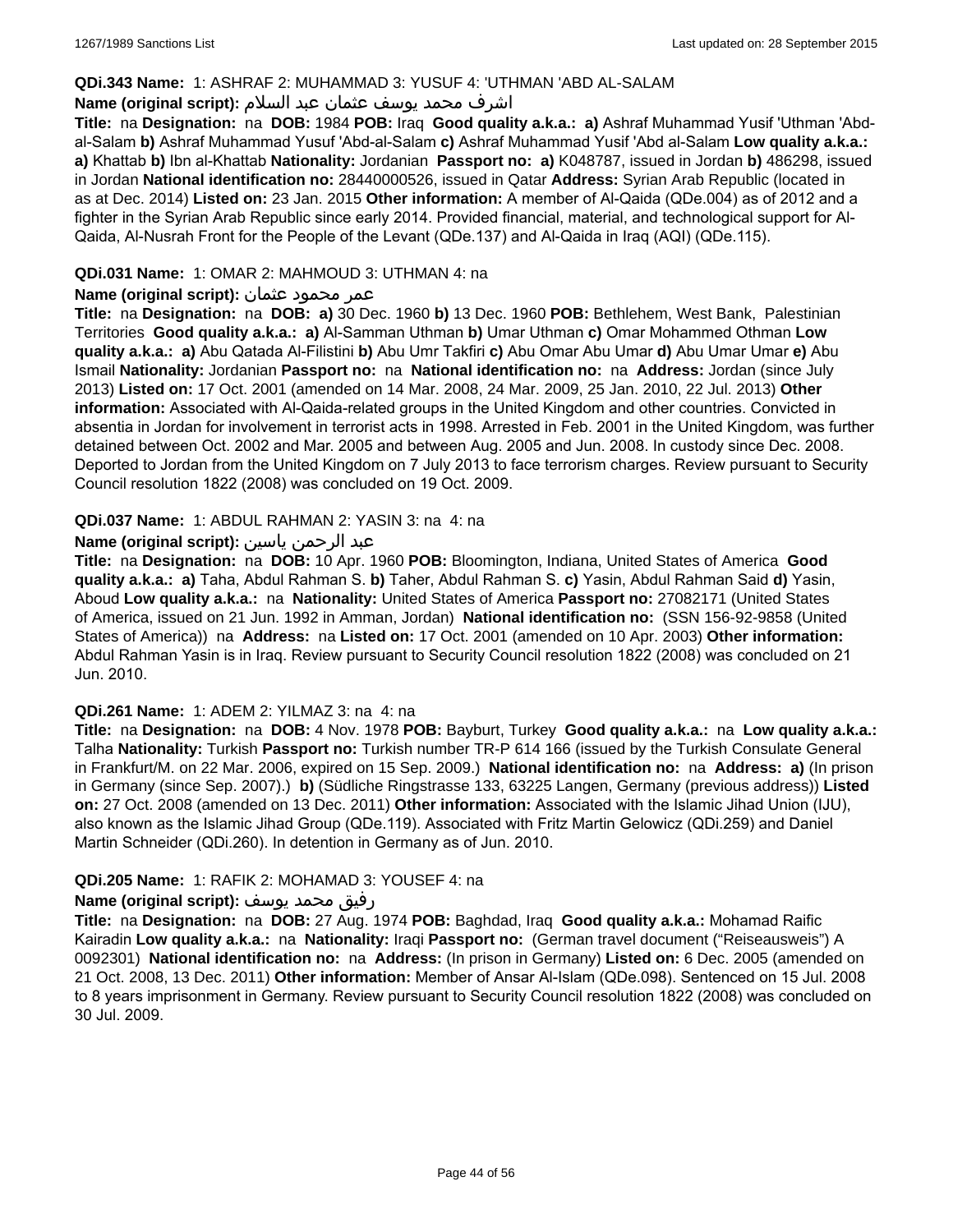**QDi.343 Name:** 1: ASHRAF 2: MUHAMMAD 3: YUSUF 4: 'UTHMAN 'ABD AL-SALAM

**Name (original script):** اشرف محمد يوسف عثمان عبد السلام

**Title:** na **Designation:** na **DOB:** 1984 **POB:** Iraq **Good quality a.k.a.:** **a)** Ashraf Muhammad Yusif 'Uthman 'Abd-al-Salam **b)** Ashraf Muhammad Yusuf 'Abd-al-Salam **c)** Ashraf Muhammad Yusif 'Abd al-Salam **Low quality a.k.a.:** **a)** Khattab **b)** Ibn al-Khattab **Nationality:** Jordanian **Passport no:** **a)** K048787, issued in Jordan **b)** 486298, issued in Jordan **National identification no:** 28440000526, issued in Qatar **Address:** Syrian Arab Republic (located in as at Dec. 2014) **Listed on:** 23 Jan. 2015 **Other information:** A member of Al-Qaida (QDe.004) as of 2012 and a fighter in the Syrian Arab Republic since early 2014. Provided financial, material, and technological support for Al-Qaida, Al-Nusrah Front for the People of the Levant (QDe.137) and Al-Qaida in Iraq (AQI) (QDe.115).

**QDi.031 Name:** 1: OMAR 2: MAHMOUD 3: UTHMAN 4: na

**Name (original script):** عمر محمود عثمان

**Title:** na **Designation:** na **DOB:** **a)** 30 Dec. 1960 **b)** 13 Dec. 1960 **POB:** Bethlehem, West Bank, Palestinian Territories **Good quality a.k.a.:** **a)** Al-Samman Uthman **b)** Umar Uthman **c)** Omar Mohammed Othman **Low quality a.k.a.:** **a)** Abu Qatada Al-Filistini **b)** Abu Umr Takfiri **c)** Abu Omar Abu Umar **d)** Abu Umar Umar **e)** Abu Ismail **Nationality:** Jordanian **Passport no:** na **National identification no:** na **Address:** Jordan (since July 2013) **Listed on:** 17 Oct. 2001 (amended on 14 Mar. 2008, 24 Mar. 2009, 25 Jan. 2010, 22 Jul. 2013) **Other information:** Associated with Al-Qaida-related groups in the United Kingdom and other countries. Convicted in absentia in Jordan for involvement in terrorist acts in 1998. Arrested in Feb. 2001 in the United Kingdom, was further detained between Oct. 2002 and Mar. 2005 and between Aug. 2005 and Jun. 2008. In custody since Dec. 2008. Deported to Jordan from the United Kingdom on 7 July 2013 to face terrorism charges. Review pursuant to Security Council resolution 1822 (2008) was concluded on 19 Oct. 2009.

**QDi.037 Name:** 1: ABDUL RAHMAN 2: YASIN 3: na 4: na

**Name (original script):** عبد الرحمن ياسين

**Title:** na **Designation:** na **DOB:** 10 Apr. 1960 **POB:** Bloomington, Indiana, United States of America **Good quality a.k.a.:** **a)** Taha, Abdul Rahman S. **b)** Taher, Abdul Rahman S. **c)** Yasin, Abdul Rahman Said **d)** Yasin, Aboud **Low quality a.k.a.:** na **Nationality:** United States of America **Passport no:** 27082171 (United States of America, issued on 21 Jun. 1992 in Amman, Jordan) **National identification no:** (SSN 156-92-9858 (United States of America)) na **Address:** na **Listed on:** 17 Oct. 2001 (amended on 10 Apr. 2003) **Other information:** Abdul Rahman Yasin is in Iraq. Review pursuant to Security Council resolution 1822 (2008) was concluded on 21 Jun. 2010.

**QDi.261 Name:** 1: ADEM 2: YILMAZ 3: na 4: na

**Title:** na **Designation:** na **DOB:** 4 Nov. 1978 **POB:** Bayburt, Turkey **Good quality a.k.a.:** na **Low quality a.k.a.:** Talha **Nationality:** Turkish **Passport no:** Turkish number TR-P 614 166 (issued by the Turkish Consulate General in Frankfurt/M. on 22 Mar. 2006, expired on 15 Sep. 2009.) **National identification no:** na **Address:** **a)** (In prison in Germany (since Sep. 2007).) **b)** (Südliche Ringstrasse 133, 63225 Langen, Germany (previous address)) **Listed on:** 27 Oct. 2008 (amended on 13 Dec. 2011) **Other information:** Associated with the Islamic Jihad Union (IJU), also known as the Islamic Jihad Group (QDe.119). Associated with Fritz Martin Gelowicz (QDi.259) and Daniel Martin Schneider (QDi.260). In detention in Germany as of Jun. 2010.

**QDi.205 Name:** 1: RAFIK 2: MOHAMAD 3: YOUSEF 4: na

**Name (original script):** رفيق محمد يوسف

**Title:** na **Designation:** na **DOB:** 27 Aug. 1974 **POB:** Baghdad, Iraq **Good quality a.k.a.:** Mohamad Raific Kairadin **Low quality a.k.a.:** na **Nationality:** Iraqi **Passport no:** (German travel document ("Reiseausweis") A 0092301) **National identification no:** na **Address:** (In prison in Germany) **Listed on:** 6 Dec. 2005 (amended on 21 Oct. 2008, 13 Dec. 2011) **Other information:** Member of Ansar Al-Islam (QDe.098). Sentenced on 15 Jul. 2008 to 8 years imprisonment in Germany. Review pursuant to Security Council resolution 1822 (2008) was concluded on 30 Jul. 2009.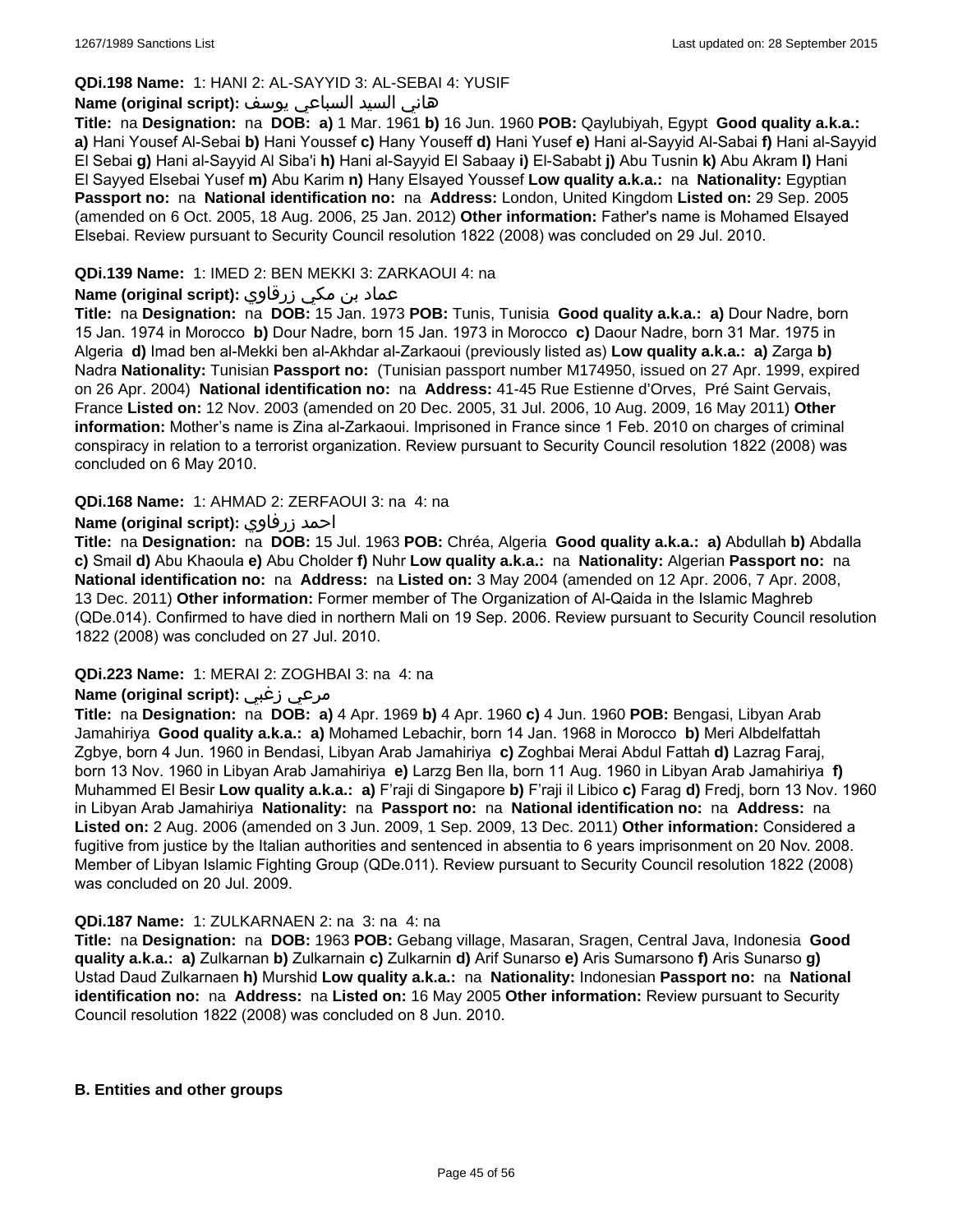**QDi.198 Name:** 1: HANI 2: AL-SAYYID 3: AL-SEBAI 4: YUSIF

**Name (original script):** هاني السيد السباعي يوسف

**Title:** na **Designation:** na **DOB:** **a)** 1 Mar. 1961 **b)** 16 Jun. 1960 **POB:** Qaylubiyah, Egypt **Good quality a.k.a.:** **a)** Hani Yousef Al-Sebai **b)** Hani Youssef **c)** Hany Youseff **d)** Hani Yusef **e)** Hani al-Sayyid Al-Sabai **f)** Hani al-Sayyid El Sebai **g)** Hani al-Sayyid Al Siba'i **h)** Hani al-Sayyid El Sabaay **i)** El-Sababt **j)** Abu Tusnin **k)** Abu Akram **l)** Hani El Sayyed Elsebai Yusef **m)** Abu Karim **n)** Hany Elsayed Youssef **Low quality a.k.a.:** na **Nationality:** Egyptian **Passport no:** na **National identification no:** na **Address:** London, United Kingdom **Listed on:** 29 Sep. 2005 (amended on 6 Oct. 2005, 18 Aug. 2006, 25 Jan. 2012) **Other information:** Father's name is Mohamed Elsayed Elsebai. Review pursuant to Security Council resolution 1822 (2008) was concluded on 29 Jul. 2010.

**QDi.139 Name:** 1: IMED 2: BEN MEKKI 3: ZARKAOUI 4: na

**Name (original script):** عماد بن مكي زرقاوي

**Title:** na **Designation:** na **DOB:** 15 Jan. 1973 **POB:** Tunis, Tunisia **Good quality a.k.a.:** **a)** Dour Nadre, born 15 Jan. 1974 in Morocco **b)** Dour Nadre, born 15 Jan. 1973 in Morocco **c)** Daour Nadre, born 31 Mar. 1975 in Algeria **d)** Imad ben al-Mekki ben al-Akhdar al-Zarkaoui (previously listed as) **Low quality a.k.a.:** **a)** Zarga **b)** Nadra **Nationality:** Tunisian **Passport no:** (Tunisian passport number M174950, issued on 27 Apr. 1999, expired on 26 Apr. 2004) **National identification no:** na **Address:** 41-45 Rue Estienne d'Orves, Pré Saint Gervais, France **Listed on:** 12 Nov. 2003 (amended on 20 Dec. 2005, 31 Jul. 2006, 10 Aug. 2009, 16 May 2011) **Other information:** Mother's name is Zina al-Zarkaoui. Imprisoned in France since 1 Feb. 2010 on charges of criminal conspiracy in relation to a terrorist organization. Review pursuant to Security Council resolution 1822 (2008) was concluded on 6 May 2010.

**QDi.168 Name:** 1: AHMAD 2: ZERFAOUI 3: na 4: na

**Name (original script):** احمد زرفاوي

**Title:** na **Designation:** na **DOB:** 15 Jul. 1963 **POB:** Chréa, Algeria **Good quality a.k.a.:** **a)** Abdullah **b)** Abdalla **c)** Smail **d)** Abu Khaoula **e)** Abu Cholder **f)** Nuhr **Low quality a.k.a.:** na **Nationality:** Algerian **Passport no:** na **National identification no:** na **Address:** na **Listed on:** 3 May 2004 (amended on 12 Apr. 2006, 7 Apr. 2008, 13 Dec. 2011) **Other information:** Former member of The Organization of Al-Qaida in the Islamic Maghreb (QDe.014). Confirmed to have died in northern Mali on 19 Sep. 2006. Review pursuant to Security Council resolution 1822 (2008) was concluded on 27 Jul. 2010.

**QDi.223 Name:** 1: MERAI 2: ZOGHBAI 3: na 4: na

**Name (original script):** مرعي زغبي

**Title:** na **Designation:** na **DOB:** **a)** 4 Apr. 1969 **b)** 4 Apr. 1960 **c)** 4 Jun. 1960 **POB:** Bengasi, Libyan Arab Jamahiriya **Good quality a.k.a.:** **a)** Mohamed Lebachir, born 14 Jan. 1968 in Morocco **b)** Meri Albdelfattah Zgbye, born 4 Jun. 1960 in Bendasi, Libyan Arab Jamahiriya **c)** Zoghbai Merai Abdul Fattah **d)** Lazrag Faraj, born 13 Nov. 1960 in Libyan Arab Jamahiriya **e)** Larzg Ben Ila, born 11 Aug. 1960 in Libyan Arab Jamahiriya **f)** Muhammed El Besir **Low quality a.k.a.:** **a)** F'raji di Singapore **b)** F'raji il Libico **c)** Farag **d)** Fredj, born 13 Nov. 1960 in Libyan Arab Jamahiriya **Nationality:** na **Passport no:** na **National identification no:** na **Address:** na **Listed on:** 2 Aug. 2006 (amended on 3 Jun. 2009, 1 Sep. 2009, 13 Dec. 2011) **Other information:** Considered a fugitive from justice by the Italian authorities and sentenced in absentia to 6 years imprisonment on 20 Nov. 2008. Member of Libyan Islamic Fighting Group (QDe.011). Review pursuant to Security Council resolution 1822 (2008) was concluded on 20 Jul. 2009.

**QDi.187 Name:** 1: ZULKARNAEN 2: na 3: na 4: na

**Title:** na **Designation:** na **DOB:** 1963 **POB:** Gebang village, Masaran, Sragen, Central Java, Indonesia **Good quality a.k.a.:** **a)** Zulkarnan **b)** Zulkarnain **c)** Zulkarnin **d)** Arif Sunarso **e)** Aris Sumarsono **f)** Aris Sunarso **g)** Ustad Daud Zulkarnaen **h)** Murshid **Low quality a.k.a.:** na **Nationality:** Indonesian **Passport no:** na **National identification no:** na **Address:** na **Listed on:** 16 May 2005 **Other information:** Review pursuant to Security Council resolution 1822 (2008) was concluded on 8 Jun. 2010.

## B. Entities and other groups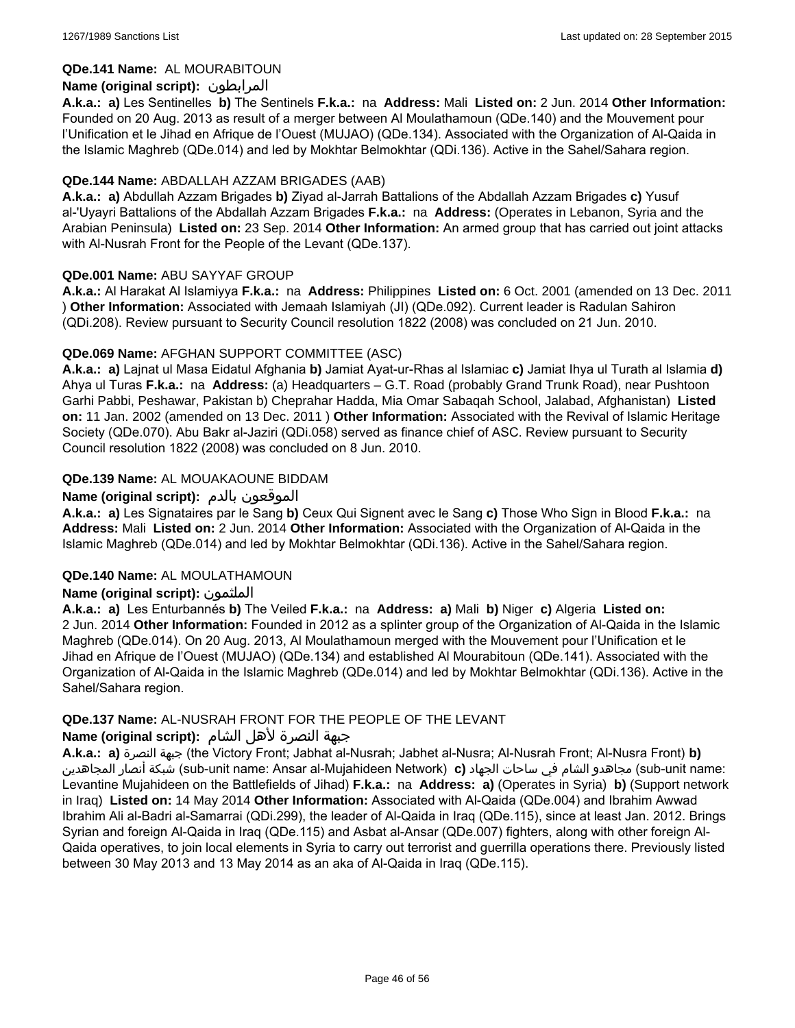**QDe.141 Name:** AL MOURABITOUN

**Name (original script):** المرابطون

**A.k.a.:** **a)** Les Sentinelles **b)** The Sentinels **F.k.a.:** na **Address:** Mali **Listed on:** 2 Jun. 2014 **Other Information:** Founded on 20 Aug. 2013 as result of a merger between Al Moulathamoun (QDe.140) and the Mouvement pour l'Unification et le Jihad en Afrique de l'Ouest (MUJAO) (QDe.134). Associated with the Organization of Al-Qaida in the Islamic Maghreb (QDe.014) and led by Mokhtar Belmokhtar (QDi.136). Active in the Sahel/Sahara region.

**QDe.144 Name:** ABDALLAH AZZAM BRIGADES (AAB)

**A.k.a.:** **a)** Abdullah Azzam Brigades **b)** Ziyad al-Jarrah Battalions of the Abdallah Azzam Brigades **c)** Yusuf al-'Uyayri Battalions of the Abdallah Azzam Brigades **F.k.a.:** na **Address:** (Operates in Lebanon, Syria and the Arabian Peninsula) **Listed on:** 23 Sep. 2014 **Other Information:** An armed group that has carried out joint attacks with Al-Nusrah Front for the People of the Levant (QDe.137).

**QDe.001 Name:** ABU SAYYAF GROUP

**A.k.a.:** Al Harakat Al Islamiyya **F.k.a.:** na **Address:** Philippines **Listed on:** 6 Oct. 2001 (amended on 13 Dec. 2011 ) **Other Information:** Associated with Jemaah Islamiyah (JI) (QDe.092). Current leader is Radulan Sahiron (QDi.208). Review pursuant to Security Council resolution 1822 (2008) was concluded on 21 Jun. 2010.

**QDe.069 Name:** AFGHAN SUPPORT COMMITTEE (ASC)

**A.k.a.:** **a)** Lajnat ul Masa Eidatul Afghania **b)** Jamiat Ayat-ur-Rhas al Islamiac **c)** Jamiat Ihya ul Turath al Islamia **d)** Ahya ul Turas **F.k.a.:** na **Address:** (a) Headquarters – G.T. Road (probably Grand Trunk Road), near Pushtoon Garhi Pabbi, Peshawar, Pakistan b) Cheprahar Hadda, Mia Omar Sabaqah School, Jalabad, Afghanistan) **Listed on:** 11 Jan. 2002 (amended on 13 Dec. 2011 ) **Other Information:** Associated with the Revival of Islamic Heritage Society (QDe.070). Abu Bakr al-Jaziri (QDi.058) served as finance chief of ASC. Review pursuant to Security Council resolution 1822 (2008) was concluded on 8 Jun. 2010.

**QDe.139 Name:** AL MOUAKAOUNE BIDDAM

**Name (original script):** الموقعون بالدم

**A.k.a.:** **a)** Les Signataires par le Sang **b)** Ceux Qui Signent avec le Sang **c)** Those Who Sign in Blood **F.k.a.:** na **Address:** Mali **Listed on:** 2 Jun. 2014 **Other Information:** Associated with the Organization of Al-Qaida in the Islamic Maghreb (QDe.014) and led by Mokhtar Belmokhtar (QDi.136). Active in the Sahel/Sahara region.

**QDe.140 Name:** AL MOULATHAMOUN

**Name (original script):** الملثمون

**A.k.a.:** **a)** Les Enturbannés **b)** The Veiled **F.k.a.:** na **Address:** **a)** Mali **b)** Niger **c)** Algeria **Listed on:** 2 Jun. 2014 **Other Information:** Founded in 2012 as a splinter group of the Organization of Al-Qaida in the Islamic Maghreb (QDe.014). On 20 Aug. 2013, Al Moulathamoun merged with the Mouvement pour l'Unification et le Jihad en Afrique de l'Ouest (MUJAO) (QDe.134) and established Al Mourabitoun (QDe.141). Associated with the Organization of Al-Qaida in the Islamic Maghreb (QDe.014) and led by Mokhtar Belmokhtar (QDi.136). Active in the Sahel/Sahara region.

**QDe.137 Name:** AL-NUSRAH FRONT FOR THE PEOPLE OF THE LEVANT

**Name (original script):** جبهة النصرة لأهل الشام

**A.k.a.:** **a)** جبهة النصرة (the Victory Front; Jabhat al-Nusrah; Jabhet al-Nusra; Al-Nusrah Front; Al-Nusra Front) **b)** شبكة أنصار المجاهدين (sub-unit name: Ansar al-Mujahideen Network) **c)** مجاهدو الشام في ساحات الجهاد (sub-unit name: Levantine Mujahideen on the Battlefields of Jihad) **F.k.a.:** na **Address:** **a)** (Operates in Syria) **b)** (Support network in Iraq) **Listed on:** 14 May 2014 **Other Information:** Associated with Al-Qaida (QDe.004) and Ibrahim Awwad Ibrahim Ali al-Badri al-Samarrai (QDi.299), the leader of Al-Qaida in Iraq (QDe.115), since at least Jan. 2012. Brings Syrian and foreign Al-Qaida in Iraq (QDe.115) and Asbat al-Ansar (QDe.007) fighters, along with other foreign Al-Qaida operatives, to join local elements in Syria to carry out terrorist and guerrilla operations there. Previously listed between 30 May 2013 and 13 May 2014 as an aka of Al-Qaida in Iraq (QDe.115).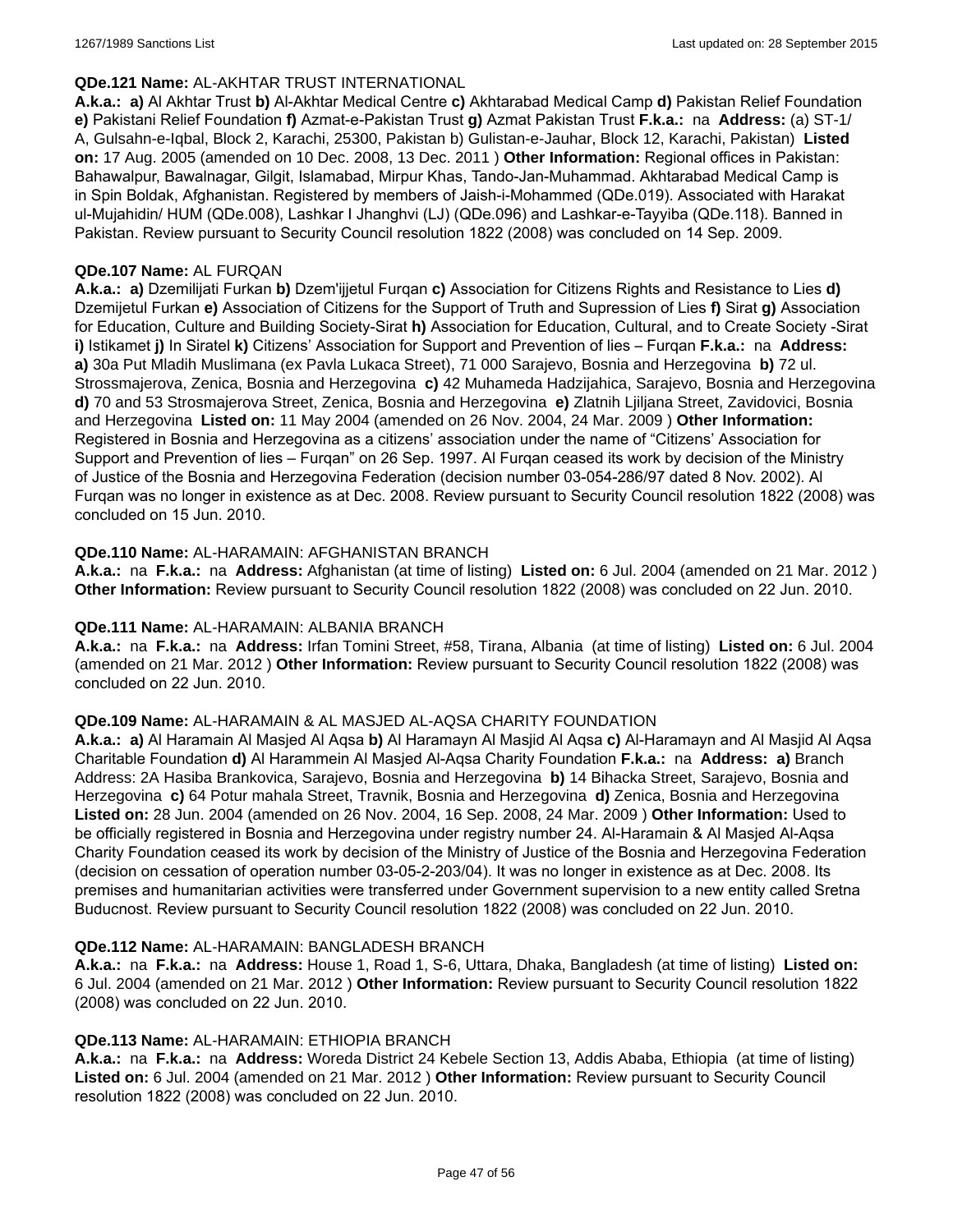**QDe.121 Name:** AL-AKHTAR TRUST INTERNATIONAL

**A.k.a.: a)** Al Akhtar Trust **b)** Al-Akhtar Medical Centre **c)** Akhtarabad Medical Camp **d)** Pakistan Relief Foundation **e)** Pakistani Relief Foundation **f)** Azmat-e-Pakistan Trust **g)** Azmat Pakistan Trust **F.k.a.:** na **Address:** (a) ST-1/ A, Gulsahn-e-Iqbal, Block 2, Karachi, 25300, Pakistan b) Gulistan-e-Jauhar, Block 12, Karachi, Pakistan) **Listed on:** 17 Aug. 2005 (amended on 10 Dec. 2008, 13 Dec. 2011 ) **Other Information:** Regional offices in Pakistan: Bahawalpur, Bawalnagar, Gilgit, Islamabad, Mirpur Khas, Tando-Jan-Muhammad. Akhtarabad Medical Camp is in Spin Boldak, Afghanistan. Registered by members of Jaish-i-Mohammed (QDe.019). Associated with Harakat ul-Mujahidin/ HUM (QDe.008), Lashkar I Jhanghvi (LJ) (QDe.096) and Lashkar-e-Tayyiba (QDe.118). Banned in Pakistan. Review pursuant to Security Council resolution 1822 (2008) was concluded on 14 Sep. 2009.

**QDe.107 Name:** AL FURQAN

**A.k.a.: a)** Dzemilijati Furkan **b)** Dzem'ijjetul Furqan **c)** Association for Citizens Rights and Resistance to Lies **d)** Dzemijetul Furkan **e)** Association of Citizens for the Support of Truth and Supression of Lies **f)** Sirat **g)** Association for Education, Culture and Building Society-Sirat **h)** Association for Education, Cultural, and to Create Society -Sirat **i)** Istikamet **j)** In Siratel **k)** Citizens' Association for Support and Prevention of lies – Furqan **F.k.a.:** na **Address: a)** 30a Put Mladih Muslimana (ex Pavla Lukaca Street), 71 000 Sarajevo, Bosnia and Herzegovina **b)** 72 ul. Strossmajerova, Zenica, Bosnia and Herzegovina **c)** 42 Muhameda Hadzijahica, Sarajevo, Bosnia and Herzegovina **d)** 70 and 53 Strosmajerova Street, Zenica, Bosnia and Herzegovina **e)** Zlatnih Ljiljana Street, Zavidovici, Bosnia and Herzegovina **Listed on:** 11 May 2004 (amended on 26 Nov. 2004, 24 Mar. 2009 ) **Other Information:** Registered in Bosnia and Herzegovina as a citizens' association under the name of "Citizens' Association for Support and Prevention of lies – Furqan" on 26 Sep. 1997. Al Furqan ceased its work by decision of the Ministry of Justice of the Bosnia and Herzegovina Federation (decision number 03-054-286/97 dated 8 Nov. 2002). Al Furqan was no longer in existence as at Dec. 2008. Review pursuant to Security Council resolution 1822 (2008) was concluded on 15 Jun. 2010.

**QDe.110 Name:** AL-HARAMAIN: AFGHANISTAN BRANCH

**A.k.a.:** na **F.k.a.:** na **Address:** Afghanistan (at time of listing) **Listed on:** 6 Jul. 2004 (amended on 21 Mar. 2012 ) **Other Information:** Review pursuant to Security Council resolution 1822 (2008) was concluded on 22 Jun. 2010.

**QDe.111 Name:** AL-HARAMAIN: ALBANIA BRANCH

**A.k.a.:** na **F.k.a.:** na **Address:** Irfan Tomini Street, #58, Tirana, Albania (at time of listing) **Listed on:** 6 Jul. 2004 (amended on 21 Mar. 2012 ) **Other Information:** Review pursuant to Security Council resolution 1822 (2008) was concluded on 22 Jun. 2010.

**QDe.109 Name:** AL-HARAMAIN & AL MASJED AL-AQSA CHARITY FOUNDATION

**A.k.a.: a)** Al Haramain Al Masjed Al Aqsa **b)** Al Haramayn Al Masjid Al Aqsa **c)** Al-Haramayn and Al Masjid Al Aqsa Charitable Foundation **d)** Al Harammein Al Masjed Al-Aqsa Charity Foundation **F.k.a.:** na **Address: a)** Branch Address: 2A Hasiba Brankovica, Sarajevo, Bosnia and Herzegovina **b)** 14 Bihacka Street, Sarajevo, Bosnia and Herzegovina **c)** 64 Potur mahala Street, Travnik, Bosnia and Herzegovina **d)** Zenica, Bosnia and Herzegovina **Listed on:** 28 Jun. 2004 (amended on 26 Nov. 2004, 16 Sep. 2008, 24 Mar. 2009 ) **Other Information:** Used to be officially registered in Bosnia and Herzegovina under registry number 24. Al-Haramain & Al Masjed Al-Aqsa Charity Foundation ceased its work by decision of the Ministry of Justice of the Bosnia and Herzegovina Federation (decision on cessation of operation number 03-05-2-203/04). It was no longer in existence as at Dec. 2008. Its premises and humanitarian activities were transferred under Government supervision to a new entity called Sretna Buducnost. Review pursuant to Security Council resolution 1822 (2008) was concluded on 22 Jun. 2010.

**QDe.112 Name:** AL-HARAMAIN: BANGLADESH BRANCH

**A.k.a.:** na **F.k.a.:** na **Address:** House 1, Road 1, S-6, Uttara, Dhaka, Bangladesh (at time of listing) **Listed on:** 6 Jul. 2004 (amended on 21 Mar. 2012 ) **Other Information:** Review pursuant to Security Council resolution 1822 (2008) was concluded on 22 Jun. 2010.

**QDe.113 Name:** AL-HARAMAIN: ETHIOPIA BRANCH

**A.k.a.:** na **F.k.a.:** na **Address:** Woreda District 24 Kebele Section 13, Addis Ababa, Ethiopia (at time of listing) **Listed on:** 6 Jul. 2004 (amended on 21 Mar. 2012 ) **Other Information:** Review pursuant to Security Council resolution 1822 (2008) was concluded on 22 Jun. 2010.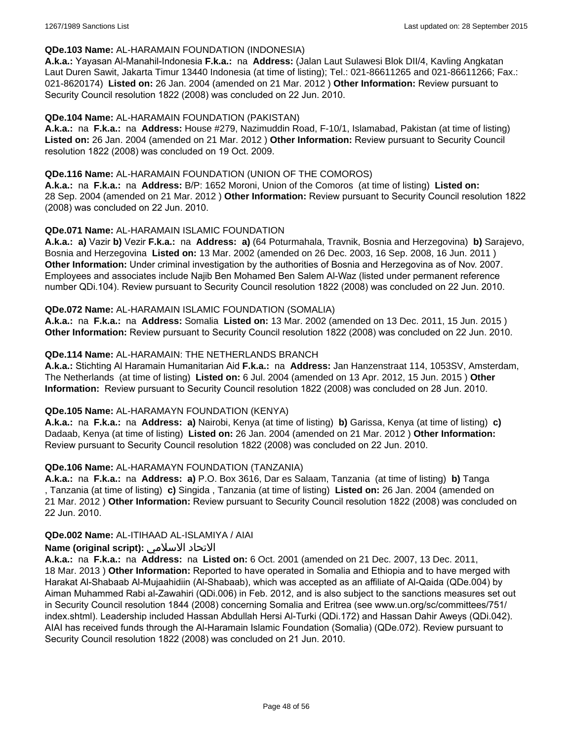**QDe.103 Name:** AL-HARAMAIN FOUNDATION (INDONESIA)
**A.k.a.:** Yayasan Al-Manahil-Indonesia **F.k.a.:** na **Address:** (Jalan Laut Sulawesi Blok DII/4, Kavling Angkatan Laut Duren Sawit, Jakarta Timur 13440 Indonesia (at time of listing); Tel.: 021-86611265 and 021-86611266; Fax.: 021-8620174) **Listed on:** 26 Jan. 2004 (amended on 21 Mar. 2012 ) **Other Information:** Review pursuant to Security Council resolution 1822 (2008) was concluded on 22 Jun. 2010.

**QDe.104 Name:** AL-HARAMAIN FOUNDATION (PAKISTAN)
**A.k.a.:** na **F.k.a.:** na **Address:** House #279, Nazimuddin Road, F-10/1, Islamabad, Pakistan (at time of listing) **Listed on:** 26 Jan. 2004 (amended on 21 Mar. 2012 ) **Other Information:** Review pursuant to Security Council resolution 1822 (2008) was concluded on 19 Oct. 2009.

**QDe.116 Name:** AL-HARAMAIN FOUNDATION (UNION OF THE COMOROS)
**A.k.a.:** na **F.k.a.:** na **Address:** B/P: 1652 Moroni, Union of the Comoros (at time of listing) **Listed on:** 28 Sep. 2004 (amended on 21 Mar. 2012 ) **Other Information:** Review pursuant to Security Council resolution 1822 (2008) was concluded on 22 Jun. 2010.

**QDe.071 Name:** AL-HARAMAIN ISLAMIC FOUNDATION
**A.k.a.:** **a)** Vazir **b)** Vezir **F.k.a.:** na **Address:** **a)** (64 Poturmahala, Travnik, Bosnia and Herzegovina) **b)** Sarajevo, Bosnia and Herzegovina **Listed on:** 13 Mar. 2002 (amended on 26 Dec. 2003, 16 Sep. 2008, 16 Jun. 2011 ) **Other Information:** Under criminal investigation by the authorities of Bosnia and Herzegovina as of Nov. 2007. Employees and associates include Najib Ben Mohamed Ben Salem Al-Waz (listed under permanent reference number QDi.104). Review pursuant to Security Council resolution 1822 (2008) was concluded on 22 Jun. 2010.

**QDe.072 Name:** AL-HARAMAIN ISLAMIC FOUNDATION (SOMALIA)
**A.k.a.:** na **F.k.a.:** na **Address:** Somalia **Listed on:** 13 Mar. 2002 (amended on 13 Dec. 2011, 15 Jun. 2015 ) **Other Information:** Review pursuant to Security Council resolution 1822 (2008) was concluded on 22 Jun. 2010.

**QDe.114 Name:** AL-HARAMAIN: THE NETHERLANDS BRANCH
**A.k.a.:** Stichting Al Haramain Humanitarian Aid **F.k.a.:** na **Address:** Jan Hanzenstraat 114, 1053SV, Amsterdam, The Netherlands (at time of listing) **Listed on:** 6 Jul. 2004 (amended on 13 Apr. 2012, 15 Jun. 2015 ) **Other Information:** Review pursuant to Security Council resolution 1822 (2008) was concluded on 28 Jun. 2010.

**QDe.105 Name:** AL-HARAMAYN FOUNDATION (KENYA)
**A.k.a.:** na **F.k.a.:** na **Address:** **a)** Nairobi, Kenya (at time of listing) **b)** Garissa, Kenya (at time of listing) **c)** Dadaab, Kenya (at time of listing) **Listed on:** 26 Jan. 2004 (amended on 21 Mar. 2012 ) **Other Information:** Review pursuant to Security Council resolution 1822 (2008) was concluded on 22 Jun. 2010.

**QDe.106 Name:** AL-HARAMAYN FOUNDATION (TANZANIA)
**A.k.a.:** na **F.k.a.:** na **Address:** **a)** P.O. Box 3616, Dar es Salaam, Tanzania (at time of listing) **b)** Tanga , Tanzania (at time of listing) **c)** Singida , Tanzania (at time of listing) **Listed on:** 26 Jan. 2004 (amended on 21 Mar. 2012 ) **Other Information:** Review pursuant to Security Council resolution 1822 (2008) was concluded on 22 Jun. 2010.

**QDe.002 Name:** AL-ITIHAAD AL-ISLAMIYA / AIAI
**Name (original script):** الاتحاد الاسلامي
**A.k.a.:** na **F.k.a.:** na **Address:** na **Listed on:** 6 Oct. 2001 (amended on 21 Dec. 2007, 13 Dec. 2011, 18 Mar. 2013 ) **Other Information:** Reported to have operated in Somalia and Ethiopia and to have merged with Harakat Al-Shabaab Al-Mujaahidiin (Al-Shabaab), which was accepted as an affiliate of Al-Qaida (QDe.004) by Aiman Muhammed Rabi al-Zawahiri (QDi.006) in Feb. 2012, and is also subject to the sanctions measures set out in Security Council resolution 1844 (2008) concerning Somalia and Eritrea (see www.un.org/sc/committees/751/index.shtml). Leadership included Hassan Abdullah Hersi Al-Turki (QDi.172) and Hassan Dahir Aweys (QDi.042). AIAI has received funds through the Al-Haramain Islamic Foundation (Somalia) (QDe.072). Review pursuant to Security Council resolution 1822 (2008) was concluded on 21 Jun. 2010.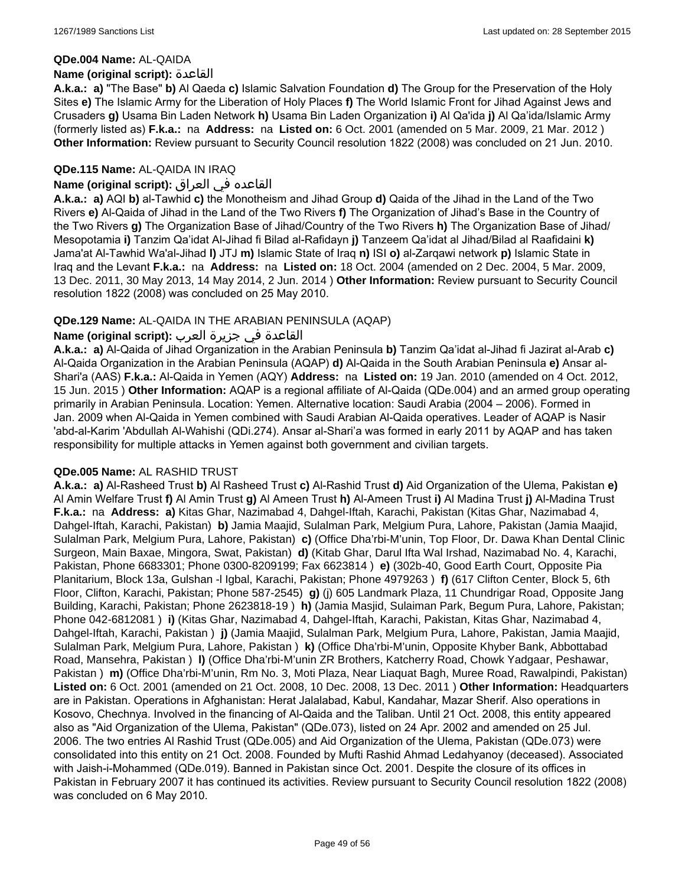**QDe.004 Name:** AL-QAIDA

**Name (original script):** القاعدة

**A.k.a.: a)** "The Base" **b)** Al Qaeda **c)** Islamic Salvation Foundation **d)** The Group for the Preservation of the Holy Sites **e)** The Islamic Army for the Liberation of Holy Places **f)** The World Islamic Front for Jihad Against Jews and Crusaders **g)** Usama Bin Laden Network **h)** Usama Bin Laden Organization **i)** Al Qa'ida **j)** Al Qa'ida/Islamic Army (formerly listed as) **F.k.a.:** na **Address:** na **Listed on:** 6 Oct. 2001 (amended on 5 Mar. 2009, 21 Mar. 2012 ) **Other Information:** Review pursuant to Security Council resolution 1822 (2008) was concluded on 21 Jun. 2010.

**QDe.115 Name:** AL-QAIDA IN IRAQ

**Name (original script):** القاعده في العراق

**A.k.a.: a)** AQI **b)** al-Tawhid **c)** the Monotheism and Jihad Group **d)** Qaida of the Jihad in the Land of the Two Rivers **e)** Al-Qaida of Jihad in the Land of the Two Rivers **f)** The Organization of Jihad's Base in the Country of the Two Rivers **g)** The Organization Base of Jihad/Country of the Two Rivers **h)** The Organization Base of Jihad/ Mesopotamia **i)** Tanzim Qa'idat Al-Jihad fi Bilad al-Rafidayn **j)** Tanzeem Qa'idat al Jihad/Bilad al Raafidaini **k)** Jama'at Al-Tawhid Wa'al-Jihad **l)** JTJ **m)** Islamic State of Iraq **n)** ISI **o)** al-Zarqawi network **p)** Islamic State in Iraq and the Levant **F.k.a.:** na **Address:** na **Listed on:** 18 Oct. 2004 (amended on 2 Dec. 2004, 5 Mar. 2009, 13 Dec. 2011, 30 May 2013, 14 May 2014, 2 Jun. 2014 ) **Other Information:** Review pursuant to Security Council resolution 1822 (2008) was concluded on 25 May 2010.

**QDe.129 Name:** AL-QAIDA IN THE ARABIAN PENINSULA (AQAP)

**Name (original script):** القاعدة في جزيرة العرب

**A.k.a.: a)** Al-Qaida of Jihad Organization in the Arabian Peninsula **b)** Tanzim Qa'idat al-Jihad fi Jazirat al-Arab **c)** Al-Qaida Organization in the Arabian Peninsula (AQAP) **d)** Al-Qaida in the South Arabian Peninsula **e)** Ansar al-Shari'a (AAS) **F.k.a.:** Al-Qaida in Yemen (AQY) **Address:** na **Listed on:** 19 Jan. 2010 (amended on 4 Oct. 2012, 15 Jun. 2015 ) **Other Information:** AQAP is a regional affiliate of Al-Qaida (QDe.004) and an armed group operating primarily in Arabian Peninsula. Location: Yemen. Alternative location: Saudi Arabia (2004 – 2006). Formed in Jan. 2009 when Al-Qaida in Yemen combined with Saudi Arabian Al-Qaida operatives. Leader of AQAP is Nasir 'abd-al-Karim 'Abdullah Al-Wahishi (QDi.274). Ansar al-Shari'a was formed in early 2011 by AQAP and has taken responsibility for multiple attacks in Yemen against both government and civilian targets.

**QDe.005 Name:** AL RASHID TRUST

**A.k.a.: a)** Al-Rasheed Trust **b)** Al Rasheed Trust **c)** Al-Rashid Trust **d)** Aid Organization of the Ulema, Pakistan **e)** Al Amin Welfare Trust **f)** Al Amin Trust **g)** Al Ameen Trust **h)** Al-Ameen Trust **i)** Al Madina Trust **j)** Al-Madina Trust **F.k.a.:** na **Address: a)** Kitas Ghar, Nazimabad 4, Dahgel-Iftah, Karachi, Pakistan (Kitas Ghar, Nazimabad 4, Dahgel-Iftah, Karachi, Pakistan) **b)** Jamia Maajid, Sulalman Park, Melgium Pura, Lahore, Pakistan (Jamia Maajid, Sulalman Park, Melgium Pura, Lahore, Pakistan) **c)** (Office Dha'rbi-M'unin, Top Floor, Dr. Dawa Khan Dental Clinic Surgeon, Main Baxae, Mingora, Swat, Pakistan) **d)** (Kitab Ghar, Darul Ifta Wal Irshad, Nazimabad No. 4, Karachi, Pakistan, Phone 6683301; Phone 0300-8209199; Fax 6623814 ) **e)** (302b-40, Good Earth Court, Opposite Pia Planitarium, Block 13a, Gulshan -l Igbal, Karachi, Pakistan; Phone 4979263 ) **f)** (617 Clifton Center, Block 5, 6th Floor, Clifton, Karachi, Pakistan; Phone 587-2545) **g)** (j) 605 Landmark Plaza, 11 Chundrigar Road, Opposite Jang Building, Karachi, Pakistan; Phone 2623818-19 ) **h)** (Jamia Masjid, Sulaiman Park, Begum Pura, Lahore, Pakistan; Phone 042-6812081 ) **i)** (Kitas Ghar, Nazimabad 4, Dahgel-Iftah, Karachi, Pakistan, Kitas Ghar, Nazimabad 4, Dahgel-Iftah, Karachi, Pakistan ) **j)** (Jamia Maajid, Sulalman Park, Melgium Pura, Lahore, Pakistan, Jamia Maajid, Sulalman Park, Melgium Pura, Lahore, Pakistan ) **k)** (Office Dha'rbi-M'unin, Opposite Khyber Bank, Abbottabad Road, Mansehra, Pakistan ) **l)** (Office Dha'rbi-M'unin ZR Brothers, Katcherry Road, Chowk Yadgaar, Peshawar, Pakistan ) **m)** (Office Dha'rbi-M'unin, Rm No. 3, Moti Plaza, Near Liaquat Bagh, Muree Road, Rawalpindi, Pakistan) **Listed on:** 6 Oct. 2001 (amended on 21 Oct. 2008, 10 Dec. 2008, 13 Dec. 2011 ) **Other Information:** Headquarters are in Pakistan. Operations in Afghanistan: Herat Jalalabad, Kabul, Kandahar, Mazar Sherif. Also operations in Kosovo, Chechnya. Involved in the financing of Al-Qaida and the Taliban. Until 21 Oct. 2008, this entity appeared also as "Aid Organization of the Ulema, Pakistan" (QDe.073), listed on 24 Apr. 2002 and amended on 25 Jul. 2006. The two entries Al Rashid Trust (QDe.005) and Aid Organization of the Ulema, Pakistan (QDe.073) were consolidated into this entity on 21 Oct. 2008. Founded by Mufti Rashid Ahmad Ledahyanoy (deceased). Associated with Jaish-i-Mohammed (QDe.019). Banned in Pakistan since Oct. 2001. Despite the closure of its offices in Pakistan in February 2007 it has continued its activities. Review pursuant to Security Council resolution 1822 (2008) was concluded on 6 May 2010.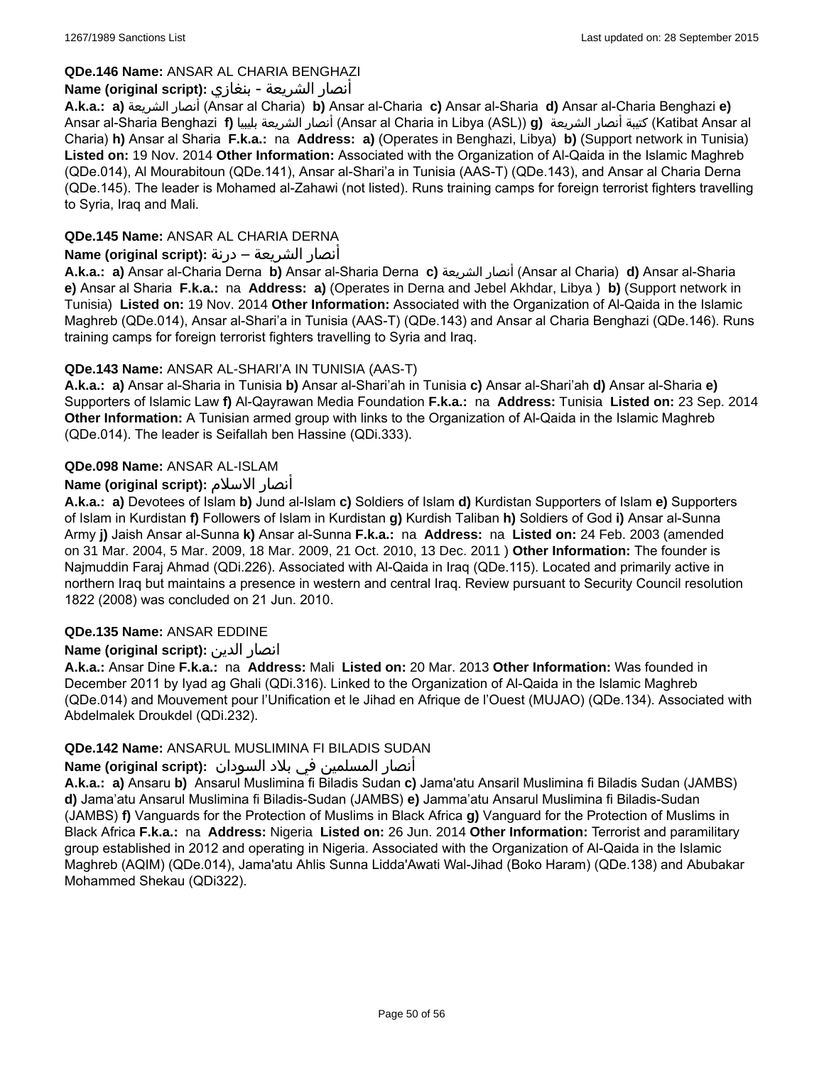**QDe.146 Name:** ANSAR AL CHARIA BENGHAZI

**Name (original script):** أنصار الشريعة - بنغازي

**A.k.a.:** **a)** أنصار الشريعة (Ansar al Charia) **b)** Ansar al-Charia **c)** Ansar al-Sharia **d)** Ansar al-Charia Benghazi **e)** Ansar al-Sharia Benghazi **f)** أنصار الشريعة بليبيا (Ansar al Charia in Libya (ASL)) **g)** كتيبة أنصار الشريعة (Katibat Ansar al Charia) **h)** Ansar al Sharia **F.k.a.:** na **Address:** **a)** (Operates in Benghazi, Libya) **b)** (Support network in Tunisia) **Listed on:** 19 Nov. 2014 **Other Information:** Associated with the Organization of Al-Qaida in the Islamic Maghreb (QDe.014), Al Mourabitoun (QDe.141), Ansar al-Shari'a in Tunisia (AAS-T) (QDe.143), and Ansar al Charia Derna (QDe.145). The leader is Mohamed al-Zahawi (not listed). Runs training camps for foreign terrorist fighters travelling to Syria, Iraq and Mali.

**QDe.145 Name:** ANSAR AL CHARIA DERNA

**Name (original script):** أنصار الشريعة – درنة

**A.k.a.:** **a)** Ansar al-Charia Derna **b)** Ansar al-Sharia Derna **c)** أنصار الشريعة (Ansar al Charia) **d)** Ansar al-Sharia **e)** Ansar al Sharia **F.k.a.:** na **Address:** **a)** (Operates in Derna and Jebel Akhdar, Libya ) **b)** (Support network in Tunisia) **Listed on:** 19 Nov. 2014 **Other Information:** Associated with the Organization of Al-Qaida in the Islamic Maghreb (QDe.014), Ansar al-Shari'a in Tunisia (AAS-T) (QDe.143) and Ansar al Charia Benghazi (QDe.146). Runs training camps for foreign terrorist fighters travelling to Syria and Iraq.

**QDe.143 Name:** ANSAR AL-SHARI'A IN TUNISIA (AAS-T)

**A.k.a.:** **a)** Ansar al-Sharia in Tunisia **b)** Ansar al-Shari'ah in Tunisia **c)** Ansar al-Shari'ah **d)** Ansar al-Sharia **e)** Supporters of Islamic Law **f)** Al-Qayrawan Media Foundation **F.k.a.:** na **Address:** Tunisia **Listed on:** 23 Sep. 2014 **Other Information:** A Tunisian armed group with links to the Organization of Al-Qaida in the Islamic Maghreb (QDe.014). The leader is Seifallah ben Hassine (QDi.333).

**QDe.098 Name:** ANSAR AL-ISLAM

**Name (original script):** أنصار الاسلام

**A.k.a.:** **a)** Devotees of Islam **b)** Jund al-Islam **c)** Soldiers of Islam **d)** Kurdistan Supporters of Islam **e)** Supporters of Islam in Kurdistan **f)** Followers of Islam in Kurdistan **g)** Kurdish Taliban **h)** Soldiers of God **i)** Ansar al-Sunna Army **j)** Jaish Ansar al-Sunna **k)** Ansar al-Sunna **F.k.a.:** na **Address:** na **Listed on:** 24 Feb. 2003 (amended on 31 Mar. 2004, 5 Mar. 2009, 18 Mar. 2009, 21 Oct. 2010, 13 Dec. 2011 ) **Other Information:** The founder is Najmuddin Faraj Ahmad (QDi.226). Associated with Al-Qaida in Iraq (QDe.115). Located and primarily active in northern Iraq but maintains a presence in western and central Iraq. Review pursuant to Security Council resolution 1822 (2008) was concluded on 21 Jun. 2010.

**QDe.135 Name:** ANSAR EDDINE

**Name (original script):** انصار الدين

**A.k.a.:** Ansar Dine **F.k.a.:** na **Address:** Mali **Listed on:** 20 Mar. 2013 **Other Information:** Was founded in December 2011 by Iyad ag Ghali (QDi.316). Linked to the Organization of Al-Qaida in the Islamic Maghreb (QDe.014) and Mouvement pour l'Unification et le Jihad en Afrique de l'Ouest (MUJAO) (QDe.134). Associated with Abdelmalek Droukdel (QDi.232).

**QDe.142 Name:** ANSARUL MUSLIMINA FI BILADIS SUDAN

**Name (original script):** أنصار المسلمين في بلاد السودان

**A.k.a.:** **a)** Ansaru **b)** Ansarul Muslimina fi Biladis Sudan **c)** Jama'atu Ansaril Muslimina fi Biladis Sudan (JAMBS) **d)** Jama'atu Ansarul Muslimina fi Biladis-Sudan (JAMBS) **e)** Jamma'atu Ansarul Muslimina fi Biladis-Sudan (JAMBS) **f)** Vanguards for the Protection of Muslims in Black Africa **g)** Vanguard for the Protection of Muslims in Black Africa **F.k.a.:** na **Address:** Nigeria **Listed on:** 26 Jun. 2014 **Other Information:** Terrorist and paramilitary group established in 2012 and operating in Nigeria. Associated with the Organization of Al-Qaida in the Islamic Maghreb (AQIM) (QDe.014), Jama'atu Ahlis Sunna Lidda'Awati Wal-Jihad (Boko Haram) (QDe.138) and Abubakar Mohammed Shekau (QDi322).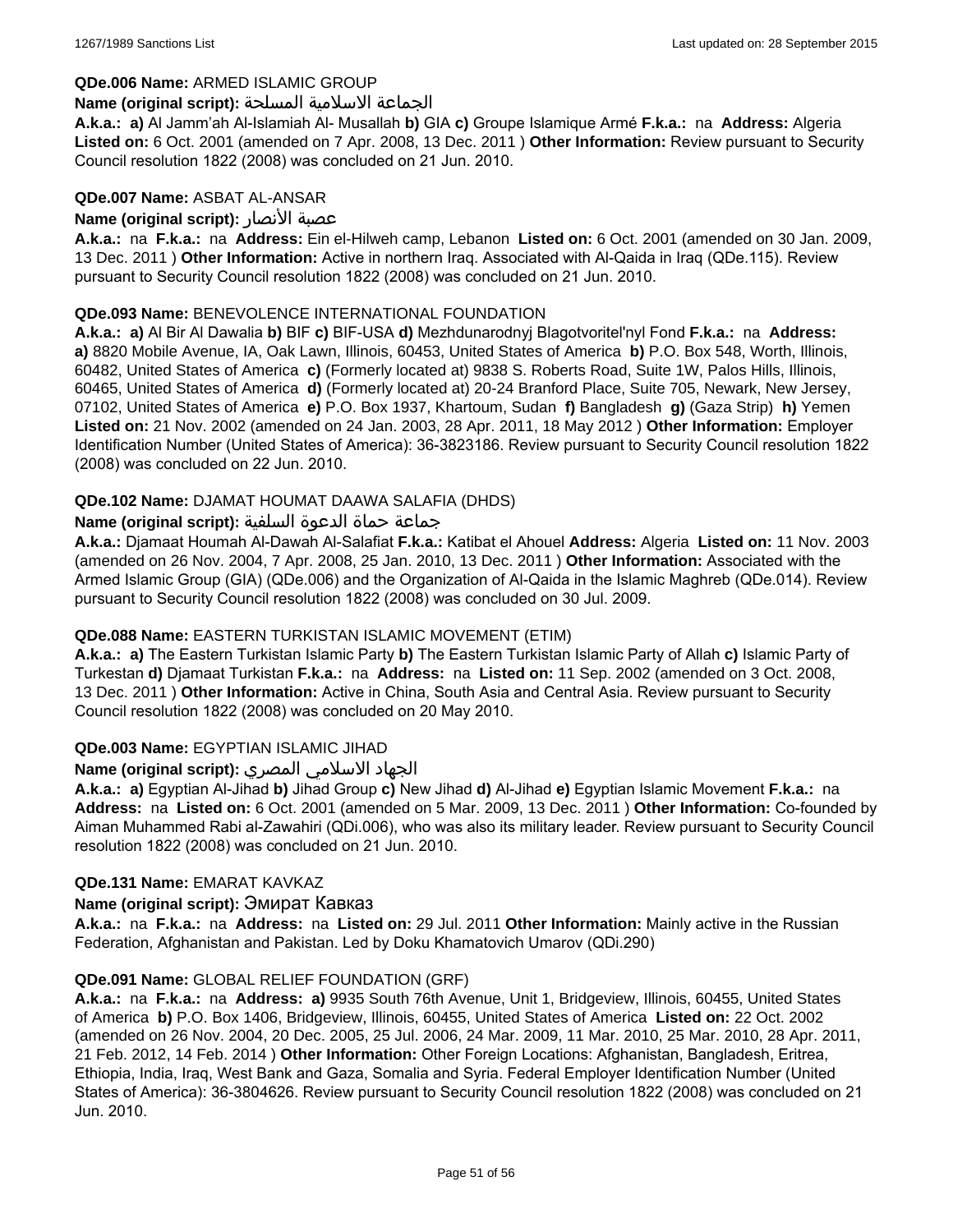**QDe.006 Name:** ARMED ISLAMIC GROUP

**Name (original script):** الجماعة الاسلامية المسلحة

**A.k.a.:** **a)** Al Jamm'ah Al-Islamiah Al- Musallah **b)** GIA **c)** Groupe Islamique Armé **F.k.a.:** na **Address:** Algeria **Listed on:** 6 Oct. 2001 (amended on 7 Apr. 2008, 13 Dec. 2011 ) **Other Information:** Review pursuant to Security Council resolution 1822 (2008) was concluded on 21 Jun. 2010.

**QDe.007 Name:** ASBAT AL-ANSAR

**Name (original script):** عصبة الأنصار

**A.k.a.:** na **F.k.a.:** na **Address:** Ein el-Hilweh camp, Lebanon **Listed on:** 6 Oct. 2001 (amended on 30 Jan. 2009, 13 Dec. 2011 ) **Other Information:** Active in northern Iraq. Associated with Al-Qaida in Iraq (QDe.115). Review pursuant to Security Council resolution 1822 (2008) was concluded on 21 Jun. 2010.

**QDe.093 Name:** BENEVOLENCE INTERNATIONAL FOUNDATION

**A.k.a.:** **a)** Al Bir Al Dawalia **b)** BIF **c)** BIF-USA **d)** Mezhdunarodnyj Blagotvoritel'nyl Fond **F.k.a.:** na **Address:** **a)** 8820 Mobile Avenue, IA, Oak Lawn, Illinois, 60453, United States of America **b)** P.O. Box 548, Worth, Illinois, 60482, United States of America **c)** (Formerly located at) 9838 S. Roberts Road, Suite 1W, Palos Hills, Illinois, 60465, United States of America **d)** (Formerly located at) 20-24 Branford Place, Suite 705, Newark, New Jersey, 07102, United States of America **e)** P.O. Box 1937, Khartoum, Sudan **f)** Bangladesh **g)** (Gaza Strip) **h)** Yemen **Listed on:** 21 Nov. 2002 (amended on 24 Jan. 2003, 28 Apr. 2011, 18 May 2012 ) **Other Information:** Employer Identification Number (United States of America): 36-3823186. Review pursuant to Security Council resolution 1822 (2008) was concluded on 22 Jun. 2010.

**QDe.102 Name:** DJAMAT HOUMAT DAAWA SALAFIA (DHDS)

**Name (original script):** جماعة حماة الدعوة السلفية

**A.k.a.:** Djamaat Houmah Al-Dawah Al-Salafiat **F.k.a.:** Katibat el Ahouel **Address:** Algeria **Listed on:** 11 Nov. 2003 (amended on 26 Nov. 2004, 7 Apr. 2008, 25 Jan. 2010, 13 Dec. 2011 ) **Other Information:** Associated with the Armed Islamic Group (GIA) (QDe.006) and the Organization of Al-Qaida in the Islamic Maghreb (QDe.014). Review pursuant to Security Council resolution 1822 (2008) was concluded on 30 Jul. 2009.

**QDe.088 Name:** EASTERN TURKISTAN ISLAMIC MOVEMENT (ETIM)

**A.k.a.:** **a)** The Eastern Turkistan Islamic Party **b)** The Eastern Turkistan Islamic Party of Allah **c)** Islamic Party of Turkestan **d)** Djamaat Turkistan **F.k.a.:** na **Address:** na **Listed on:** 11 Sep. 2002 (amended on 3 Oct. 2008, 13 Dec. 2011 ) **Other Information:** Active in China, South Asia and Central Asia. Review pursuant to Security Council resolution 1822 (2008) was concluded on 20 May 2010.

**QDe.003 Name:** EGYPTIAN ISLAMIC JIHAD

**Name (original script):** الجهاد الاسلامي المصري

**A.k.a.:** **a)** Egyptian Al-Jihad **b)** Jihad Group **c)** New Jihad **d)** Al-Jihad **e)** Egyptian Islamic Movement **F.k.a.:** na **Address:** na **Listed on:** 6 Oct. 2001 (amended on 5 Mar. 2009, 13 Dec. 2011 ) **Other Information:** Co-founded by Aiman Muhammed Rabi al-Zawahiri (QDi.006), who was also its military leader. Review pursuant to Security Council resolution 1822 (2008) was concluded on 21 Jun. 2010.

**QDe.131 Name:** EMARAT KAVKAZ

**Name (original script):** Эмират Кавказ

**A.k.a.:** na **F.k.a.:** na **Address:** na **Listed on:** 29 Jul. 2011 **Other Information:** Mainly active in the Russian Federation, Afghanistan and Pakistan. Led by Doku Khamatovich Umarov (QDi.290)

**QDe.091 Name:** GLOBAL RELIEF FOUNDATION (GRF)

**A.k.a.:** na **F.k.a.:** na **Address:** **a)** 9935 South 76th Avenue, Unit 1, Bridgeview, Illinois, 60455, United States of America **b)** P.O. Box 1406, Bridgeview, Illinois, 60455, United States of America **Listed on:** 22 Oct. 2002 (amended on 26 Nov. 2004, 20 Dec. 2005, 25 Jul. 2006, 24 Mar. 2009, 11 Mar. 2010, 25 Mar. 2010, 28 Apr. 2011, 21 Feb. 2012, 14 Feb. 2014 ) **Other Information:** Other Foreign Locations: Afghanistan, Bangladesh, Eritrea, Ethiopia, India, Iraq, West Bank and Gaza, Somalia and Syria. Federal Employer Identification Number (United States of America): 36-3804626. Review pursuant to Security Council resolution 1822 (2008) was concluded on 21 Jun. 2010.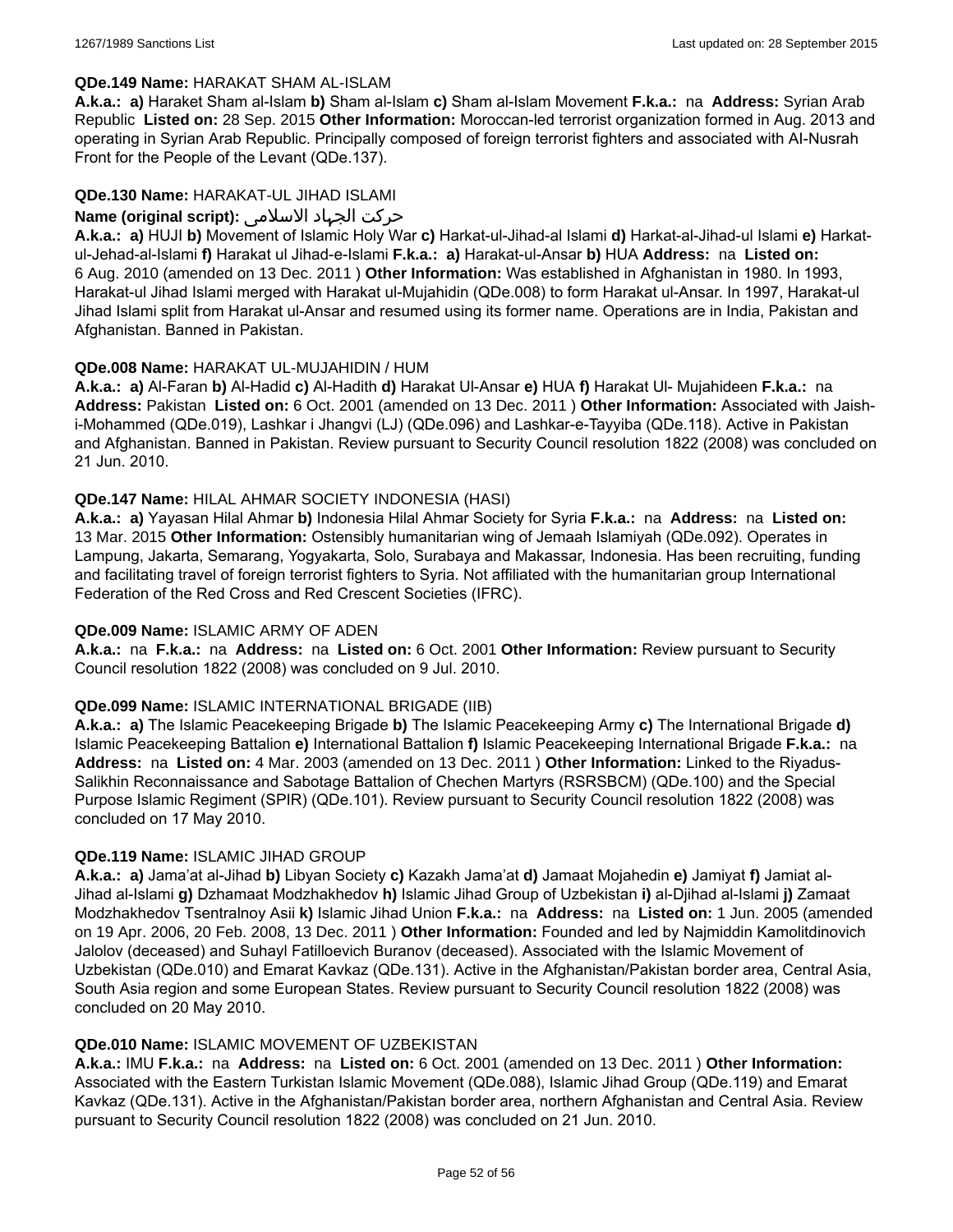**QDe.149 Name:** HARAKAT SHAM AL-ISLAM

**A.k.a.:** **a)** Haraket Sham al-Islam **b)** Sham al-Islam **c)** Sham al-Islam Movement **F.k.a.:** na **Address:** Syrian Arab Republic **Listed on:** 28 Sep. 2015 **Other Information:** Moroccan-led terrorist organization formed in Aug. 2013 and operating in Syrian Arab Republic. Principally composed of foreign terrorist fighters and associated with Al-Nusrah Front for the People of the Levant (QDe.137).

**QDe.130 Name:** HARAKAT-UL JIHAD ISLAMI

**Name (original script):** حرکت الجهاد الاسلامی

**A.k.a.:** **a)** HUJI **b)** Movement of Islamic Holy War **c)** Harkat-ul-Jihad-al Islami **d)** Harkat-al-Jihad-ul Islami **e)** Harkat-ul-Jehad-al-Islami **f)** Harakat ul Jihad-e-Islami **F.k.a.:** **a)** Harakat-ul-Ansar **b)** HUA **Address:** na **Listed on:** 6 Aug. 2010 (amended on 13 Dec. 2011 ) **Other Information:** Was established in Afghanistan in 1980. In 1993, Harakat-ul Jihad Islami merged with Harakat ul-Mujahidin (QDe.008) to form Harakat ul-Ansar. In 1997, Harakat-ul Jihad Islami split from Harakat ul-Ansar and resumed using its former name. Operations are in India, Pakistan and Afghanistan. Banned in Pakistan.

**QDe.008 Name:** HARAKAT UL-MUJAHIDIN / HUM

**A.k.a.:** **a)** Al-Faran **b)** Al-Hadid **c)** Al-Hadith **d)** Harakat Ul-Ansar **e)** HUA **f)** Harakat Ul- Mujahideen **F.k.a.:** na **Address:** Pakistan **Listed on:** 6 Oct. 2001 (amended on 13 Dec. 2011 ) **Other Information:** Associated with Jaish-i-Mohammed (QDe.019), Lashkar i Jhangvi (LJ) (QDe.096) and Lashkar-e-Tayyiba (QDe.118). Active in Pakistan and Afghanistan. Banned in Pakistan. Review pursuant to Security Council resolution 1822 (2008) was concluded on 21 Jun. 2010.

**QDe.147 Name:** HILAL AHMAR SOCIETY INDONESIA (HASI)

**A.k.a.:** **a)** Yayasan Hilal Ahmar **b)** Indonesia Hilal Ahmar Society for Syria **F.k.a.:** na **Address:** na **Listed on:** 13 Mar. 2015 **Other Information:** Ostensibly humanitarian wing of Jemaah Islamiyah (QDe.092). Operates in Lampung, Jakarta, Semarang, Yogyakarta, Solo, Surabaya and Makassar, Indonesia. Has been recruiting, funding and facilitating travel of foreign terrorist fighters to Syria. Not affiliated with the humanitarian group International Federation of the Red Cross and Red Crescent Societies (IFRC).

**QDe.009 Name:** ISLAMIC ARMY OF ADEN

**A.k.a.:** na **F.k.a.:** na **Address:** na **Listed on:** 6 Oct. 2001 **Other Information:** Review pursuant to Security Council resolution 1822 (2008) was concluded on 9 Jul. 2010.

**QDe.099 Name:** ISLAMIC INTERNATIONAL BRIGADE (IIB)

**A.k.a.:** **a)** The Islamic Peacekeeping Brigade **b)** The Islamic Peacekeeping Army **c)** The International Brigade **d)** Islamic Peacekeeping Battalion **e)** International Battalion **f)** Islamic Peacekeeping International Brigade **F.k.a.:** na **Address:** na **Listed on:** 4 Mar. 2003 (amended on 13 Dec. 2011 ) **Other Information:** Linked to the Riyadus-Salikhin Reconnaissance and Sabotage Battalion of Chechen Martyrs (RSRSBCM) (QDe.100) and the Special Purpose Islamic Regiment (SPIR) (QDe.101). Review pursuant to Security Council resolution 1822 (2008) was concluded on 17 May 2010.

**QDe.119 Name:** ISLAMIC JIHAD GROUP

**A.k.a.:** **a)** Jama'at al-Jihad **b)** Libyan Society **c)** Kazakh Jama'at **d)** Jamaat Mojahedin **e)** Jamiyat **f)** Jamiat al-Jihad al-Islami **g)** Dzhamaat Modzhakhedov **h)** Islamic Jihad Group of Uzbekistan **i)** al-Djihad al-Islami **j)** Zamaat Modzhakhedov Tsentralnoy Asii **k)** Islamic Jihad Union **F.k.a.:** na **Address:** na **Listed on:** 1 Jun. 2005 (amended on 19 Apr. 2006, 20 Feb. 2008, 13 Dec. 2011 ) **Other Information:** Founded and led by Najmiddin Kamolitdinovich Jalolov (deceased) and Suhayl Fatilloevich Buranov (deceased). Associated with the Islamic Movement of Uzbekistan (QDe.010) and Emarat Kavkaz (QDe.131). Active in the Afghanistan/Pakistan border area, Central Asia, South Asia region and some European States. Review pursuant to Security Council resolution 1822 (2008) was concluded on 20 May 2010.

**QDe.010 Name:** ISLAMIC MOVEMENT OF UZBEKISTAN

**A.k.a.:** IMU **F.k.a.:** na **Address:** na **Listed on:** 6 Oct. 2001 (amended on 13 Dec. 2011 ) **Other Information:** Associated with the Eastern Turkistan Islamic Movement (QDe.088), Islamic Jihad Group (QDe.119) and Emarat Kavkaz (QDe.131). Active in the Afghanistan/Pakistan border area, northern Afghanistan and Central Asia. Review pursuant to Security Council resolution 1822 (2008) was concluded on 21 Jun. 2010.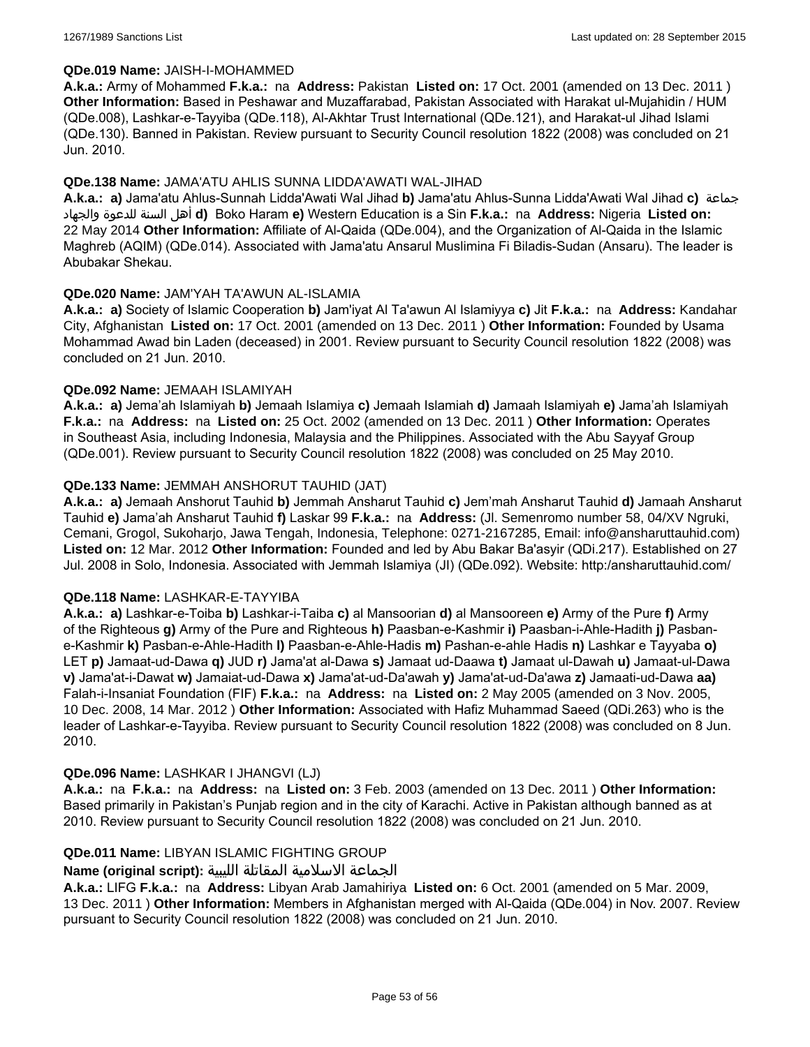**QDe.019 Name:** JAISH-I-MOHAMMED

**A.k.a.:** Army of Mohammed **F.k.a.:** na **Address:** Pakistan **Listed on:** 17 Oct. 2001 (amended on 13 Dec. 2011 ) **Other Information:** Based in Peshawar and Muzaffarabad, Pakistan Associated with Harakat ul-Mujahidin / HUM (QDe.008), Lashkar-e-Tayyiba (QDe.118), Al-Akhtar Trust International (QDe.121), and Harakat-ul Jihad Islami (QDe.130). Banned in Pakistan. Review pursuant to Security Council resolution 1822 (2008) was concluded on 21 Jun. 2010.

**QDe.138 Name:** JAMA'ATU AHLIS SUNNA LIDDA'AWATI WAL-JIHAD

**A.k.a.: a)** Jama'atu Ahlus-Sunnah Lidda'Awati Wal Jihad **b)** Jama'atu Ahlus-Sunna Lidda'Awati Wal Jihad **c)** جماعة أهل السنة للدعوة والجهاد **d)** Boko Haram **e)** Western Education is a Sin **F.k.a.:** na **Address:** Nigeria **Listed on:** 22 May 2014 **Other Information:** Affiliate of Al-Qaida (QDe.004), and the Organization of Al-Qaida in the Islamic Maghreb (AQIM) (QDe.014). Associated with Jama'atu Ansarul Muslimina Fi Biladis-Sudan (Ansaru). The leader is Abubakar Shekau.

**QDe.020 Name:** JAM'YAH TA'AWUN AL-ISLAMIA

**A.k.a.: a)** Society of Islamic Cooperation **b)** Jam'iyat Al Ta'awun Al Islamiyya **c)** Jit **F.k.a.:** na **Address:** Kandahar City, Afghanistan **Listed on:** 17 Oct. 2001 (amended on 13 Dec. 2011 ) **Other Information:** Founded by Usama Mohammad Awad bin Laden (deceased) in 2001. Review pursuant to Security Council resolution 1822 (2008) was concluded on 21 Jun. 2010.

**QDe.092 Name:** JEMAAH ISLAMIYAH

**A.k.a.: a)** Jema’ah Islamiyah **b)** Jemaah Islamiya **c)** Jemaah Islamiah **d)** Jamaah Islamiyah **e)** Jama’ah Islamiyah **F.k.a.:** na **Address:** na **Listed on:** 25 Oct. 2002 (amended on 13 Dec. 2011 ) **Other Information:** Operates in Southeast Asia, including Indonesia, Malaysia and the Philippines. Associated with the Abu Sayyaf Group (QDe.001). Review pursuant to Security Council resolution 1822 (2008) was concluded on 25 May 2010.

**QDe.133 Name:** JEMMAH ANSHORUT TAUHID (JAT)

**A.k.a.: a)** Jemaah Anshorut Tauhid **b)** Jemmah Ansharut Tauhid **c)** Jem’mah Ansharut Tauhid **d)** Jamaah Ansharut Tauhid **e)** Jama’ah Ansharut Tauhid **f)** Laskar 99 **F.k.a.:** na **Address:** (Jl. Semenromo number 58, 04/XV Ngruki, Cemani, Grogol, Sukoharjo, Jawa Tengah, Indonesia, Telephone: 0271-2167285, Email: info@ansharuttauhid.com) **Listed on:** 12 Mar. 2012 **Other Information:** Founded and led by Abu Bakar Ba'asyir (QDi.217). Established on 27 Jul. 2008 in Solo, Indonesia. Associated with Jemmah Islamiya (JI) (QDe.092). Website: http:/ansharuttauhid.com/

**QDe.118 Name:** LASHKAR-E-TAYYIBA

**A.k.a.: a)** Lashkar-e-Toiba **b)** Lashkar-i-Taiba **c)** al Mansoorian **d)** al Mansooreen **e)** Army of the Pure **f)** Army of the Righteous **g)** Army of the Pure and Righteous **h)** Paasban-e-Kashmir **i)** Paasban-i-Ahle-Hadith **j)** Pasban-e-Kashmir **k)** Pasban-e-Ahle-Hadith **l)** Paasban-e-Ahle-Hadis **m)** Pashan-e-ahle Hadis **n)** Lashkar e Tayyaba **o)** LET **p)** Jamaat-ud-Dawa **q)** JUD **r)** Jama'at al-Dawa **s)** Jamaat ud-Daawa **t)** Jamaat ul-Dawah **u)** Jamaat-ul-Dawa **v)** Jama'at-i-Dawat **w)** Jamaiat-ud-Dawa **x)** Jama'at-ud-Da'awah **y)** Jama'at-ud-Da'awa **z)** Jamaati-ud-Dawa **aa)** Falah-i-Insaniat Foundation (FIF) **F.k.a.:** na **Address:** na **Listed on:** 2 May 2005 (amended on 3 Nov. 2005, 10 Dec. 2008, 14 Mar. 2012 ) **Other Information:** Associated with Hafiz Muhammad Saeed (QDi.263) who is the leader of Lashkar-e-Tayyiba. Review pursuant to Security Council resolution 1822 (2008) was concluded on 8 Jun. 2010.

**QDe.096 Name:** LASHKAR I JHANGVI (LJ)

**A.k.a.:** na **F.k.a.:** na **Address:** na **Listed on:** 3 Feb. 2003 (amended on 13 Dec. 2011 ) **Other Information:** Based primarily in Pakistan’s Punjab region and in the city of Karachi. Active in Pakistan although banned as at 2010. Review pursuant to Security Council resolution 1822 (2008) was concluded on 21 Jun. 2010.

**QDe.011 Name:** LIBYAN ISLAMIC FIGHTING GROUP

**Name (original script):** الجماعة الاسلامية المقاتلة الليبية

**A.k.a.:** LIFG **F.k.a.:** na **Address:** Libyan Arab Jamahiriya **Listed on:** 6 Oct. 2001 (amended on 5 Mar. 2009, 13 Dec. 2011 ) **Other Information:** Members in Afghanistan merged with Al-Qaida (QDe.004) in Nov. 2007. Review pursuant to Security Council resolution 1822 (2008) was concluded on 21 Jun. 2010.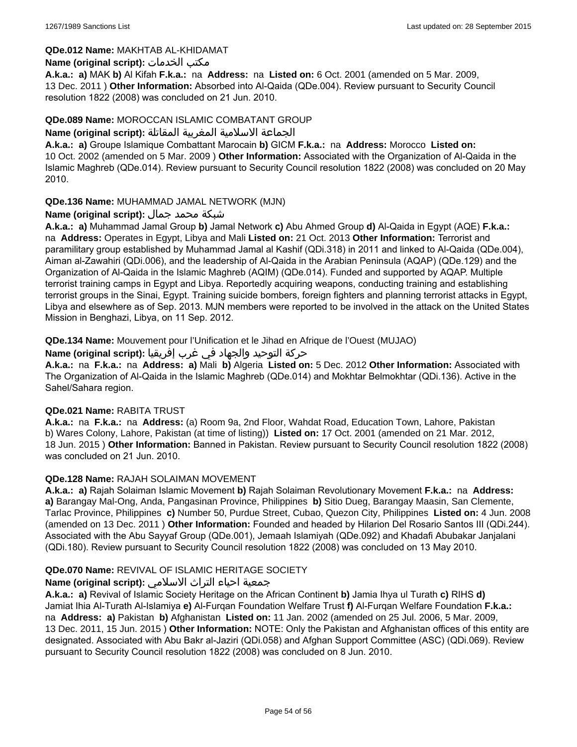**QDe.012 Name:** MAKHTAB AL-KHIDAMAT

**Name (original script):** مكتب الخدمات

**A.k.a.:** **a)** MAK **b)** Al Kifah **F.k.a.:** na **Address:** na **Listed on:** 6 Oct. 2001 (amended on 5 Mar. 2009, 13 Dec. 2011 ) **Other Information:** Absorbed into Al-Qaida (QDe.004). Review pursuant to Security Council resolution 1822 (2008) was concluded on 21 Jun. 2010.

**QDe.089 Name:** MOROCCAN ISLAMIC COMBATANT GROUP

**Name (original script):** الجماعة الاسلامية المغربية المقاتلة

**A.k.a.:** **a)** Groupe Islamique Combattant Marocain **b)** GICM **F.k.a.:** na **Address:** Morocco **Listed on:** 10 Oct. 2002 (amended on 5 Mar. 2009 ) **Other Information:** Associated with the Organization of Al-Qaida in the Islamic Maghreb (QDe.014). Review pursuant to Security Council resolution 1822 (2008) was concluded on 20 May 2010.

**QDe.136 Name:** MUHAMMAD JAMAL NETWORK (MJN)

**Name (original script):** شبكة محمد جمال

**A.k.a.:** **a)** Muhammad Jamal Group **b)** Jamal Network **c)** Abu Ahmed Group **d)** Al-Qaida in Egypt (AQE) **F.k.a.:** na **Address:** Operates in Egypt, Libya and Mali **Listed on:** 21 Oct. 2013 **Other Information:** Terrorist and paramilitary group established by Muhammad Jamal al Kashif (QDi.318) in 2011 and linked to Al-Qaida (QDe.004), Aiman al-Zawahiri (QDi.006), and the leadership of Al-Qaida in the Arabian Peninsula (AQAP) (QDe.129) and the Organization of Al-Qaida in the Islamic Maghreb (AQIM) (QDe.014). Funded and supported by AQAP. Multiple terrorist training camps in Egypt and Libya. Reportedly acquiring weapons, conducting training and establishing terrorist groups in the Sinai, Egypt. Training suicide bombers, foreign fighters and planning terrorist attacks in Egypt, Libya and elsewhere as of Sep. 2013. MJN members were reported to be involved in the attack on the United States Mission in Benghazi, Libya, on 11 Sep. 2012.

**QDe.134 Name:** Mouvement pour l'Unification et le Jihad en Afrique de l'Ouest (MUJAO)

**Name (original script):** حركة التوحيد والجهاد في غرب إفريقيا

**A.k.a.:** na **F.k.a.:** na **Address:** **a)** Mali **b)** Algeria **Listed on:** 5 Dec. 2012 **Other Information:** Associated with The Organization of Al-Qaida in the Islamic Maghreb (QDe.014) and Mokhtar Belmokhtar (QDi.136). Active in the Sahel/Sahara region.

**QDe.021 Name:** RABITA TRUST

**A.k.a.:** na **F.k.a.:** na **Address:** (a) Room 9a, 2nd Floor, Wahdat Road, Education Town, Lahore, Pakistan b) Wares Colony, Lahore, Pakistan (at time of listing)) **Listed on:** 17 Oct. 2001 (amended on 21 Mar. 2012, 18 Jun. 2015 ) **Other Information:** Banned in Pakistan. Review pursuant to Security Council resolution 1822 (2008) was concluded on 21 Jun. 2010.

**QDe.128 Name:** RAJAH SOLAIMAN MOVEMENT

**A.k.a.:** **a)** Rajah Solaiman Islamic Movement **b)** Rajah Solaiman Revolutionary Movement **F.k.a.:** na **Address:** **a)** Barangay Mal-Ong, Anda, Pangasinan Province, Philippines **b)** Sitio Dueg, Barangay Maasin, San Clemente, Tarlac Province, Philippines **c)** Number 50, Purdue Street, Cubao, Quezon City, Philippines **Listed on:** 4 Jun. 2008 (amended on 13 Dec. 2011 ) **Other Information:** Founded and headed by Hilarion Del Rosario Santos III (QDi.244). Associated with the Abu Sayyaf Group (QDe.001), Jemaah Islamiyah (QDe.092) and Khadafi Abubakar Janjalani (QDi.180). Review pursuant to Security Council resolution 1822 (2008) was concluded on 13 May 2010.

**QDe.070 Name:** REVIVAL OF ISLAMIC HERITAGE SOCIETY

**Name (original script):** جمعية احياء التراث الاسلامي

**A.k.a.:** **a)** Revival of Islamic Society Heritage on the African Continent **b)** Jamia Ihya ul Turath **c)** RIHS **d)** Jamiat Ihia Al-Turath Al-Islamiya **e)** Al-Furqan Foundation Welfare Trust **f)** Al-Furqan Welfare Foundation **F.k.a.:** na **Address:** **a)** Pakistan **b)** Afghanistan **Listed on:** 11 Jan. 2002 (amended on 25 Jul. 2006, 5 Mar. 2009, 13 Dec. 2011, 15 Jun. 2015 ) **Other Information:** NOTE: Only the Pakistan and Afghanistan offices of this entity are designated. Associated with Abu Bakr al-Jaziri (QDi.058) and Afghan Support Committee (ASC) (QDi.069). Review pursuant to Security Council resolution 1822 (2008) was concluded on 8 Jun. 2010.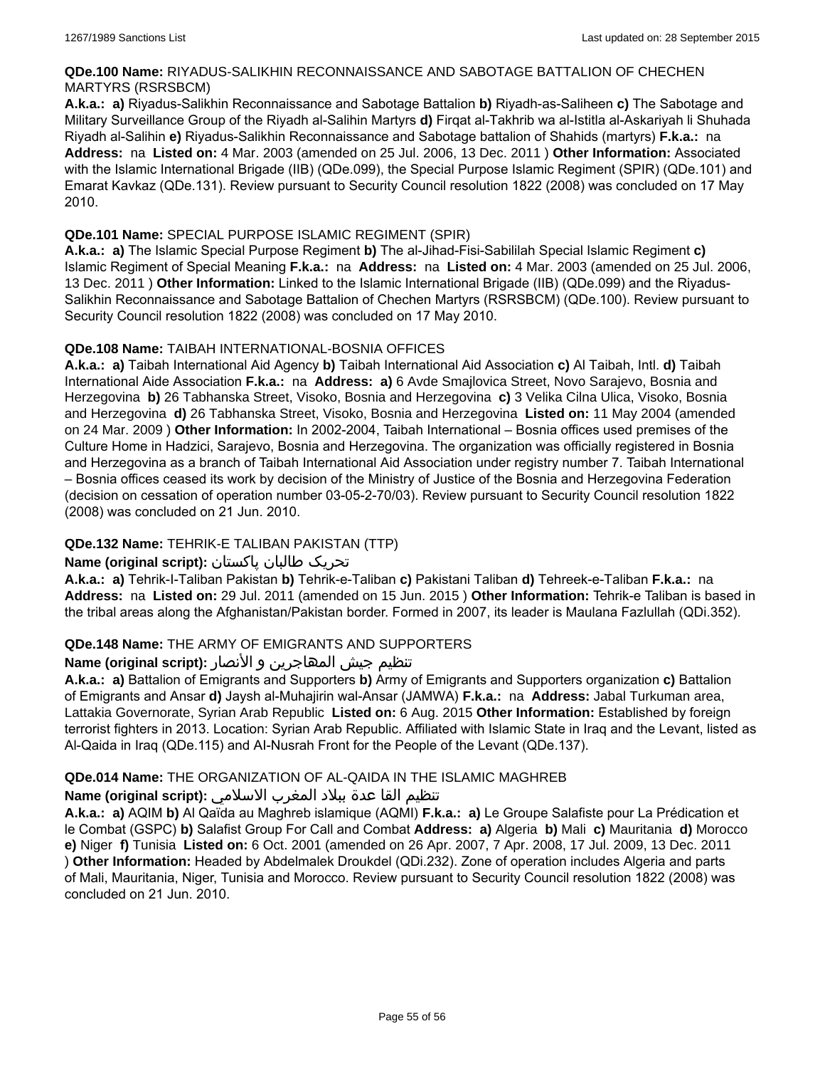**QDe.100 Name:** RIYADUS-SALIKHIN RECONNAISSANCE AND SABOTAGE BATTALION OF CHECHEN MARTYRS (RSRSBCM)

**A.k.a.:** **a)** Riyadus-Salikhin Reconnaissance and Sabotage Battalion **b)** Riyadh-as-Saliheen **c)** The Sabotage and Military Surveillance Group of the Riyadh al-Salihin Martyrs **d)** Firqat al-Takhrib wa al-Istitla al-Askariyah li Shuhada Riyadh al-Salihin **e)** Riyadus-Salikhin Reconnaissance and Sabotage battalion of Shahids (martyrs) **F.k.a.:** na **Address:** na **Listed on:** 4 Mar. 2003 (amended on 25 Jul. 2006, 13 Dec. 2011 ) **Other Information:** Associated with the Islamic International Brigade (IIB) (QDe.099), the Special Purpose Islamic Regiment (SPIR) (QDe.101) and Emarat Kavkaz (QDe.131). Review pursuant to Security Council resolution 1822 (2008) was concluded on 17 May 2010.

**QDe.101 Name:** SPECIAL PURPOSE ISLAMIC REGIMENT (SPIR)

**A.k.a.:** **a)** The Islamic Special Purpose Regiment **b)** The al-Jihad-Fisi-Sabililah Special Islamic Regiment **c)** Islamic Regiment of Special Meaning **F.k.a.:** na **Address:** na **Listed on:** 4 Mar. 2003 (amended on 25 Jul. 2006, 13 Dec. 2011 ) **Other Information:** Linked to the Islamic International Brigade (IIB) (QDe.099) and the Riyadus-Salikhin Reconnaissance and Sabotage Battalion of Chechen Martyrs (RSRSBCM) (QDe.100). Review pursuant to Security Council resolution 1822 (2008) was concluded on 17 May 2010.

**QDe.108 Name:** TAIBAH INTERNATIONAL-BOSNIA OFFICES

**A.k.a.:** **a)** Taibah International Aid Agency **b)** Taibah International Aid Association **c)** Al Taibah, Intl. **d)** Taibah International Aide Association **F.k.a.:** na **Address:** **a)** 6 Avde Smajlovica Street, Novo Sarajevo, Bosnia and Herzegovina **b)** 26 Tabhanska Street, Visoko, Bosnia and Herzegovina **c)** 3 Velika Cilna Ulica, Visoko, Bosnia and Herzegovina **d)** 26 Tabhanska Street, Visoko, Bosnia and Herzegovina **Listed on:** 11 May 2004 (amended on 24 Mar. 2009 ) **Other Information:** In 2002-2004, Taibah International – Bosnia offices used premises of the Culture Home in Hadzici, Sarajevo, Bosnia and Herzegovina. The organization was officially registered in Bosnia and Herzegovina as a branch of Taibah International Aid Association under registry number 7. Taibah International – Bosnia offices ceased its work by decision of the Ministry of Justice of the Bosnia and Herzegovina Federation (decision on cessation of operation number 03-05-2-70/03). Review pursuant to Security Council resolution 1822 (2008) was concluded on 21 Jun. 2010.

**QDe.132 Name:** TEHRIK-E TALIBAN PAKISTAN (TTP)

**Name (original script):** تحریک طالبان پاکستان

**A.k.a.:** **a)** Tehrik-I-Taliban Pakistan **b)** Tehrik-e-Taliban **c)** Pakistani Taliban **d)** Tehreek-e-Taliban **F.k.a.:** na **Address:** na **Listed on:** 29 Jul. 2011 (amended on 15 Jun. 2015 ) **Other Information:** Tehrik-e Taliban is based in the tribal areas along the Afghanistan/Pakistan border. Formed in 2007, its leader is Maulana Fazlullah (QDi.352).

**QDe.148 Name:** THE ARMY OF EMIGRANTS AND SUPPORTERS

**Name (original script):** تنظيم جيش المهاجرين و الأنصار

**A.k.a.:** **a)** Battalion of Emigrants and Supporters **b)** Army of Emigrants and Supporters organization **c)** Battalion of Emigrants and Ansar **d)** Jaysh al-Muhajirin wal-Ansar (JAMWA) **F.k.a.:** na **Address:** Jabal Turkuman area, Lattakia Governorate, Syrian Arab Republic **Listed on:** 6 Aug. 2015 **Other Information:** Established by foreign terrorist fighters in 2013. Location: Syrian Arab Republic. Affiliated with Islamic State in Iraq and the Levant, listed as Al-Qaida in Iraq (QDe.115) and Al-Nusrah Front for the People of the Levant (QDe.137).

**QDe.014 Name:** THE ORGANIZATION OF AL-QAIDA IN THE ISLAMIC MAGHREB

**Name (original script):** تنظيم القا عدة ببلاد المغرب الاسلامي

**A.k.a.:** **a)** AQIM **b)** Al Qaïda au Maghreb islamique (AQMI) **F.k.a.:** **a)** Le Groupe Salafiste pour La Prédication et le Combat (GSPC) **b)** Salafist Group For Call and Combat **Address:** **a)** Algeria **b)** Mali **c)** Mauritania **d)** Morocco **e)** Niger **f)** Tunisia **Listed on:** 6 Oct. 2001 (amended on 26 Apr. 2007, 7 Apr. 2008, 17 Jul. 2009, 13 Dec. 2011 ) **Other Information:** Headed by Abdelmalek Droukdel (QDi.232). Zone of operation includes Algeria and parts of Mali, Mauritania, Niger, Tunisia and Morocco. Review pursuant to Security Council resolution 1822 (2008) was concluded on 21 Jun. 2010.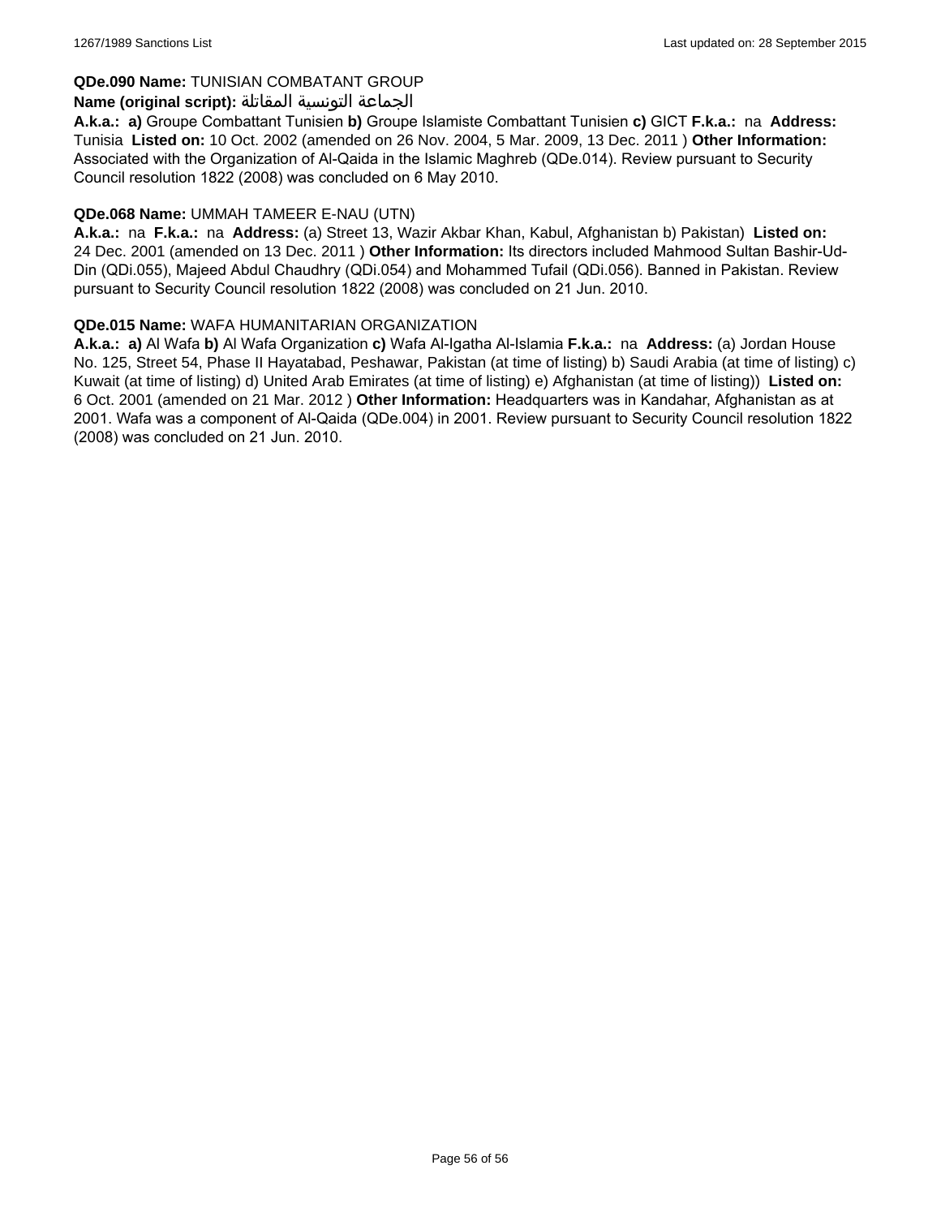**QDe.090 Name:** TUNISIAN COMBATANT GROUP
**Name (original script):** الجماعة التونسية المقاتلة
**A.k.a.:** **a)** Groupe Combattant Tunisien **b)** Groupe Islamiste Combattant Tunisien **c)** GICT **F.k.a.:** na **Address:** Tunisia **Listed on:** 10 Oct. 2002 (amended on 26 Nov. 2004, 5 Mar. 2009, 13 Dec. 2011 ) **Other Information:** Associated with the Organization of Al-Qaida in the Islamic Maghreb (QDe.014). Review pursuant to Security Council resolution 1822 (2008) was concluded on 6 May 2010.

**QDe.068 Name:** UMMAH TAMEER E-NAU (UTN)
**A.k.a.:** na **F.k.a.:** na **Address:** (a) Street 13, Wazir Akbar Khan, Kabul, Afghanistan b) Pakistan) **Listed on:** 24 Dec. 2001 (amended on 13 Dec. 2011 ) **Other Information:** Its directors included Mahmood Sultan Bashir-Ud-Din (QDi.055), Majeed Abdul Chaudhry (QDi.054) and Mohammed Tufail (QDi.056). Banned in Pakistan. Review pursuant to Security Council resolution 1822 (2008) was concluded on 21 Jun. 2010.

**QDe.015 Name:** WAFA HUMANITARIAN ORGANIZATION
**A.k.a.:** **a)** Al Wafa **b)** Al Wafa Organization **c)** Wafa Al-Igatha Al-Islamia **F.k.a.:** na **Address:** (a) Jordan House No. 125, Street 54, Phase II Hayatabad, Peshawar, Pakistan (at time of listing) b) Saudi Arabia (at time of listing) c) Kuwait (at time of listing) d) United Arab Emirates (at time of listing) e) Afghanistan (at time of listing)) **Listed on:** 6 Oct. 2001 (amended on 21 Mar. 2012 ) **Other Information:** Headquarters was in Kandahar, Afghanistan as at 2001. Wafa was a component of Al-Qaida (QDe.004) in 2001. Review pursuant to Security Council resolution 1822 (2008) was concluded on 21 Jun. 2010.